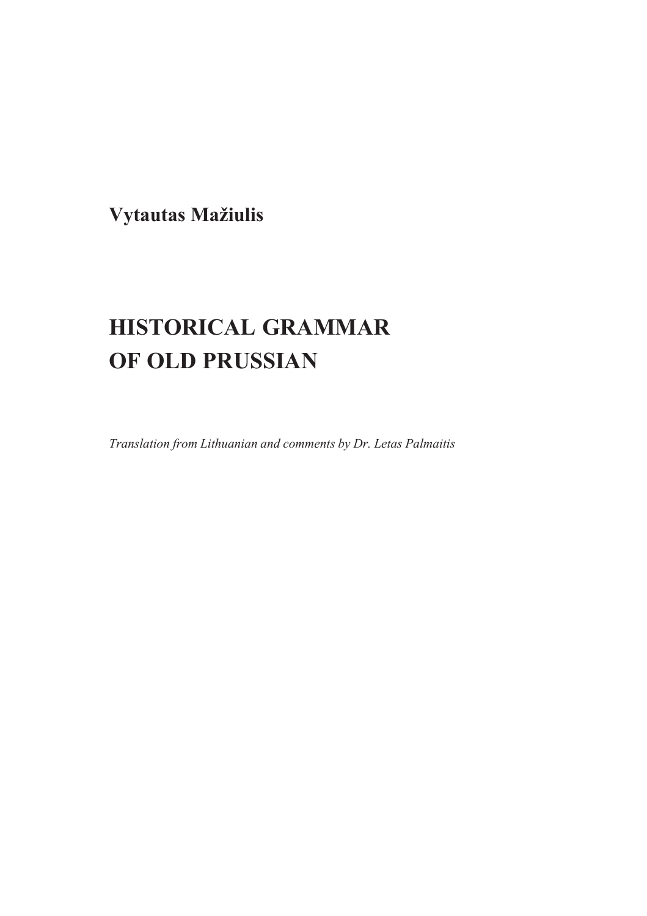**Vytautas Mažiulis**

# HISTORICAL GRAMMAR OF OLD PRUSSIAN

*Translation from Lithuanian and comments by Dr. Letas Palmaitis*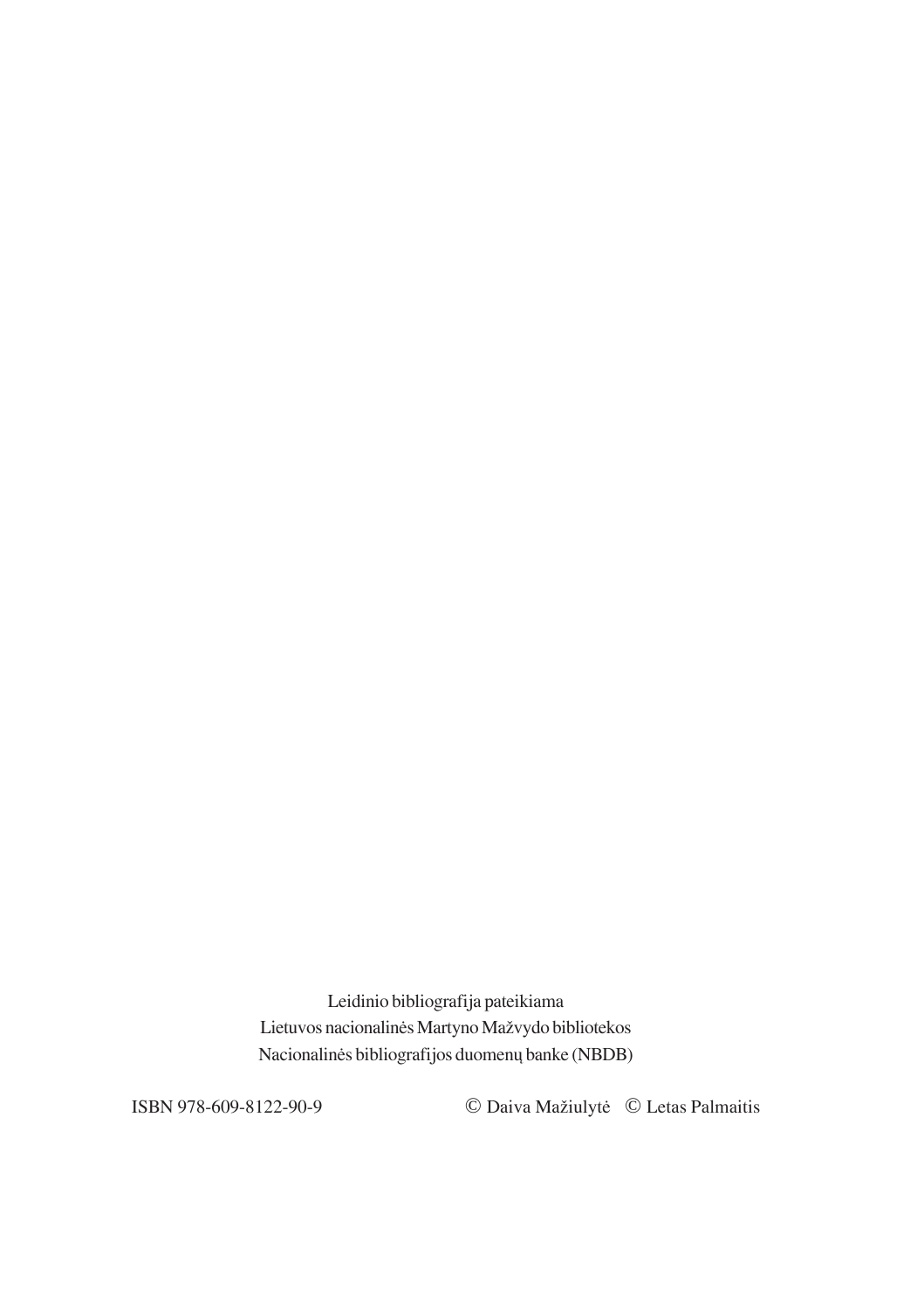Leidinio bibliografija pateikiama
Lietuvos nacionalinės Martyno Mažvydo bibliotekos
Nacionalinės bibliografijos duomenų banke (NBDB)

ISBN 978-609-8122-90-9 © Daiva Mažiulytė © Letas Palmaitis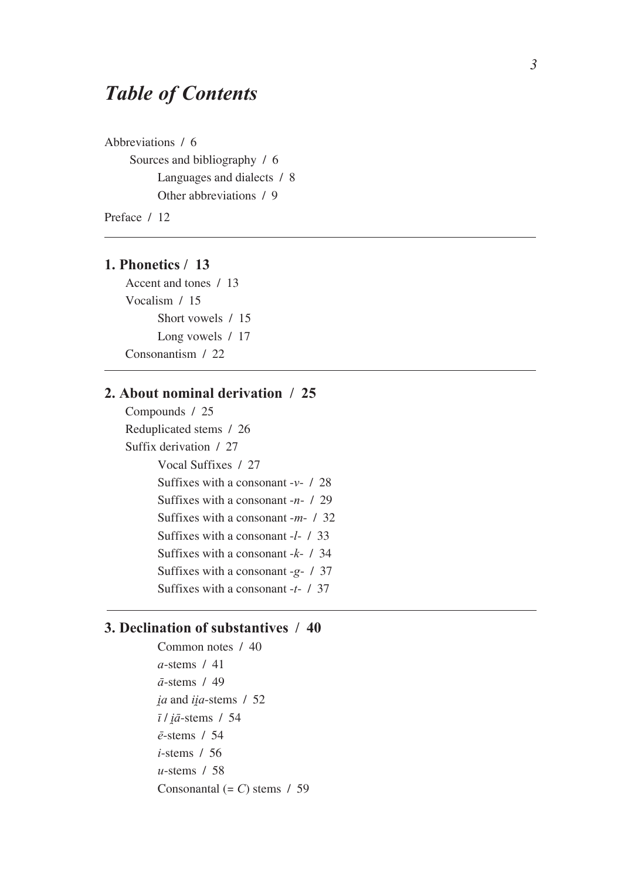# *Table of Contents*

Abbreviations / 6

- Sources and bibliography / 6
  - Languages and dialects / 8
  - Other abbreviations / 9

Preface / 12

---

## 1. Phonetics / 13

- Accent and tones / 13
- Vocalism / 15
  - Short vowels / 15
  - Long vowels / 17
- Consonantism / 22

---

## 2. About nominal derivation / 25

- Compounds / 25
- Reduplicated stems / 26
- Suffix derivation / 27
  - Vocal Suffixes / 27
  - Suffixes with a consonant *-v-* / 28
  - Suffixes with a consonant *-n-* / 29
  - Suffixes with a consonant *-m-* / 32
  - Suffixes with a consonant *-l-* / 33
  - Suffixes with a consonant *-k-* / 34
  - Suffixes with a consonant *-g-* / 37
  - Suffixes with a consonant *-t-* / 37

---

## 3. Declination of substantives / 40

- Common notes / 40
- *a*-stems / 41
- *ā*-stems / 49
- *i̯a* and *ii̯a*-stems / 52
- *ī* / *i̯ā*-stems / 54
- *ē*-stems / 54
- *i*-stems / 56
- *u*-stems / 58
- Consonantal (= *C*) stems / 59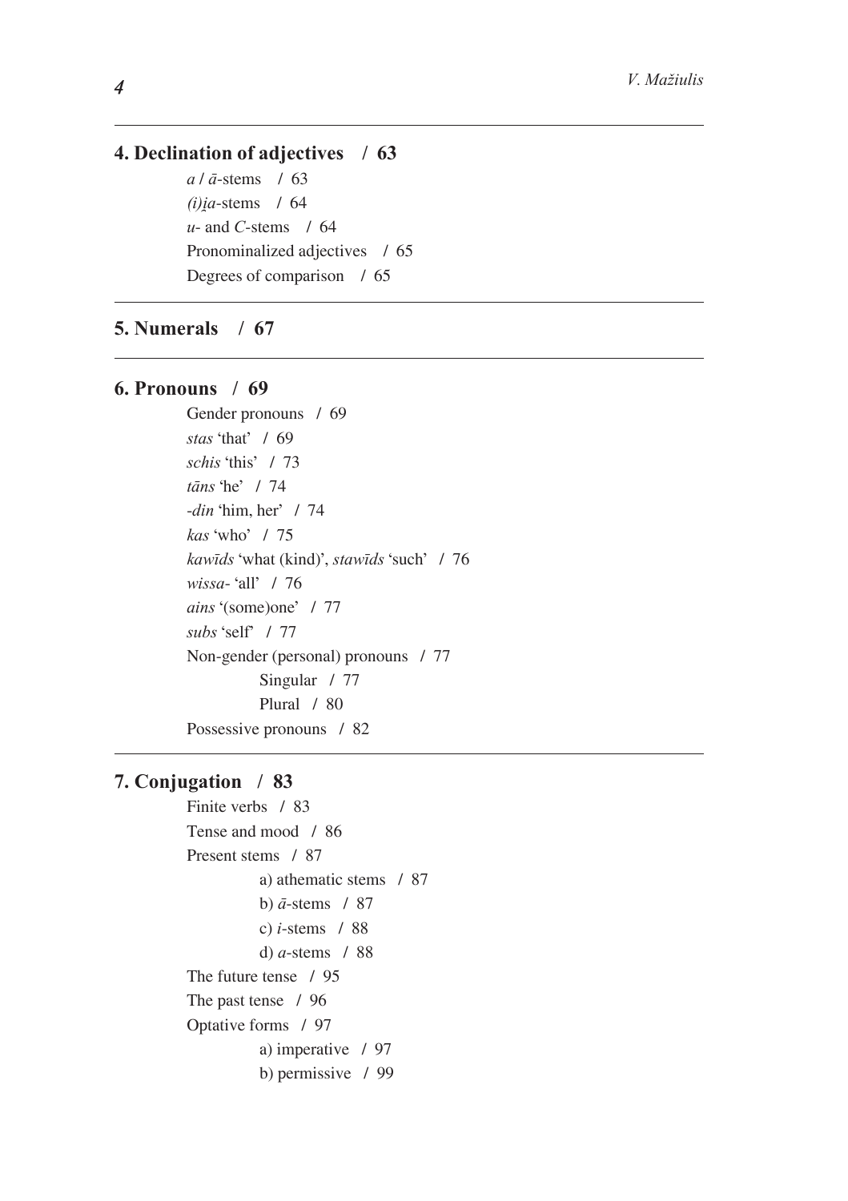## 4. Declination of adjectives / 63

- *a* / *ā*-stems / 63
- *(i)i̯a*-stems / 64
- *u*- and *C*-stems / 64
- Pronominalized adjectives / 65
- Degrees of comparison / 65

## 5. Numerals / 67

## 6. Pronouns / 69

- Gender pronouns / 69
- *stas* 'that' / 69
- *schis* 'this' / 73
- *tāns* 'he' / 74
- *-din* 'him, her' / 74
- *kas* 'who' / 75
- *kawīds* 'what (kind)', *stawīds* 'such' / 76
- *wissa-* 'all' / 76
- *ains* '(some)one' / 77
- *subs* 'self' / 77
- Non-gender (personal) pronouns / 77
    - Singular / 77
    - Plural / 80
- Possessive pronouns / 82

## 7. Conjugation / 83

- Finite verbs / 83
- Tense and mood / 86
- Present stems / 87
    - a) athematic stems / 87
    - b) *ā*-stems / 87
    - c) *i*-stems / 88
    - d) *a*-stems / 88
- The future tense / 95
- The past tense / 96
- Optative forms / 97
    - a) imperative / 97
    - b) permissive / 99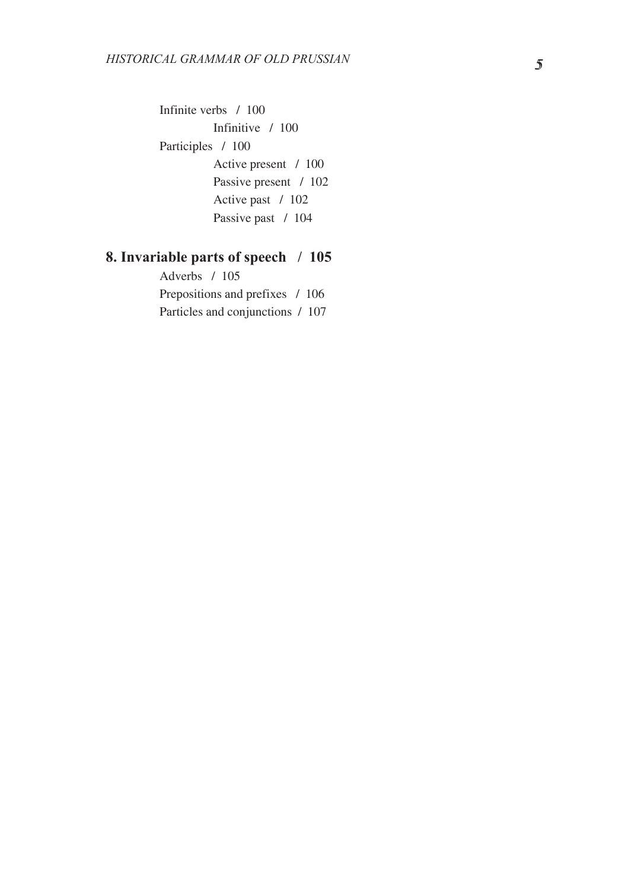Infinite verbs / 100

  Infinitive / 100

Participles / 100

  Active present / 100

  Passive present / 102

  Active past / 102

  Passive past / 104

## 8. Invariable parts of speech / 105

Adverbs / 105

Prepositions and prefixes / 106

Particles and conjunctions / 107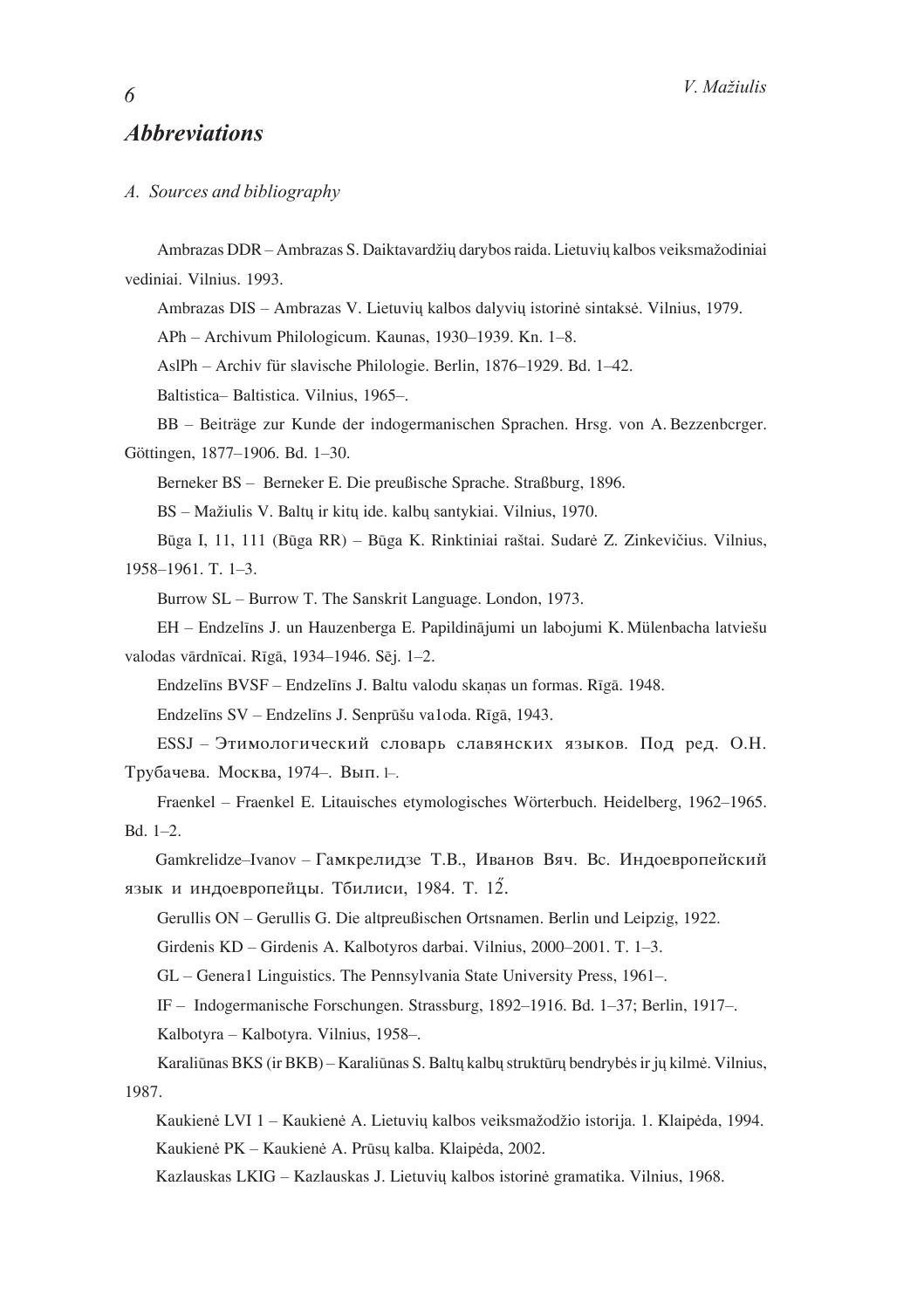## *Abbreviations*

### *A. Sources and bibliography*

Ambrazas DDR – Ambrazas S. Daiktavardžių darybos raida. Lietuvių kalbos veiksmažodiniai vediniai. Vilnius. 1993.

Ambrazas DIS – Ambrazas V. Lietuvių kalbos dalyvių istorinė sintaksė. Vilnius, 1979.

APh – Archivum Philologicum. Kaunas, 1930–1939. Kn. 1–8.

AslPh – Archiv für slavische Philologie. Berlin, 1876–1929. Bd. 1–42.

Baltistica– Baltistica. Vilnius, 1965–.

BB – Beiträge zur Kunde der indogermanischen Sprachen. Hrsg. von A. Bezzenbcrger. Göttingen, 1877–1906. Bd. 1–30.

Berneker BS – Berneker E. Die preußische Sprache. Straßburg, 1896.

BS – Mažiulis V. Baltų ir kitų ide. kalbų santykiai. Vilnius, 1970.

Būga I, 11, 111 (Būga RR) – Būga K. Rinktiniai raštai. Sudarė Z. Zinkevičius. Vilnius, 1958–1961. T. 1–3.

Burrow SL – Burrow T. The Sanskrit Language. London, 1973.

EH – Endzelīns J. un Hauzenberga E. Papildinājumi un labojumi K. Mülenbacha latviešu valodas vārdnīcai. Rīgā, 1934–1946. Sēj. 1–2.

Endzelīns BVSF – Endzelīns J. Baltu valodu skaņas un formas. Rīgā. 1948.

Endzelīns SV – Endzelīns J. Senprūšu va1oda. Rīgā, 1943.

ESSJ – Этимологический словарь славянских языков. Под ред. О.Н. Трубачева. Москва, 1974–. Вып. 1–.

Fraenkel – Fraenkel E. Litauisches etymologisches Wörterbuch. Heidelberg, 1962–1965. Bd. 1–2.

Gamkrelidze–Ivanov – Гамкрелидзе Т.В., Иванов Вяч. Вс. Индоевропейский язык и индоевропейцы. Тбилиси, 1984. Т. 12̋.

Gerullis ON – Gerullis G. Die altpreußischen Ortsnamen. Berlin und Leipzig, 1922.

Girdenis KD – Girdenis A. Kalbotyros darbai. Vilnius, 2000–2001. T. 1–3.

GL – Genera1 Linguistics. The Pennsylvania State University Press, 1961–.

IF – Indogermanische Forschungen. Strassburg, 1892–1916. Bd. 1–37; Berlin, 1917–.

Kalbotyra – Kalbotyra. Vilnius, 1958–.

Karaliūnas BKS (ir BKB) – Karaliūnas S. Baltų kalbų struktūrų bendrybės ir jų kilmė. Vilnius, 1987.

Kaukienė LVI 1 – Kaukienė A. Lietuvių kalbos veiksmažodžio istorija. 1. Klaipėda, 1994.

Kaukienė PK – Kaukienė A. Prūsų kalba. Klaipėda, 2002.

Kazlauskas LKIG – Kazlauskas J. Lietuvių kalbos istorinė gramatika. Vilnius, 1968.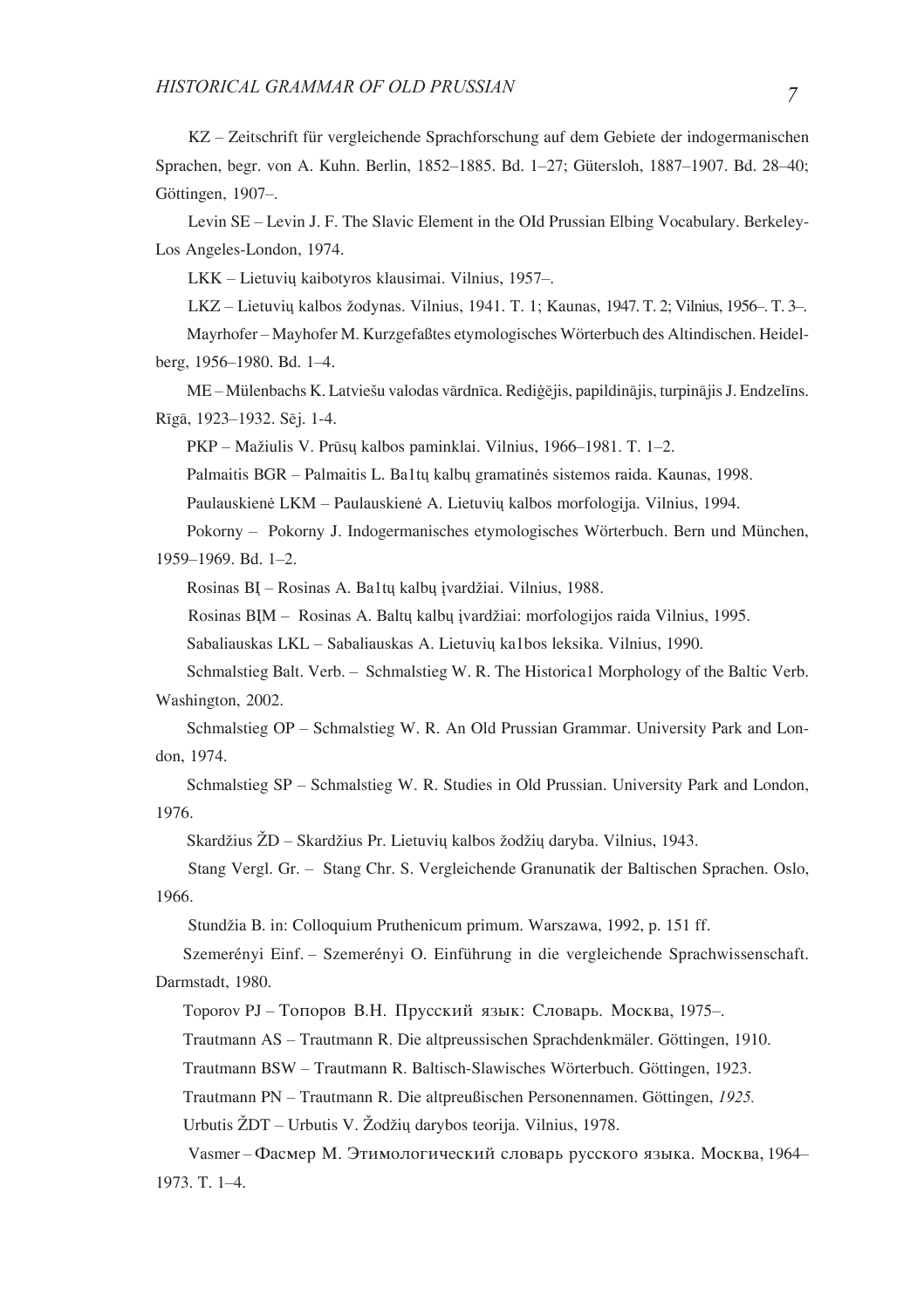KZ – Zeitschrift für vergleichende Sprachforschung auf dem Gebiete der indogermanischen Sprachen, begr. von A. Kuhn. Berlin, 1852–1885. Bd. 1–27; Gütersloh, 1887–1907. Bd. 28–40; Göttingen, 1907–.

Levin SE – Levin J. F. The Slavic Element in the OId Prussian Elbing Vocabulary. Berkeley-Los Angeles-London, 1974.

LKK – Lietuvių kaibotyros klausimai. Vilnius, 1957–.

LKZ – Lietuvių kalbos žodynas. Vilnius, 1941. T. 1; Kaunas, 1947. T. 2; Vilnius, 1956–. T. 3–.

Mayrhofer – Mayhofer M. Kurzgefaßtes etymologisches Wörterbuch des Altindischen. Heidelberg, 1956–1980. Bd. 1–4.

ME – Mülenbachs K. Latviešu valodas vārdnīca. Rediģējis, papildinājis, turpinājis J. Endzelīns. Rīgā, 1923–1932. Sēj. 1-4.

PKP – Mažiulis V. Prūsų kalbos paminklai. Vilnius, 1966–1981. T. 1–2.

Palmaitis BGR – Palmaitis L. Ba1tų kalbų gramatinės sistemos raida. Kaunas, 1998.

Paulauskienė LKM – Paulauskienė A. Lietuvių kalbos morfologija. Vilnius, 1994.

Pokorny – Pokorny J. Indogermanisches etymologisches Wörterbuch. Bern und München, 1959–1969. Bd. 1–2.

Rosinas BĮ – Rosinas A. Ba1tų kalbų įvardžiai. Vilnius, 1988.

Rosinas BĮM – Rosinas A. Baltų kalbų įvardžiai: morfologijos raida Vilnius, 1995.

Sabaliauskas LKL – Sabaliauskas A. Lietuvių ka1bos leksika. Vilnius, 1990.

Schmalstieg Balt. Verb. – Schmalstieg W. R. The Historica1 Morphology of the Baltic Verb. Washington, 2002.

Schmalstieg OP – Schmalstieg W. R. An Old Prussian Grammar. University Park and London, 1974.

Schmalstieg SP – Schmalstieg W. R. Studies in Old Prussian. University Park and London, 1976.

Skardžius ŽD – Skardžius Pr. Lietuvių kalbos žodžių daryba. Vilnius, 1943.

Stang Vergl. Gr. – Stang Chr. S. Vergleichende Granunatik der Baltischen Sprachen. Oslo, 1966.

Stundžia B. in: Colloquium Pruthenicum primum. Warszawa, 1992, p. 151 ff.

Szemerényi Einf. – Szemerényi O. Einführung in die vergleichende Sprachwissenschaft. Darmstadt, 1980.

Toporov PJ – Топоров В.Н. Прусский язык: Словарь. Москва, 1975–.

Trautmann AS – Trautmann R. Die altpreussischen Sprachdenkmäler. Göttingen, 1910.

Trautmann BSW – Trautmann R. Baltisch-Slawisches Wörterbuch. Göttingen, 1923.

Trautmann PN – Trautmann R. Die altpreußischen Personennamen. Göttingen, *1925.*

Urbutis ŽDT – Urbutis V. Žodžių darybos teorija. Vilnius, 1978.

Vasmer – Фасмер М. Этимологический словарь русского языка. Москва, 1964–1973. Т. 1–4.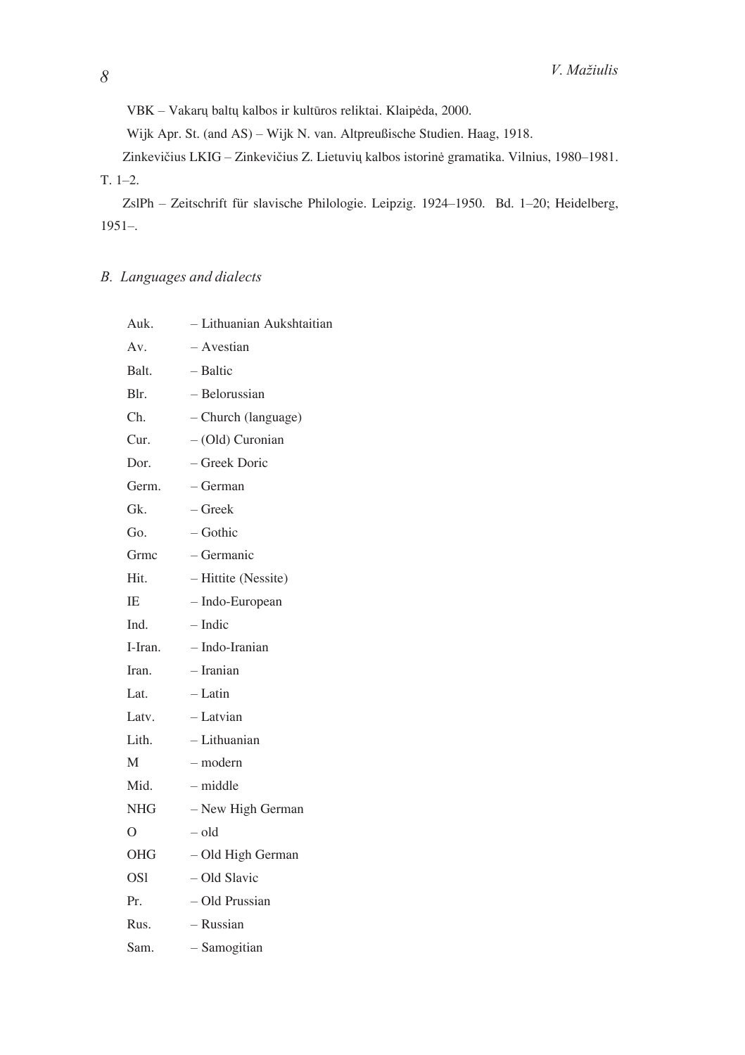VBK – Vakarų baltų kalbos ir kultūros reliktai. Klaipėda, 2000.

Wijk Apr. St. (and AS) – Wijk N. van. Altpreußische Studien. Haag, 1918.

Zinkevičius LKIG – Zinkevičius Z. Lietuvių kalbos istorinė gramatika. Vilnius, 1980–1981. T. 1–2.

ZslPh – Zeitschrift für slavische Philologie. Leipzig. 1924–1950. Bd. 1–20; Heidelberg, 1951–.

## *B. Languages and dialects*

Auk. – Lithuanian Aukshtaitian
Av. – Avestian
Balt. – Baltic
Blr. – Belorussian
Ch. – Church (language)
Cur. – (Old) Curonian
Dor. – Greek Doric
Germ. – German
Gk. – Greek
Go. – Gothic
Grmc – Germanic
Hit. – Hittite (Nessite)
IE – Indo-European
Ind. – Indic
I-Iran. – Indo-Iranian
Iran. – Iranian
Lat. – Latin
Latv. – Latvian
Lith. – Lithuanian
M – modern
Mid. – middle
NHG – New High German
O – old
OHG – Old High German
OSl – Old Slavic
Pr. – Old Prussian
Rus. – Russian
Sam. – Samogitian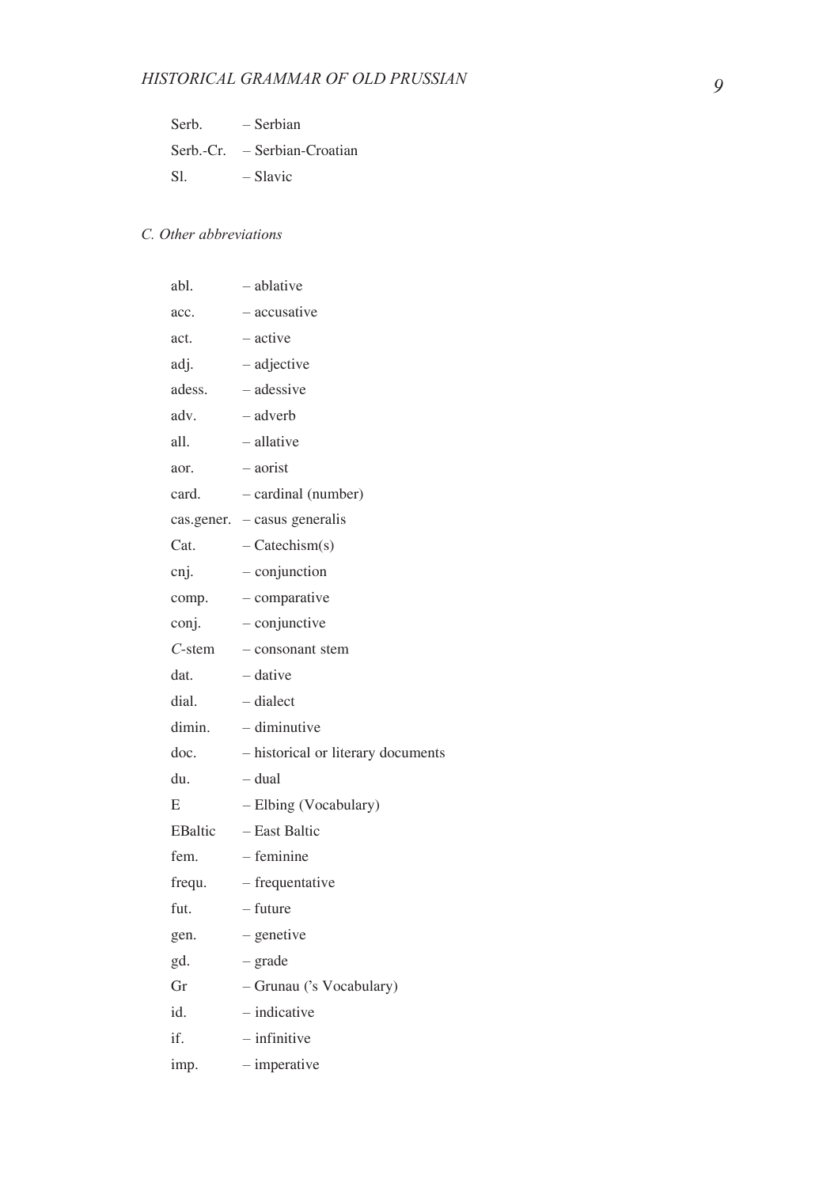Serb. – Serbian
Serb.-Cr. – Serbian-Croatian
Sl. – Slavic

*C. Other abbreviations*

abl. – ablative
acc. – accusative
act. – active
adj. – adjective
adess. – adessive
adv. – adverb
all. – allative
aor. – aorist
card. – cardinal (number)
cas.gener. – casus generalis
Cat. – Catechism(s)
cnj. – conjunction
comp. – comparative
conj. – conjunctive
*C*-stem – consonant stem
dat. – dative
dial. – dialect
dimin. – diminutive
doc. – historical or literary documents
du. – dual
E – Elbing (Vocabulary)
EBaltic – East Baltic
fem. – feminine
frequ. – frequentative
fut. – future
gen. – genetive
gd. – grade
Gr – Grunau ('s Vocabulary)
id. – indicative
if. – infinitive
imp. – imperative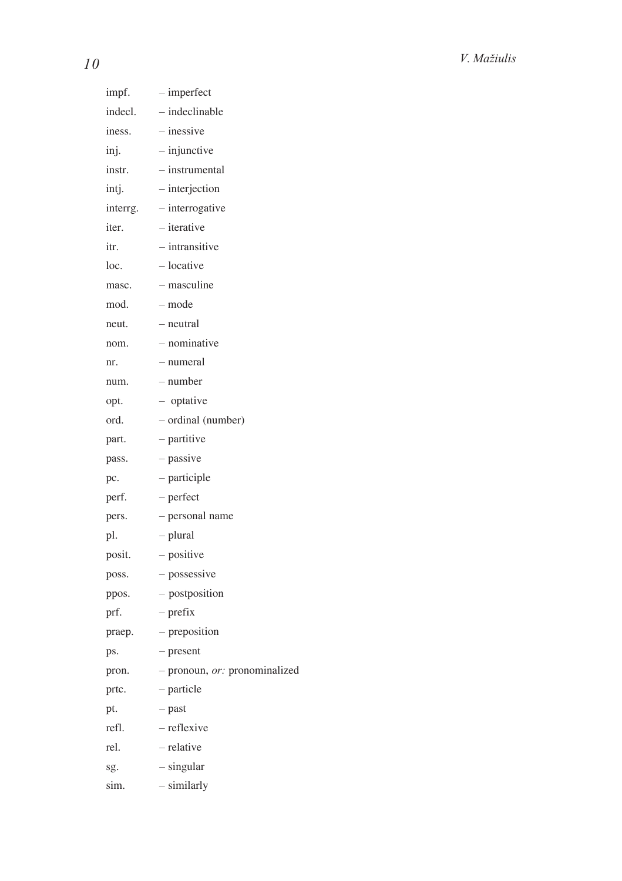impf. – imperfect
indecl. – indeclinable
iness. – inessive
inj. – injunctive
instr. – instrumental
intj. – interjection
interrg. – interrogative
iter. – iterative
itr. – intransitive
loc. – locative
masc. – masculine
mod. – mode
neut. – neutral
nom. – nominative
nr. – numeral
num. – number
opt. – optative
ord. – ordinal (number)
part. – partitive
pass. – passive
pc. – participle
perf. – perfect
pers. – personal name
pl. – plural
posit. – positive
poss. – possessive
ppos. – postposition
prf. – prefix
praep. – preposition
ps. – present
pron. – pronoun, *or:* pronominalized
prtc. – particle
pt. – past
refl. – reflexive
rel. – relative
sg. – singular
sim. – similarly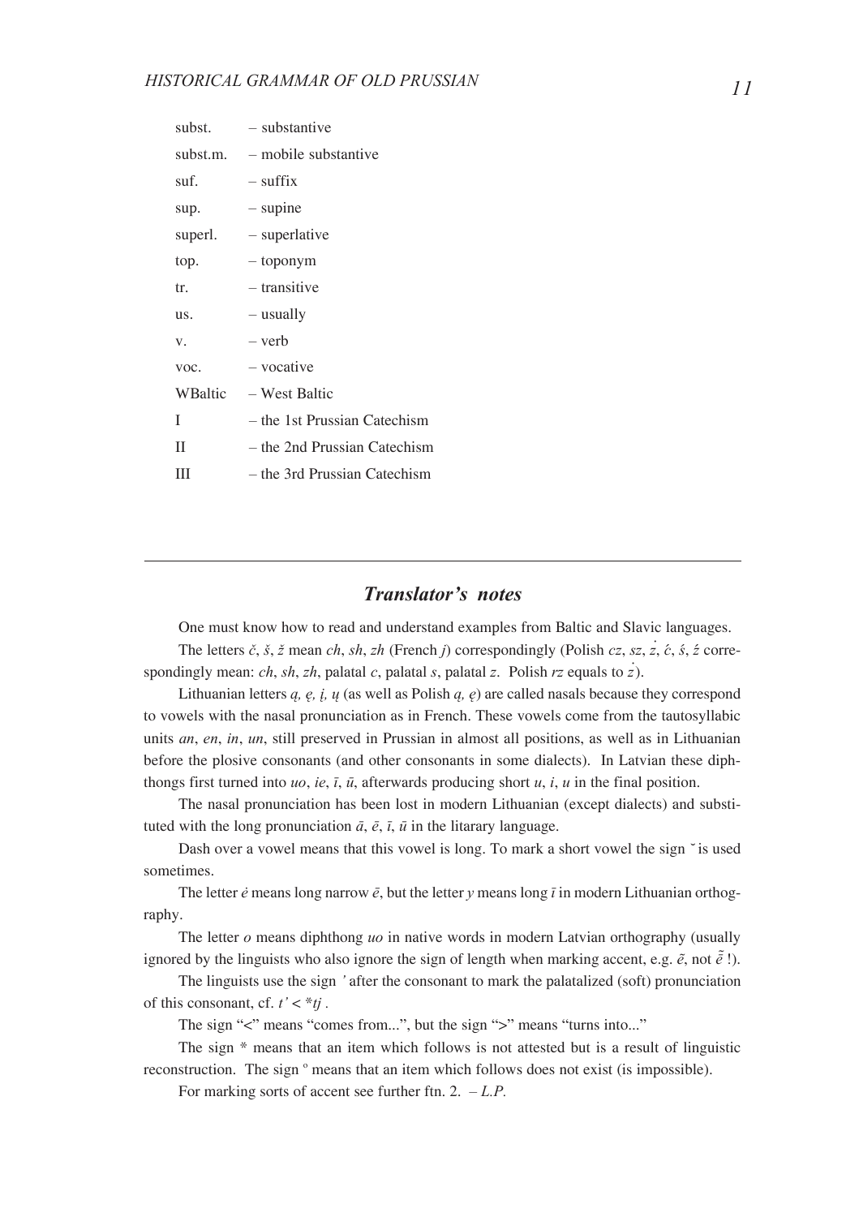| | |
|---|---|
| subst. | – substantive |
| subst.m. | – mobile substantive |
| suf. | – suffix |
| sup. | – supine |
| superl. | – superlative |
| top. | – toponym |
| tr. | – transitive |
| us. | – usually |
| v. | – verb |
| voc. | – vocative |
| WBaltic | – West Baltic |
| I | – the 1st Prussian Catechism |
| II | – the 2nd Prussian Catechism |
| III | – the 3rd Prussian Catechism |

---

## *Translator's notes*

One must know how to read and understand examples from Baltic and Slavic languages.

The letters *č*, *š*, *ž* mean *ch*, *sh*, *zh* (French *j*) correspondingly (Polish *cz*, *sz*, *ż*, *ć*, *ś*, *ź* correspondingly mean: *ch*, *sh*, *zh*, palatal *c*, palatal *s*, palatal *z*. Polish *rz* equals to *ż*).

Lithuanian letters *ą, ę, į, ų* (as well as Polish *ą, ę*) are called nasals because they correspond to vowels with the nasal pronunciation as in French. These vowels come from the tautosyllabic units *an*, *en*, *in*, *un*, still preserved in Prussian in almost all positions, as well as in Lithuanian before the plosive consonants (and other consonants in some dialects). In Latvian these diphthongs first turned into *uo*, *ie*, *ī*, *ū*, afterwards producing short *u*, *i*, *u* in the final position.

The nasal pronunciation has been lost in modern Lithuanian (except dialects) and substituted with the long pronunciation *ā*, *ē*, *ī*, *ū* in the litarary language.

Dash over a vowel means that this vowel is long. To mark a short vowel the sign ˘ is used sometimes.

The letter *ė* means long narrow *ē*, but the letter *y* means long *ī* in modern Lithuanian orthography.

The letter *o* means diphthong *uo* in native words in modern Latvian orthography (usually ignored by the linguists who also ignore the sign of length when marking accent, e.g. *ẽ*, not *ē̃* !).

The linguists use the sign *'* after the consonant to mark the palatalized (soft) pronunciation of this consonant, cf. *t' < *tj* .

The sign "<" means "comes from...", but the sign ">" means "turns into..."

The sign * means that an item which follows is not attested but is a result of linguistic reconstruction. The sign ° means that an item which follows does not exist (is impossible).

For marking sorts of accent see further ftn. 2. – *L.P.*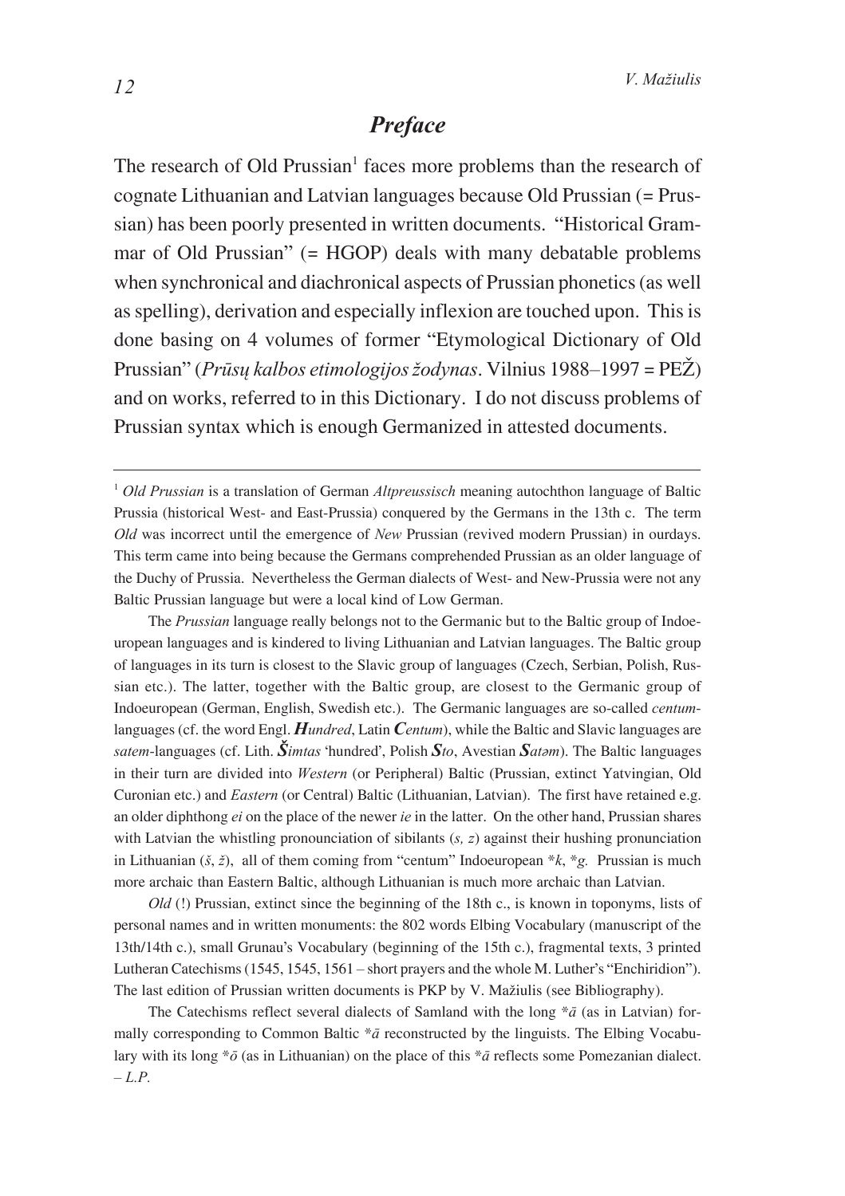## *Preface*

The research of Old Prussian[1] faces more problems than the research of cognate Lithuanian and Latvian languages because Old Prussian (= Prussian) has been poorly presented in written documents. "Historical Grammar of Old Prussian" (= HGOP) deals with many debatable problems when synchronical and diachronical aspects of Prussian phonetics (as well as spelling), derivation and especially inflexion are touched upon. This is done basing on 4 volumes of former "Etymological Dictionary of Old Prussian" (*Prūsų kalbos etimologijos žodynas*. Vilnius 1988–1997 = PEŽ) and on works, referred to in this Dictionary. I do not discuss problems of Prussian syntax which is enough Germanized in attested documents.

---

[1] *Old Prussian* is a translation of German *Altpreussisch* meaning autochthon language of Baltic Prussia (historical West- and East-Prussia) conquered by the Germans in the 13th c. The term *Old* was incorrect until the emergence of *New* Prussian (revived modern Prussian) in ourdays. This term came into being because the Germans comprehended Prussian as an older language of the Duchy of Prussia. Nevertheless the German dialects of West- and New-Prussia were not any Baltic Prussian language but were a local kind of Low German.

The *Prussian* language really belongs not to the Germanic but to the Baltic group of Indoeuropean languages and is kindered to living Lithuanian and Latvian languages. The Baltic group of languages in its turn is closest to the Slavic group of languages (Czech, Serbian, Polish, Russian etc.). The latter, together with the Baltic group, are closest to the Germanic group of Indoeuropean (German, English, Swedish etc.). The Germanic languages are so-called *centum*-languages (cf. the word Engl. ***H****undred*, Latin ***C****entum*), while the Baltic and Slavic languages are *satem*-languages (cf. Lith. ***Š****imtas* 'hundred', Polish ***S****to*, Avestian ***S****atəm*). The Baltic languages in their turn are divided into *Western* (or Peripheral) Baltic (Prussian, extinct Yatvingian, Old Curonian etc.) and *Eastern* (or Central) Baltic (Lithuanian, Latvian). The first have retained e.g. an older diphthong *ei* on the place of the newer *ie* in the latter. On the other hand, Prussian shares with Latvian the whistling pronounciation of sibilants (*s, z*) against their hushing pronunciation in Lithuanian (*š*, *ž*), all of them coming from "centum" Indoeuropean *\*k*, *\*g.* Prussian is much more archaic than Eastern Baltic, although Lithuanian is much more archaic than Latvian.

*Old* (!) Prussian, extinct since the beginning of the 18th c., is known in toponyms, lists of personal names and in written monuments: the 802 words Elbing Vocabulary (manuscript of the 13th/14th c.), small Grunau's Vocabulary (beginning of the 15th c.), fragmental texts, 3 printed Lutheran Catechisms (1545, 1545, 1561 – short prayers and the whole M. Luther's "Enchiridion"). The last edition of Prussian written documents is PKP by V. Mažiulis (see Bibliography).

The Catechisms reflect several dialects of Samland with the long *\*ā* (as in Latvian) formally corresponding to Common Baltic *\*ā* reconstructed by the linguists. The Elbing Vocabulary with its long *\*ō* (as in Lithuanian) on the place of this *\*ā* reflects some Pomezanian dialect. – *L.P.*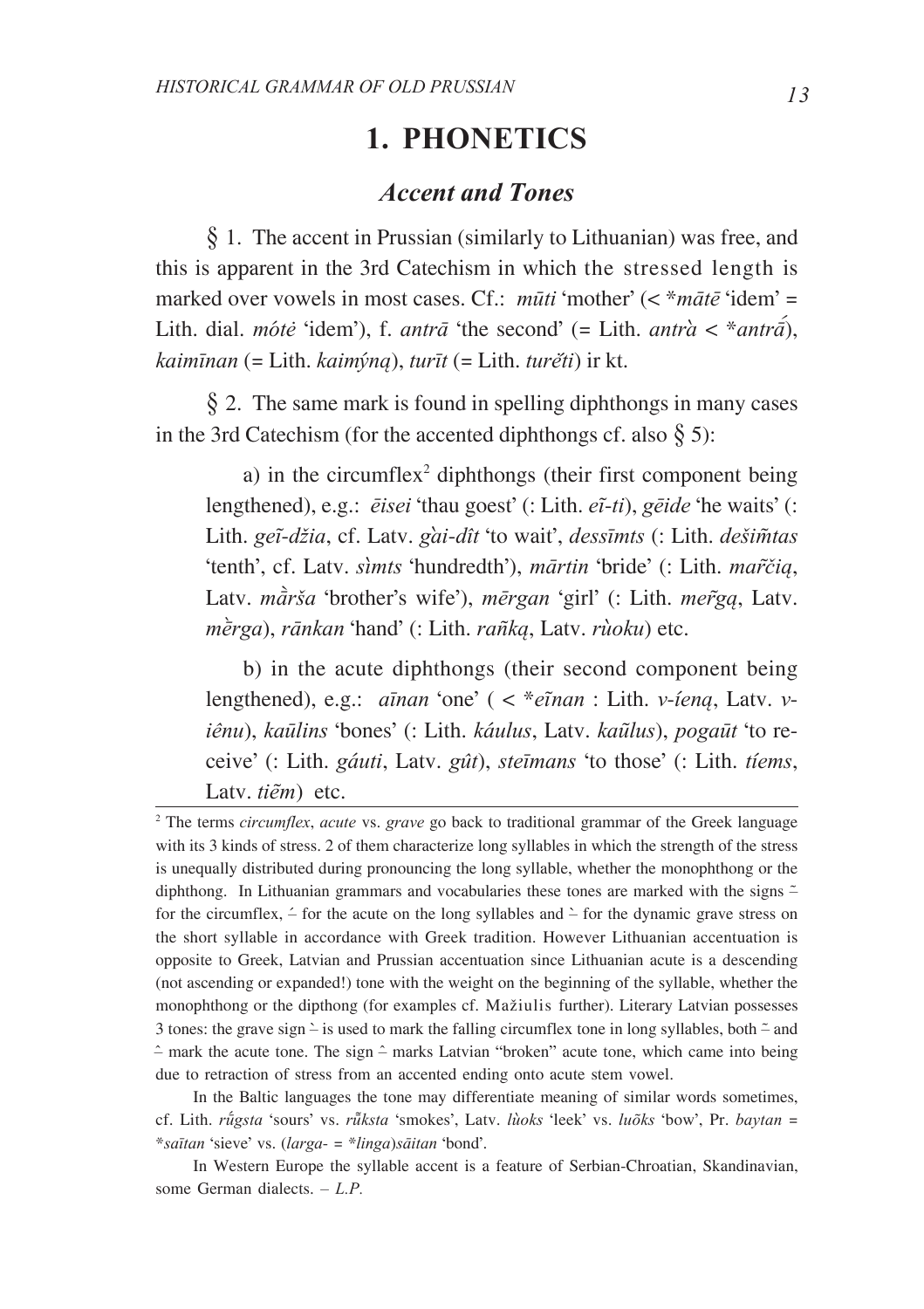# 1. PHONETICS

## *Accent and Tones*

§ 1. The accent in Prussian (similarly to Lithuanian) was free, and this is apparent in the 3rd Catechism in which the stressed length is marked over vowels in most cases. Cf.: *mūti* 'mother' (< \**mātē* 'idem' = Lith. dial. *mótė* 'idem'), f. *antrā* 'the second' (= Lith. *antrà* < \**antrā́*), *kaimīnan* (= Lith. *kaimýną*), *turīt* (= Lith. *turěti*) ir kt.

§ 2. The same mark is found in spelling diphthongs in many cases in the 3rd Catechism (for the accented diphthongs cf. also § 5):

> a) in the circumflex[2] diphthongs (their first component being lengthened), e.g.: *ēisei* 'thau goest' (: Lith. *eĩ-ti*), *gēide* 'he waits' (: Lith. *geĩ-džia*, cf. Latv. *gài-dît* 'to wait', *dessīmts* (: Lith. *dešim̃tas* 'tenth', cf. Latv. *sìmts* 'hundredth'), *mārtin* 'bride' (: Lith. *mar̃čią*, Latv. *mā̀rša* 'brother's wife'), *mērgan* 'girl' (: Lith. *mer̃gą*, Latv. *mḕrga*), *rānkan* 'hand' (: Lith. *rañką*, Latv. *rùoku*) etc.
>
> b) in the acute diphthongs (their second component being lengthened), e.g.: *aīnan* 'one' ( < \**eĩnan* : Lith. *v-íeną*, Latv. *v-iênu*), *kaūlins* 'bones' (: Lith. *káulus*, Latv. *kaũlus*), *pogaūt* 'to receive' (: Lith. *gáuti*, Latv. *gût*), *steīmans* 'to those' (: Lith. *tíems*, Latv. *tiẽm*) etc.

[2] The terms *circumflex*, *acute* vs. *grave* go back to traditional grammar of the Greek language with its 3 kinds of stress. 2 of them characterize long syllables in which the strength of the stress is unequally distributed during pronouncing the long syllable, whether the monophthong or the diphthong. In Lithuanian grammars and vocabularies these tones are marked with the signs ˜ for the circumflex, ´ for the acute on the long syllables and ` for the dynamic grave stress on the short syllable in accordance with Greek tradition. However Lithuanian accentuation is opposite to Greek, Latvian and Prussian accentuation since Lithuanian acute is a descending (not ascending or expanded!) tone with the weight on the beginning of the syllable, whether the monophthong or the dipthong (for examples cf. Mažiulis further). Literary Latvian possesses 3 tones: the grave sign ` is used to mark the falling circumflex tone in long syllables, both ˜ and ˆ mark the acute tone. The sign ˆ marks Latvian "broken" acute tone, which came into being due to retraction of stress from an accented ending onto acute stem vowel.

In the Baltic languages the tone may differentiate meaning of similar words sometimes, cf. Lith. *rū́gsta* 'sours' vs. *rū̃ksta* 'smokes', Latv. *lùoks* 'leek' vs. *luõks* 'bow', Pr. *baytan* = \**saĩtan* 'sieve' vs. (*larga-* = \**linga*)*sāitan* 'bond'.

In Western Europe the syllable accent is a feature of Serbian-Chroatian, Skandinavian, some German dialects. – *L.P.*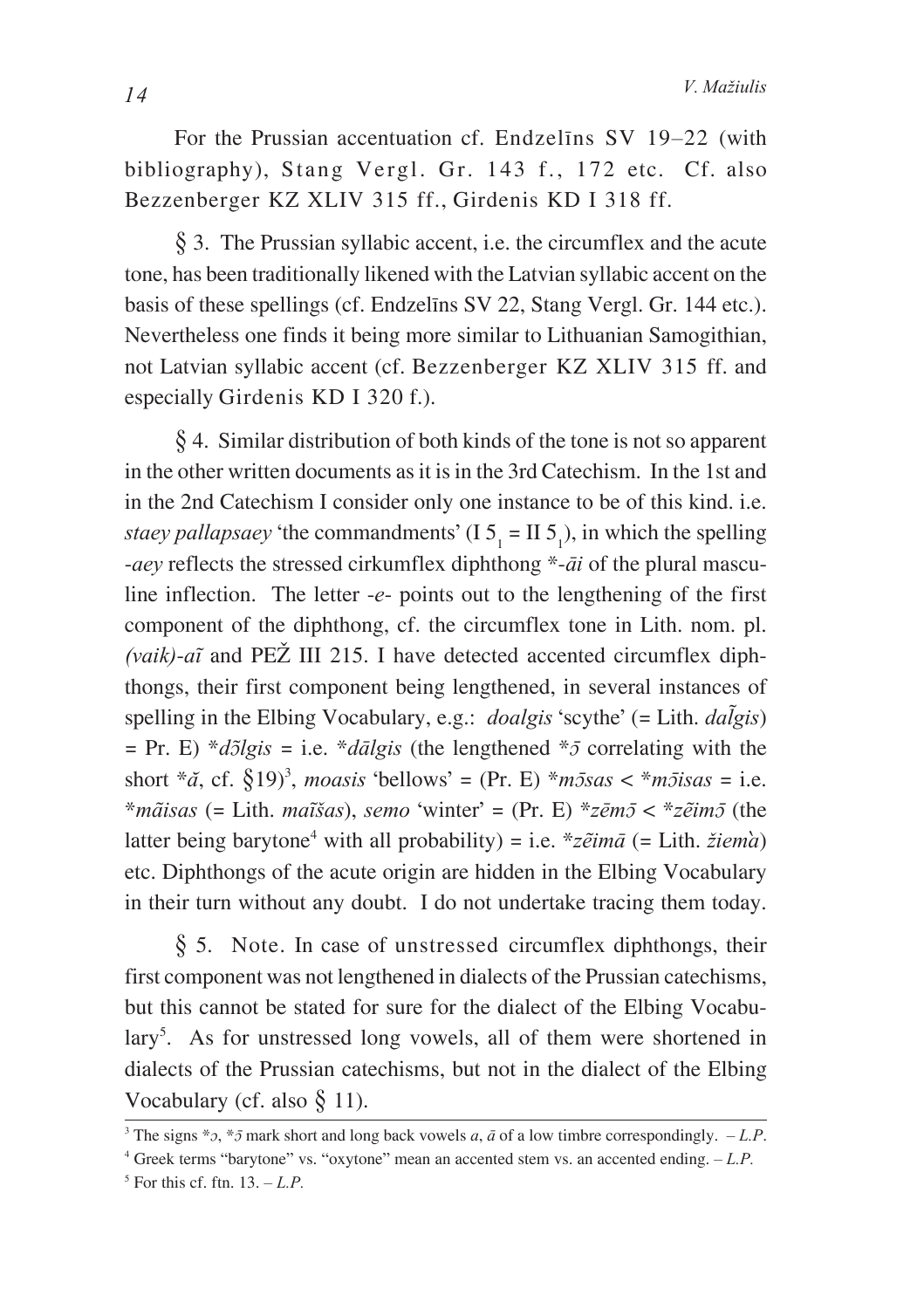For the Prussian accentuation cf. Endzelīns SV 19–22 (with bibliography), Stang Vergl. Gr. 143 f., 172 etc. Cf. also Bezzenberger KZ XLIV 315 ff., Girdenis KD I 318 ff.

§ 3. The Prussian syllabic accent, i.e. the circumflex and the acute tone, has been traditionally likened with the Latvian syllabic accent on the basis of these spellings (cf. Endzelīns SV 22, Stang Vergl. Gr. 144 etc.). Nevertheless one finds it being more similar to Lithuanian Samogithian, not Latvian syllabic accent (cf. Bezzenberger KZ XLIV 315 ff. and especially Girdenis KD I 320 f.).

§ 4. Similar distribution of both kinds of the tone is not so apparent in the other written documents as it is in the 3rd Catechism. In the 1st and in the 2nd Catechism I consider only one instance to be of this kind. i.e. *staey pallapsaey* 'the commandments' (I $5_1$ = II $5_1$), in which the spelling *-aey* reflects the stressed cirkumflex diphthong *-*ā̃i* of the plural masculine inflection. The letter *-e-* points out to the lengthening of the first component of the diphthong, cf. the circumflex tone in Lith. nom. pl. *(vaik)-aĩ* and PEŽ III 215. I have detected accented circumflex diphthongs, their first component being lengthened, in several instances of spelling in the Elbing Vocabulary, e.g.: *doalgis* 'scythe' (= Lith. *dal̃gis*) = Pr. E) **dɔ̄̃lgis* = i.e. **dā̃lgis* (the lengthened **ɔ̄* correlating with the short **ă*, cf. §19)[3], *moasis* 'bellows' = (Pr. E) **mɔ̄̃sas* < **mɔ̄̃isas* = i.e. **mā̃isas* (= Lith. *maĩšas*), *semo* 'winter' = (Pr. E) **zēmɔ̄* < **zẽimɔ̄* (the latter being barytone[4] with all probability) = i.e. **zẽimā* (= Lith. *žiemà*) etc. Diphthongs of the acute origin are hidden in the Elbing Vocabulary in their turn without any doubt. I do not undertake tracing them today.

§ 5. Note. In case of unstressed circumflex diphthongs, their first component was not lengthened in dialects of the Prussian catechisms, but this cannot be stated for sure for the dialect of the Elbing Vocabulary[5]. As for unstressed long vowels, all of them were shortened in dialects of the Prussian catechisms, but not in the dialect of the Elbing Vocabulary (cf. also § 11).

---

[3] The signs **ɔ*, **ɔ̄* mark short and long back vowels *a*, *ā* of a low timbre correspondingly. – *L.P.*

[4] Greek terms "barytone" vs. "oxytone" mean an accented stem vs. an accented ending. – *L.P.*

[5] For this cf. ftn. 13. – *L.P.*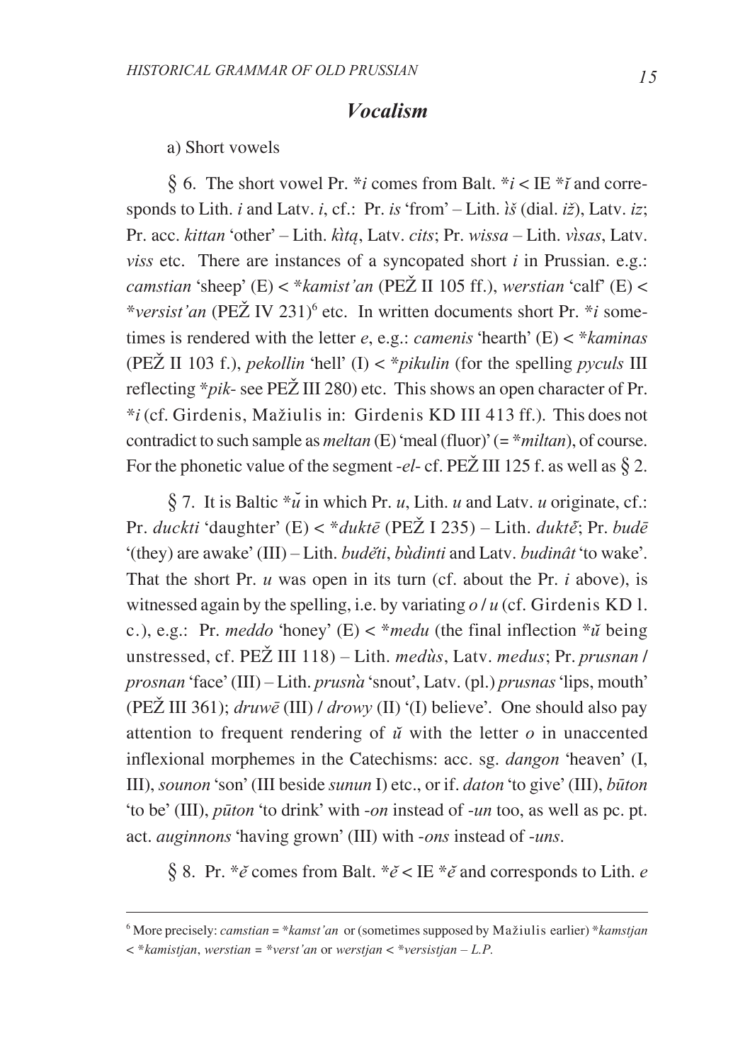## *Vocalism*

a) Short vowels

§ 6. The short vowel Pr. \**i* comes from Balt. \**i* < IE \**ĭ* and corresponds to Lith. *i* and Latv. *i*, cf.: Pr. *is* 'from' – Lith. *ìš* (dial. *iž*), Latv. *iz*; Pr. acc. *kittan* 'other' – Lith. *kìtą*, Latv. *cits*; Pr. *wissa* – Lith. *vìsas*, Latv. *viss* etc. There are instances of a syncopated short *i* in Prussian. e.g.: *camstian* 'sheep' (E) < \**kamist'an* (PEŽ II 105 ff.), *werstian* 'calf' (E) < \**versist'an* (PEŽ IV 231)[6] etc. In written documents short Pr. \**i* sometimes is rendered with the letter *e*, e.g.: *camenis* 'hearth' (E) < \**kaminas* (PEŽ II 103 f.), *pekollin* 'hell' (I) < \**pikulin* (for the spelling *pyculs* III reflecting \**pik-* see PEŽ III 280) etc. This shows an open character of Pr. \**i* (cf. Girdenis, Mažiulis in: Girdenis KD III 413 ff.). This does not contradict to such sample as *meltan* (E) 'meal (fluor)' (= \**miltan*), of course. For the phonetic value of the segment *-el-* cf. PEŽ III 125 f. as well as § 2.

§ 7. It is Baltic \**ŭ* in which Pr. *u*, Lith. *u* and Latv. *u* originate, cf.: Pr. *duckti* 'daughter' (E) < \**duktē* (PEŽ I 235) – Lith. *duktė̃*; Pr. *budē* '(they) are awake' (III) – Lith. *budė́ti*, *bùdinti* and Latv. *budinât* 'to wake'. That the short Pr. *u* was open in its turn (cf. about the Pr. *i* above), is witnessed again by the spelling, i.e. by variating *o* / *u* (cf. Girdenis KD l. c.), e.g.: Pr. *meddo* 'honey' (E) < \**medu* (the final inflection \**ŭ* being unstressed, cf. PEŽ III 118) – Lith. *medùs*, Latv. *medus*; Pr. *prusnan* / *prosnan* 'face' (III) – Lith. *prusnà* 'snout', Latv. (pl.) *prusnas* 'lips, mouth' (PEŽ III 361); *druwē* (III) / *drowy* (II) '(I) believe'. One should also pay attention to frequent rendering of *ŭ* with the letter *o* in unaccented inflexional morphemes in the Catechisms: acc. sg. *dangon* 'heaven' (I, III), *sounon* 'son' (III beside *sunun* I) etc., or if. *daton* 'to give' (III), *būton* 'to be' (III), *pūton* 'to drink' with *-on* instead of *-un* too, as well as pc. pt. act. *auginnons* 'having grown' (III) with *-ons* instead of *-uns*.

§ 8. Pr. \**ĕ* comes from Balt. \**ĕ* < IE \**ĕ* and corresponds to Lith. *e*

---

[6] More precisely: *camstian* = \**kamst'an* or (sometimes supposed by Mažiulis earlier) \**kamstjan* < \**kamistjan*, *werstian* = \**verst'an* or *werstjan* < \**versistjan* – *L.P.*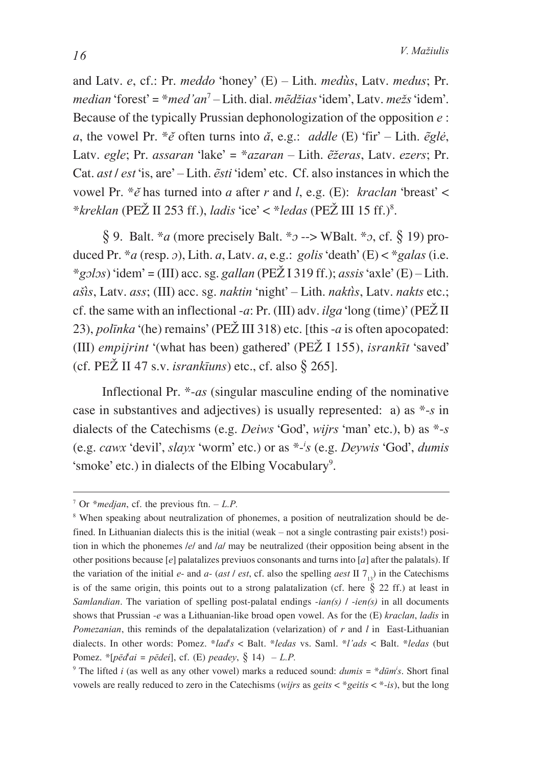and Latv. *e*, cf.: Pr. *meddo* 'honey' (E) – Lith. *medùs*, Latv. *medus*; Pr. *median* 'forest' = *\*med'an*[7] – Lith. dial. *mẽdžias* 'idem', Latv. *mežs* 'idem'. Because of the typically Prussian dephonologization of the opposition *e* : *a*, the vowel Pr. *\*ĕ* often turns into *ă*, e.g.: *addle* (E) 'fir' – Lith. *ẽglė*, Latv. *egle*; Pr. *assaran* 'lake' = *\*azaran* – Lith. *ẽžeras*, Latv. *ezers*; Pr. Cat. *ast* / *est* 'is, are' – Lith. *ẽsti* 'idem' etc. Cf. also instances in which the vowel Pr. *\*ĕ* has turned into *a* after *r* and *l*, e.g. (E): *kraclan* 'breast' < *\*kreklan* (PEŽ II 253 ff.), *ladis* 'ice' < *\*ledas* (PEŽ III 15 ff.)[8].

§ 9. Balt. *\*a* (more precisely Balt. *\*ɔ* --> WBalt. *\*ɔ*, cf. § 19) produced Pr. *\*a* (resp. *ɔ*), Lith. *a*, Latv. *a*, e.g.: *golis* 'death' (E) < *\*galas* (i.e. *\*gɔlɔs*) 'idem' = (III) acc. sg. *gallan* (PEŽ I 319 ff.); *assis* 'axle' (E) – Lith. *ašìs*, Latv. *ass*; (III) acc. sg. *naktin* 'night' – Lith. *naktìs*, Latv. *nakts* etc.; cf. the same with an inflectional *-a*: Pr. (III) adv. *ilga* 'long (time)' (PEŽ II 23), *polīnka* '(he) remains' (PEŽ III 318) etc. [this *-a* is often apocopated: (III) *empijrint* '(what has been) gathered' (PEŽ I 155), *isrankīt* 'saved' (cf. PEŽ II 47 s.v. *isrankīuns*) etc., cf. also § 265].

Inflectional Pr. *\*-as* (singular masculine ending of the nominative case in substantives and adjectives) is usually represented: a) as *\*-s* in dialects of the Catechisms (e.g. *Deiws* 'God', *wijrs* 'man' etc.), b) as *\*-s* (e.g. *cawx* 'devil', *slayx* 'worm' etc.) or as *\*-ⁱs* (e.g. *Deywis* 'God', *dumis* 'smoke' etc.) in dialects of the Elbing Vocabulary[9].

---

[7] Or *\*medjan*, cf. the previous ftn. – *L.P.*

[8] When speaking about neutralization of phonemes, a position of neutralization should be defined. In Lithuanian dialects this is the initial (weak – not a single contrasting pair exists!) position in which the phonemes /*e*/ and /*a*/ may be neutralized (their opposition being absent in the other positions because [*e*] palatalizes previuos consonants and turns into [*a*] after the palatals). If the variation of the initial *e-* and *a-* (*ast* / *est*, cf. also the spelling *aest* II $7_{13}$) in the Catechisms is of the same origin, this points out to a strong palatalization (cf. here § 22 ff.) at least in *Samlandian*. The variation of spelling post-palatal endings *-ian(s)* / *-ien(s)* in all documents shows that Prussian *-e* was a Lithuanian-like broad open vowel. As for the (E) *kraclan*, *ladis* in *Pomezanian*, this reminds of the depalatalization (velarization) of *r* and *l* in East-Lithuanian dialects. In other words: Pomez. *\*ladⁱs* < Balt. *\*ledas* vs. Saml. *\*l'ads* < Balt. *\*ledas* (but Pomez. *\*[pēd'ai = pēdei]*, cf. (E) *peadey*, § 14) – *L.P.*

[9] The lifted *i* (as well as any other vowel) marks a reduced sound: *dumis* = *\*dūmⁱs*. Short final vowels are really reduced to zero in the Catechisms (*wijrs* as *geits* < *\*geitis* < *\*-is*), but the long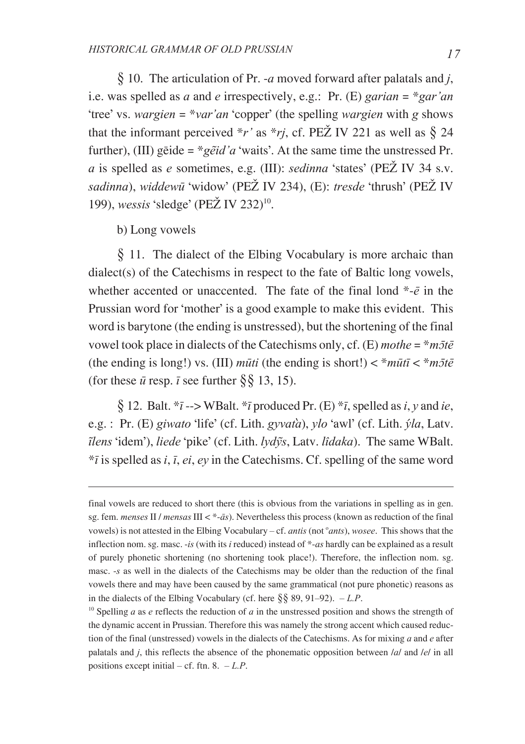§ 10. The articulation of Pr. *-a* moved forward after palatals and *j*, i.e. was spelled as *a* and *e* irrespectively, e.g.: Pr. (E) *garian* = *\*gar'an* 'tree' vs. *wargien* = *\*var'an* 'copper' (the spelling *wargien* with *g* shows that the informant perceived *\*r'* as *\*rj*, cf. PEŽ IV 221 as well as § 24 further), (III) gēide = *\*gẽid'a* 'waits'. At the same time the unstressed Pr. *a* is spelled as *e* sometimes, e.g. (III): *sedinna* 'states' (PEŽ IV 34 s.v. *sadinna*), *widdewū* 'widow' (PEŽ IV 234), (E): *tresde* 'thrush' (PEŽ IV 199), *wessis* 'sledge' (PEŽ IV 232)[10].

b) Long vowels

§ 11. The dialect of the Elbing Vocabulary is more archaic than dialect(s) of the Catechisms in respect to the fate of Baltic long vowels, whether accented or unaccented. The fate of the final lond *\*-ē* in the Prussian word for 'mother' is a good example to make this evident. This word is barytone (the ending is unstressed), but the shortening of the final vowel took place in dialects of the Catechisms only, cf. (E) *mothe* = *\*mōtē* (the ending is long!) vs. (III) *mūti* (the ending is short!) < *\*mūtī* < *\*mōtē* (for these *ū* resp. *ī* see further §§ 13, 15).

§ 12. Balt. *\*ī* --> WBalt. *\*ī* produced Pr. (E) *\*ī*, spelled as *i*, *y* and *ie*, e.g. : Pr. (E) *giwato* 'life' (cf. Lith. *gyvatà*), *ylo* 'awl' (cf. Lith. *ýla*, Latv. *īlens* 'idem'), *liede* 'pike' (cf. Lith. *lydỹs*, Latv. *lîdaka*). The same WBalt. *\*ī* is spelled as *i*, *ī*, *ei*, *ey* in the Catechisms. Cf. spelling of the same word

---

final vowels are reduced to short there (this is obvious from the variations in spelling as in gen. sg. fem. *menses* II / *mensas* III < *\*-ās*). Nevertheless this process (known as reduction of the final vowels) is not attested in the Elbing Vocabulary – cf. *antis* (not °*ants*), *wosee*. This shows that the inflection nom. sg. masc. *-is* (with its *i* reduced) instead of *\*-as* hardly can be explained as a result of purely phonetic shortening (no shortening took place!). Therefore, the inflection nom. sg. masc. *-s* as well in the dialects of the Catechisms may be older than the reduction of the final vowels there and may have been caused by the same grammatical (not pure phonetic) reasons as in the dialects of the Elbing Vocabulary (cf. here §§ 89, 91–92). – *L.P.*

[10] Spelling *a* as *e* reflects the reduction of *a* in the unstressed position and shows the strength of the dynamic accent in Prussian. Therefore this was namely the strong accent which caused reduction of the final (unstressed) vowels in the dialects of the Catechisms. As for mixing *a* and *e* after palatals and *j*, this reflects the absence of the phonematic opposition between /a/ and /e/ in all positions except initial – cf. ftn. 8. – *L.P.*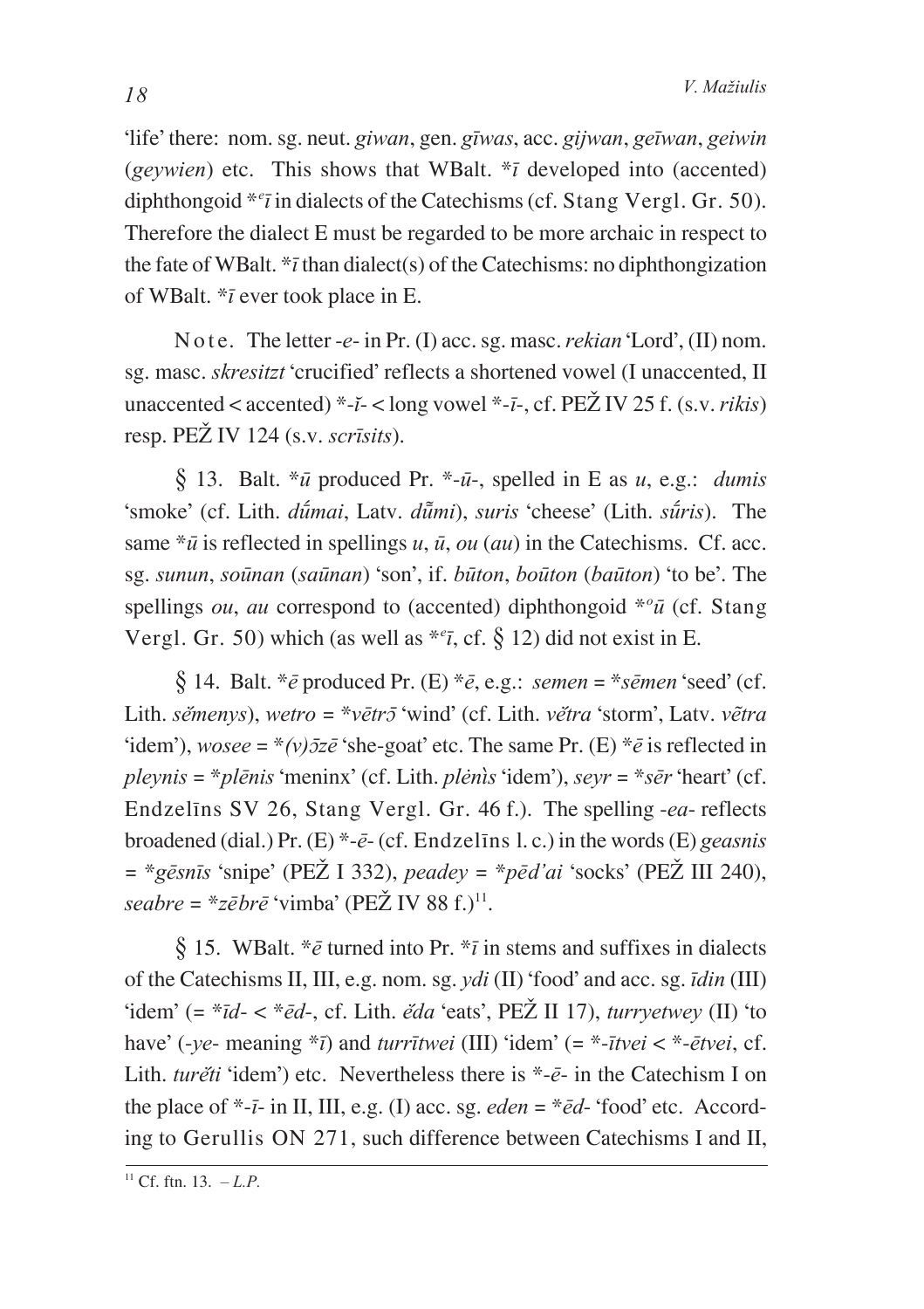'life' there: nom. sg. neut. *giwan*, gen. *gīwas*, acc. *gijwan*, *geīwan*, *geiwin* (*geywien*) etc. This shows that WBalt. *ī developed into (accented) diphthongoid *ᵉī in dialects of the Catechisms (cf. Stang Vergl. Gr. 50). Therefore the dialect E must be regarded to be more archaic in respect to the fate of WBalt. *ī than dialect(s) of the Catechisms: no diphthongization of WBalt. *ī ever took place in E.

Note. The letter *-e-* in Pr. (I) acc. sg. masc. *rekian* 'Lord', (II) nom. sg. masc. *skresitzt* 'crucified' reflects a shortened vowel (I unaccented, II unaccented < accented) *-ĭ- < long vowel *-ī-, cf. PEŽ IV 25 f. (s.v. *rikis*) resp. PEŽ IV 124 (s.v. *scrīsits*).

§ 13. Balt. *ū produced Pr. *-ū-, spelled in E as *u*, e.g.: *dumis* 'smoke' (cf. Lith. *dū́mai*, Latv. *dũmi*), *suris* 'cheese' (Lith. *sū́ris*). The same *ū is reflected in spellings *u*, *ū*, *ou* (*au*) in the Catechisms. Cf. acc. sg. *sunun*, *soūnan* (*saūnan*) 'son', if. *būton*, *boūton* (*baūton*) 'to be'. The spellings *ou*, *au* correspond to (accented) diphthongoid *ᵒū (cf. Stang Vergl. Gr. 50) which (as well as *ᵉī, cf. § 12) did not exist in E.

§ 14. Balt. *ē produced Pr. (E) *ē, e.g.: *semen* = *sēmen 'seed' (cf. Lith. *sė́menys*), *wetro* = *vētrɔ̄ 'wind' (cf. Lith. *vė́tra* 'storm', Latv. *vẽtra* 'idem'), *wosee* = *(v)ɔ̄zē 'she-goat' etc. The same Pr. (E) *ē is reflected in *pleynis* = *plēnis 'meninx' (cf. Lith. *plėnìs* 'idem'), *seyr* = *sēr 'heart' (cf. Endzelīns SV 26, Stang Vergl. Gr. 46 f.). The spelling *-ea-* reflects broadened (dial.) Pr. (E) *-ē- (cf. Endzelīns l. c.) in the words (E) *geasnis* = *gēsnīs 'snipe' (PEŽ I 332), *peadey* = *pēd'ai 'socks' (PEŽ III 240), *seabre* = *zēbrē 'vimba' (PEŽ IV 88 f.)[11].

§ 15. WBalt. *ē turned into Pr. *ī in stems and suffixes in dialects of the Catechisms II, III, e.g. nom. sg. *ydi* (II) 'food' and acc. sg. *īdin* (III) 'idem' (= *īd- < *ēd-, cf. Lith. *ė́da* 'eats', PEŽ II 17), *turryetwey* (II) 'to have' (*-ye-* meaning *ī) and *turrītwei* (III) 'idem' (= *-ītvei < *-ētvei, cf. Lith. *turė́ti* 'idem') etc. Nevertheless there is *-ē- in the Catechism I on the place of *-ī- in II, III, e.g. (I) acc. sg. *eden* = *ēd- 'food' etc. According to Gerullis ON 271, such difference between Catechisms I and II,

[11] Cf. ftn. 13. – *L.P.*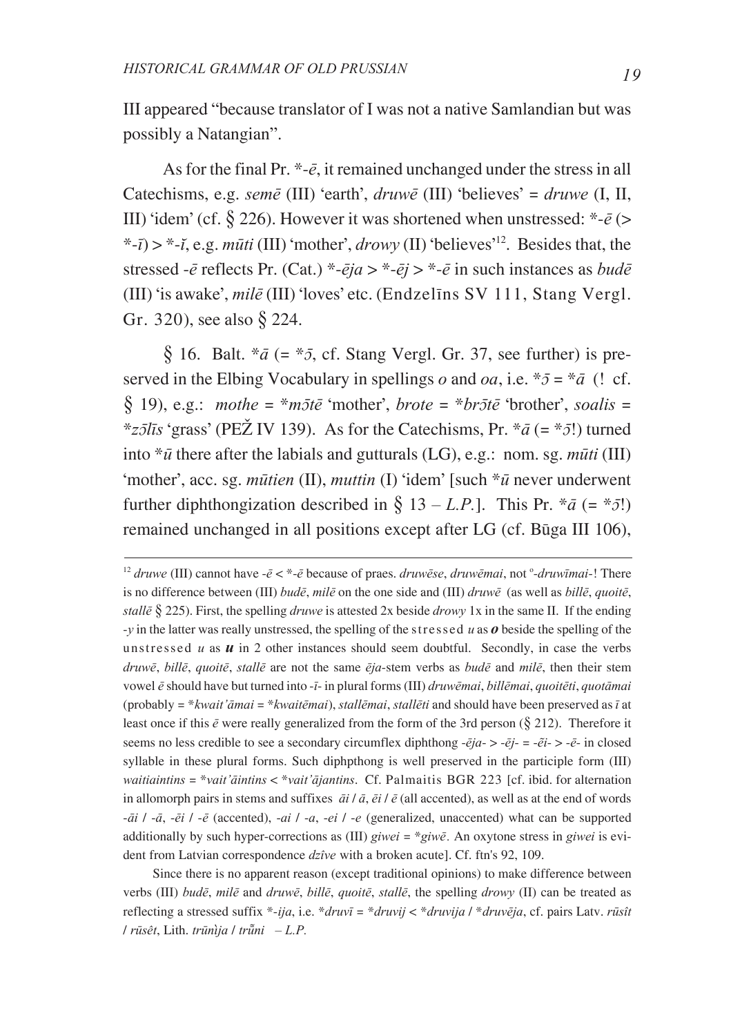III appeared "because translator of I was not a native Samlandian but was possibly a Natangian".

As for the final Pr. *-*ē*, it remained unchanged under the stress in all Catechisms, e.g. *semē* (III) 'earth', *druwē* (III) 'believes' = *druwe* (I, II, III) 'idem' (cf. § 226). However it was shortened when unstressed: *-*ē* (> *-*ī*) > *-*ĭ*, e.g. *mūti* (III) 'mother', *drowy* (II) 'believes'[12]. Besides that, the stressed -*ē* reflects Pr. (Cat.) *-*ēja* > *-*ēj* > *-*ē* in such instances as *budē* (III) 'is awake', *milē* (III) 'loves' etc. (Endzelīns SV 111, Stang Vergl. Gr. 320), see also § 224.

§ 16. Balt. *ā (= *ɔ̄, cf. Stang Vergl. Gr. 37, see further) is preserved in the Elbing Vocabulary in spellings *o* and *oa*, i.e. *ɔ̄ = *ā (! cf. § 19), e.g.: *mothe* = *mɔ̄tē 'mother', *brote* = *brɔ̄tē 'brother', *soalis* = *zɔ̄līs 'grass' (PEŽ IV 139). As for the Catechisms, Pr. *ā (= *ɔ̄!) turned into *ū there after the labials and gutturals (LG), e.g.: nom. sg. *mūti* (III) 'mother', acc. sg. *mūtien* (II), *muttin* (I) 'idem' [such *ū never underwent further diphthongization described in § 13 – *L.P.*]. This Pr. *ā (= *ɔ̄!) remained unchanged in all positions except after LG (cf. Būga III 106),

---

[12] *druwe* (III) cannot have -*ē* < *-*ē* because of praes. *druwēse*, *druwēmai*, not °-*druwīmai*-! There is no difference between (III) *budē*, *milē* on the one side and (III) *druwē* (as well as *billē*, *quoitē*, *stallē* § 225). First, the spelling *druwe* is attested 2x beside *drowy* 1x in the same II. If the ending -*y* in the latter was really unstressed, the spelling of the stressed *u* as ***o*** beside the spelling of the unstressed *u* as ***u*** in 2 other instances should seem doubtful. Secondly, in case the verbs *druwē*, *billē*, *quoitē*, *stallē* are not the same *ēja*-stem verbs as *budē* and *milē*, then their stem vowel *ē* should have but turned into -*ī*- in plural forms (III) *druwēmai*, *billēmai*, *quoitēti*, *quotāmai* (probably = **kwait'āmai* = **kwaitēmai*), *stallēmai*, *stallēti* and should have been preserved as *ī* at least once if this *ē* were really generalized from the form of the 3rd person (§ 212). Therefore it seems no less credible to see a secondary circumflex diphthong -*ēja*- > -*ēj*- = -*ēi*- > -*ē*- in closed syllable in these plural forms. Such diphpthong is well preserved in the participle form (III) *waitiaintins* = **vait'āintins* < **vait'ājantins*. Cf. Palmaitis BGR 223 [cf. ibid. for alternation in allomorph pairs in stems and suffixes *āi* / *ā*, *ēi* / *ē* (all accented), as well as at the end of words -*āi* / -*ā*, -*ēi* / -*ē* (accented), -*ai* / -*a*, -*ei* / -*e* (generalized, unaccented) what can be supported additionally by such hyper-corrections as (III) *giwei* = **giwē*. An oxytone stress in *giwei* is evident from Latvian correspondence *dzîve* with a broken acute]. Cf. ftn's 92, 109.

Since there is no apparent reason (except traditional opinions) to make difference between verbs (III) *budē*, *milē* and *druwē*, *billē*, *quoitē*, *stallē*, the spelling *drowy* (II) can be treated as reflecting a stressed suffix *-*ija*, i.e. **druvī* = **druvij* < **druvija* / **druvēja*, cf. pairs Latv. *rūsît* / *rūsêt*, Lith. *trūnìja* / *trū̃ni* – *L.P.*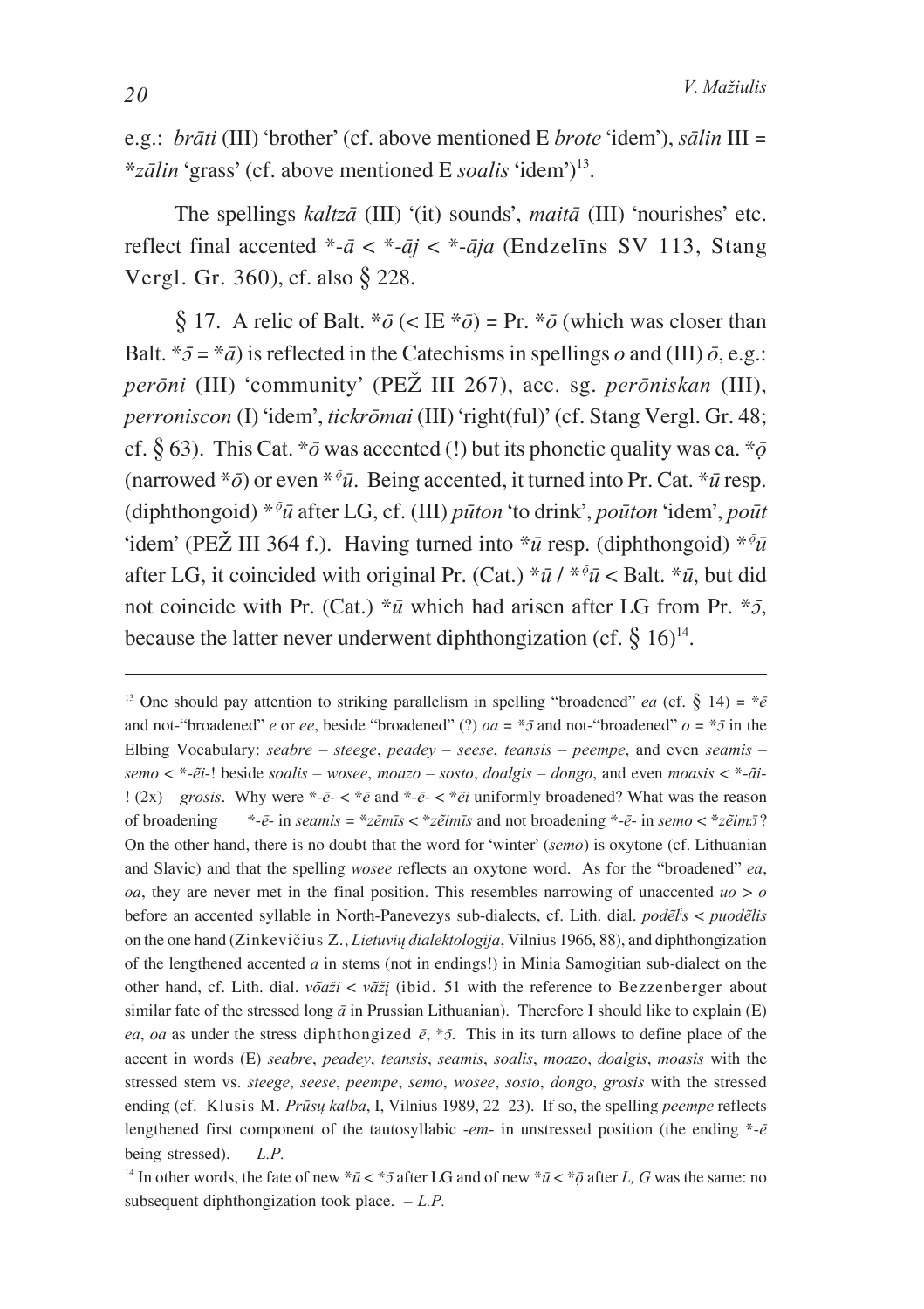e.g.: *brāti* (III) 'brother' (cf. above mentioned E *brote* 'idem'), *sālin* III = \**zālin* 'grass' (cf. above mentioned E *soalis* 'idem')[13].

The spellings *kaltzā* (III) '(it) sounds', *maitā* (III) 'nourishes' etc. reflect final accented \*-*ā* < \*-*āj* < \*-*āja* (Endzelīns SV 113, Stang Vergl. Gr. 360), cf. also § 228.

§ 17. A relic of Balt. \**ō* (< IE \**ō*) = Pr. \**ō* (which was closer than Balt. \**ɔ̄* = \**ā*) is reflected in the Catechisms in spellings *o* and (III) *ō*, e.g.: *perōni* (III) 'community' (PEŽ III 267), acc. sg. *perōniskan* (III), *perroniscon* (I) 'idem', *tickrōmai* (III) 'right(ful)' (cf. Stang Vergl. Gr. 48; cf. § 63). This Cat. \**ō* was accented (!) but its phonetic quality was ca. \**ọ̄* (narrowed \**ō*) or even \*ᵒ*ū*. Being accented, it turned into Pr. Cat. \**ū* resp. (diphthongoid) \*ᵒ*ū* after LG, cf. (III) *pūton* 'to drink', *poūton* 'idem', *poūt* 'idem' (PEŽ III 364 f.). Having turned into \**ū* resp. (diphthongoid) \*ᵒ*ū* after LG, it coincided with original Pr. (Cat.) \**ū* / \*ᵒ*ū* < Balt. \**ū*, but did not coincide with Pr. (Cat.) \**ū* which had arisen after LG from Pr. \**ɔ̄*, because the latter never underwent diphthongization (cf. § 16)[14].

---

[13] One should pay attention to striking parallelism in spelling "broadened" *ea* (cf. § 14) = \**ē* and not-"broadened" *e* or *ee*, beside "broadened" (?) *oa* = \**ɔ̄* and not-"broadened" *o* = \**ɔ̄* in the Elbing Vocabulary: *seabre* – *steege*, *peadey* – *seese*, *teansis* – *peempe*, and even *seamis* – *semo* < \*-*ẽi*-! beside *soalis* – *wosee*, *moazo* – *sosto*, *doalgis* – *dongo*, and even *moasis* < \*-*ãi*-! (2x) – *grosis*. Why were \*-*ē*- < \**ē* and \*-*ē*- < \**ẽi* uniformly broadened? What was the reason of broadening \*-*ē*- in *seamis* = \**zēmīs* < \**zẽimīs* and not broadening \*-*ē*- in *semo* < \**zẽimɔ̄*? On the other hand, there is no doubt that the word for 'winter' (*semo*) is oxytone (cf. Lithuanian and Slavic) and that the spelling *wosee* reflects an oxytone word. As for the "broadened" *ea*, *oa*, they are never met in the final position. This resembles narrowing of unaccented *uo* > *o* before an accented syllable in North-Panevezys sub-dialects, cf. Lith. dial. *podẽl's* < *puodēlis* on the one hand (Zinkevičius Z., *Lietuvių dialektologija*, Vilnius 1966, 88), and diphthongization of the lengthened accented *a* in stems (not in endings!) in Minia Samogitian sub-dialect on the other hand, cf. Lith. dial. *võaži* < *vãžį* (ibid. 51 with the reference to Bezzenberger about similar fate of the stressed long *ā* in Prussian Lithuanian). Therefore I should like to explain (E) *ea*, *oa* as under the stress diphthongized *ē*, \**ɔ̄*. This in its turn allows to define place of the accent in words (E) *seabre*, *peadey*, *teansis*, *seamis*, *soalis*, *moazo*, *doalgis*, *moasis* with the stressed stem vs. *steege*, *seese*, *peempe*, *semo*, *wosee*, *sosto*, *dongo*, *grosis* with the stressed ending (cf. Klusis M. *Prūsų kalba*, I, Vilnius 1989, 22–23). If so, the spelling *peempe* reflects lengthened first component of the tautosyllabic -*em*- in unstressed position (the ending \*-*ē* being stressed). – *L.P.*

[14] In other words, the fate of new \**ū* < \**ɔ̄* after LG and of new \**ū* < \**ọ̄* after *L, G* was the same: no subsequent diphthongization took place. – *L.P.*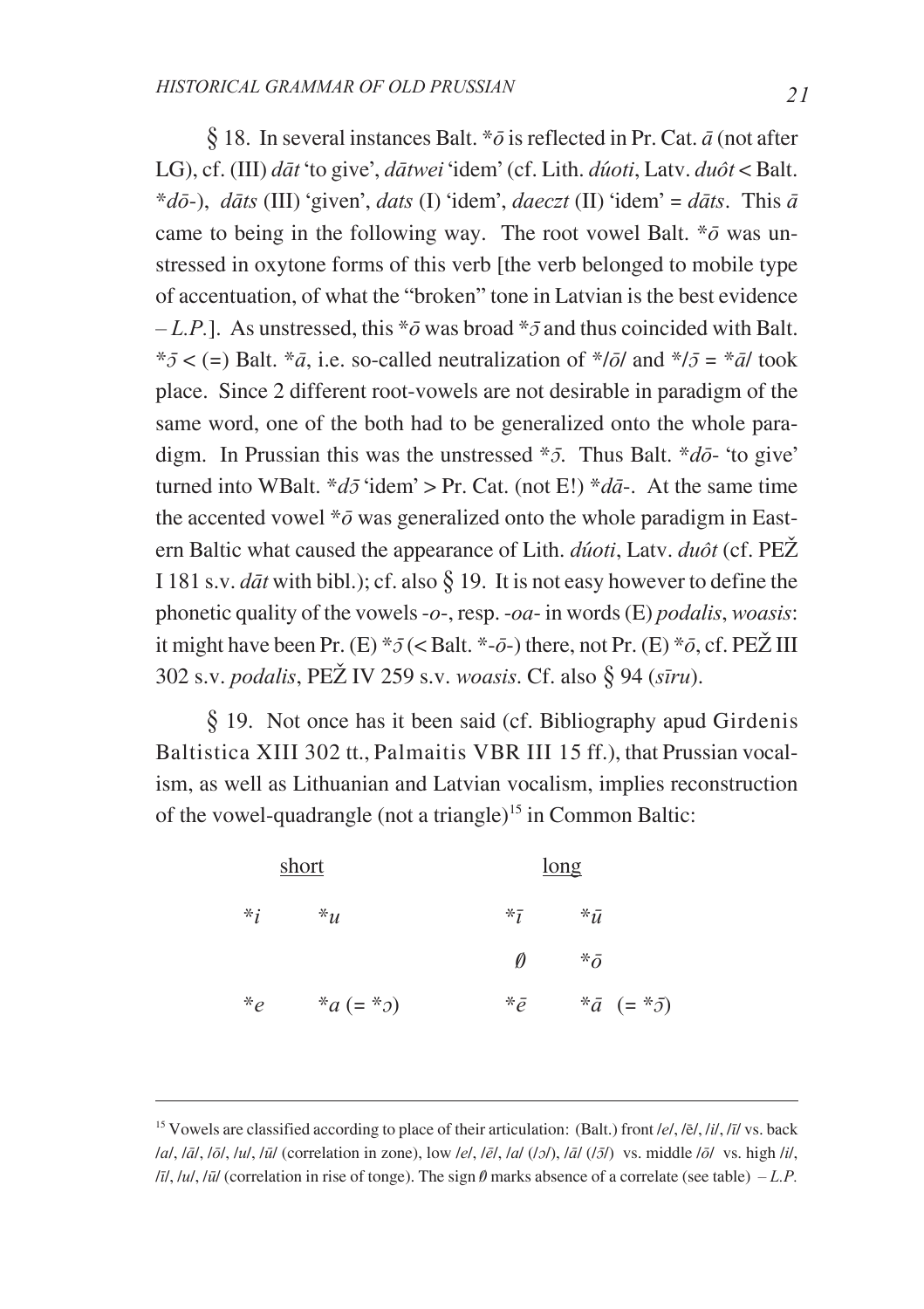§ 18. In several instances Balt. *ō is reflected in Pr. Cat. *ā* (not after LG), cf. (III) *dāt* 'to give', *dātwei* 'idem' (cf. Lith. *dúoti*, Latv. *duôt* < Balt. *\*dō-*), *dāts* (III) 'given', *dats* (I) 'idem', *daeczt* (II) 'idem' = *dāts*. This *ā* came to being in the following way. The root vowel Balt. *ō was unstressed in oxytone forms of this verb [the verb belonged to mobile type of accentuation, of what the "broken" tone in Latvian is the best evidence – *L.P.*]. As unstressed, this *ō was broad *ɔ̄ and thus coincided with Balt. *ɔ̄ < (=) Balt. *ā, i.e. so-called neutralization of */ō/ and */ɔ̄ = *ā/ took place. Since 2 different root-vowels are not desirable in paradigm of the same word, one of the both had to be generalized onto the whole paradigm. In Prussian this was the unstressed *ɔ̄. Thus Balt. *\*dō-* 'to give' turned into WBalt. *\*dɔ̄* 'idem' > Pr. Cat. (not E!) *\*dā-*. At the same time the accented vowel *ō was generalized onto the whole paradigm in Eastern Baltic what caused the appearance of Lith. *dúoti*, Latv. *duôt* (cf. PEŽ I 181 s.v. *dāt* with bibl.); cf. also § 19. It is not easy however to define the phonetic quality of the vowels *-o-*, resp. *-oa-* in words (E) *podalis*, *woasis*: it might have been Pr. (E) *ɔ̄ (< Balt. *-ō-) there, not Pr. (E) *ō, cf. PEŽ III 302 s.v. *podalis*, PEŽ IV 259 s.v. *woasis*. Cf. also § 94 (*sīru*).

§ 19. Not once has it been said (cf. Bibliography apud Girdenis Baltistica XIII 302 tt., Palmaitis VBR III 15 ff.), that Prussian vocalism, as well as Lithuanian and Latvian vocalism, implies reconstruction of the vowel-quadrangle (not a triangle)[15] in Common Baltic:

| short | | long | |
|---|---|---|---|
| *i | *u | *ī | *ū |
| | | ∅ | *ō |
| *e | *a (= *ɔ) | *ē | *ā (= *ɔ̄) |

---

[15] Vowels are classified according to place of their articulation: (Balt.) front /e/, /ē/, /i/, /ī/ vs. back /a/, /ā/, /ō/, /u/, /ū/ (correlation in zone), low /e/, /ē/, /a/ (/ɔ/), /ā/ (/ɔ̄/) vs. middle /ō/ vs. high /i/, /ī/, /u/, /ū/ (correlation in rise of tonge). The sign ∅ marks absence of a correlate (see table) – *L.P.*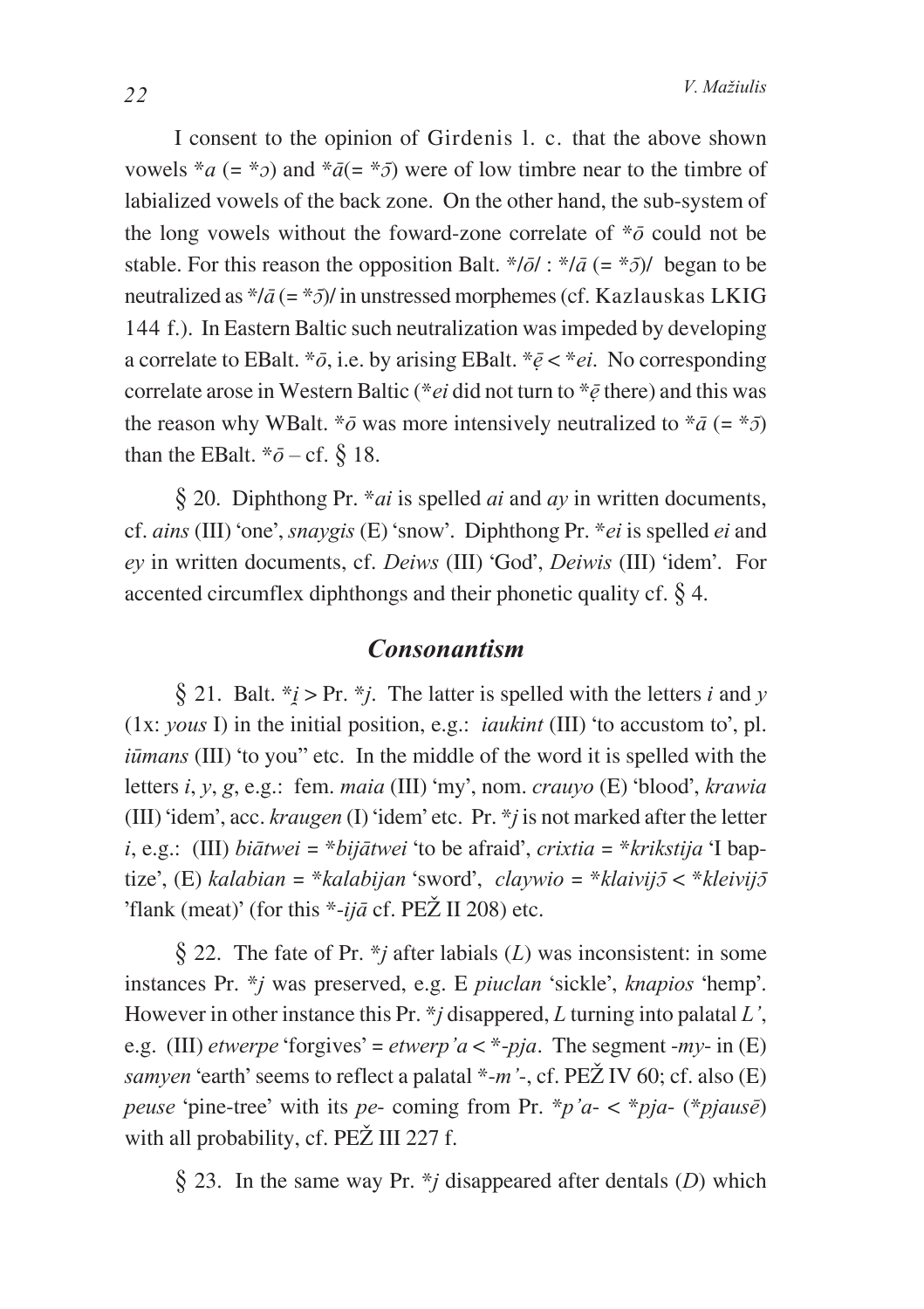I consent to the opinion of Girdenis l. c. that the above shown vowels **a* (= *ɔ) and *ā(= *ɔ̄) were of low timbre near to the timbre of labialized vowels of the back zone. On the other hand, the sub-system of the long vowels without the foward-zone correlate of *ō could not be stable. For this reason the opposition Balt. */ō/ : */ā (= *ɔ̄)/ began to be neutralized as */ā (= *ɔ̄)/ in unstressed morphemes (cf. Kazlauskas LKIG 144 f.). In Eastern Baltic such neutralization was impeded by developing a correlate to EBalt. *ō, i.e. by arising EBalt. *ẹ̄ < *ei. No corresponding correlate arose in Western Baltic (*ei did not turn to *ẹ̄ there) and this was the reason why WBalt. *ō was more intensively neutralized to *ā (= *ɔ̄) than the EBalt. *ō – cf. § 18.

§ 20. Diphthong Pr. **ai* is spelled *ai* and *ay* in written documents, cf. *ains* (III) 'one', *snaygis* (E) 'snow'. Diphthong Pr. **ei* is spelled *ei* and *ey* in written documents, cf. *Deiws* (III) 'God', *Deiwis* (III) 'idem'. For accented circumflex diphthongs and their phonetic quality cf. § 4.

## Consonantism

§ 21. Balt. *i̯ > Pr. **j*. The latter is spelled with the letters *i* and *y* (1x: *yous* I) in the initial position, e.g.: *iaukint* (III) 'to accustom to', pl. *iūmans* (III) 'to you" etc. In the middle of the word it is spelled with the letters *i*, *y*, *g*, e.g.: fem. *maia* (III) 'my', nom. *crauyo* (E) 'blood', *krawia* (III) 'idem', acc. *kraugen* (I) 'idem' etc. Pr. **j* is not marked after the letter *i*, e.g.: (III) *biātwei* = **bijātwei* 'to be afraid', *crixtia* = **krikstija* 'I baptize', (E) *kalabian* = **kalabijan* 'sword', *claywio* = **klaivijɔ̄* < **kleivijɔ̄* 'flank (meat)' (for this *-*ijā* cf. PEŽ II 208) etc.

§ 22. The fate of Pr. **j* after labials (*L*) was inconsistent: in some instances Pr. **j* was preserved, e.g. E *piuclan* 'sickle', *knapios* 'hemp'. However in other instance this Pr. **j* disappered, *L* turning into palatal *L'*, e.g. (III) *etwerpe* 'forgives' = *etwerp'a* < *-*pja*. The segment -*my*- in (E) *samyen* 'earth' seems to reflect a palatal *-*m'*-, cf. PEŽ IV 60; cf. also (E) *peuse* 'pine-tree' with its *pe*- coming from Pr. **p'a*- < **pja*- (**pjausē*) with all probability, cf. PEŽ III 227 f.

§ 23. In the same way Pr. **j* disappeared after dentals (*D*) which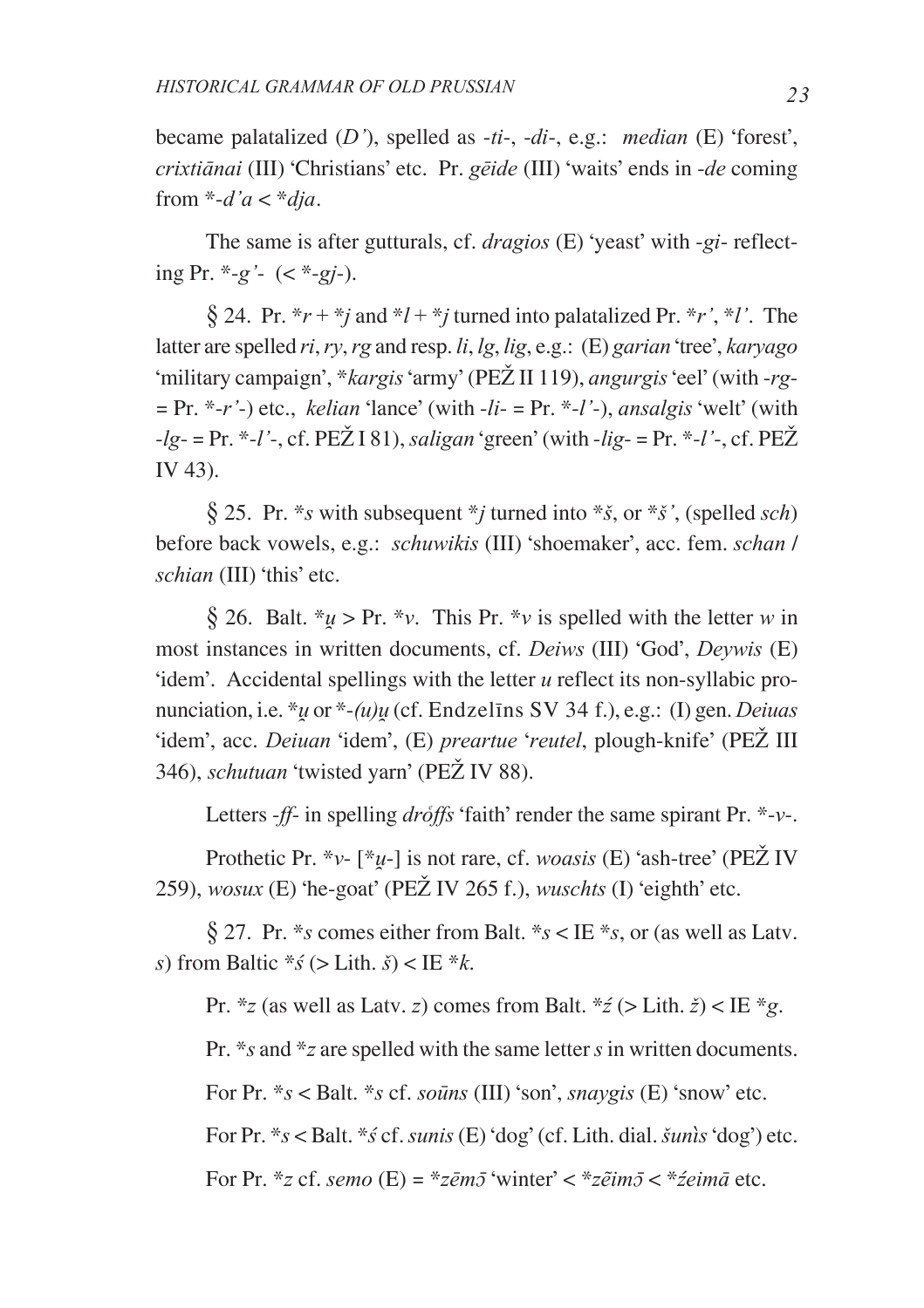became palatalized (*D'*), spelled as *-ti-*, *-di-*, e.g.: *median* (E) 'forest', *crixtiānai* (III) 'Christians' etc. Pr. *gēide* (III) 'waits' ends in *-de* coming from *\*-d'a* < *\*dja*.

The same is after gutturals, cf. *dragios* (E) 'yeast' with *-gi-* reflecting Pr. *\*-g'-* (< *\*-gj-*).

§ 24. Pr. *\*r* + *\*j* and *\*l* + *\*j* turned into palatalized Pr. *\*r'*, *\*l'*. The latter are spelled *ri*, *ry*, *rg* and resp. *li*, *lg*, *lig*, e.g.: (E) *garian* 'tree', *karyago* 'military campaign', *\*kargis* 'army' (PEŽ II 119), *angurgis* 'eel' (with *-rg-* = Pr. *\*-r'-*) etc., *kelian* 'lance' (with *-li-* = Pr. *\*-l'-*), *ansalgis* 'welt' (with *-lg-* = Pr. *\*-l'-*, cf. PEŽ I 81), *saligan* 'green' (with *-lig-* = Pr. *\*-l'-*, cf. PEŽ IV 43).

§ 25. Pr. *\*s* with subsequent *\*j* turned into *\*š*, or *\*š'*, (spelled *sch*) before back vowels, e.g.: *schuwikis* (III) 'shoemaker', acc. fem. *schan* / *schian* (III) 'this' etc.

§ 26. Balt. *\*u̯* > Pr. *\*v*. This Pr. *\*v* is spelled with the letter *w* in most instances in written documents, cf. *Deiws* (III) 'God', *Deywis* (E) 'idem'. Accidental spellings with the letter *u* reflect its non-syllabic pronunciation, i.e. *\*u̯* or *\*-(u)u̯* (cf. Endzelīns SV 34 f.), e.g.: (I) gen. *Deiuas* 'idem', acc. *Deiuan* 'idem', (E) *preartue* '*reutel*, plough-knife' (PEŽ III 346), *schutuan* 'twisted yarn' (PEŽ IV 88).

Letters *-ff-* in spelling *drů̊ffs* 'faith' render the same spirant Pr. *\*-v-*.

Prothetic Pr. *\*v-* [*\*u̯-*] is not rare, cf. *woasis* (E) 'ash-tree' (PEŽ IV 259), *wosux* (E) 'he-goat' (PEŽ IV 265 f.), *wuschts* (I) 'eighth' etc.

§ 27. Pr. *\*s* comes either from Balt. *\*s* < IE *\*s*, or (as well as Latv. *s*) from Baltic *\*ś* (> Lith. *š*) < IE *\*k*.

Pr. *\*z* (as well as Latv. *z*) comes from Balt. *\*ź* (> Lith. *ž*) < IE *\*g*.

Pr. *\*s* and *\*z* are spelled with the same letter *s* in written documents.

For Pr. *\*s* < Balt. *\*s* cf. *soūns* (III) 'son', *snaygis* (E) 'snow' etc.

For Pr. *\*s* < Balt. *\*ś* cf. *sunis* (E) 'dog' (cf. Lith. dial. *šunìs* 'dog') etc.

For Pr. *\*z* cf. *semo* (E) = *\*zēmō̄* 'winter' < *\*zẽimō̄* < *\*źeimā* etc.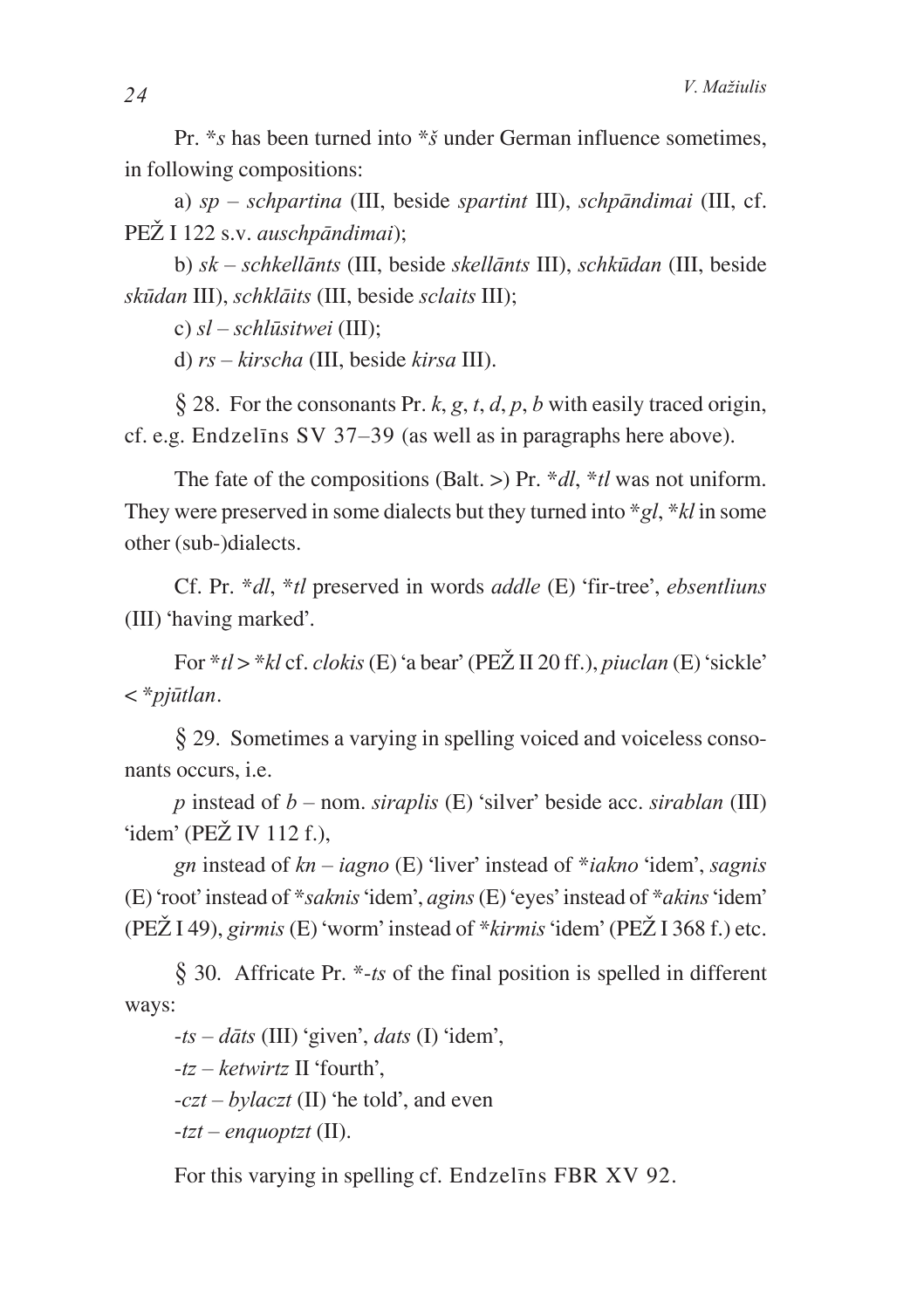Pr. *s has been turned into *š under German influence sometimes, in following compositions:

a) *sp* – *schpartina* (III, beside *spartint* III), *schpāndimai* (III, cf. PEŽ I 122 s.v. *auschpāndimai*);

b) *sk* – *schkellānts* (III, beside *skellānts* III), *schkūdan* (III, beside *skūdan* III), *schklāits* (III, beside *sclaits* III);

c) *sl* – *schlūsitwei* (III);

d) *rs* – *kirscha* (III, beside *kirsa* III).

§ 28. For the consonants Pr. *k*, *g*, *t*, *d*, *p*, *b* with easily traced origin, cf. e.g. Endzelīns SV 37–39 (as well as in paragraphs here above).

The fate of the compositions (Balt. >) Pr. *dl, *tl was not uniform. They were preserved in some dialects but they turned into *gl, *kl in some other (sub-)dialects.

Cf. Pr. *dl, *tl preserved in words *addle* (E) 'fir-tree', *ebsentliuns* (III) 'having marked'.

For *tl > *kl cf. *clokis* (E) 'a bear' (PEŽ II 20 ff.), *piuclan* (E) 'sickle' < **pjūtlan*.

§ 29. Sometimes a varying in spelling voiced and voiceless consonants occurs, i.e.

*p* instead of *b* – nom. *siraplis* (E) 'silver' beside acc. *sirablan* (III) 'idem' (PEŽ IV 112 f.),

*gn* instead of *kn* – *iagno* (E) 'liver' instead of **iakno* 'idem', *sagnis* (E) 'root' instead of **saknis* 'idem', *agins* (E) 'eyes' instead of **akins* 'idem' (PEŽ I 49), *girmis* (E) 'worm' instead of **kirmis* 'idem' (PEŽ I 368 f.) etc.

§ 30. Affricate Pr. *-*ts* of the final position is spelled in different ways:

-*ts* – *dāts* (III) 'given', *dats* (I) 'idem',

-*tz* – *ketwirtz* II 'fourth',

-*czt* – *bylaczt* (II) 'he told', and even

-*tzt* – *enquoptzt* (II).

For this varying in spelling cf. Endzelīns FBR XV 92.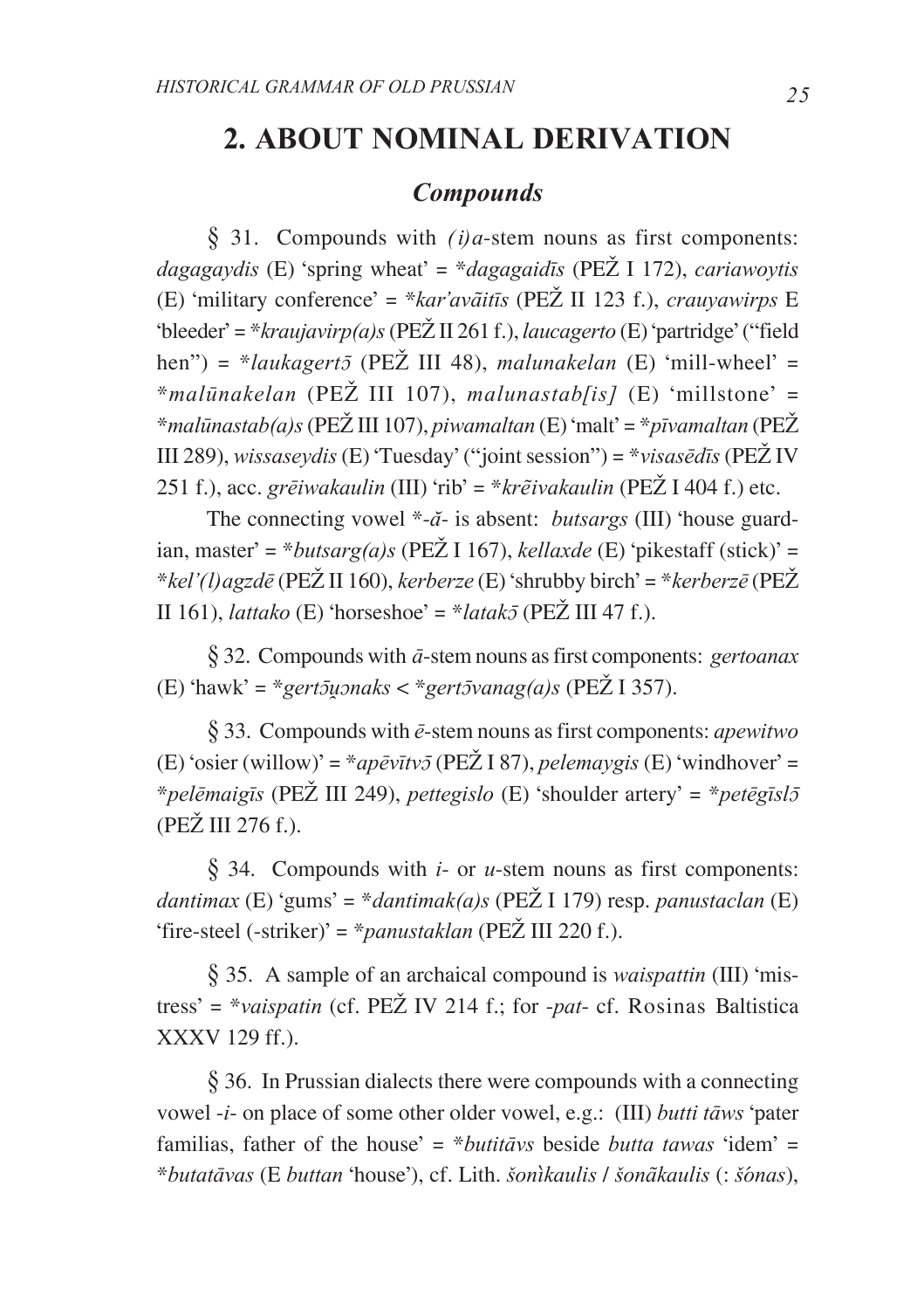## 2. ABOUT NOMINAL DERIVATION

### *Compounds*

§ 31. Compounds with *(i)a*-stem nouns as first components: *dagagaydis* (E) 'spring wheat' = \**dagagaidīs* (PEŽ I 172), *cariawoytis* (E) 'military conference' = \**kar'avãitīs* (PEŽ II 123 f.), *crauyawirps* E 'bleeder' = \**kraujavirp(a)s* (PEŽ II 261 f.), *laucagerto* (E) 'partridge' ("field hen") = \**laukagertō̄* (PEŽ III 48), *malunakelan* (E) 'mill-wheel' = \**malūnakelan* (PEŽ III 107), *malunastab[is]* (E) 'millstone' = \**malūnastab(a)s* (PEŽ III 107), *piwamaltan* (E) 'malt' = \**pīvamaltan* (PEŽ III 289), *wissaseydis* (E) 'Tuesday' ("joint session") = \**visasēdīs* (PEŽ IV 251 f.), acc. *grēiwakaulin* (III) 'rib' = \**krẽivakaulin* (PEŽ I 404 f.) etc.

The connecting vowel \*-*ă*- is absent: *butsargs* (III) 'house guardian, master' = \**butsarg(a)s* (PEŽ I 167), *kellaxde* (E) 'pikestaff (stick)' = \**kel'(l)agzdē* (PEŽ II 160), *kerberze* (E) 'shrubby birch' = \**kerberzē* (PEŽ II 161), *lattako* (E) 'horseshoe' = \**latakō̄* (PEŽ III 47 f.).

§ 32. Compounds with *ā*-stem nouns as first components: *gertoanax* (E) 'hawk' = \**gertō̄u̯ɔnaks* < \**gertō̄vanag(a)s* (PEŽ I 357).

§ 33. Compounds with *ē*-stem nouns as first components: *apewitwo* (E) 'osier (willow)' = \**apēvītvō̄* (PEŽ I 87), *pelemaygis* (E) 'windhover' = \**pelēmaigīs* (PEŽ III 249), *pettegislo* (E) 'shoulder artery' = \**petēgīslō̄* (PEŽ III 276 f.).

§ 34. Compounds with *i*- or *u*-stem nouns as first components: *dantimax* (E) 'gums' = \**dantimak(a)s* (PEŽ I 179) resp. *panustaclan* (E) 'fire-steel (-striker)' = \**panustaklan* (PEŽ III 220 f.).

§ 35. A sample of an archaical compound is *waispattin* (III) 'mistress' = \**vaispatin* (cf. PEŽ IV 214 f.; for *-pat-* cf. Rosinas Baltistica XXXV 129 ff.).

§ 36. In Prussian dialects there were compounds with a connecting vowel *-i-* on place of some other older vowel, e.g.: (III) *butti tāws* 'pater familias, father of the house' = \**butitāvs* beside *butta tawas* 'idem' = \**butatāvas* (E *buttan* 'house'), cf. Lith. *šonìkaulis* / *šonãkaulis* (: *šónas*),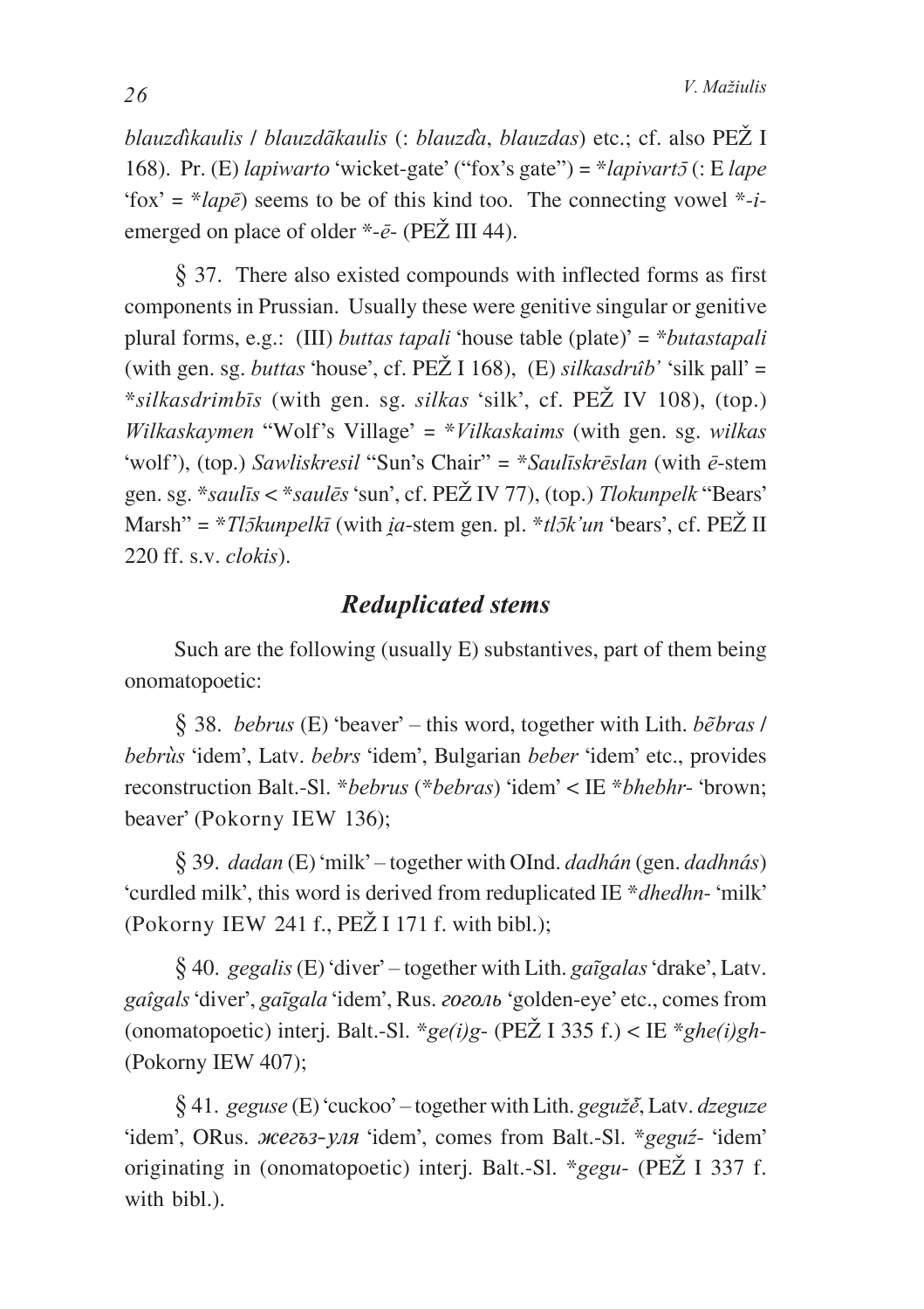*blauzdìkaulis* / *blauzdãkaulis* (: *blauzdà*, *blauzdas*) etc.; cf. also PEŽ I 168). Pr. (E) *lapiwarto* 'wicket-gate' ("fox's gate") = \**lapivartō̃* (: E *lape* 'fox' = \**lapē*) seems to be of this kind too. The connecting vowel \*-*i*- emerged on place of older \*-*ē*- (PEŽ III 44).

§ 37. There also existed compounds with inflected forms as first components in Prussian. Usually these were genitive singular or genitive plural forms, e.g.: (III) *buttas tapali* 'house table (plate)' = \**butastapali* (with gen. sg. *buttas* 'house', cf. PEŽ I 168), (E) *silkasdrûb'* 'silk pall' = \**silkasdrimbīs* (with gen. sg. *silkas* 'silk', cf. PEŽ IV 108), (top.) *Wilkaskaymen* "Wolf's Village' = \**Vilkaskaims* (with gen. sg. *wilkas* 'wolf'), (top.) *Sawliskresil* "Sun's Chair" = \**Saulīskrēslan* (with *ē*-stem gen. sg. \**saulīs* < \**saulēs* 'sun', cf. PEŽ IV 77), (top.) *Tlokunpelk* "Bears' Marsh" = \**Tlōkunpelkī* (with *i̯a*-stem gen. pl. \**tlōk'un* 'bears', cf. PEŽ II 220 ff. s.v. *clokis*).

## *Reduplicated stems*

Such are the following (usually E) substantives, part of them being onomatopoetic:

§ 38. *bebrus* (E) 'beaver' – this word, together with Lith. *bẽbras* / *bebrùs* 'idem', Latv. *bebrs* 'idem', Bulgarian *beber* 'idem' etc., provides reconstruction Balt.-Sl. \**bebrus* (\**bebras*) 'idem' < IE \**bhebhr*- 'brown; beaver' (Pokorny IEW 136);

§ 39. *dadan* (E) 'milk' – together with OInd. *dadhán* (gen. *dadhnás*) 'curdled milk', this word is derived from reduplicated IE \**dhedhn*- 'milk' (Pokorny IEW 241 f., PEŽ I 171 f. with bibl.);

§ 40. *gegalis* (E) 'diver' – together with Lith. *gaĩgalas* 'drake', Latv. *gaîgals* 'diver', *gaĩgala* 'idem', Rus. *гоголь* 'golden-eye' etc., comes from (onomatopoetic) interj. Balt.-Sl. \**ge(i)g*- (PEŽ I 335 f.) < IE \**ghe(i)gh*- (Pokorny IEW 407);

§ 41. *geguse* (E) 'cuckoo' – together with Lith. *gegužė̃*, Latv. *dzeguze* 'idem', ORus. *жегъз-уля* 'idem', comes from Balt.-Sl. \**geguź*- 'idem' originating in (onomatopoetic) interj. Balt.-Sl. \**gegu*- (PEŽ I 337 f. with bibl.).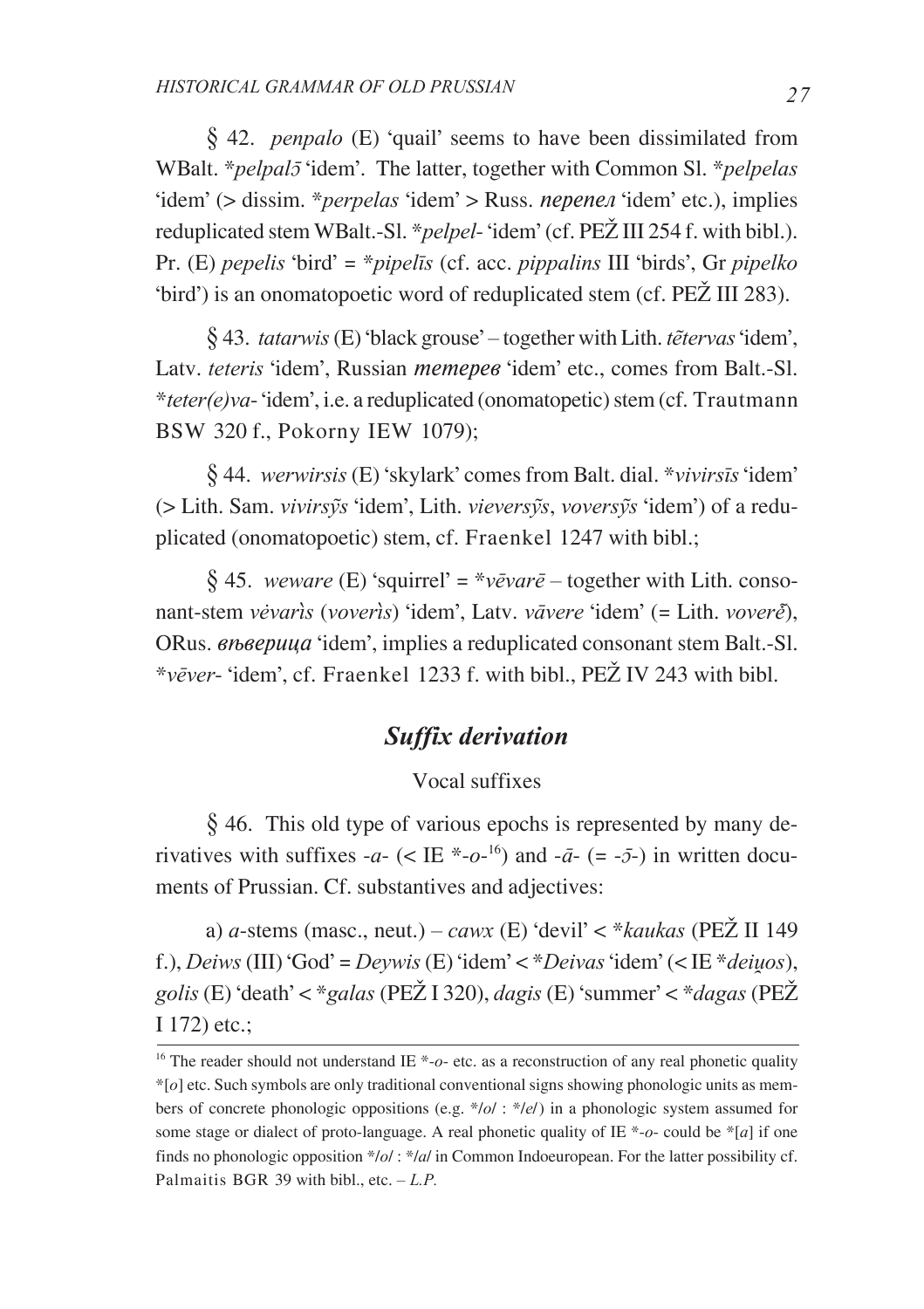§ 42. *penpalo* (E) 'quail' seems to have been dissimilated from WBalt. *\*pelpalō* 'idem'. The latter, together with Common Sl. *\*pelpelas* 'idem' (> dissim. *\*perpelas* 'idem' > Russ. ***перепел*** 'idem' etc.), implies reduplicated stem WBalt.-Sl. *\*pelpel-* 'idem' (cf. PEŽ III 254 f. with bibl.). Pr. (E) *pepelis* 'bird' = *\*pipelīs* (cf. acc. *pippalins* III 'birds', Gr *pipelko* 'bird') is an onomatopoetic word of reduplicated stem (cf. PEŽ III 283).

§ 43. *tatarwis* (E) 'black grouse' – together with Lith. *tẽtervas* 'idem', Latv. *teteris* 'idem', Russian ***тетерев*** 'idem' etc., comes from Balt.-Sl. *\*teter(e)va-* 'idem', i.e. a reduplicated (onomatopetic) stem (cf. Trautmann BSW 320 f., Pokorny IEW 1079);

§ 44. *werwirsis* (E) 'skylark' comes from Balt. dial. *\*vivirsīs* 'idem' (> Lith. Sam. *vivirsỹs* 'idem', Lith. *vieversỹs*, *voversỹs* 'idem') of a reduplicated (onomatopoetic) stem, cf. Fraenkel 1247 with bibl.;

§ 45. *weware* (E) 'squirrel' = *\*vēvarē* – together with Lith. consonant-stem *vėvarìs* (*voverìs*) 'idem', Latv. *vāvere* 'idem' (= Lith. *voverẽ*), ORus. ***вѣверица*** 'idem', implies a reduplicated consonant stem Balt.-Sl. *\*vēver-* 'idem', cf. Fraenkel 1233 f. with bibl., PEŽ IV 243 with bibl.

## *Suffix derivation*

### Vocal suffixes

§ 46. This old type of various epochs is represented by many derivatives with suffixes *-a-* (< IE *\*-o-*[16]) and *-ā-* (= *-ō-*) in written documents of Prussian. Cf. substantives and adjectives:

a) *a*-stems (masc., neut.) – *cawx* (E) 'devil' < *\*kaukas* (PEŽ II 149 f.), *Deiws* (III) 'God' = *Deywis* (E) 'idem' < *\*Deivas* 'idem' (< IE *\*dei̯os*), *golis* (E) 'death' < *\*galas* (PEŽ I 320), *dagis* (E) 'summer' < *\*dagas* (PEŽ I 172) etc.;

[16] The reader should not understand IE *\*-o-* etc. as a reconstruction of any real phonetic quality *\*[o]* etc. Such symbols are only traditional conventional signs showing phonologic units as members of concrete phonologic oppositions (e.g. *\*/o/* : *\*/e/*) in a phonologic system assumed for some stage or dialect of proto-language. A real phonetic quality of IE *\*-o-* could be *\*[a]* if one finds no phonologic opposition *\*/o/* : *\*/a/* in Common Indoeuropean. For the latter possibility cf. Palmaitis BGR 39 with bibl., etc. – *L.P.*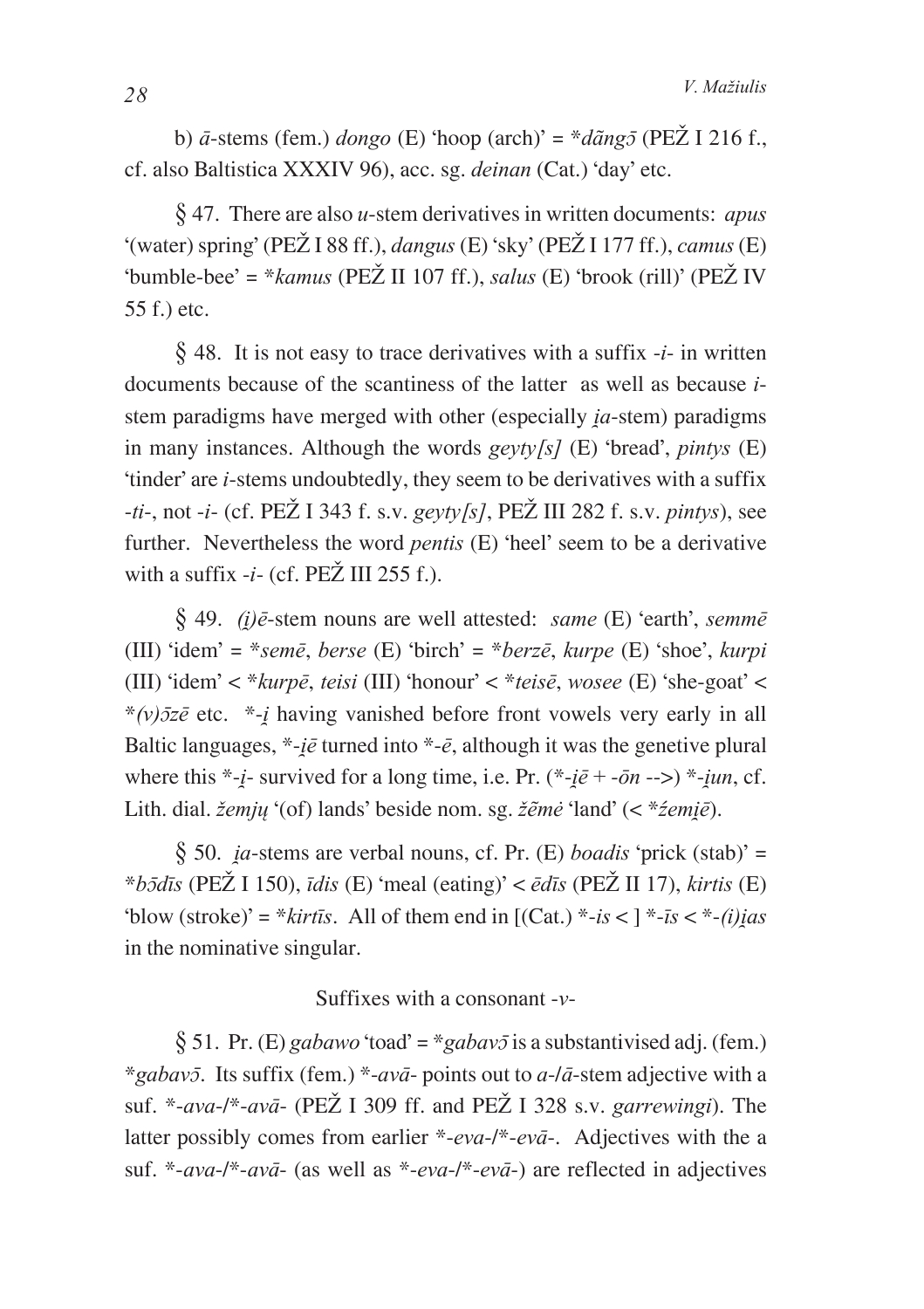b) *ā*-stems (fem.) *dongo* (E) 'hoop (arch)' = \**dãngō* (PEŽ I 216 f., cf. also Baltistica XXXIV 96), acc. sg. *deinan* (Cat.) 'day' etc.

§ 47. There are also *u*-stem derivatives in written documents: *apus* '(water) spring' (PEŽ I 88 ff.), *dangus* (E) 'sky' (PEŽ I 177 ff.), *camus* (E) 'bumble-bee' = \**kamus* (PEŽ II 107 ff.), *salus* (E) 'brook (rill)' (PEŽ IV 55 f.) etc.

§ 48. It is not easy to trace derivatives with a suffix *-i-* in written documents because of the scantiness of the latter as well as because *i*-stem paradigms have merged with other (especially *i̯a*-stem) paradigms in many instances. Although the words *geyty[s]* (E) 'bread', *pintys* (E) 'tinder' are *i*-stems undoubtedly, they seem to be derivatives with a suffix *-ti-*, not *-i-* (cf. PEŽ I 343 f. s.v. *geyty[s]*, PEŽ III 282 f. s.v. *pintys*), see further. Nevertheless the word *pentis* (E) 'heel' seem to be a derivative with a suffix *-i-* (cf. PEŽ III 255 f.).

§ 49. *(i̯)ē*-stem nouns are well attested: *same* (E) 'earth', *semmē* (III) 'idem' = \**semē*, *berse* (E) 'birch' = \**berzē*, *kurpe* (E) 'shoe', *kurpi* (III) 'idem' < \**kurpē*, *teisi* (III) 'honour' < \**teisē*, *wosee* (E) 'she-goat' < \**(v)ōzē* etc. \*-*i̯* having vanished before front vowels very early in all Baltic languages, \*-*i̯ē* turned into \*-*ē*, although it was the genetive plural where this \*-*i̯*- survived for a long time, i.e. Pr. (\*-*i̯ē* + -*ōn* -->) \*-*i̯un*, cf. Lith. dial. *žemjų* '(of) lands' beside nom. sg. *žẽmė* 'land' (< \**źemi̯ē*).

§ 50. *i̯a*-stems are verbal nouns, cf. Pr. (E) *boadis* 'prick (stab)' = \**bōdīs* (PEŽ I 150), *īdis* (E) 'meal (eating)' < *ēdīs* (PEŽ II 17), *kirtis* (E) 'blow (stroke)' = \**kirtīs*. All of them end in [(Cat.) \*-*is* < ] \*-*īs* < \*-*(i)i̯as* in the nominative singular.

### Suffixes with a consonant *-v-*

§ 51. Pr. (E) *gabawo* 'toad' = \**gabavō* is a substantivised adj. (fem.) \**gabavō*. Its suffix (fem.) \*-*avā*- points out to *a*-/*ā*-stem adjective with a suf. \*-*ava*-/\*-*avā*- (PEŽ I 309 ff. and PEŽ I 328 s.v. *garrewingi*). The latter possibly comes from earlier \*-*eva*-/\*-*evā*-. Adjectives with the a suf. \*-*ava*-/\*-*avā*- (as well as \*-*eva*-/\*-*evā*-) are reflected in adjectives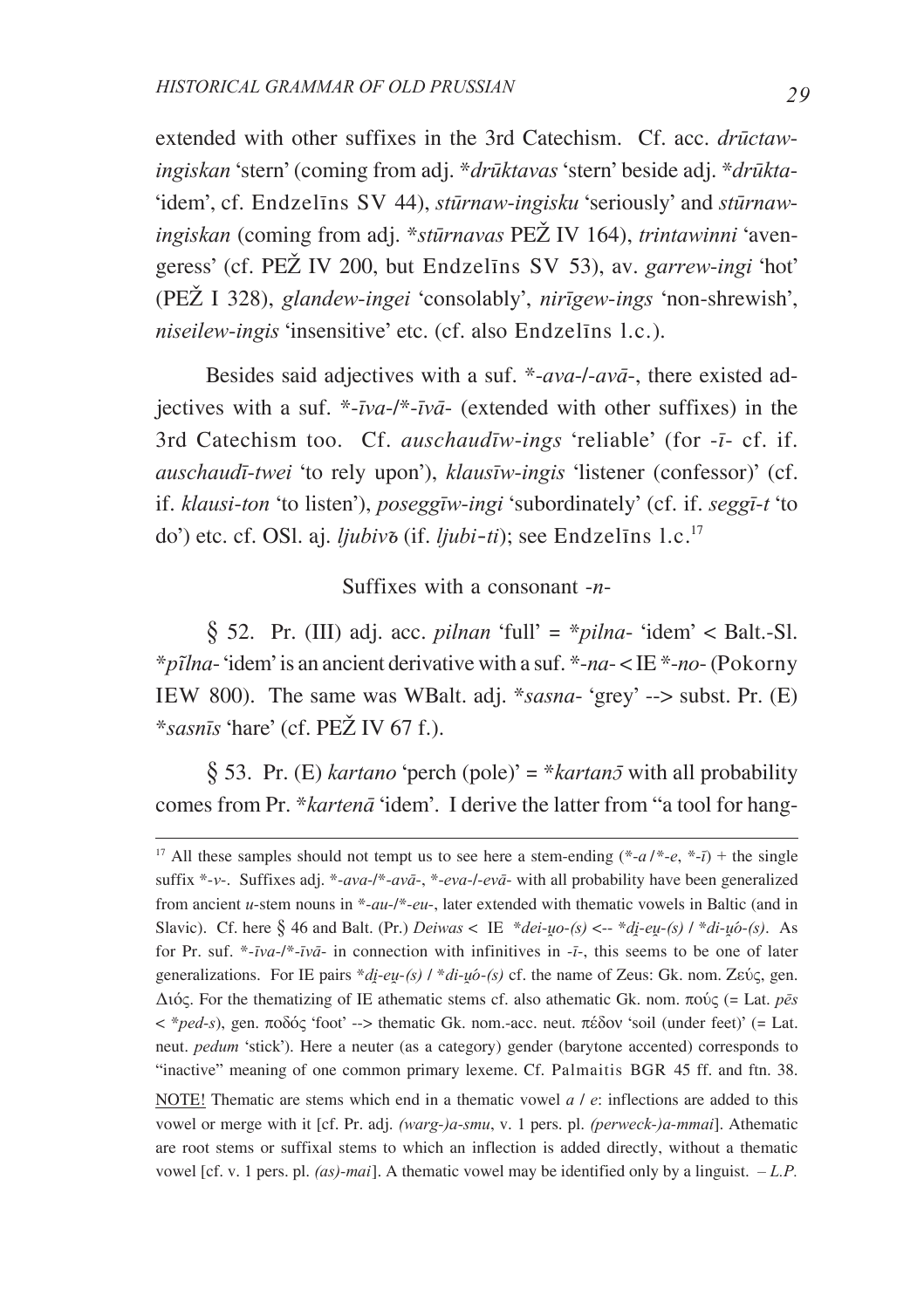extended with other suffixes in the 3rd Catechism. Cf. acc. *drūctawingiskan* 'stern' (coming from adj. **drūktavas* 'stern' beside adj. **drūkta-* 'idem', cf. Endzelīns SV 44), *stūrnaw-ingisku* 'seriously' and *stūrnawingiskan* (coming from adj. **stūrnavas* PEŽ IV 164), *trintawinni* 'avengeress' (cf. PEŽ IV 200, but Endzelīns SV 53), av. *garrew-ingi* 'hot' (PEŽ I 328), *glandew-ingei* 'consolably', *nirīgew-ings* 'non-shrewish', *niseilew-ingis* 'insensitive' etc. (cf. also Endzelīns l.c.).

Besides said adjectives with a suf. *\*-ava-/-avā-*, there existed adjectives with a suf. *\*-īva-/\*-īvā-* (extended with other suffixes) in the 3rd Catechism too. Cf. *auschaudīw-ings* 'reliable' (for *-ī-* cf. if. *auschaudī-twei* 'to rely upon'), *klausīw-ingis* 'listener (confessor)' (cf. if. *klausi-ton* 'to listen'), *poseggīw-ingi* 'subordinately' (cf. if. *seggī-t* 'to do') etc. cf. OSl. aj. *ljubivъ* (if. *ljubi-ti*); see Endzelīns l.c.[17]

Suffixes with a consonant *-n-*

§ 52. Pr. (III) adj. acc. *pilnan* 'full' = *\*pilna-* 'idem' < Balt.-Sl. *\*pĩlna-* 'idem' is an ancient derivative with a suf. *\*-na-* < IE *\*-no-* (Pokorny IEW 800). The same was WBalt. adj. *\*sasna-* 'grey' --> subst. Pr. (E) *\*sasnīs* 'hare' (cf. PEŽ IV 67 f.).

§ 53. Pr. (E) *kartano* 'perch (pole)' = *\*kartanō* with all probability comes from Pr. *\*kartenā* 'idem'. I derive the latter from "a tool for hang-

---

[17] All these samples should not tempt us to see here a stem-ending (*\*-a* / *\*-e*, *\*-ī*) + the single suffix *\*-v-*. Suffixes adj. *\*-ava-/\*-avā-*, *\*-eva-/-evā-* with all probability have been generalized from ancient *u*-stem nouns in *\*-au-/\*-eu-*, later extended with thematic vowels in Baltic (and in Slavic). Cf. here § 46 and Balt. (Pr.) *Deiwas* < IE *\*dei-u̯o-(s)* <-- *\*di̯-eu̯-(s)* / *\*di-u̯ó-(s)*. As for Pr. suf. *\*-īva-/\*-īvā-* in connection with infinitives in *-ī-*, this seems to be one of later generalizations. For IE pairs *\*di̯-eu̯-(s)* / *\*di-u̯ó-(s)* cf. the name of Zeus: Gk. nom. Ζεύς, gen. Διός. For the thematizing of IE athematic stems cf. also athematic Gk. nom. πούς (= Lat. *pēs* < *\*ped-s*), gen. ποδός 'foot' --> thematic Gk. nom.-acc. neut. πέδον 'soil (under feet)' (= Lat. neut. *pedum* 'stick'). Here a neuter (as a category) gender (barytone accented) corresponds to "inactive" meaning of one common primary lexeme. Cf. Palmaitis BGR 45 ff. and ftn. 38.

NOTE! Thematic are stems which end in a thematic vowel *a* / *e*: inflections are added to this vowel or merge with it [cf. Pr. adj. *(warg-)a-smu*, v. 1 pers. pl. *(perweck-)a-mmai*]. Athematic are root stems or suffixal stems to which an inflection is added directly, without a thematic vowel [cf. v. 1 pers. pl. *(as)-mai*]. A thematic vowel may be identified only by a linguist. *– L.P.*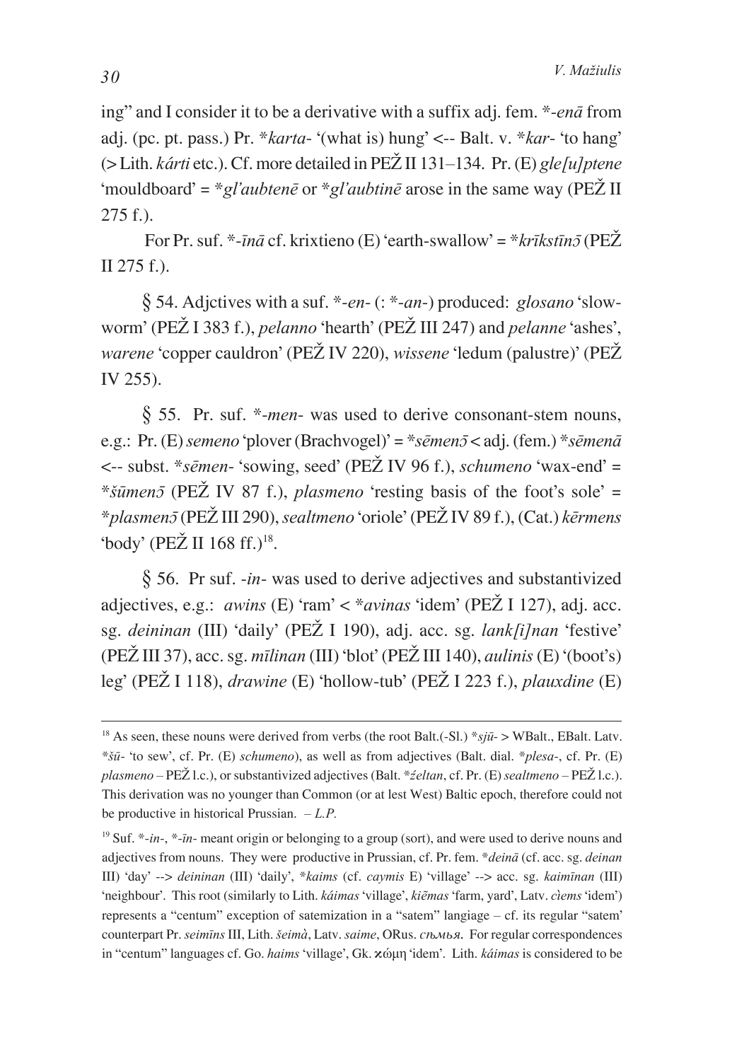ing" and I consider it to be a derivative with a suffix adj. fem. *\*-enā* from adj. (pc. pt. pass.) Pr. *\*karta-* '(what is) hung' <-- Balt. v. *\*kar-* 'to hang' (> Lith. *kárti* etc.). Cf. more detailed in PEŽ II 131–134. Pr. (E) *gle[u]ptene* 'mouldboard' = *\*gl'aubtenē* or *\*gl'aubtinē* arose in the same way (PEŽ II 275 f.).

For Pr. suf. *\*-īnā* cf. krixtieno (E) 'earth-swallow' = *\*krīkstīnō* (PEŽ II 275 f.).

§ 54. Adjctives with a suf. *\*-en-* (: *\*-an-*) produced: *glosano* 'slow-worm' (PEŽ I 383 f.), *pelanno* 'hearth' (PEŽ III 247) and *pelanne* 'ashes', *warene* 'copper cauldron' (PEŽ IV 220), *wissene* 'ledum (palustre)' (PEŽ IV 255).

§ 55. Pr. suf. *\*-men-* was used to derive consonant-stem nouns, e.g.: Pr. (E) *semeno* 'plover (Brachvogel)' = *\*sēmenō* < adj. (fem.) *\*sēmenā* <-- subst. *\*sēmen-* 'sowing, seed' (PEŽ IV 96 f.), *schumeno* 'wax-end' = *\*šūmenō* (PEŽ IV 87 f.), *plasmeno* 'resting basis of the foot's sole' = *\*plasmenō* (PEŽ III 290), *sealtmeno* 'oriole' (PEŽ IV 89 f.), (Cat.) *kērmens* 'body' (PEŽ II 168 ff.)[18].

§ 56. Pr suf. *-in-* was used to derive adjectives and substantivized adjectives, e.g.: *awins* (E) 'ram' < *\*avinas* 'idem' (PEŽ I 127), adj. acc. sg. *deininan* (III) 'daily' (PEŽ I 190), adj. acc. sg. *lank[i]nan* 'festive' (PEŽ III 37), acc. sg. *mīlinan* (III) 'blot' (PEŽ III 140), *aulinis* (E) '(boot's) leg' (PEŽ I 118), *drawine* (E) 'hollow-tub' (PEŽ I 223 f.), *plauxdine* (E)

---

[18] As seen, these nouns were derived from verbs (the root Balt.(-Sl.) *\*sjū-* > WBalt., EBalt. Latv. *\*šū-* 'to sew', cf. Pr. (E) *schumeno*), as well as from adjectives (Balt. dial. *\*plesa-*, cf. Pr. (E) *plasmeno* – PEŽ l.c.), or substantivized adjectives (Balt. *\*źeltan*, cf. Pr. (E) *sealtmeno* – PEŽ l.c.). This derivation was no younger than Common (or at lest West) Baltic epoch, therefore could not be productive in historical Prussian. – *L.P.*

[19] Suf. *\*-in-*, *\*-īn-* meant origin or belonging to a group (sort), and were used to derive nouns and adjectives from nouns. They were productive in Prussian, cf. Pr. fem. *\*deinā* (cf. acc. sg. *deinan* III) 'day' --> *deininan* (III) 'daily', *\*kaims* (cf. *caymis* E) 'village' --> acc. sg. *kaimīnan* (III) 'neighbour'. This root (similarly to Lith. *káimas* 'village', *kiẽmas* 'farm, yard', Latv. *cìems* 'idem') represents a "centum" exception of satemization in a "satem" langiage – cf. its regular "satem" counterpart Pr. *seimīns* III, Lith. *šeimà*, Latv. *saime*, ORus. *сѣмья*. For regular correspondences in "centum" languages cf. Go. *haims* 'village', Gk. κώμη 'idem'. Lith. *káimas* is considered to be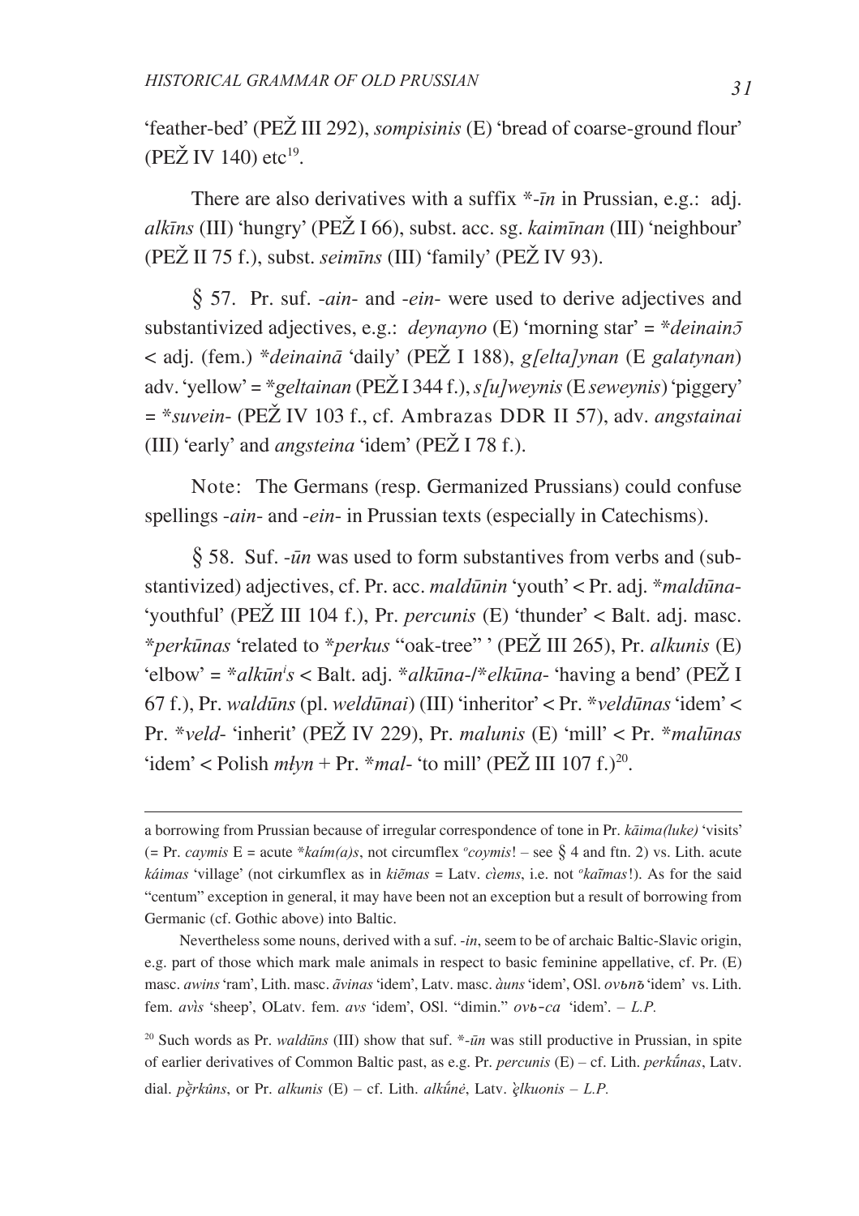'feather-bed' (PEŽ III 292), *sompisinis* (E) 'bread of coarse-ground flour' (PEŽ IV 140) etc[19].

There are also derivatives with a suffix *-*īn* in Prussian, e.g.: adj. *alkīns* (III) 'hungry' (PEŽ I 66), subst. acc. sg. *kaimīnan* (III) 'neighbour' (PEŽ II 75 f.), subst. *seimīns* (III) 'family' (PEŽ IV 93).

§ 57. Pr. suf. *-ain-* and *-ein-* were used to derive adjectives and substantivized adjectives, e.g.: *deynayno* (E) 'morning star' = *\*deinainō* < adj. (fem.) *\*deinainā* 'daily' (PEŽ I 188), *g[elta]ynan* (E *galatynan*) adv. 'yellow' = *\*geltainan* (PEŽ I 344 f.), *s[u]weynis* (E *seweynis*) 'piggery' = *\*suvein-* (PEŽ IV 103 f., cf. Ambrazas DDR II 57), adv. *angstainai* (III) 'early' and *angsteina* 'idem' (PEŽ I 78 f.).

Note: The Germans (resp. Germanized Prussians) could confuse spellings *-ain-* and *-ein-* in Prussian texts (especially in Catechisms).

§ 58. Suf. *-ūn* was used to form substantives from verbs and (substantivized) adjectives, cf. Pr. acc. *maldūnin* 'youth' < Pr. adj. *\*maldūna-* 'youthful' (PEŽ III 104 f.), Pr. *percunis* (E) 'thunder' < Balt. adj. masc. *\*perkūnas* 'related to *\*perkus* "oak-tree" ' (PEŽ III 265), Pr. *alkunis* (E) 'elbow' = *\*alkūn*$^{i}$*s* < Balt. adj. *\*alkūna-*/*\*elkūna-* 'having a bend' (PEŽ I 67 f.), Pr. *waldūns* (pl. *weldūnai*) (III) 'inheritor' < Pr. *\*veldūnas* 'idem' < Pr. *\*veld-* 'inherit' (PEŽ IV 229), Pr. *malunis* (E) 'mill' < Pr. *\*malūnas* 'idem' < Polish *młyn* + Pr. *\*mal-* 'to mill' (PEŽ III 107 f.)[20].

---

a borrowing from Prussian because of irregular correspondence of tone in Pr. *kāima(luke)* 'visits' (= Pr. *caymis* E = acute *\*kaím(a)s*, not circumflex *°coymis*! – see § 4 and ftn. 2) vs. Lith. acute *káimas* 'village' (not cirkumflex as in *kiẽmas* = Latv. *cìems*, i.e. not *°kaĩmas*!). As for the said "centum" exception in general, it may have been not an exception but a result of borrowing from Germanic (cf. Gothic above) into Baltic.

Nevertheless some nouns, derived with a suf. *-in*, seem to be of archaic Baltic-Slavic origin, e.g. part of those which mark male animals in respect to basic feminine appellative, cf. Pr. (E) masc. *awins* 'ram', Lith. masc. *ãvinas* 'idem', Latv. masc. *àuns* 'idem', OSl. *ovьnъ* 'idem' vs. Lith. fem. *avìs* 'sheep', OLatv. fem. *avs* 'idem', OSl. "dimin." *ovь-ca* 'idem'. – *L.P.*

[20] Such words as Pr. *waldūns* (III) show that suf. *-*ūn* was still productive in Prussian, in spite of earlier derivatives of Common Baltic past, as e.g. Pr. *percunis* (E) – cf. Lith. *perkū́nas*, Latv. dial. *pḕrkûns*, or Pr. *alkunis* (E) – cf. Lith. *alkū́nė*, Latv. *ȩ̀lkuonis* – *L.P.*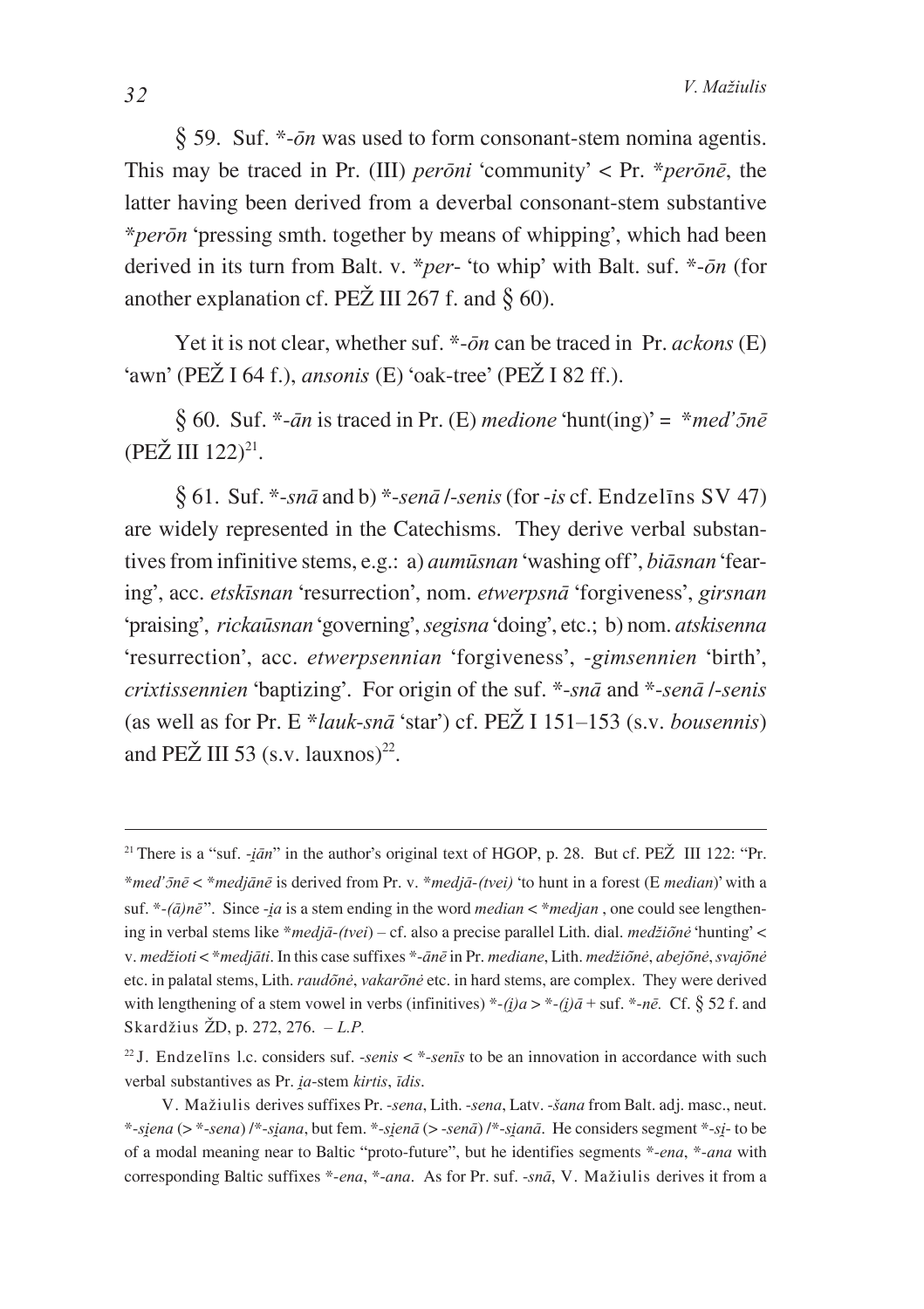§ 59. Suf. *-*ōn* was used to form consonant-stem nomina agentis. This may be traced in Pr. (III) *perōni* 'community' < Pr. \**perōnē*, the latter having been derived from a deverbal consonant-stem substantive \**perōn* 'pressing smth. together by means of whipping', which had been derived in its turn from Balt. v. \**per-* 'to whip' with Balt. suf. *-*ōn* (for another explanation cf. PEŽ III 267 f. and § 60).

Yet it is not clear, whether suf. *-*ōn* can be traced in Pr. *ackons* (E) 'awn' (PEŽ I 64 f.), *ansonis* (E) 'oak-tree' (PEŽ I 82 ff.).

§ 60. Suf. *-*ān* is traced in Pr. (E) *medione* 'hunt(ing)' = \**med'ōnē* (PEŽ III 122)[21].

§ 61. Suf. *-*snā* and b) *-*senā* /-*senis* (for -*is* cf. Endzelīns SV 47) are widely represented in the Catechisms. They derive verbal substantives from infinitive stems, e.g.: a) *aumūsnan* 'washing off', *biāsnan* 'fearing', acc. *etskīsnan* 'resurrection', nom. *etwerpsnā* 'forgiveness', *girsnan* 'praising', *rickaūsnan* 'governing', *segisna* 'doing', etc.; b) nom. *atskisenna* 'resurrection', acc. *etwerpsennian* 'forgiveness', -*gimsennien* 'birth', *crixtissennien* 'baptizing'. For origin of the suf. *-*snā* and *-*senā* /-*senis* (as well as for Pr. E \**lauk-snā* 'star') cf. PEŽ I 151–153 (s.v. *bousennis*) and PEŽ III 53 (s.v. lauxnos)[22].

---

[21] There is a "suf. -*i̯ān*" in the author's original text of HGOP, p. 28. But cf. PEŽ III 122: "Pr. \**med'ōnē* < \**medjānē* is derived from Pr. v. \**medjā-(tvei)* 'to hunt in a forest (E *median*)' with a suf. *-*(ā)nē*". Since -*i̯a* is a stem ending in the word *median* < \**medjan* , one could see lengthening in verbal stems like \**medjā-(tvei)* – cf. also a precise parallel Lith. dial. *medžiõnė* 'hunting' < v. *medžioti* < \**medjāti*. In this case suffixes *-*ānē* in Pr. *mediane*, Lith. *medžiõnė*, *abejõnė*, *svajõnė* etc. in palatal stems, Lith. *raudõnė*, *vakarõnė* etc. in hard stems, are complex. They were derived with lengthening of a stem vowel in verbs (infinitives) *-*(i̯)a* > *-*(i̯)ā* + suf. *-*nē*. Cf. § 52 f. and Skardžius ŽD, p. 272, 276. – *L.P.*

[22] J. Endzelīns l.c. considers suf. -*senis* < *-*senīs* to be an innovation in accordance with such verbal substantives as Pr. *i̯a*-stem *kirtis*, *īdis*.

V. Mažiulis derives suffixes Pr. -*sena*, Lith. -*sena*, Latv. -*šana* from Balt. adj. masc., neut. *-*si̯ena* (> *-*sena*) /*-*si̯ana*, but fem. *-*si̯enā* (> -*senā*) /*-*si̯anā*. He considers segment *-*si̯*- to be of a modal meaning near to Baltic "proto-future", but he identifies segments *-*ena*, *-*ana* with corresponding Baltic suffixes *-*ena*, *-*ana*. As for Pr. suf. -*snā*, V. Mažiulis derives it from a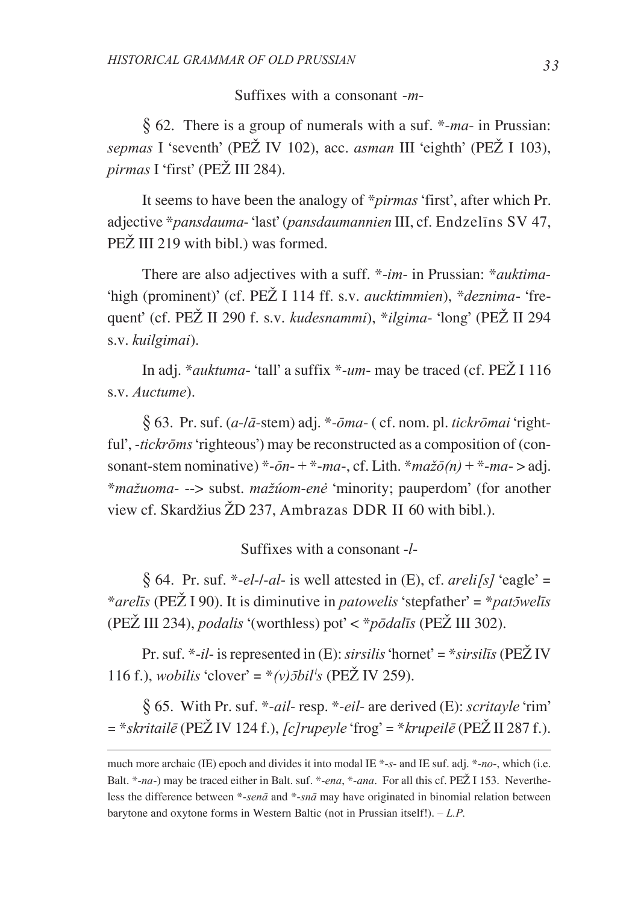### Suffixes with a consonant *-m-*

§ 62. There is a group of numerals with a suf. \*-*ma*- in Prussian: *sepmas* I 'seventh' (PEŽ IV 102), acc. *asman* III 'eighth' (PEŽ I 103), *pirmas* I 'first' (PEŽ III 284).

It seems to have been the analogy of \**pirmas* 'first', after which Pr. adjective \**pansdauma*- 'last' (*pansdaumannien* III, cf. Endzelīns SV 47, PEŽ III 219 with bibl.) was formed.

There are also adjectives with a suff. \*-*im*- in Prussian: \**auktima*- 'high (prominent)' (cf. PEŽ I 114 ff. s.v. *aucktimmien*), \**deznima*- 'frequent' (cf. PEŽ II 290 f. s.v. *kudesnammi*), \**ilgima*- 'long' (PEŽ II 294 s.v. *kuilgimai*).

In adj. \**auktuma*- 'tall' a suffix \*-*um*- may be traced (cf. PEŽ I 116 s.v. *Auctume*).

§ 63. Pr. suf. (*a*-/*ā*-stem) adj. \*-*ōma*- ( cf. nom. pl. *tickrōmai* 'rightful', -*tickrōms* 'righteous') may be reconstructed as a composition of (consonant-stem nominative) \*-*ōn*- + \*-*ma*-, cf. Lith. \**mažō(n)* + \*-*ma*- > adj. \**mažuoma*- --> subst. *mažúom-enė* 'minority; pauperdom' (for another view cf. Skardžius ŽD 237, Ambrazas DDR II 60 with bibl.).

### Suffixes with a consonant *-l-*

§ 64. Pr. suf. \*-*el*-/-*al*- is well attested in (E), cf. *areli[s]* 'eagle' = \**arelīs* (PEŽ I 90). It is diminutive in *patowelis* 'stepfather' = \**patōwelīs* (PEŽ III 234), *podalis* '(worthless) pot' < \**pōdalīs* (PEŽ III 302).

Pr. suf. \*-*il*- is represented in (E): *sirsilis* 'hornet' = \**sirsilīs* (PEŽ IV 116 f.), *wobilis* 'clover' = \**(v)ōbil*$^{i}$*s* (PEŽ IV 259).

§ 65. With Pr. suf. \*-*ail*- resp. \*-*eil*- are derived (E): *scritayle* 'rim' = \**skritailē* (PEŽ IV 124 f.), *[c]rupeyle* 'frog' = \**krupeilē* (PEŽ II 287 f.).

---

much more archaic (IE) epoch and divides it into modal IE \*-*s*- and IE suf. adj. \*-*no*-, which (i.e. Balt. \*-*na*-) may be traced either in Balt. suf. \*-*ena*, \*-*ana*. For all this cf. PEŽ I 153. Nevertheless the difference between \*-*senā* and \*-*snā* may have originated in binomial relation between barytone and oxytone forms in Western Baltic (not in Prussian itself!). – *L.P.*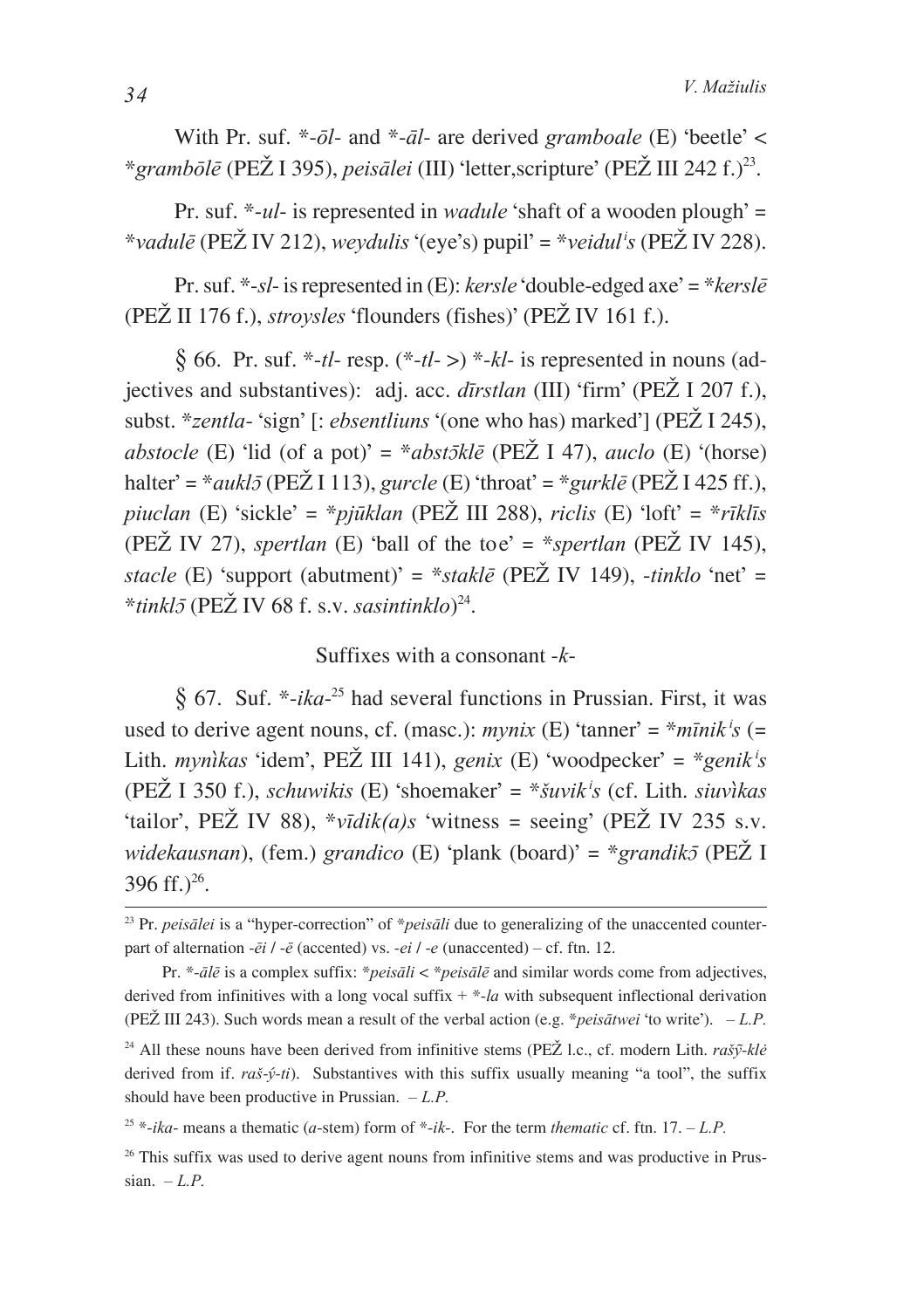With Pr. suf. *-ōl- and *-āl- are derived *gramboale* (E) 'beetle' < *grambōlē* (PEŽ I 395), *peisālei* (III) 'letter,scripture' (PEŽ III 242 f.)[23].

Pr. suf. *-ul- is represented in *wadule* 'shaft of a wooden plough' = *vadulē* (PEŽ IV 212), *weydulis* '(eye's) pupil' = *veidul$^i$s* (PEŽ IV 228).

Pr. suf. *-sl- is represented in (E): *kersle* 'double-edged axe' = *kerslē* (PEŽ II 176 f.), *stroysles* 'flounders (fishes)' (PEŽ IV 161 f.).

§ 66. Pr. suf. *-tl- resp. (*-tl- >) *-kl- is represented in nouns (adjectives and substantives): adj. acc. *dīrstlan* (III) 'firm' (PEŽ I 207 f.), subst. *zentla- 'sign' [: *ebsentliuns* '(one who has) marked'] (PEŽ I 245), *abstocle* (E) 'lid (of a pot)' = *abstōklē* (PEŽ I 47), *auclo* (E) '(horse) halter' = *auklō* (PEŽ I 113), *gurcle* (E) 'throat' = *gurklē* (PEŽ I 425 ff.), *piuclan* (E) 'sickle' = *pjūklan* (PEŽ III 288), *riclis* (E) 'loft' = *rīklīs* (PEŽ IV 27), *spertlan* (E) 'ball of the toe' = *spertlan* (PEŽ IV 145), *stacle* (E) 'support (abutment)' = *staklē* (PEŽ IV 149), *-tinklo* 'net' = *tinklō* (PEŽ IV 68 f. s.v. *sasintinklo*)[24].

## Suffixes with a consonant *-k-*

§ 67. Suf. *-ika-[25] had several functions in Prussian. First, it was used to derive agent nouns, cf. (masc.): *mynix* (E) 'tanner' = *mīnik$^i$s* (= Lith. *mynìkas* 'idem', PEŽ III 141), *genix* (E) 'woodpecker' = *genik$^i$s* (PEŽ I 350 f.), *schuwikis* (E) 'shoemaker' = *šuvik$^i$s* (cf. Lith. *siuvìkas* 'tailor', PEŽ IV 88), *vīdik(a)s* 'witness = seeing' (PEŽ IV 235 s.v. *widekausnan*), (fem.) *grandico* (E) 'plank (board)' = *grandikō* (PEŽ I 396 ff.)[26].

---

[23] Pr. *peisālei* is a "hyper-correction" of *peisāli* due to generalizing of the unaccented counterpart of alternation -ēi / -ē (accented) vs. -ei / -e (unaccented) – cf. ftn. 12.

Pr. *-ālē is a complex suffix: *peisāli* < *peisālē* and similar words come from adjectives, derived from infinitives with a long vocal suffix + *-la with subsequent inflectional derivation (PEŽ III 243). Such words mean a result of the verbal action (e.g. *peisātwei* 'to write'). – *L.P.*

[24] All these nouns have been derived from infinitive stems (PEŽ l.c., cf. modern Lith. *rašỹ-klė* derived from if. *raš-ý-ti*). Substantives with this suffix usually meaning "a tool", the suffix should have been productive in Prussian. – *L.P.*

[25] *-ika- means a thematic (*a*-stem) form of *-ik-. For the term *thematic* cf. ftn. 17. – *L.P.*

[26] This suffix was used to derive agent nouns from infinitive stems and was productive in Prussian. – *L.P.*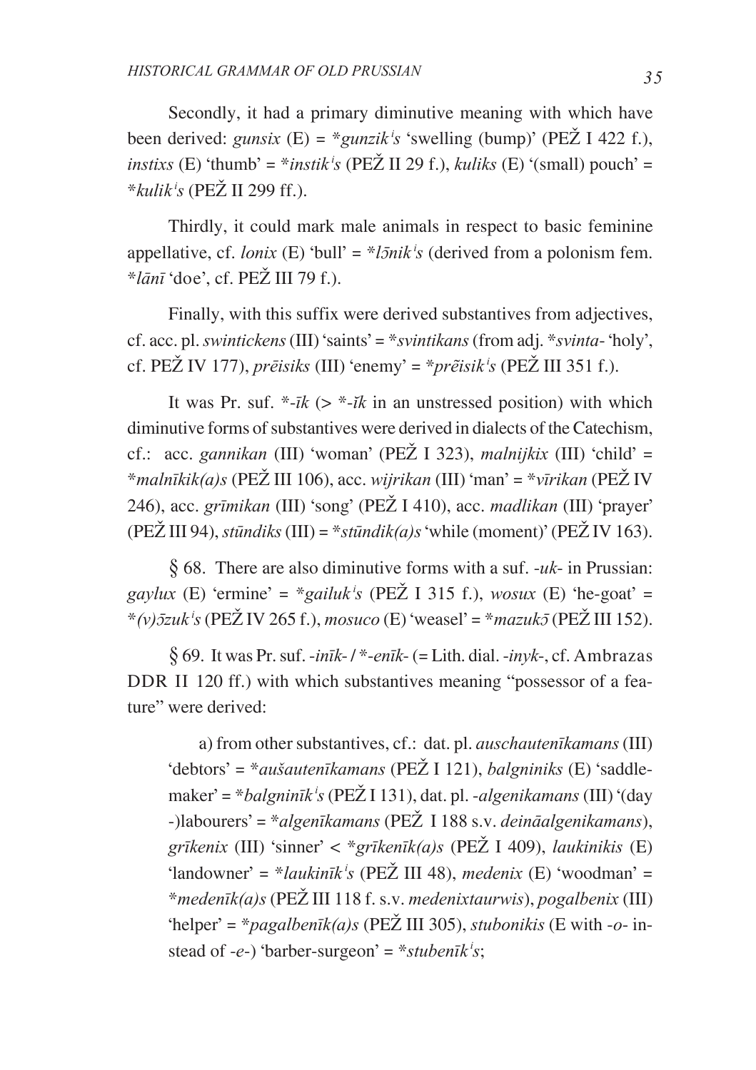Secondly, it had a primary diminutive meaning with which have been derived: *gunsix* (E) = *\*gunzik's* 'swelling (bump)' (PEŽ I 422 f.), *instixs* (E) 'thumb' = *\*instik's* (PEŽ II 29 f.), *kuliks* (E) '(small) pouch' = *\*kulik's* (PEŽ II 299 ff.).

Thirdly, it could mark male animals in respect to basic feminine appellative, cf. *lonix* (E) 'bull' = *\*lōnik's* (derived from a polonism fem. *\*lānī* 'doe', cf. PEŽ III 79 f.).

Finally, with this suffix were derived substantives from adjectives, cf. acc. pl. *swintickens* (III) 'saints' = *\*svintikans* (from adj. *\*svinta-* 'holy', cf. PEŽ IV 177), *prēisiks* (III) 'enemy' = *\*prẽisik's* (PEŽ III 351 f.).

It was Pr. suf. *\*-īk* (> *\*-ĭk* in an unstressed position) with which diminutive forms of substantives were derived in dialects of the Catechism, cf.: acc. *gannikan* (III) 'woman' (PEŽ I 323), *malnijkix* (III) 'child' = *\*malnīkik(a)s* (PEŽ III 106), acc. *wijrikan* (III) 'man' = *\*vīrikan* (PEŽ IV 246), acc. *grīmikan* (III) 'song' (PEŽ I 410), acc. *madlikan* (III) 'prayer' (PEŽ III 94), *stūndiks* (III) = *\*stūndik(a)s* 'while (moment)' (PEŽ IV 163).

§ 68. There are also diminutive forms with a suf. *-uk-* in Prussian: *gaylux* (E) 'ermine' = *\*gailuk's* (PEŽ I 315 f.), *wosux* (E) 'he-goat' = *\*(v)ōzuk's* (PEŽ IV 265 f.), *mosuco* (E) 'weasel' = *\*mazukō* (PEŽ III 152).

§ 69. It was Pr. suf. *-inīk-* / *\*-enīk-* (= Lith. dial. *-inyk-*, cf. Ambrazas DDR II 120 ff.) with which substantives meaning "possessor of a feature" were derived:

a) from other substantives, cf.: dat. pl. *auschautenīkamans* (III) 'debtors' = *\*aušautenīkamans* (PEŽ I 121), *balgniniks* (E) 'saddle-maker' = *\*balgninīk's* (PEŽ I 131), dat. pl. *-algenikamans* (III) '(day -)labourers' = *\*algenīkamans* (PEŽ I 188 s.v. *deināalgenikamans*), *grīkenix* (III) 'sinner' < *\*grīkenīk(a)s* (PEŽ I 409), *laukinikis* (E) 'landowner' = *\*laukinīk's* (PEŽ III 48), *medenix* (E) 'woodman' = *\*medenīk(a)s* (PEŽ III 118 f. s.v. *medenixtaurwis*), *pogalbenix* (III) 'helper' = *\*pagalbenīk(a)s* (PEŽ III 305), *stubonikis* (E with *-o-* instead of *-e-*) 'barber-surgeon' = *\*stubenīk's*;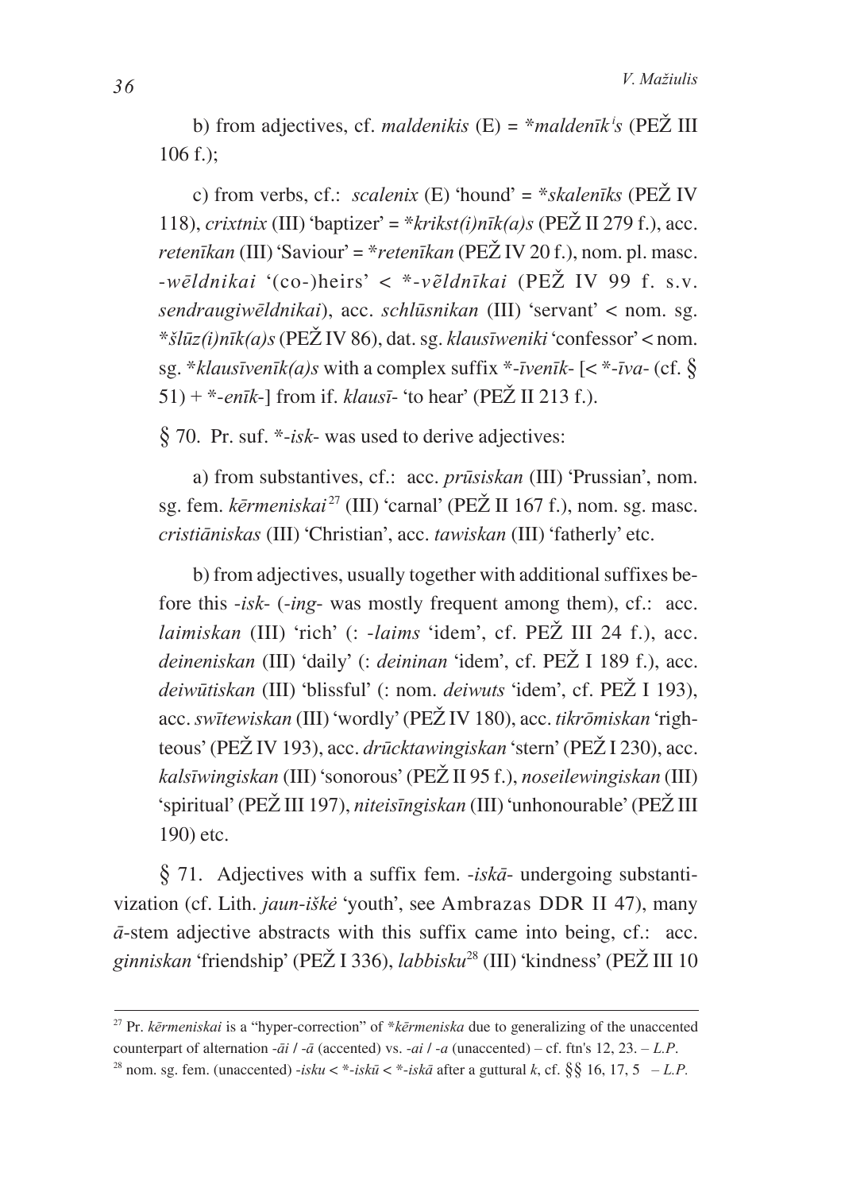b) from adjectives, cf. *maldenikis* (E) = *\*maldenīk*[i]*s* (PEŽ III 106 f.);

c) from verbs, cf.: *scalenix* (E) 'hound' = *\*skalenīks* (PEŽ IV 118), *crixtnix* (III) 'baptizer' = *\*krikst(i)nīk(a)s* (PEŽ II 279 f.), acc. *retenīkan* (III) 'Saviour' = *\*retenīkan* (PEŽ IV 20 f.), nom. pl. masc. *-wēldnikai* '(co-)heirs' < *\*-vẽldnīkai* (PEŽ IV 99 f. s.v. *sendraugiwēldnikai*), acc. *schlūsnikan* (III) 'servant' < nom. sg. *\*šlūz(i)nīk(a)s* (PEŽ IV 86), dat. sg. *klausīweniki* 'confessor' < nom. sg. *\*klausīvenīk(a)s* with a complex suffix *\*-īvenīk-* [< *\*-īva-* (cf. § 51) + *\*-enīk-*] from if. *klausī-* 'to hear' (PEŽ II 213 f.).

§ 70. Pr. suf. *\*-isk-* was used to derive adjectives:

a) from substantives, cf.: acc. *prūsiskan* (III) 'Prussian', nom. sg. fem. *kērmeniskai*[27] (III) 'carnal' (PEŽ II 167 f.), nom. sg. masc. *cristiāniskas* (III) 'Christian', acc. *tawiskan* (III) 'fatherly' etc.

b) from adjectives, usually together with additional suffixes before this *-isk-* (*-ing-* was mostly frequent among them), cf.: acc. *laimiskan* (III) 'rich' (: *-laims* 'idem', cf. PEŽ III 24 f.), acc. *deineniskan* (III) 'daily' (: *deininan* 'idem', cf. PEŽ I 189 f.), acc. *deiwūtiskan* (III) 'blissful' (: nom. *deiwuts* 'idem', cf. PEŽ I 193), acc. *swītewiskan* (III) 'wordly' (PEŽ IV 180), acc. *tikrōmiskan* 'righteous' (PEŽ IV 193), acc. *drūcktawingiskan* 'stern' (PEŽ I 230), acc. *kalsīwingiskan* (III) 'sonorous' (PEŽ II 95 f.), *noseilewingiskan* (III) 'spiritual' (PEŽ III 197), *niteisīngiskan* (III) 'unhonourable' (PEŽ III 190) etc.

§ 71. Adjectives with a suffix fem. *-iskā-* undergoing substantivization (cf. Lith. *jaun-iškė* 'youth', see Ambrazas DDR II 47), many *ā*-stem adjective abstracts with this suffix came into being, cf.: acc. *ginniskan* 'friendship' (PEŽ I 336), *labbisku*[28] (III) 'kindness' (PEŽ III 10

---

[27] Pr. *kērmeniskai* is a "hyper-correction" of *\*kērmeniska* due to generalizing of the unaccented counterpart of alternation *-āi* / *-ā* (accented) vs. *-ai* / *-a* (unaccented) – cf. ftn's 12, 23. – *L.P.*

[28] nom. sg. fem. (unaccented) *-isku* < *\*-iskū* < *\*-iskā* after a guttural *k*, cf. §§ 16, 17, 5 – *L.P.*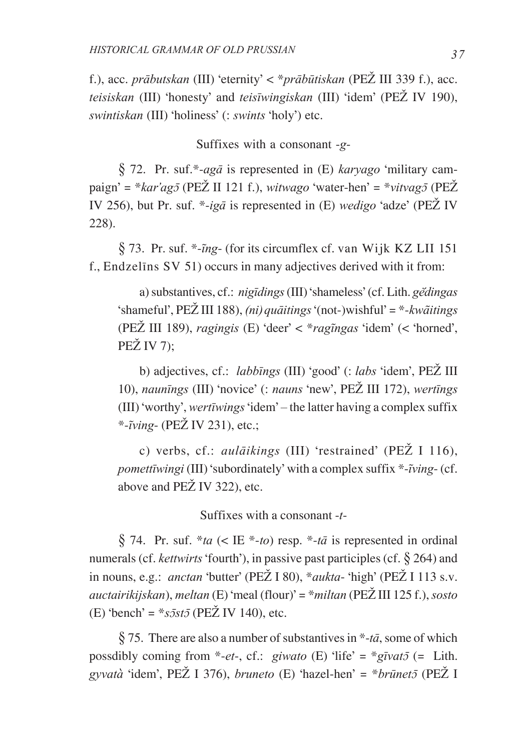f.), acc. *prābutskan* (III) 'eternity' < *\*prābūtiskan* (PEŽ III 339 f.), acc. *teisiskan* (III) 'honesty' and *teisīwingiskan* (III) 'idem' (PEŽ IV 190), *swintiskan* (III) 'holiness' (: *swints* 'holy') etc.

Suffixes with a consonant *-g-*

§ 72. Pr. suf.*\*-agā* is represented in (E) *karyago* 'military campaign' = *\*kar'agō̄* (PEŽ II 121 f.), *witwago* 'water-hen' = *\*vitvagō̄* (PEŽ IV 256), but Pr. suf. *\*-igā* is represented in (E) *wedigo* 'adze' (PEŽ IV 228).

§ 73. Pr. suf. *\*-ĩng-* (for its circumflex cf. van Wijk KZ LII 151 f., Endzelīns SV 51) occurs in many adjectives derived with it from:

a) substantives, cf.: *nigīdings* (III) 'shameless' (cf. Lith. *gė́dingas* 'shameful', PEŽ III 188), *(ni) quāitings* '(not-)wishful' = *\*-kwãitings* (PEŽ III 189), *ragingis* (E) 'deer' < *\*ragĩngas* 'idem' (< 'horned', PEŽ IV 7);

b) adjectives, cf.: *labbīngs* (III) 'good' (: *labs* 'idem', PEŽ III 10), *naunīngs* (III) 'novice' (: *nauns* 'new', PEŽ III 172), *wertīngs* (III) 'worthy', *wertīwings* 'idem' – the latter having a complex suffix *\*-ĩving-* (PEŽ IV 231), etc.;

c) verbs, cf.: *aulāikings* (III) 'restrained' (PEŽ I 116), *pomettīwingi* (III) 'subordinately' with a complex suffix *\*-ĩving-* (cf. above and PEŽ IV 322), etc.

Suffixes with a consonant *-t-*

§ 74. Pr. suf. *\*ta* (< IE *\*-to*) resp. *\*-tā* is represented in ordinal numerals (cf. *kettwirts* 'fourth'), in passive past participles (cf. § 264) and in nouns, e.g.: *anctan* 'butter' (PEŽ I 80), *\*aukta-* 'high' (PEŽ I 113 s.v. *auctairikijskan*), *meltan* (E) 'meal (flour)' = *\*miltan* (PEŽ III 125 f.), *sosto* (E) 'bench' = *\*sō̄stō̄* (PEŽ IV 140), etc.

§ 75. There are also a number of substantives in *\*-tā*, some of which possdibly coming from *\*-et-*, cf.: *giwato* (E) 'life' = *\*gīvatō̄* (= Lith. *gyvatà* 'idem', PEŽ I 376), *bruneto* (E) 'hazel-hen' = *\*brūnetō̄* (PEŽ I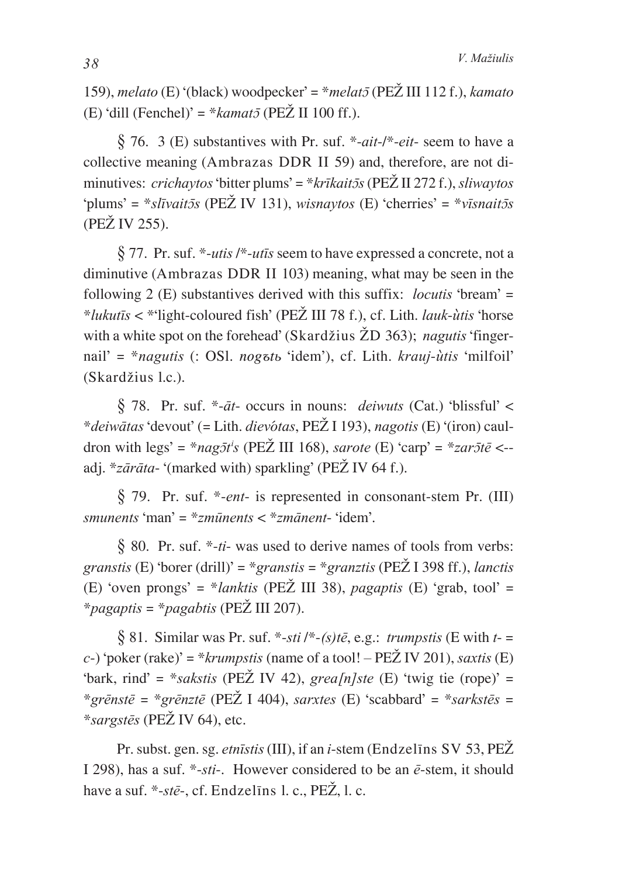159), *melato* (E) '(black) woodpecker' = *\*melatō* (PEŽ III 112 f.), *kamato* (E) 'dill (Fenchel)' = *\*kamatō* (PEŽ II 100 ff.).

§ 76. 3 (E) substantives with Pr. suf. *\*-ait-*/*\*-eit-* seem to have a collective meaning (Ambrazas DDR II 59) and, therefore, are not diminutives: *crichaytos* 'bitter plums' = *\*krīkaitōs* (PEŽ II 272 f.), *sliwaytos* 'plums' = *\*slīvaitōs* (PEŽ IV 131), *wisnaytos* (E) 'cherries' = *\*vīsnaitōs* (PEŽ IV 255).

§ 77. Pr. suf. *\*-utis* /*\*-utīs* seem to have expressed a concrete, not a diminutive (Ambrazas DDR II 103) meaning, what may be seen in the following 2 (E) substantives derived with this suffix: *locutis* 'bream' = *\*lukutīs* < \*'light-coloured fish' (PEŽ III 78 f.), cf. Lith. *lauk-ùtis* 'horse with a white spot on the forehead' (Skardžius ŽD 363); *nagutis* 'fingernail' = *\*nagutis* (: OSl. *nogъtь* 'idem'), cf. Lith. *krauj-ùtis* 'milfoil' (Skardžius l.c.).

§ 78. Pr. suf. *\*-āt-* occurs in nouns: *deiwuts* (Cat.) 'blissful' < *\*deiwātas* 'devout' (= Lith. *dievótas*, PEŽ I 193), *nagotis* (E) '(iron) cauldron with legs' = *\*nagōtʲs* (PEŽ III 168), *sarote* (E) 'carp' = *\*zarōtē* <-- adj. *\*zārāta-* '(marked with) sparkling' (PEŽ IV 64 f.).

§ 79. Pr. suf. *\*-ent-* is represented in consonant-stem Pr. (III) *smunents* 'man' = *\*zmūnents* < *\*zmānent-* 'idem'.

§ 80. Pr. suf. *\*-ti-* was used to derive names of tools from verbs: *granstis* (E) 'borer (drill)' = *\*granstis* = *\*granztis* (PEŽ I 398 ff.), *lanctis* (E) 'oven prongs' = *\*lanktis* (PEŽ III 38), *pagaptis* (E) 'grab, tool' = *\*pagaptis* = *\*pagabtis* (PEŽ III 207).

§ 81. Similar was Pr. suf. *\*-sti* /*\*-(s)tē*, e.g.: *trumpstis* (E with *t-* = *c-*) 'poker (rake)' = *\*krumpstis* (name of a tool! – PEŽ IV 201), *saxtis* (E) 'bark, rind' = *\*sakstis* (PEŽ IV 42), *grea[n]ste* (E) 'twig tie (rope)' = *\*grēnstē* = *\*grēnztē* (PEŽ I 404), *sarxtes* (E) 'scabbard' = *\*sarkstēs* = *\*sargstēs* (PEŽ IV 64), etc.

Pr. subst. gen. sg. *etnīstis* (III), if an *i*-stem (Endzelīns SV 53, PEŽ I 298), has a suf. *\*-sti-*. However considered to be an *ē*-stem, it should have a suf. *\*-stē-*, cf. Endzelīns l. c., PEŽ, l. c.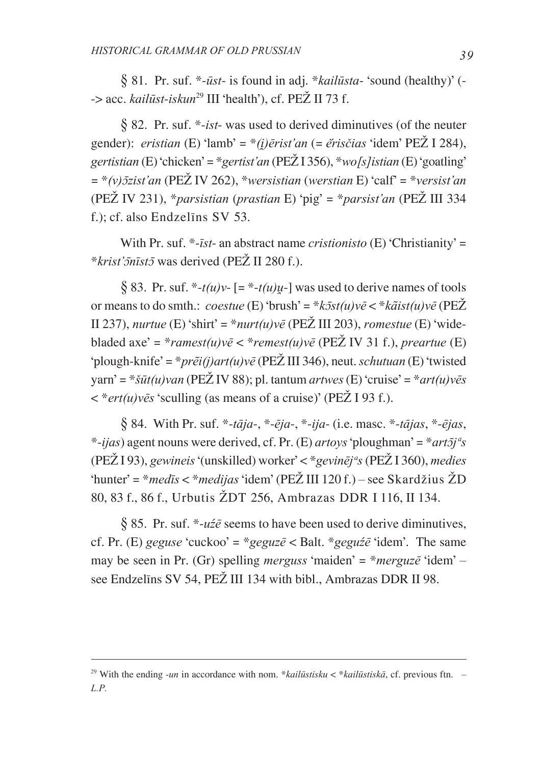§ 81. Pr. suf. *-*ūst*- is found in adj. **kailūsta*- 'sound (healthy)' (-> acc. *kailūst-iskun*[29] III 'health'), cf. PEŽ II 73 f.

§ 82. Pr. suf. *-*ist*- was used to derived diminutives (of the neuter gender): *eristian* (E) 'lamb' = **(i̯)ērist'an* (= *ěriščias* 'idem' PEŽ I 284), *gertistian* (E) 'chicken' = **gertist'an* (PEŽ I 356), **wo[s]istian* (E) 'goatling' = **(v)ōzist'an* (PEŽ IV 262), **wersistian* (*werstian* E) 'calf' = **versist'an* (PEŽ IV 231), **parsistian* (*prastian* E) 'pig' = **parsist'an* (PEŽ III 334 f.); cf. also Endzelīns SV 53.

With Pr. suf. *-*īst*- an abstract name *cristionisto* (E) 'Christianity' = **krist'ōnīstō* was derived (PEŽ II 280 f.).

§ 83. Pr. suf. *-*t(u)v*- [= *-*t(u)u̯*-] was used to derive names of tools or means to do smth.: *coestue* (E) 'brush' = **kōst(u)vē* < **kãist(u)vē* (PEŽ II 237), *nurtue* (E) 'shirt' = **nurt(u)vē* (PEŽ III 203), *romestue* (E) 'wide-bladed axe' = **ramest(u)vē* < **remest(u)vē* (PEŽ IV 31 f.), *preartue* (E) 'plough-knife' = **prẽi(j)art(u)vē* (PEŽ III 346), neut. *schutuan* (E) 'twisted yarn' = **šūt(u)van* (PEŽ IV 88); pl. tantum *artwes* (E) 'cruise' = **art(u)vēs* < **ert(u)vēs* 'sculling (as means of a cruise)' (PEŽ I 93 f.).

§ 84. With Pr. suf. *-*tāja*-, *-*ēja*-, *-*ija*- (i.e. masc. *-*tājas*, *-*ējas*, *-*ijas*) agent nouns were derived, cf. Pr. (E) *artoys* 'ploughman' = **artōjᵃs* (PEŽ I 93), *gewineis* '(unskilled) worker' < **gevinējᵃs* (PEŽ I 360), *medies* 'hunter' = **medīs* < **medijas* 'idem' (PEŽ III 120 f.) – see Skardžius ŽD 80, 83 f., 86 f., Urbutis ŽDT 256, Ambrazas DDR I 116, II 134.

§ 85. Pr. suf. *-*uźē* seems to have been used to derive diminutives, cf. Pr. (E) *geguse* 'cuckoo' = **geguzē* < Balt. **geguźē* 'idem'. The same may be seen in Pr. (Gr) spelling *merguss* 'maiden' = **merguzē* 'idem' – see Endzelīns SV 54, PEŽ III 134 with bibl., Ambrazas DDR II 98.

---

[29] With the ending *-un* in accordance with nom. **kailūstisku* < **kailūstiskā*, cf. previous ftn. – *L.P.*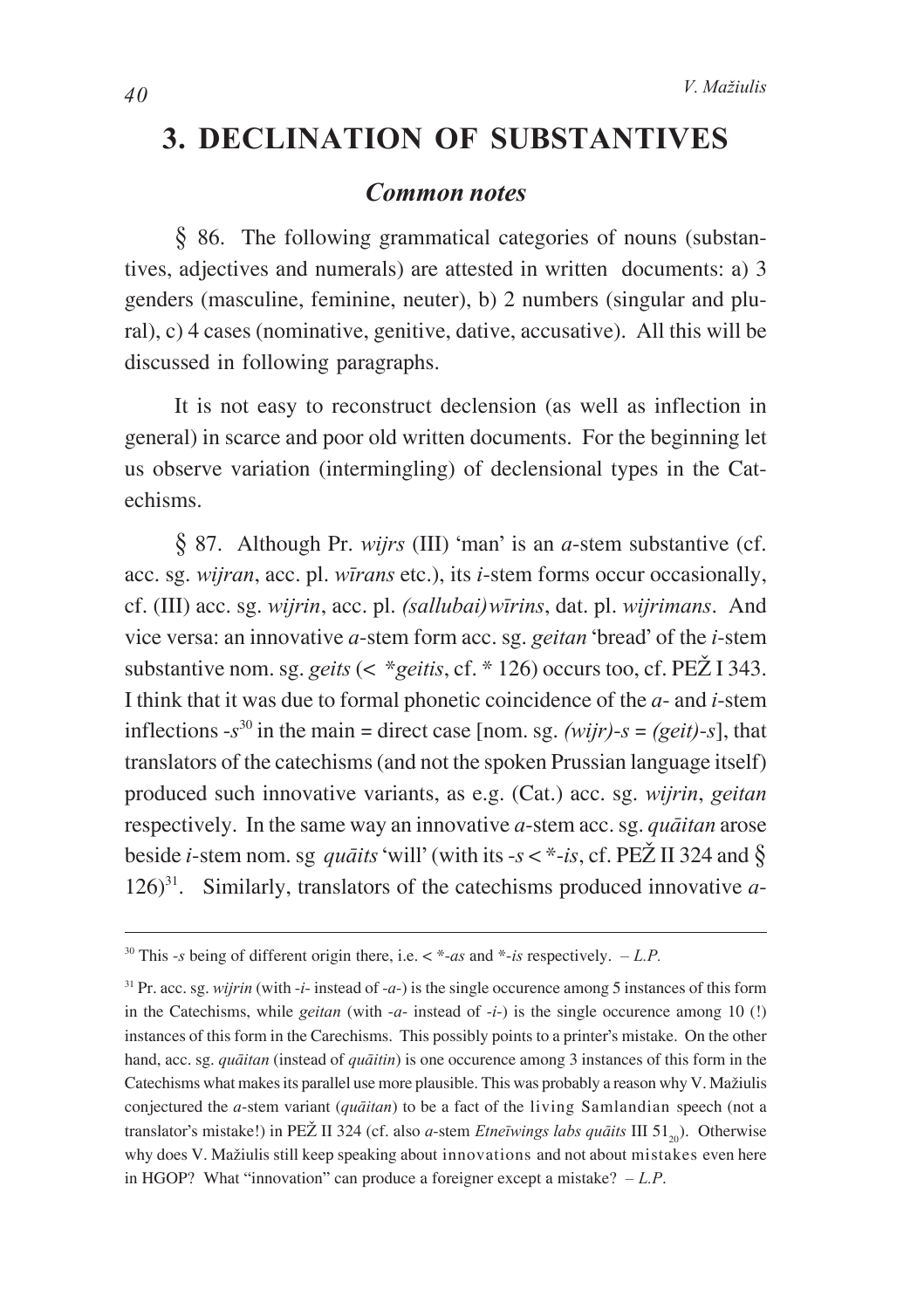# 3. DECLINATION OF SUBSTANTIVES

## *Common notes*

§ 86. The following grammatical categories of nouns (substantives, adjectives and numerals) are attested in written documents: a) 3 genders (masculine, feminine, neuter), b) 2 numbers (singular and plural), c) 4 cases (nominative, genitive, dative, accusative). All this will be discussed in following paragraphs.

It is not easy to reconstruct declension (as well as inflection in general) in scarce and poor old written documents. For the beginning let us observe variation (intermingling) of declensional types in the Catechisms.

§ 87. Although Pr. *wijrs* (III) 'man' is an *a*-stem substantive (cf. acc. sg. *wijran*, acc. pl. *wīrans* etc.), its *i*-stem forms occur occasionally, cf. (III) acc. sg. *wijrin*, acc. pl. *(sallubai)wīrins*, dat. pl. *wijrimans*. And vice versa: an innovative *a*-stem form acc. sg. *geitan* 'bread' of the *i*-stem substantive nom. sg. *geits* (< *\*geitis*, cf. \* 126) occurs too, cf. PEŽ I 343. I think that it was due to formal phonetic coincidence of the *a*- and *i*-stem inflections *-s*[30] in the main = direct case [nom. sg. *(wijr)-s* = *(geit)-s*], that translators of the catechisms (and not the spoken Prussian language itself) produced such innovative variants, as e.g. (Cat.) acc. sg. *wijrin*, *geitan* respectively. In the same way an innovative *a*-stem acc. sg. *quāitan* arose beside *i*-stem nom. sg *quāits* 'will' (with its *-s* < *\*-is*, cf. PEŽ II 324 and § 126)[31]. Similarly, translators of the catechisms produced innovative *a*-

---

[30] This *-s* being of different origin there, i.e. < *\*-as* and *\*-is* respectively. – *L.P.*

[31] Pr. acc. sg. *wijrin* (with *-i-* instead of *-a-*) is the single occurence among 5 instances of this form in the Catechisms, while *geitan* (with *-a-* instead of *-i-*) is the single occurence among 10 (!) instances of this form in the Carechisms. This possibly points to a printer's mistake. On the other hand, acc. sg. *quāitan* (instead of *quāitin*) is one occurence among 3 instances of this form in the Catechisms what makes its parallel use more plausible. This was probably a reason why V. Mažiulis conjectured the *a*-stem variant (*quāitan*) to be a fact of the living Samlandian speech (not a translator's mistake!) in PEŽ II 324 (cf. also *a*-stem *Etneīwings labs quāits* III $51_{20}$). Otherwise why does V. Mažiulis still keep speaking about innovations and not about mistakes even here in HGOP? What "innovation" can produce a foreigner except a mistake? – *L.P.*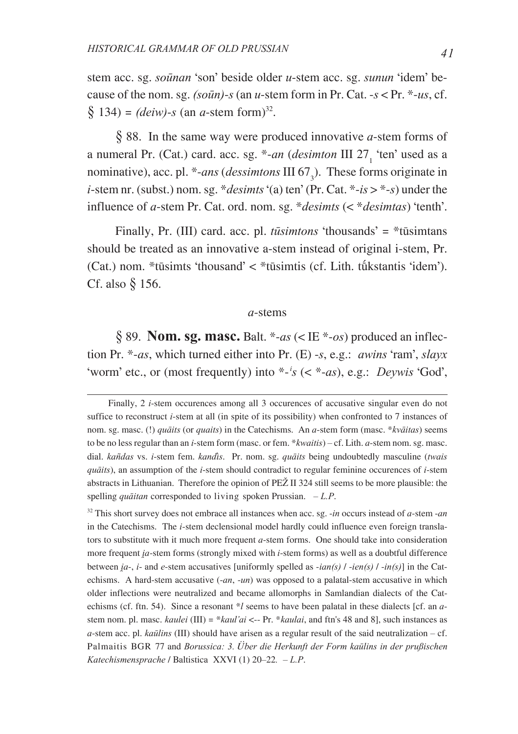stem acc. sg. *soūnan* 'son' beside older *u*-stem acc. sg. *sunun* 'idem' because of the nom. sg. *(soūn)-s* (an *u*-stem form in Pr. Cat. *-s* < Pr. *\*-us*, cf. § 134) = *(deiw)-s* (an *a*-stem form)[32].

§ 88. In the same way were produced innovative *a*-stem forms of a numeral Pr. (Cat.) card. acc. sg. *\*-an* (*desimton* III $27_1$ 'ten' used as a nominative), acc. pl. *\*-ans* (*dessimtons* III $67_3$). These forms originate in *i*-stem nr. (subst.) nom. sg. *\*desimts* '(a) ten' (Pr. Cat. *\*-is* > *\*-s*) under the influence of *a*-stem Pr. Cat. ord. nom. sg. *\*desimts* (< *\*desimtas*) 'tenth'.

Finally, Pr. (III) card. acc. pl. *tūsimtons* 'thousands' = \*tūsimtans should be treated as an innovative a-stem instead of original i-stem, Pr. (Cat.) nom. \*tūsimts 'thousand' < \*tūsimtis (cf. Lith. tū́kstantis 'idem'). Cf. also § 156.

## *a*-stems

§ 89. **Nom. sg. masc.** Balt. *\*-as* (< IE *\*-os*) produced an inflection Pr. *\*-as*, which turned either into Pr. (E) *-s*, e.g.: *awins* 'ram', *slayx* 'worm' etc., or (most frequently) into *\*-ⁱs* (< *\*-as*), e.g.: *Deywis* 'God',

---

Finally, 2 *i*-stem occurences among all 3 occurences of accusative singular even do not suffice to reconstruct *i*-stem at all (in spite of its possibility) when confronted to 7 instances of nom. sg. masc. (!) *quāits* (or *quaits*) in the Catechisms. An *a*-stem form (masc. *\*kvāitas*) seems to be no less regular than an *i*-stem form (masc. or fem. *\*kwaitis*) – cf. Lith. *a*-stem nom. sg. masc. dial. *kañdas* vs. *i*-stem fem. *kandìs*. Pr. nom. sg. *quāits* being undoubtedly masculine (*twais quāits*), an assumption of the *i*-stem should contradict to regular feminine occurences of *i*-stem abstracts in Lithuanian. Therefore the opinion of PEŽ II 324 still seems to be more plausible: the spelling *quāitan* corresponded to living spoken Prussian. – *L.P.*

[32] This short survey does not embrace all instances when acc. sg. *-in* occurs instead of *a*-stem *-an* in the Catechisms. The *i*-stem declensional model hardly could influence even foreign translators to substitute with it much more frequent *a*-stem forms. One should take into consideration more frequent *i̯a*-stem forms (strongly mixed with *i*-stem forms) as well as a doubtful difference between *i̯a*-, *i*- and *e*-stem accusatives [uniformly spelled as *-ian(s)* / *-ien(s)* / *-in(s)*] in the Catechisms. A hard-stem accusative (*-an*, *-un*) was opposed to a palatal-stem accusative in which older inflections were neutralized and became allomorphs in Samlandian dialects of the Catechisms (cf. ftn. 54). Since a resonant *\*l* seems to have been palatal in these dialects [cf. an *a*-stem nom. pl. masc. *kaulei* (III) = *\*kaul'ai* <-- Pr. *\*kaulai*, and ftn's 48 and 8], such instances as *a*-stem acc. pl. *kaūlins* (III) should have arisen as a regular result of the said neutralization – cf. Palmaitis BGR 77 and *Borussica: 3. Über die Herkunft der Form kaūlins in der prußischen Katechismensprache* / Baltistica XXVI (1) 20–22. – *L.P.*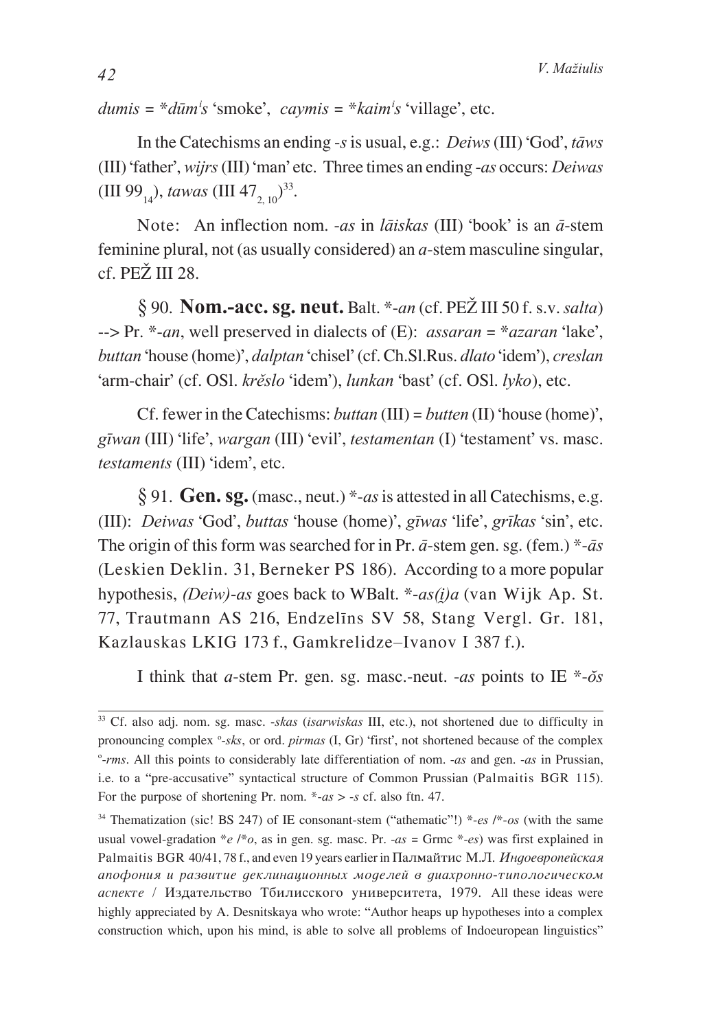*dumis* = *\*dūmⁱs* 'smoke', *caymis* = *\*kaimⁱs* 'village', etc.

In the Catechisms an ending *-s* is usual, e.g.: *Deiws* (III) 'God', *tāws* (III) 'father', *wijrs* (III) 'man' etc. Three times an ending *-as* occurs: *Deiwas* (III $99_{14}$), *tawas* (III $47_{2,\,10}$)[33].

Note: An inflection nom. *-as* in *lāiskas* (III) 'book' is an *ā*-stem feminine plural, not (as usually considered) an *a*-stem masculine singular, cf. PEŽ III 28.

§ 90. **Nom.-acc. sg. neut.** Balt. *\*-an* (cf. PEŽ III 50 f. s.v. *salta*) --> Pr. *\*-an*, well preserved in dialects of (E): *assaran* = *\*azaran* 'lake', *buttan* 'house (home)', *dalptan* 'chisel' (cf. Ch.Sl.Rus. *dlato* 'idem'), *creslan* 'arm-chair' (cf. OSl. *krěslo* 'idem'), *lunkan* 'bast' (cf. OSl. *lyko*), etc.

Cf. fewer in the Catechisms: *buttan* (III) = *butten* (II) 'house (home)', *gīwan* (III) 'life', *wargan* (III) 'evil', *testamentan* (I) 'testament' vs. masc. *testaments* (III) 'idem', etc.

§ 91. **Gen. sg.** (masc., neut.) *\*-as* is attested in all Catechisms, e.g. (III): *Deiwas* 'God', *buttas* 'house (home)', *gīwas* 'life', *grīkas* 'sin', etc. The origin of this form was searched for in Pr. *ā*-stem gen. sg. (fem.) *\*-ās* (Leskien Deklin. 31, Berneker PS 186). According to a more popular hypothesis, *(Deiw)-as* goes back to WBalt. *\*-as(i̯)a* (van Wijk Ap. St. 77, Trautmann AS 216, Endzelīns SV 58, Stang Vergl. Gr. 181, Kazlauskas LKIG 173 f., Gamkrelidze–Ivanov I 387 f.).

I think that *a*-stem Pr. gen. sg. masc.-neut. *-as* points to IE *\*-ŏs*

---

[33] Cf. also adj. nom. sg. masc. *-skas* (*isarwiskas* III, etc.), not shortened due to difficulty in pronouncing complex °*-sks*, or ord. *pirmas* (I, Gr) 'first', not shortened because of the complex °*-rms*. All this points to considerably late differentiation of nom. *-as* and gen. *-as* in Prussian, i.e. to a "pre-accusative" syntactical structure of Common Prussian (Palmaitis BGR 115). For the purpose of shortening Pr. nom. *\*-as* > *-s* cf. also ftn. 47.

[34] Thematization (sic! BS 247) of IE consonant-stem ("athematic"!) *\*-es* /*\*-os* (with the same usual vowel-gradation *\*e* /*\*o*, as in gen. sg. masc. Pr. *-as* = Grmc *\*-es*) was first explained in Palmaitis BGR 40/41, 78 f., and even 19 years earlier in Палмайтис М.Л. *Индоевропейская апофония и развитие деклинационных моделей в диахронно-типологическом аспекте* / Издательство Тбилисского университета, 1979. All these ideas were highly appreciated by A. Desnitskaya who wrote: "Author heaps up hypotheses into a complex construction which, upon his mind, is able to solve all problems of Indoeuropean linguistics"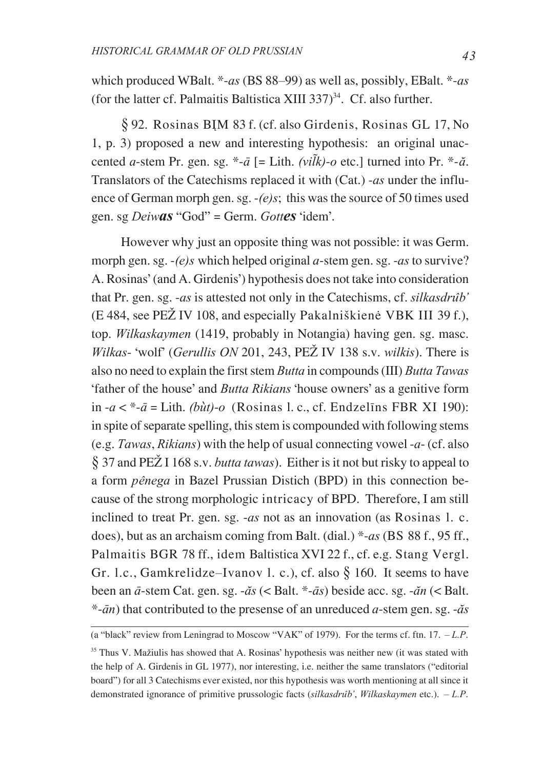which produced WBalt. *-*as* (BS 88–99) as well as, possibly, EBalt. *-*as* (for the latter cf. Palmaitis Baltistica XIII 337)[34]. Cf. also further.

§ 92. Rosinas BĮM 83 f. (cf. also Girdenis, Rosinas GL 17, No 1, p. 3) proposed a new and interesting hypothesis: an original unaccented *a*-stem Pr. gen. sg. *-*ā* [= Lith. *(vil̃k)-o* etc.] turned into Pr. *-*ă*. Translators of the Catechisms replaced it with (Cat.) *-as* under the influence of German morph gen. sg. *-(e)s*; this was the source of 50 times used gen. sg *Deiw**as*** "God" = Germ. *Gott**es*** 'idem'.

However why just an opposite thing was not possible: it was Germ. morph gen. sg. *-(e)s* which helped original *a*-stem gen. sg. *-as* to survive? A. Rosinas' (and A. Girdenis') hypothesis does not take into consideration that Pr. gen. sg. *-as* is attested not only in the Catechisms, cf. *silkasdrûb'* (E 484, see PEŽ IV 108, and especially Pakalniškienė VBK III 39 f.), top. *Wilkaskaymen* (1419, probably in Notangia) having gen. sg. masc. *Wilkas-* 'wolf' (*Gerullis ON* 201, 243, PEŽ IV 138 s.v. *wilkis*). There is also no need to explain the first stem *Butta* in compounds (III) *Butta Tawas* 'father of the house' and *Butta Rikians* 'house owners' as a genitive form in *-a* < *-*ā* = Lith. *(bùt)-o* (Rosinas l. c., cf. Endzelīns FBR XI 190): in spite of separate spelling, this stem is compounded with following stems (e.g. *Tawas*, *Rikians*) with the help of usual connecting vowel *-a-* (cf. also § 37 and PEŽ I 168 s.v. *butta tawas*). Either is it not but risky to appeal to a form *pênega* in Bazel Prussian Distich (BPD) in this connection because of the strong morphologic intricacy of BPD. Therefore, I am still inclined to treat Pr. gen. sg. *-as* not as an innovation (as Rosinas l. c. does), but as an archaism coming from Balt. (dial.) *-*as* (BS 88 f., 95 ff., Palmaitis BGR 78 ff., idem Baltistica XVI 22 f., cf. e.g. Stang Vergl. Gr. l.c., Gamkrelidze–Ivanov l. c.), cf. also § 160. It seems to have been an *ā*-stem Cat. gen. sg. *-ăs* (< Balt. *-*ās*) beside acc. sg. *-ăn* (< Balt. *-*ān*) that contributed to the presense of an unreduced *a*-stem gen. sg. *-ăs*

---

(a "black" review from Leningrad to Moscow "VAK" of 1979). For the terms cf. ftn. 17. – *L.P.*

[35] Thus V. Mažiulis has showed that A. Rosinas' hypothesis was neither new (it was stated with the help of A. Girdenis in GL 1977), nor interesting, i.e. neither the same translators ("editorial board") for all 3 Catechisms ever existed, nor this hypothesis was worth mentioning at all since it demonstrated ignorance of primitive prussologic facts (*silkasdrūb'*, *Wilkaskaymen* etc.). – *L.P.*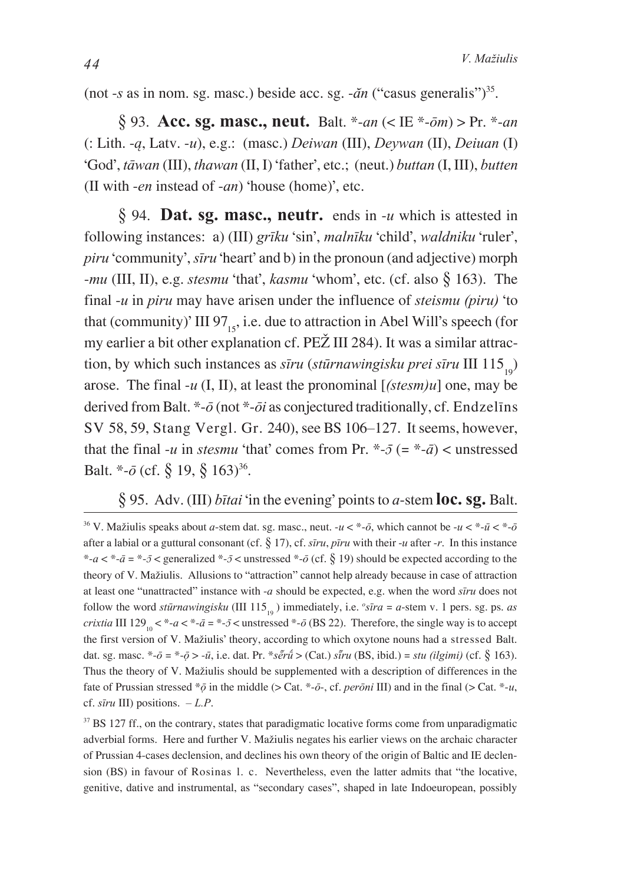(not *-s* as in nom. sg. masc.) beside acc. sg. *-ăn* ("casus generalis")[35].

§ 93. **Acc. sg. masc., neut.** Balt. *\*-an* (< IE *\*-ōm*) > Pr. *\*-an* (: Lith. *-ą*, Latv. *-u*), e.g.: (masc.) *Deiwan* (III), *Deywan* (II), *Deiuan* (I) 'God', *tāwan* (III), *thawan* (II, I) 'father', etc.; (neut.) *buttan* (I, III), *butten* (II with *-en* instead of *-an*) 'house (home)', etc.

§ 94. **Dat. sg. masc., neutr.** ends in *-u* which is attested in following instances: a) (III) *grīku* 'sin', *malnīku* 'child', *waldniku* 'ruler', *piru* 'community', *sīru* 'heart' and b) in the pronoun (and adjective) morph *-mu* (III, II), e.g. *stesmu* 'that', *kasmu* 'whom', etc. (cf. also § 163). The final *-u* in *piru* may have arisen under the influence of *steismu (piru)* 'to that (community)' III $97_{15}$, i.e. due to attraction in Abel Will's speech (for my earlier a bit other explanation cf. PEŽ III 284). It was a similar attraction, by which such instances as *sīru* (*stūrnawingisku prei sīru* III $115_{19}$) arose. The final *-u* (I, II), at least the pronominal [*(stesm)u*] one, may be derived from Balt. *\*-ō* (not *\*-ōi* as conjectured traditionally, cf. Endzelīns SV 58, 59, Stang Vergl. Gr. 240), see BS 106–127. It seems, however, that the final *-u* in *stesmu* 'that' comes from Pr. *\*-ɔ̄* (= *\*-ā*) < unstressed Balt. *\*-ō* (cf. § 19, § 163)[36].

§ 95. Adv. (III) *bītai* 'in the evening' points to *a*-stem **loc. sg.** Balt.

---

[36] V. Mažiulis speaks about *a*-stem dat. sg. masc., neut. *-u* < *\*-ō*, which cannot be *-u* < *\*-ū* < *\*-ō* after a labial or a guttural consonant (cf. § 17), cf. *sīru*, *pīru* with their *-u* after *-r*. In this instance *\*-a* < *\*-ā* = *\*-ɔ̄* < generalized *\*-ɔ̄* < unstressed *\*-ō* (cf. § 19) should be expected according to the theory of V. Mažiulis. Allusions to "attraction" cannot help already because in case of attraction at least one "unattracted" instance with *-a* should be expected, e.g. when the word *sīru* does not follow the word *stūrnawingisku* (III $115_{19}$) immediately, i.e. *°sīra* = *a*-stem v. 1 pers. sg. ps. *as crixtia* III $129_{10}$ < *\*-a* < *\*-ā* = *\*-ɔ̄* < unstressed *\*-ō* (BS 22). Therefore, the single way is to accept the first version of V. Mažiulis' theory, according to which oxytone nouns had a stressed Balt. dat. sg. masc. *\*-ō* = *\*-ǭ* > *-ū*, i.e. dat. Pr. *\*sẽrū́* > (Cat.) *sī̃ru* (BS, ibid.) = *stu (ilgimi)* (cf. § 163). Thus the theory of V. Mažiulis should be supplemented with a description of differences in the fate of Prussian stressed *\*ǭ* in the middle (> Cat. *\*-ō-*, cf. *perōni* III) and in the final (> Cat. *\*-u*, cf. *sīru* III) positions. – *L.P.*

[37] BS 127 ff., on the contrary, states that paradigmatic locative forms come from unparadigmatic adverbial forms. Here and further V. Mažiulis negates his earlier views on the archaic character of Prussian 4-cases declension, and declines his own theory of the origin of Baltic and IE declension (BS) in favour of Rosinas l. c. Nevertheless, even the latter admits that "the locative, genitive, dative and instrumental, as "secondary cases", shaped in late Indoeuropean, possibly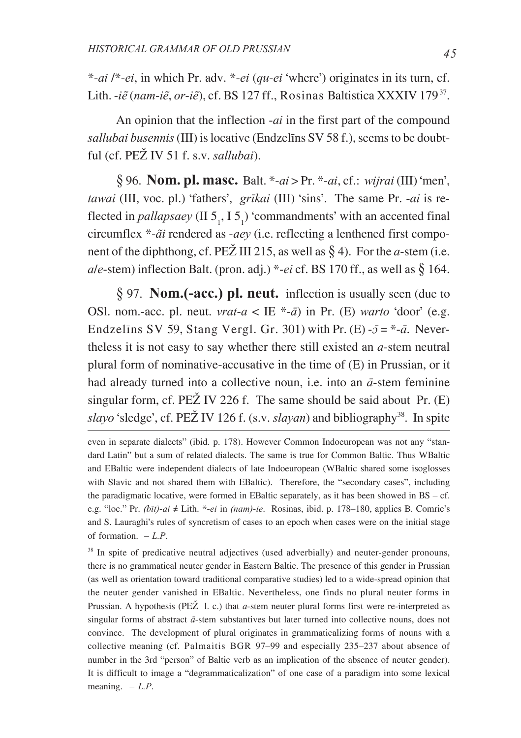\*-*ai* /\*-*ei*, in which Pr. adv. \*-*ei* (*qu-ei* 'where') originates in its turn, cf. Lith. -*iẽ* (*nam-iẽ*, *or-iẽ*), cf. BS 127 ff., Rosinas Baltistica XXXIV 179[37].

An opinion that the inflection -*ai* in the first part of the compound *sallubai busennis* (III) is locative (Endzelīns SV 58 f.), seems to be doubtful (cf. PEŽ IV 51 f. s.v. *sallubai*).

§ 96. **Nom. pl. masc.** Balt. \*-*ai* > Pr. \*-*ai*, cf.: *wijrai* (III) 'men', *tawai* (III, voc. pl.) 'fathers', *grīkai* (III) 'sins'. The same Pr. -*ai* is reflected in *pallapsaey* (II $5_1$, I $5_1$) 'commandments' with an accented final circumflex \*-*ãi* rendered as -*aey* (i.e. reflecting a lenthened first component of the diphthong, cf. PEŽ III 215, as well as § 4). For the *a*-stem (i.e. *a*/*e*-stem) inflection Balt. (pron. adj.) \*-*ei* cf. BS 170 ff., as well as § 164.

§ 97. **Nom.(-acc.) pl. neut.** inflection is usually seen (due to OSl. nom.-acc. pl. neut. *vrat-a* < IE \*-*ā*) in Pr. (E) *warto* 'door' (e.g. Endzelīns SV 59, Stang Vergl. Gr. 301) with Pr. (E) -*ō* = \*-*ā*. Nevertheless it is not easy to say whether there still existed an *a*-stem neutral plural form of nominative-accusative in the time of (E) in Prussian, or it had already turned into a collective noun, i.e. into an *ā*-stem feminine singular form, cf. PEŽ IV 226 f. The same should be said about Pr. (E) *slayo* 'sledge', cf. PEŽ IV 126 f. (s.v. *slayan*) and bibliography[38]. In spite

---

even in separate dialects" (ibid. p. 178). However Common Indoeuropean was not any "standard Latin" but a sum of related dialects. The same is true for Common Baltic. Thus WBaltic and EBaltic were independent dialects of late Indoeuropean (WBaltic shared some isoglosses with Slavic and not shared them with EBaltic). Therefore, the "secondary cases", including the paradigmatic locative, were formed in EBaltic separately, as it has been showed in BS – cf. e.g. "loc." Pr. *(bīt)-ai* ≠ Lith. \*-*ei* in *(nam)-ie*. Rosinas, ibid. p. 178–180, applies B. Comrie's and S. Lauraghi's rules of syncretism of cases to an epoch when cases were on the initial stage of formation. – *L.P.*

[38] In spite of predicative neutral adjectives (used adverbially) and neuter-gender pronouns, there is no grammatical neuter gender in Eastern Baltic. The presence of this gender in Prussian (as well as orientation toward traditional comparative studies) led to a wide-spread opinion that the neuter gender vanished in EBaltic. Nevertheless, one finds no plural neuter forms in Prussian. A hypothesis (PEŽ l. c.) that *a*-stem neuter plural forms first were re-interpreted as singular forms of abstract *ā*-stem substantives but later turned into collective nouns, does not convince. The development of plural originates in grammaticalizing forms of nouns with a collective meaning (cf. Palmaitis BGR 97–99 and especially 235–237 about absence of number in the 3rd "person" of Baltic verb as an implication of the absence of neuter gender). It is difficult to image a "degrammaticalization" of one case of a paradigm into some lexical meaning. – *L.P.*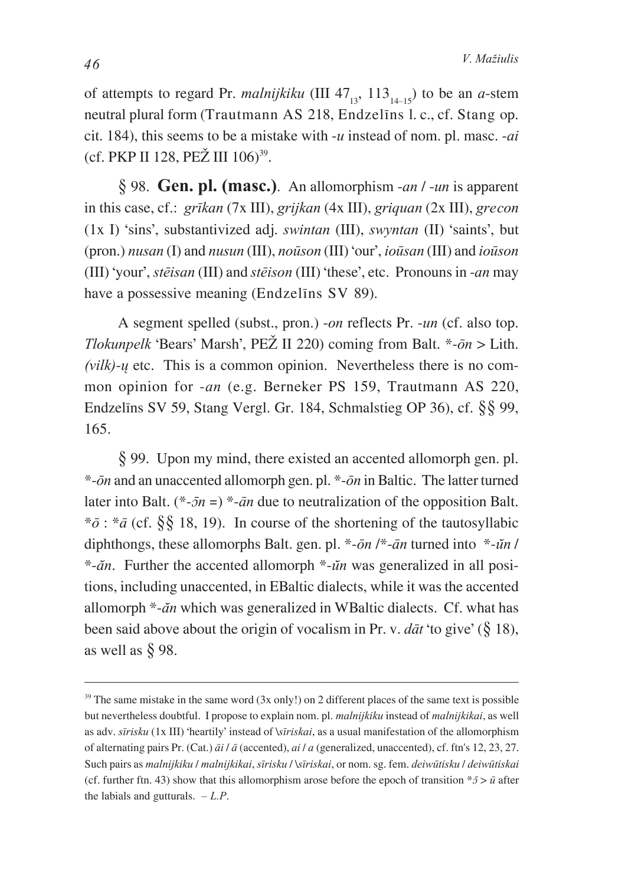of attempts to regard Pr. *malnijkiku* (III $47_{13}$, $113_{14-15}$) to be an *a*-stem neutral plural form (Trautmann AS 218, Endzelīns l. c., cf. Stang op. cit. 184), this seems to be a mistake with *-u* instead of nom. pl. masc. *-ai* (cf. PKP II 128, PEŽ III 106)[39].

§ 98. **Gen. pl. (masc.)**. An allomorphism *-an* / *-un* is apparent in this case, cf.: *grīkan* (7x III), *grijkan* (4x III), *griquan* (2x III), *grecon* (1x I) 'sins', substantivized adj. *swintan* (III), *swyntan* (II) 'saints', but (pron.) *nusan* (I) and *nusun* (III), *noūson* (III) 'our', *ioūsan* (III) and *ioūson* (III) 'your', *stēisan* (III) and *stēison* (III) 'these', etc. Pronouns in *-an* may have a possessive meaning (Endzelīns SV 89).

A segment spelled (subst., pron.) *-on* reflects Pr. *-un* (cf. also top. *Tlokunpelk* 'Bears' Marsh', PEŽ II 220) coming from Balt. *-ōn > Lith. *(vilk)-ų* etc. This is a common opinion. Nevertheless there is no common opinion for *-an* (e.g. Berneker PS 159, Trautmann AS 220, Endzelīns SV 59, Stang Vergl. Gr. 184, Schmalstieg OP 36), cf. §§ 99, 165.

§ 99. Upon my mind, there existed an accented allomorph gen. pl. *-ōn and an unaccented allomorph gen. pl. *-ōn in Baltic. The latter turned later into Balt. (*-ɔ̄n =) *-ān due to neutralization of the opposition Balt. *ō : *ā (cf. §§ 18, 19). In course of the shortening of the tautosyllabic diphthongs, these allomorphs Balt. gen. pl. *-ōn /*-ān turned into *-ŭn / *-ăn. Further the accented allomorph *-ŭn was generalized in all positions, including unaccented, in EBaltic dialects, while it was the accented allomorph *-ăn which was generalized in WBaltic dialects. Cf. what has been said above about the origin of vocalism in Pr. v. *dāt* 'to give' (§ 18), as well as § 98.

---

[39] The same mistake in the same word (3x only!) on 2 different places of the same text is possible but nevertheless doubtful. I propose to explain nom. pl. *malnijkiku* instead of *malnijkikai*, as well as adv. *sīrisku* (1x III) 'heartily' instead of \*sīriskai*, as a usual manifestation of the allomorphism of alternating pairs Pr. (Cat.) *āi* / *ā* (accented), *ai* / *a* (generalized, unaccented), cf. ftn's 12, 23, 27. Such pairs as *malnijkiku* / *malnijkikai*, *sīrisku* / \*sīriskai*, or nom. sg. fem. *deiwūtisku* / *deiwūtiskai* (cf. further ftn. 43) show that this allomorphism arose before the epoch of transition *ɔ̄ > *ū* after the labials and gutturals. – *L.P.*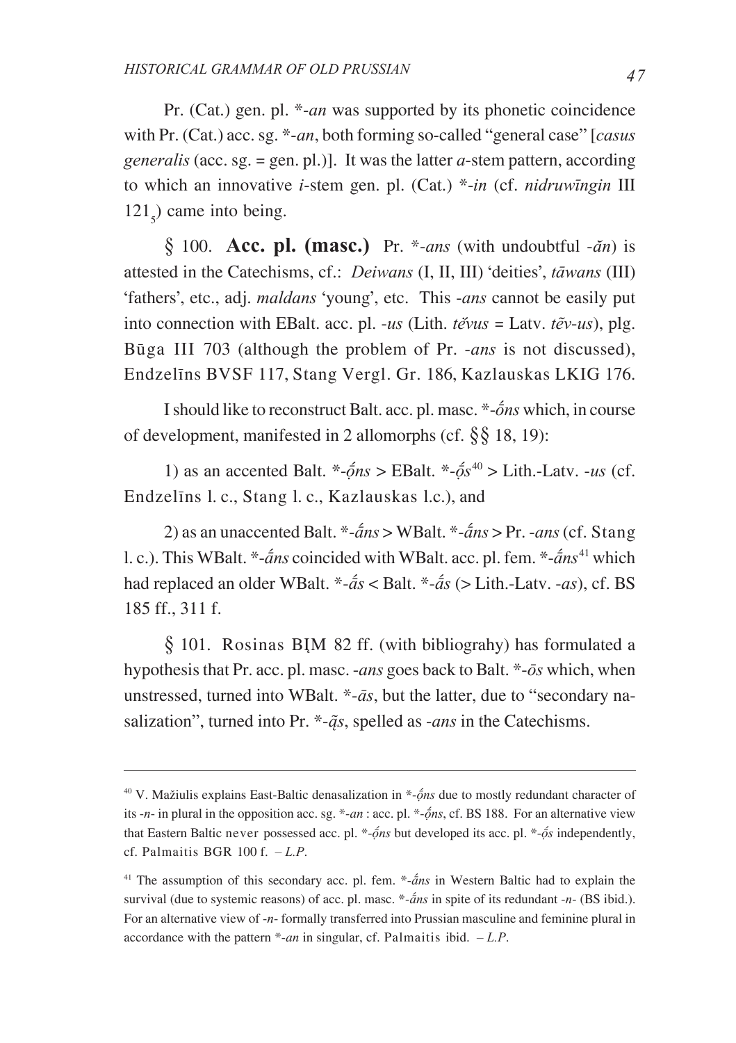Pr. (Cat.) gen. pl. *-*an* was supported by its phonetic coincidence with Pr. (Cat.) acc. sg. *-*an*, both forming so-called "general case" [*casus generalis* (acc. sg. = gen. pl.)]. It was the latter *a*-stem pattern, according to which an innovative *i*-stem gen. pl. (Cat.) *-*in* (cf. *nidruwīngin* III $121_5$) came into being.

§ 100. **Acc. pl. (masc.)** Pr. *-*ans* (with undoubtful -*ăn*) is attested in the Catechisms, cf.: *Deiwans* (I, II, III) 'deities', *tāwans* (III) 'fathers', etc., adj. *maldans* 'young', etc. This -*ans* cannot be easily put into connection with EBalt. acc. pl. -*us* (Lith. *tĕvus* = Latv. *tẽv-us*), plg. Būga III 703 (although the problem of Pr. -*ans* is not discussed), Endzelīns BVSF 117, Stang Vergl. Gr. 186, Kazlauskas LKIG 176.

I should like to reconstruct Balt. acc. pl. masc. *-*ṓns* which, in course of development, manifested in 2 allomorphs (cf. §§ 18, 19):

1) as an accented Balt. *-*ṓns* > EBalt. *-*ṓs*[40] > Lith.-Latv. -*us* (cf. Endzelīns l. c., Stang l. c., Kazlauskas l.c.), and

2) as an unaccented Balt. *-*ā́ns* > WBalt. *-*ā́ns* > Pr. -*ans* (cf. Stang l. c.). This WBalt. *-*ā́ns* coincided with WBalt. acc. pl. fem. *-*ā́ns*[41] which had replaced an older WBalt. *-*ā́s* < Balt. *-*ā́s* (> Lith.-Latv. -*as*), cf. BS 185 ff., 311 f.

§ 101. Rosinas BĮM 82 ff. (with bibliograhy) has formulated a hypothesis that Pr. acc. pl. masc. -*ans* goes back to Balt. *-*ōs* which, when unstressed, turned into WBalt. *-*ās*, but the latter, due to "secondary nasalization", turned into Pr. *-*ą̃s*, spelled as -*ans* in the Catechisms.

---

[40] V. Mažiulis explains East-Baltic denasalization in *-*ṓns* due to mostly redundant character of its -*n*- in plural in the opposition acc. sg. *-*an* : acc. pl. *-*ṓns*, cf. BS 188. For an alternative view that Eastern Baltic never possessed acc. pl. *-*ṓns* but developed its acc. pl. *-*ṓs* independently, cf. Palmaitis BGR 100 f. – *L.P.*

[41] The assumption of this secondary acc. pl. fem. *-*ā́ns* in Western Baltic had to explain the survival (due to systemic reasons) of acc. pl. masc. *-*ā́ns* in spite of its redundant -*n*- (BS ibid.). For an alternative view of -*n*- formally transferred into Prussian masculine and feminine plural in accordance with the pattern *-*an* in singular, cf. Palmaitis ibid. – *L.P.*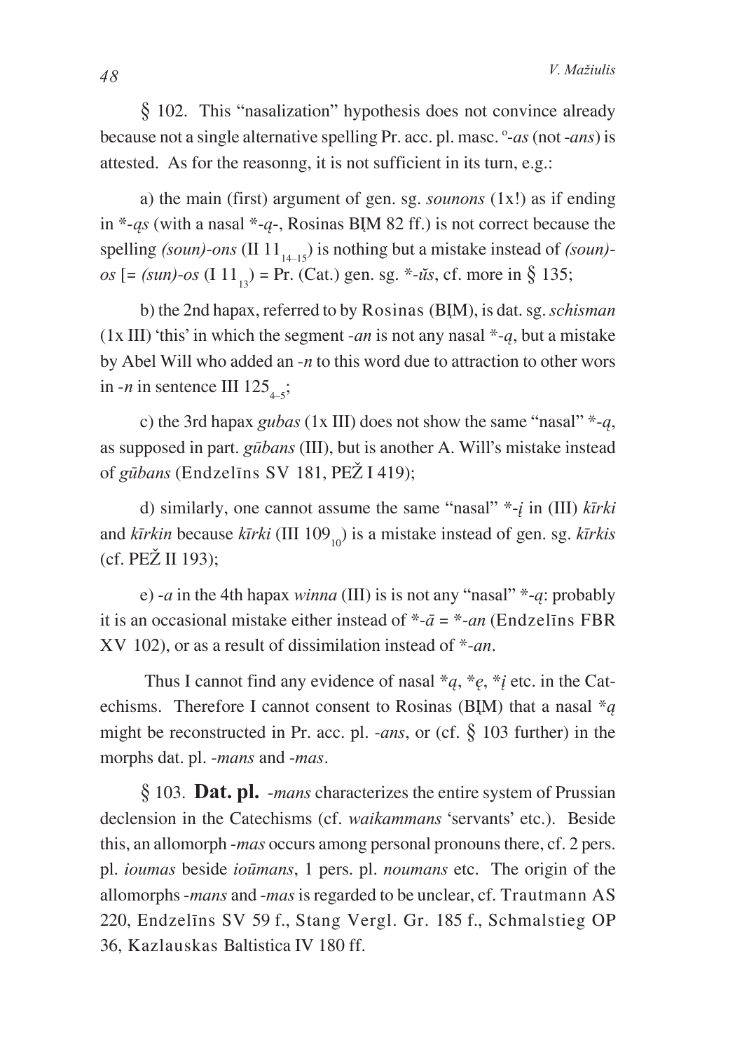§ 102. This "nasalization" hypothesis does not convince already because not a single alternative spelling Pr. acc. pl. masc. °-*as* (not -*ans*) is attested. As for the reasonng, it is not sufficient in its turn, e.g.:

a) the main (first) argument of gen. sg. *sounons* (1x!) as if ending in *-*ą̄s* (with a nasal *-*ą*-, Rosinas BĮM 82 ff.) is not correct because the spelling *(soun)-ons* (II $11_{14-15}$) is nothing but a mistake instead of *(soun)-os* [= *(sun)-os* (I $11_{13}$) = Pr. (Cat.) gen. sg. *-*ŭs*, cf. more in § 135;

b) the 2nd hapax, referred to by Rosinas (BĮM), is dat. sg. *schisman* (1x III) 'this' in which the segment -*an* is not any nasal *-*ą*, but a mistake by Abel Will who added an -*n* to this word due to attraction to other wors in -*n* in sentence III $125_{4-5}$;

c) the 3rd hapax *gubas* (1x III) does not show the same "nasal" *-*ą*, as supposed in part. *gūbans* (III), but is another A. Will's mistake instead of *gūbans* (Endzelīns SV 181, PEŽ I 419);

d) similarly, one cannot assume the same "nasal" *-*į* in (III) *kīrki* and *kīrkin* because *kīrki* (III $109_{10}$) is a mistake instead of gen. sg. *kīrkis* (cf. PEŽ II 193);

e) -*a* in the 4th hapax *winna* (III) is is not any "nasal" *-*ą*: probably it is an occasional mistake either instead of *-*ā* = *-*an* (Endzelīns FBR XV 102), or as a result of dissimilation instead of *-*an*.

Thus I cannot find any evidence of nasal **ą*, **ę*, **į* etc. in the Catechisms. Therefore I cannot consent to Rosinas (BĮM) that a nasal **ą* might be reconstructed in Pr. acc. pl. -*ans*, or (cf. § 103 further) in the morphs dat. pl. -*mans* and -*mas*.

§ 103. **Dat. pl.** -*mans* characterizes the entire system of Prussian declension in the Catechisms (cf. *waikammans* 'servants' etc.). Beside this, an allomorph -*mas* occurs among personal pronouns there, cf. 2 pers. pl. *ioumas* beside *ioūmans*, 1 pers. pl. *noumans* etc. The origin of the allomorphs -*mans* and -*mas* is regarded to be unclear, cf. Trautmann AS 220, Endzelīns SV 59 f., Stang Vergl. Gr. 185 f., Schmalstieg OP 36, Kazlauskas Baltistica IV 180 ff.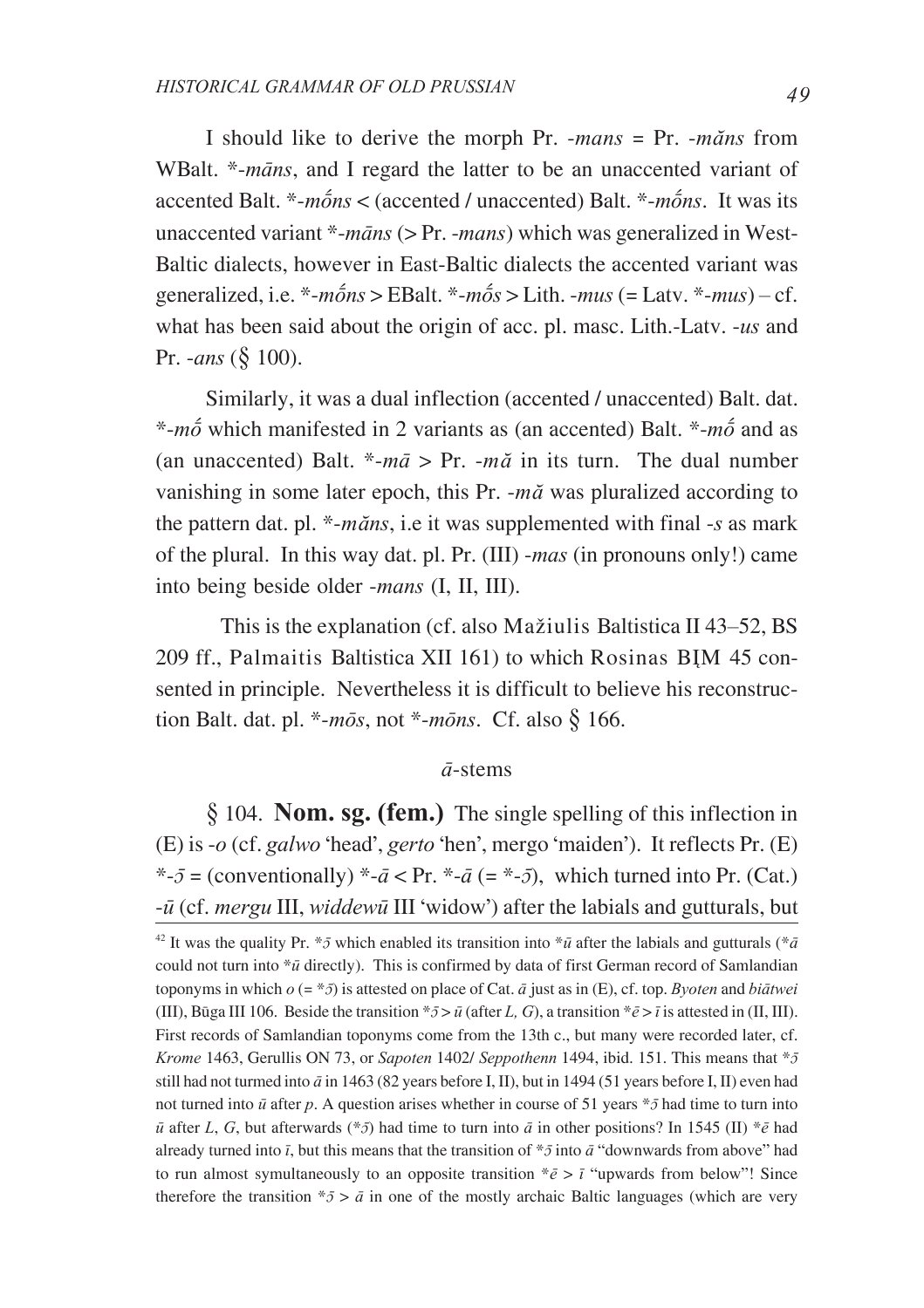I should like to derive the morph Pr. *-mans* = Pr. *-măns* from WBalt. *\*-māns*, and I regard the latter to be an unaccented variant of accented Balt. *\*-mṓns* < (accented / unaccented) Balt. *\*-mṓns*. It was its unaccented variant *\*-māns* (> Pr. *-mans*) which was generalized in West-Baltic dialects, however in East-Baltic dialects the accented variant was generalized, i.e. *\*-mṓns* > EBalt. *\*-mṓs* > Lith. *-mus* (= Latv. *\*-mus*) – cf. what has been said about the origin of acc. pl. masc. Lith.-Latv. *-us* and Pr. *-ans* (§ 100).

Similarly, it was a dual inflection (accented / unaccented) Balt. dat. *\*-mṓ* which manifested in 2 variants as (an accented) Balt. *\*-mṓ* and as (an unaccented) Balt. *\*-mā* > Pr. *-mă* in its turn. The dual number vanishing in some later epoch, this Pr. *-mă* was pluralized according to the pattern dat. pl. *\*-măns*, i.e it was supplemented with final *-s* as mark of the plural. In this way dat. pl. Pr. (III) *-mas* (in pronouns only!) came into being beside older *-mans* (I, II, III).

This is the explanation (cf. also Mažiulis Baltistica II 43–52, BS 209 ff., Palmaitis Baltistica XII 161) to which Rosinas BĮM 45 consented in principle. Nevertheless it is difficult to believe his reconstruction Balt. dat. pl. *\*-mōs*, not *\*-mōns*. Cf. also § 166.

### *ā*-stems

§ 104. **Nom. sg. (fem.)** The single spelling of this inflection in (E) is *-o* (cf. *galwo* 'head', *gerto* 'hen', mergo 'maiden'). It reflects Pr. (E) *\*-ɔ̄* = (conventionally) *\*-ā* < Pr. *\*-ā* (= *\*-ɔ̄*), which turned into Pr. (Cat.) *-ū* (cf. *mergu* III, *widdewū* III 'widow') after the labials and gutturals, but

[42] It was the quality Pr. *\*ɔ̄* which enabled its transition into *\*ū* after the labials and gutturals (*\*ā* could not turn into *\*ū* directly). This is confirmed by data of first German record of Samlandian toponyms in which *o* (= *\*ɔ̄*) is attested on place of Cat. *ā* just as in (E), cf. top. *Byoten* and *biātwei* (III), Būga III 106. Beside the transition *\*ɔ̄* > *ū* (after *L, G*), a transition *\*ē* > *ī* is attested in (II, III). First records of Samlandian toponyms come from the 13th c., but many were recorded later, cf. *Krome* 1463, Gerullis ON 73, or *Sapoten* 1402/ *Seppothenn* 1494, ibid. 151. This means that *\*ɔ̄* still had not turmed into *ā* in 1463 (82 years before I, II), but in 1494 (51 years before I, II) even had not turned into *ū* after *p*. A question arises whether in course of 51 years *\*ɔ̄* had time to turn into *ū* after *L, G*, but afterwards (*\*ɔ̄*) had time to turn into *ā* in other positions? In 1545 (II) *\*ē* had already turned into *ī*, but this means that the transition of *\*ɔ̄* into *ā* "downwards from above" had to run almost symultaneously to an opposite transition *\*ē* > *ī* "upwards from below"! Since therefore the transition *\*ɔ̄* > *ā* in one of the mostly archaic Baltic languages (which are very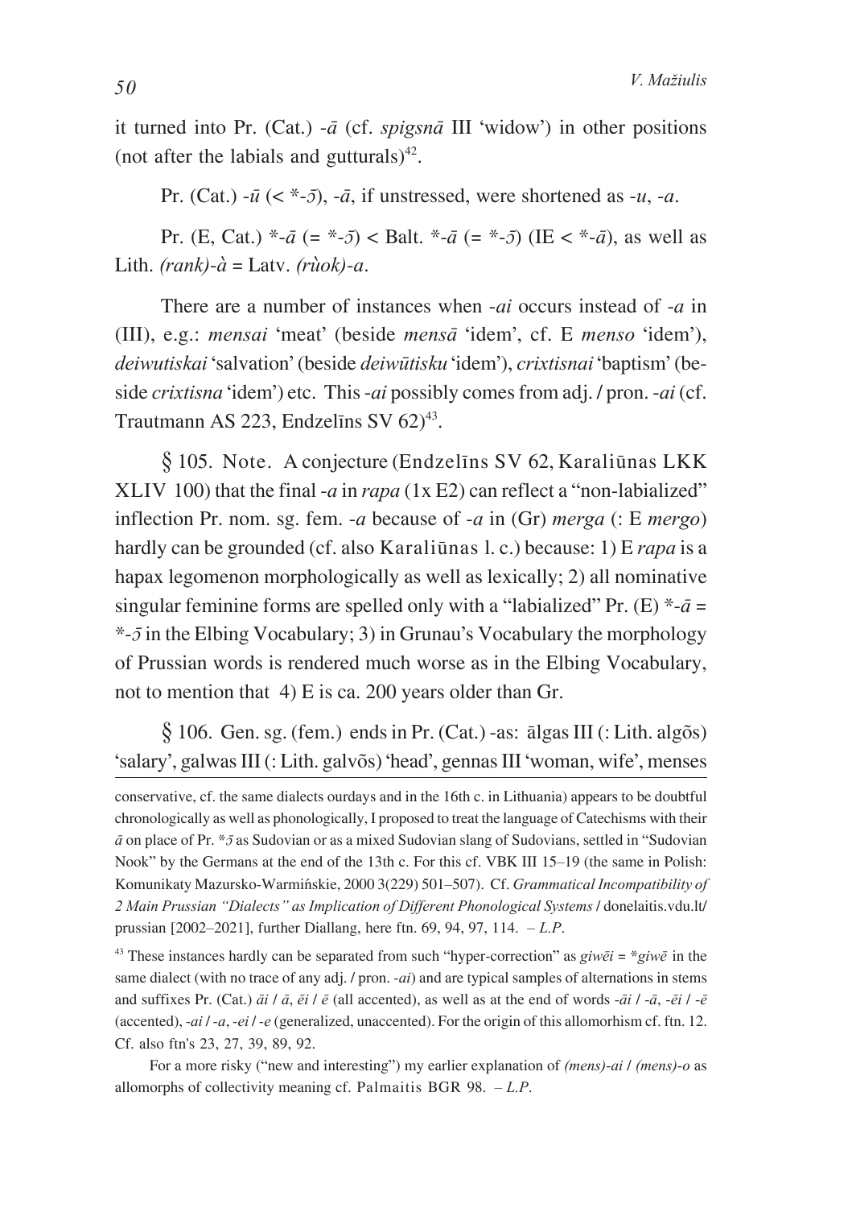it turned into Pr. (Cat.) *-ā* (cf. *spigsnā* III 'widow') in other positions (not after the labials and gutturals)[42].

Pr. (Cat.) *-ū* (< *-ō), *-ā*, if unstressed, were shortened as *-u*, *-a*.

Pr. (E, Cat.) *-ā (= *-ō) < Balt. *-ā (= *-ō) (IE < *-ā), as well as Lith. *(rank)-à* = Latv. *(rùok)-a*.

There are a number of instances when *-ai* occurs instead of *-a* in (III), e.g.: *mensai* 'meat' (beside *mensā* 'idem', cf. E *menso* 'idem'), *deiwutiskai* 'salvation' (beside *deiwūtisku* 'idem'), *crixtisnai* 'baptism' (beside *crixtisna* 'idem') etc. This *-ai* possibly comes from adj. / pron. *-ai* (cf. Trautmann AS 223, Endzelīns SV 62)[43].

§ 105. Note. A conjecture (Endzelīns SV 62, Karaliūnas LKK XLIV 100) that the final *-a* in *rapa* (1x E2) can reflect a "non-labialized" inflection Pr. nom. sg. fem. *-a* because of *-a* in (Gr) *merga* (: E *mergo*) hardly can be grounded (cf. also Karaliūnas l. c.) because: 1) E *rapa* is a hapax legomenon morphologically as well as lexically; 2) all nominative singular feminine forms are spelled only with a "labialized" Pr. (E) *-ā = *-ō in the Elbing Vocabulary; 3) in Grunau's Vocabulary the morphology of Prussian words is rendered much worse as in the Elbing Vocabulary, not to mention that 4) E is ca. 200 years older than Gr.

§ 106. Gen. sg. (fem.) ends in Pr. (Cat.) -as: ālgas III (: Lith. algõs) 'salary', galwas III (: Lith. galvõs) 'head', gennas III 'woman, wife', menses

---

conservative, cf. the same dialects ourdays and in the 16th c. in Lithuania) appears to be doubtful chronologically as well as phonologically, I proposed to treat the language of Catechisms with their *ā* on place of Pr. *ō as Sudovian or as a mixed Sudovian slang of Sudovians, settled in "Sudovian Nook" by the Germans at the end of the 13th c. For this cf. VBK III 15–19 (the same in Polish: Komunikaty Mazursko-Warmińskie, 2000 3(229) 501–507). Cf. *Grammatical Incompatibility of 2 Main Prussian "Dialects" as Implication of Different Phonological Systems* / donelaitis.vdu.lt/prussian [2002–2021], further Diallang, here ftn. 69, 94, 97, 114. – *L.P.*

[43] These instances hardly can be separated from such "hyper-correction" as *giwēi* = *giwē in the same dialect (with no trace of any adj. / pron. *-ai*) and are typical samples of alternations in stems and suffixes Pr. (Cat.) *āi* / *ā*, *ēi* / *ē* (all accented), as well as at the end of words *-āi* / *-ā*, *-ēi* / *-ē* (accented), *-ai* / *-a*, *-ei* / *-e* (generalized, unaccented). For the origin of this allomorhism cf. ftn. 12. Cf. also ftn's 23, 27, 39, 89, 92.

For a more risky ("new and interesting") my earlier explanation of *(mens)-ai* / *(mens)-o* as allomorphs of collectivity meaning cf. Palmaitis BGR 98. – *L.P.*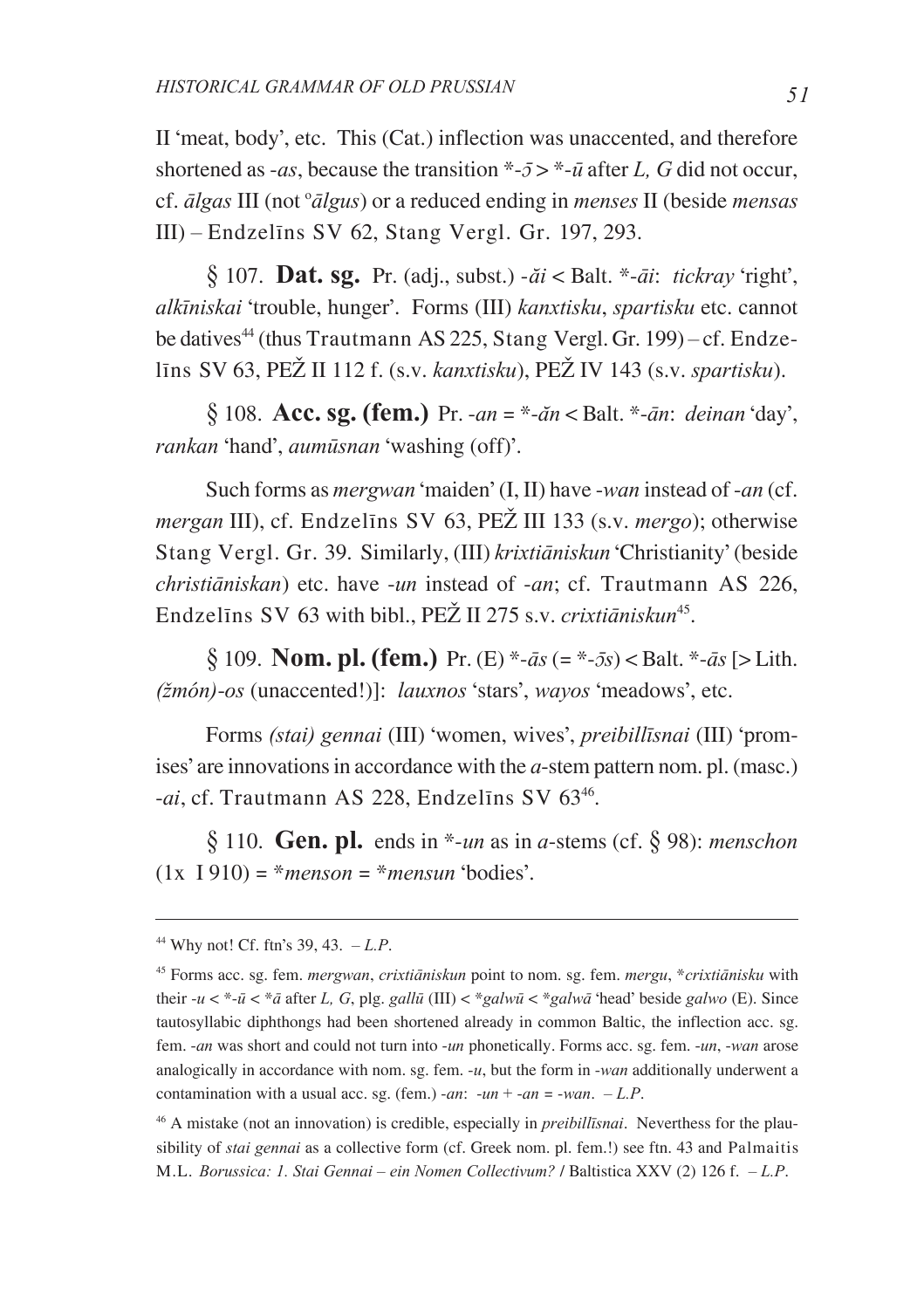II 'meat, body', etc. This (Cat.) inflection was unaccented, and therefore shortened as *-as*, because the transition *\*-ɔ̄ > \*-ū* after *L, G* did not occur, cf. *ālgas* III (not °*ālgus*) or a reduced ending in *menses* II (beside *mensas* III) – Endzelīns SV 62, Stang Vergl. Gr. 197, 293.

§ 107. **Dat. sg.** Pr. (adj., subst.) *-ăi* < Balt. *\*-āi*: *tickray* 'right', *alkīniskai* 'trouble, hunger'. Forms (III) *kanxtisku*, *spartisku* etc. cannot be datives[44] (thus Trautmann AS 225, Stang Vergl. Gr. 199) – cf. Endzelīns SV 63, PEŽ II 112 f. (s.v. *kanxtisku*), PEŽ IV 143 (s.v. *spartisku*).

§ 108. **Acc. sg. (fem.)** Pr. *-an* = *\*-ăn* < Balt. *\*-ān*: *deinan* 'day', *rankan* 'hand', *aumūsnan* 'washing (off)'.

Such forms as *mergwan* 'maiden' (I, II) have *-wan* instead of *-an* (cf. *mergan* III), cf. Endzelīns SV 63, PEŽ III 133 (s.v. *mergo*); otherwise Stang Vergl. Gr. 39. Similarly, (III) *krixtiāniskun* 'Christianity' (beside *christiāniskan*) etc. have *-un* instead of *-an*; cf. Trautmann AS 226, Endzelīns SV 63 with bibl., PEŽ II 275 s.v. *crixtiāniskun*[45].

§ 109. **Nom. pl. (fem.)** Pr. (E) *\*-ās* (= *\*-ɔ̄s*) < Balt. *\*-ās* [> Lith. *(žmón)-os* (unaccented!)]: *lauxnos* 'stars', *wayos* 'meadows', etc.

Forms *(stai) gennai* (III) 'women, wives', *preibillīsnai* (III) 'promises' are innovations in accordance with the *a*-stem pattern nom. pl. (masc.) *-ai*, cf. Trautmann AS 228, Endzelīns SV 63[46].

§ 110. **Gen. pl.** ends in *\*-un* as in *a*-stems (cf. § 98): *menschon* (1x I 910) = *\*menson* = *\*mensun* 'bodies'.

---

[44] Why not! Cf. ftn's 39, 43. – *L.P.*

[45] Forms acc. sg. fem. *mergwan*, *crixtiāniskun* point to nom. sg. fem. *mergu*, *\*crixtiānisku* with their *-u* < *\*-ū* < *\*ā* after *L, G*, plg. *gallū* (III) < *\*galwū* < *\*galwā* 'head' beside *galwo* (E). Since tautosyllabic diphthongs had been shortened already in common Baltic, the inflection acc. sg. fem. *-an* was short and could not turn into *-un* phonetically. Forms acc. sg. fem. *-un*, *-wan* arose analogically in accordance with nom. sg. fem. *-u*, but the form in *-wan* additionally underwent a contamination with a usual acc. sg. (fem.) *-an*: *-un* + *-an* = *-wan*. – *L.P.*

[46] A mistake (not an innovation) is credible, especially in *preibillīsnai*. Neverthess for the plausibility of *stai gennai* as a collective form (cf. Greek nom. pl. fem.!) see ftn. 43 and Palmaitis M.L. *Borussica: 1. Stai Gennai – ein Nomen Collectivum?* / Baltistica XXV (2) 126 f. – *L.P.*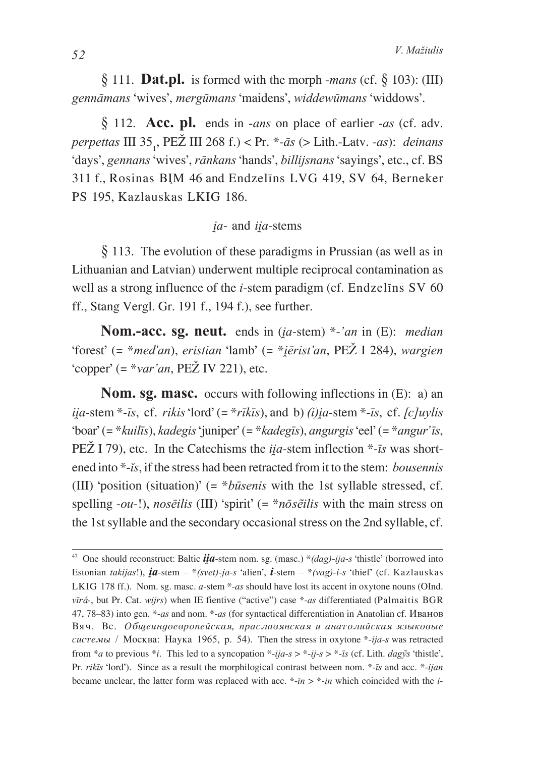§ 111. **Dat.pl.** is formed with the morph *-mans* (cf. § 103): (III) *gennāmans* 'wives', *mergūmans* 'maidens', *widdewūmans* 'widdows'.

§ 112. **Acc. pl.** ends in *-ans* on place of earlier *-as* (cf. adv. *perpettas* III $35_1$, PEŽ III 268 f.) < Pr. *\*-ās* (> Lith.-Latv. *-as*): *deinans* 'days', *gennans* 'wives', *rānkans* 'hands', *billijsnans* 'sayings', etc., cf. BS 311 f., Rosinas BĮM 46 and Endzelīns LVG 419, SV 64, Berneker PS 195, Kazlauskas LKIG 186.

### *i̯a-* and *ii̯a-*stems

§ 113. The evolution of these paradigms in Prussian (as well as in Lithuanian and Latvian) underwent multiple reciprocal contamination as well as a strong influence of the *i*-stem paradigm (cf. Endzelīns SV 60 ff., Stang Vergl. Gr. 191 f., 194 f.), see further.

**Nom.-acc. sg. neut.** ends in (*i̯a*-stem) *\*-'an* in (E): *median* 'forest' (= *\*med'an*), *eristian* 'lamb' (= *\*i̯ērist'an*, PEŽ I 284), *wargien* 'copper' (= *\*var'an*, PEŽ IV 221), etc.

**Nom. sg. masc.** occurs with following inflections in (E): a) an *ii̯a*-stem *\*-īs*, cf. *rikis* 'lord' (= *\*rīkīs*), and b) *(i)i̯a*-stem *\*-īs*, cf. *[c]uylis* 'boar' (= *\*kuilīs*), *kadegis* 'juniper' (= *\*kadegīs*), *angurgis* 'eel' (= *\*angur'īs*, PEŽ I 79), etc. In the Catechisms the *ii̯a*-stem inflection *\*-īs* was shortened into *\*-ĭs*, if the stress had been retracted from it to the stem: *bousennis* (III) 'position (situation)' (= *\*būsenis* with the 1st syllable stressed, cf. spelling *-ou-*!), *nosēilis* (III) 'spirit' (= *\*nōsẽilis* with the main stress on the 1st syllable and the secondary occasional stress on the 2nd syllable, cf.

---

[47] One should reconstruct: Baltic ***ii̯a***-stem nom. sg. (masc.) *\*(dag)-ija-s* 'thistle' (borrowed into Estonian *takijas*!), ***i̯a***-stem – *\*(svet)-ja-s* 'alien', ***i***-stem – *\*(vag)-i-s* 'thief' (cf. Kazlauskas LKIG 178 ff.). Nom. sg. masc. *a*-stem *\*-as* should have lost its accent in oxytone nouns (OInd. *vīrá-*, but Pr. Cat. *wijrs*) when IE fientive ("active") case *\*-as* differentiated (Palmaitis BGR 47, 78–83) into gen. *\*-as* and nom. *\*-as* (for syntactical differentiation in Anatolian cf. Иванов Вяч. Вс. *Общеиндоевропейская, праславянская и анатолийская языковые системы* / Москва: Наука 1965, p. 54). Then the stress in oxytone *\*-ija-s* was retracted from *\*a* to previous *\*i*. This led to a syncopation *\*-ija-s* > *\*-ij-s* > *\*-īs* (cf. Lith. *dagỹs* 'thistle', Pr. *rikīs* 'lord'). Since as a result the morphilogical contrast between nom. *\*-īs* and acc. *\*-ijan* became unclear, the latter form was replaced with acc. *\*-īn* > *\*-in* which coincided with the *i*-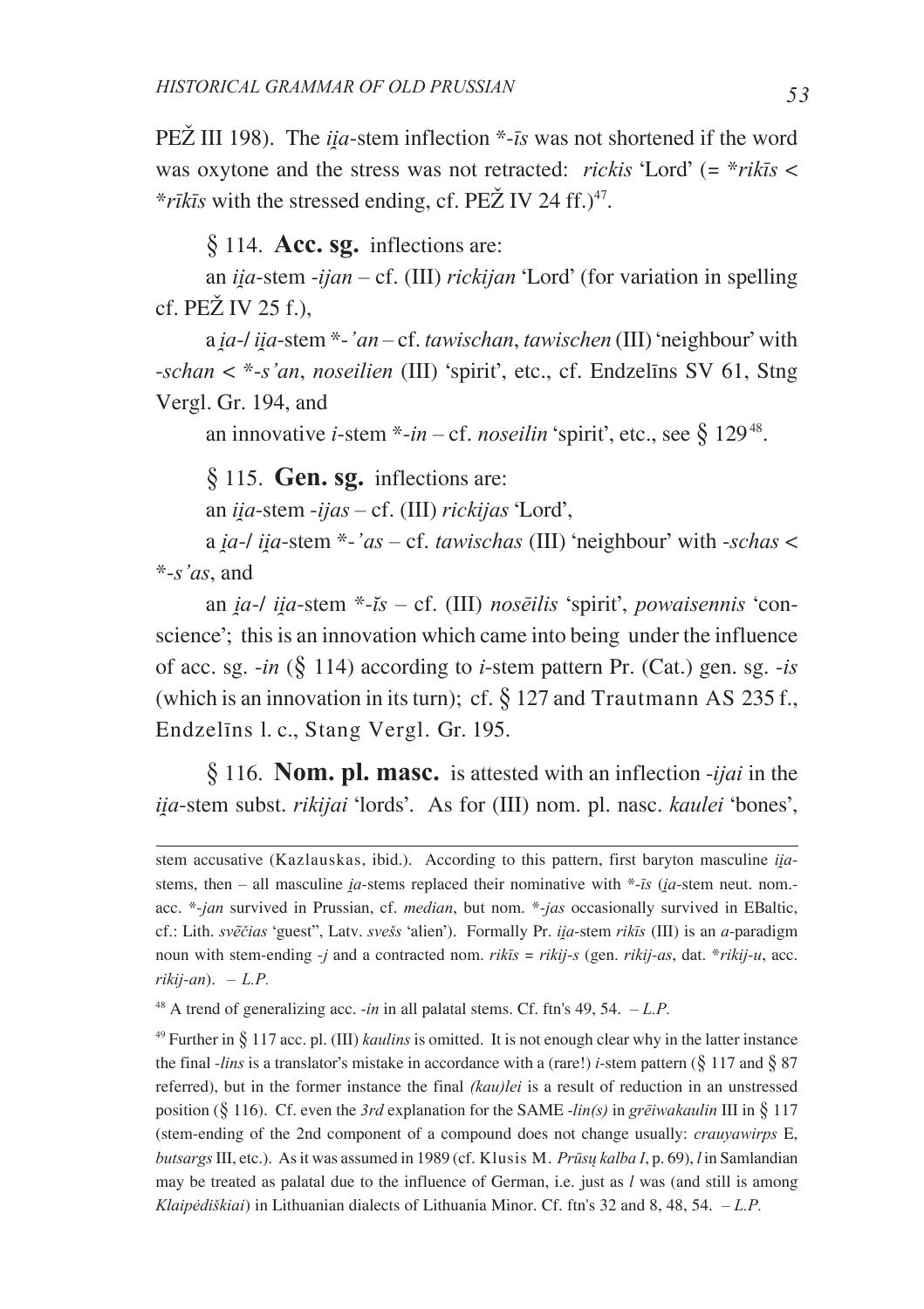PEŽ III 198). The *i̯a*-stem inflection *-*īs* was not shortened if the word was oxytone and the stress was not retracted: *rickis* 'Lord' (= *\*rikīs* < *\*rīkīs* with the stressed ending, cf. PEŽ IV 24 ff.)[47].

§ 114. **Acc. sg.** inflections are:

an *i̯a*-stem *-ijan* – cf. (III) *rickijan* 'Lord' (for variation in spelling cf. PEŽ IV 25 f.),

a *i̯a-*/ *i̯a*-stem *-*'an* – cf. *tawischan*, *tawischen* (III) 'neighbour' with *-schan* < *-*s'an*, *noseilien* (III) 'spirit', etc., cf. Endzelīns SV 61, Stng Vergl. Gr. 194, and

an innovative *i*-stem *-*in* – cf. *noseilin* 'spirit', etc., see § 129[48].

§ 115. **Gen. sg.** inflections are:

an *i̯a*-stem *-ijas* – cf. (III) *rickijas* 'Lord',

a *i̯a-*/ *i̯a*-stem *-*'as* – cf. *tawischas* (III) 'neighbour' with *-schas* < *-*s'as*, and

an *i̯a-*/ *i̯a*-stem *-*ĭs* – cf. (III) *nosēilis* 'spirit', *powaisennis* 'conscience'; this is an innovation which came into being under the influence of acc. sg. *-in* (§ 114) according to *i*-stem pattern Pr. (Cat.) gen. sg. *-is* (which is an innovation in its turn); cf. § 127 and Trautmann AS 235 f., Endzelīns l. c., Stang Vergl. Gr. 195.

§ 116. **Nom. pl. masc.** is attested with an inflection *-ijai* in the *i̯a*-stem subst. *rikijai* 'lords'. As for (III) nom. pl. nasc. *kaulei* 'bones',

---

stem accusative (Kazlauskas, ibid.). According to this pattern, first baryton masculine *i̯a*-stems, then – all masculine *i̯a*-stems replaced their nominative with *-*īs* (*i̯a*-stem neut. nom.-acc. *-*jan* survived in Prussian, cf. *median*, but nom. *-*jas* occasionally survived in EBaltic, cf.: Lith. *svẽčias* 'guest", Latv. *svešs* 'alien'). Formally Pr. *i̯a*-stem *rikīs* (III) is an *a*-paradigm noun with stem-ending *-j* and a contracted nom. *rikīs* = *rikij-s* (gen. *rikij-as*, dat. *\*rikij-u*, acc. *rikij-an*). – *L.P.*

[48] A trend of generalizing acc. *-in* in all palatal stems. Cf. ftn's 49, 54. – *L.P.*

[49] Further in § 117 acc. pl. (III) *kaulins* is omitted. It is not enough clear why in the latter instance the final *-lins* is a translator's mistake in accordance with a (rare!) *i*-stem pattern (§ 117 and § 87 referred), but in the former instance the final *(kau)lei* is a result of reduction in an unstressed position (§ 116). Cf. even the *3rd* explanation for the SAME *-lin(s)* in *grēiwakaulin* III in § 117 (stem-ending of the 2nd component of a compound does not change usually: *crauyawirps* E, *butsargs* III, etc.). As it was assumed in 1989 (cf. Klusis M. *Prūsų kalba I*, p. 69), *l* in Samlandian may be treated as palatal due to the influence of German, i.e. just as *l* was (and still is among *Klaipėdiškiai*) in Lithuanian dialects of Lithuania Minor. Cf. ftn's 32 and 8, 48, 54. – *L.P.*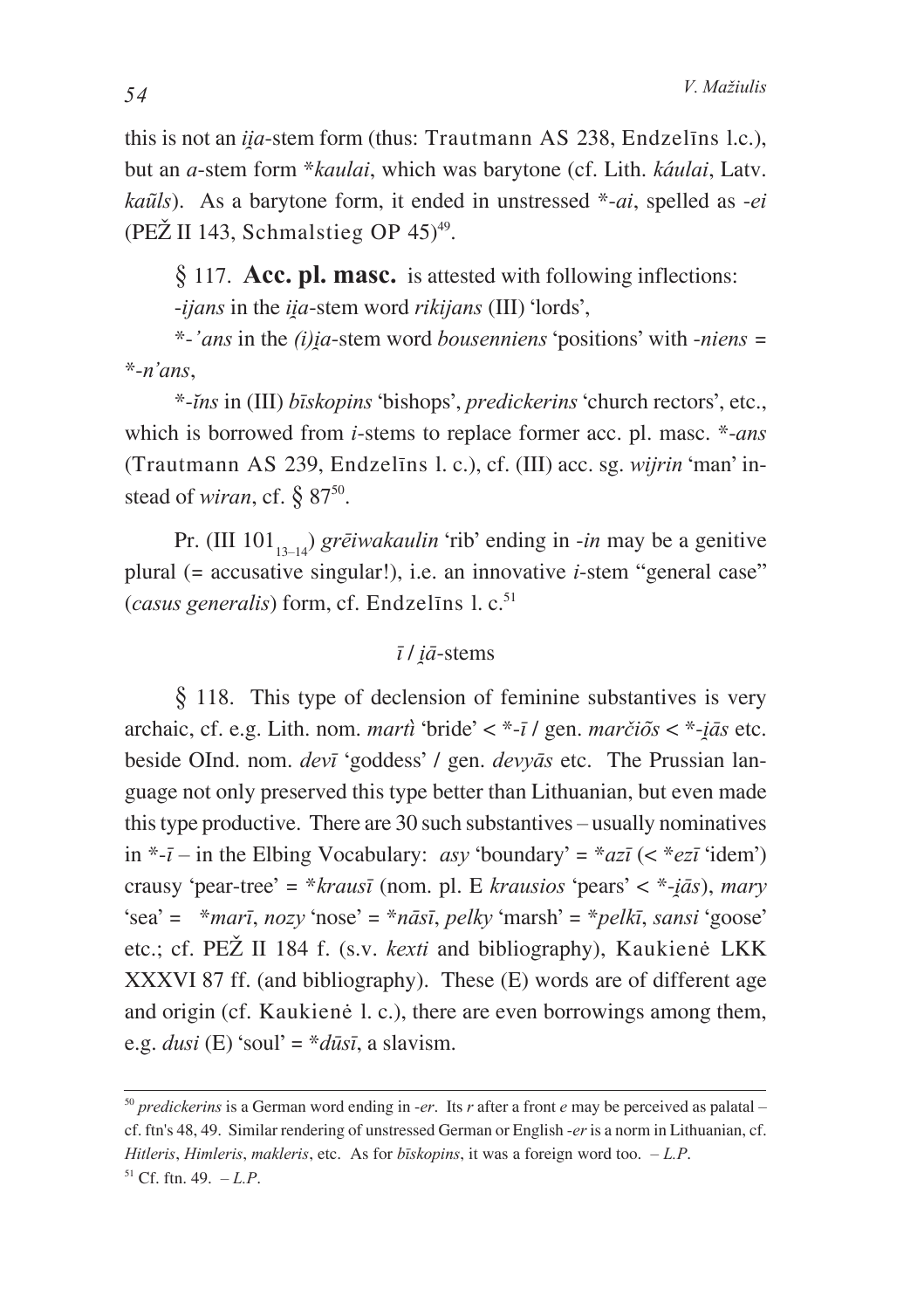this is not an *i̯a*-stem form (thus: Trautmann AS 238, Endzelīns l.c.), but an *a*-stem form *\*kaulai*, which was barytone (cf. Lith. *káulai*, Latv. *kaũls*). As a barytone form, it ended in unstressed *\*-ai*, spelled as *-ei* (PEŽ II 143, Schmalstieg OP 45)[49].

§ 117. **Acc. pl. masc.** is attested with following inflections:

*-ijans* in the *i̯a*-stem word *rikijans* (III) 'lords',

*\*-'ans* in the *(i)i̯a*-stem word *bousenniens* 'positions' with *-niens* = *\*-n'ans*,

*\*-ĭns* in (III) *bīskopins* 'bishops', *predickerins* 'church rectors', etc., which is borrowed from *i*-stems to replace former acc. pl. masc. *\*-ans* (Trautmann AS 239, Endzelīns l. c.), cf. (III) acc. sg. *wijrin* 'man' instead of *wiran*, cf. § 87[50].

Pr. (III $101_{13-14}$) *grēiwakaulin* 'rib' ending in *-in* may be a genitive plural (= accusative singular!), i.e. an innovative *i*-stem "general case" (*casus generalis*) form, cf. Endzelīns l. c.[51]

### *ī* / *i̯ā*-stems

§ 118. This type of declension of feminine substantives is very archaic, cf. e.g. Lith. nom. *marti͂* 'bride' < *\*-ī* / gen. *marčiõs* < *\*-i̯ās* etc. beside OInd. nom. *devī* 'goddess' / gen. *devyās* etc. The Prussian language not only preserved this type better than Lithuanian, but even made this type productive. There are 30 such substantives – usually nominatives in *\*-ī* – in the Elbing Vocabulary: *asy* 'boundary' = *\*azī* (< *\*ezī* 'idem') *crausy* 'pear-tree' = *\*krausī* (nom. pl. E *krausios* 'pears' < *\*-i̯ās*), *mary* 'sea' = *\*marī*, *nozy* 'nose' = *\*nāsī*, *pelky* 'marsh' = *\*pelkī*, *sansi* 'goose' etc.; cf. PEŽ II 184 f. (s.v. *kexti* and bibliography), Kaukienė LKK XXXVI 87 ff. (and bibliography). These (E) words are of different age and origin (cf. Kaukienė l. c.), there are even borrowings among them, e.g. *dusi* (E) 'soul' = *\*dūsī*, a slavism.

---

[50] *predickerins* is a German word ending in *-er*. Its *r* after a front *e* may be perceived as palatal – cf. ftn's 48, 49. Similar rendering of unstressed German or English *-er* is a norm in Lithuanian, cf. *Hitleris*, *Himleris*, *makleris*, etc. As for *bīskopins*, it was a foreign word too. *– L.P.*

[51] Cf. ftn. 49. *– L.P.*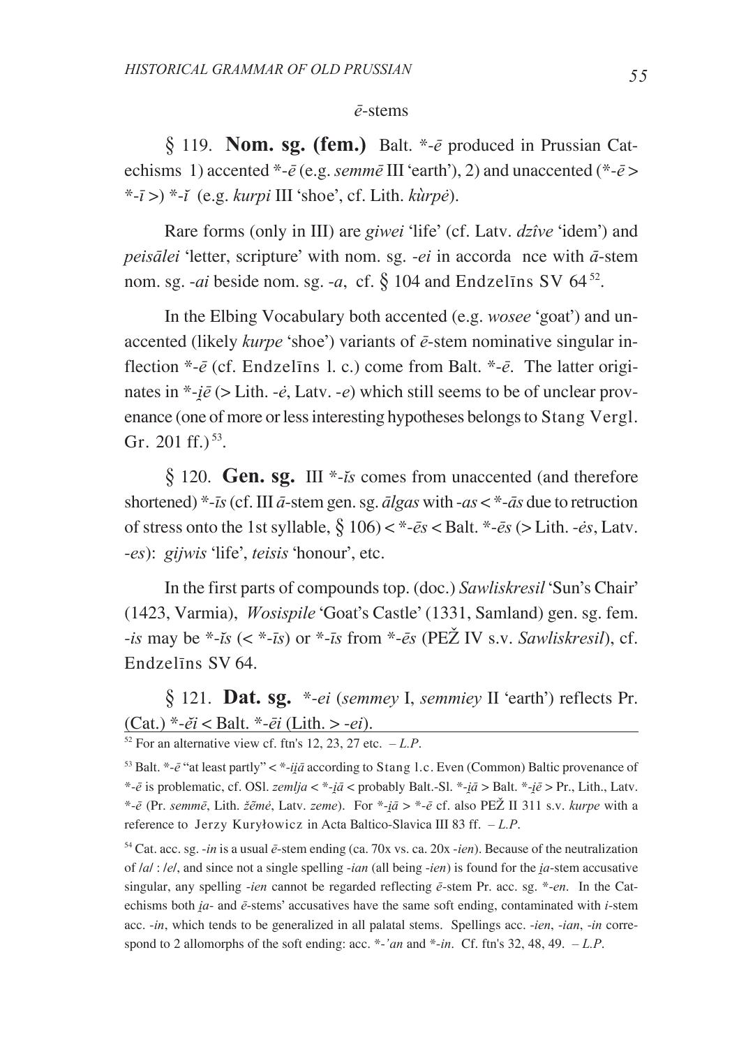*ē*-stems

§ 119. **Nom. sg. (fem.)** Balt. *-*ē* produced in Prussian Catechisms 1) accented *-*ē* (e.g. *semmē* III 'earth'), 2) and unaccented (*-*ē* > *-*ī* >) *-*ĭ* (e.g. *kurpi* III 'shoe', cf. Lith. *kùrpė*).

Rare forms (only in III) are *giwei* 'life' (cf. Latv. *dzîve* 'idem') and *peisālei* 'letter, scripture' with nom. sg. -*ei* in accorda nce with *ā*-stem nom. sg. -*ai* beside nom. sg. -*a*, cf. § 104 and Endzelīns SV 64[52].

In the Elbing Vocabulary both accented (e.g. *wosee* 'goat') and unaccented (likely *kurpe* 'shoe') variants of *ē*-stem nominative singular inflection *-*ē* (cf. Endzelīns l. c.) come from Balt. *-*ē*. The latter originates in *-*i̯ē* (> Lith. -*ė*, Latv. -*e*) which still seems to be of unclear provenance (one of more or less interesting hypotheses belongs to Stang Vergl. Gr. 201 ff.)[53].

§ 120. **Gen. sg.** III *-*ĭs* comes from unaccented (and therefore shortened) *-*īs* (cf. III *ā*-stem gen. sg. *ālgas* with -*as* < *-*ās* due to retruction of stress onto the 1st syllable, § 106) < *-*ēs* < Balt. *-*ēs* (> Lith. -*ės*, Latv. -*es*): *gijwis* 'life', *teisis* 'honour', etc.

In the first parts of compounds top. (doc.) *Sawliskresil* 'Sun's Chair' (1423, Varmia), *Wosispile* 'Goat's Castle' (1331, Samland) gen. sg. fem. -*is* may be *-*ĭs* (< *-*īs*) or *-*īs* from *-*ēs* (PEŽ IV s.v. *Sawliskresil*), cf. Endzelīns SV 64.

§ 121. **Dat. sg.** *-*ei* (*semmey* I, *semmiey* II 'earth') reflects Pr. (Cat.) *-*ĕi* < Balt. *-*ēi* (Lith. > -*ei*).

---

[52] For an alternative view cf. ftn's 12, 23, 27 etc. – *L.P.*

[53] Balt. *-*ē* "at least partly" < *-*ii̯ā* according to Stang l.c. Even (Common) Baltic provenance of *-*ē* is problematic, cf. OSl. *zemlja* < *-*i̯ā* < probably Balt.-Sl. *-*i̯ā* > Balt. *-*i̯ē* > Pr., Lith., Latv. *-*ē* (Pr. *semmē*, Lith. *žẽmė*, Latv. *zeme*). For *-*i̯ā* > *-*ē* cf. also PEŽ II 311 s.v. *kurpe* with a reference to Jerzy Kuryłowicz in Acta Baltico-Slavica III 83 ff. – *L.P.*

[54] Cat. acc. sg. -*in* is a usual *ē*-stem ending (ca. 70x vs. ca. 20x -*ien*). Because of the neutralization of /a/ : /e/, and since not a single spelling -*ian* (all being -*ien*) is found for the *i̯a*-stem accusative singular, any spelling -*ien* cannot be regarded reflecting *ē*-stem Pr. acc. sg. *-*en*. In the Catechisms both *i̯a*- and *ē*-stems' accusatives have the same soft ending, contaminated with *i*-stem acc. -*in*, which tends to be generalized in all palatal stems. Spellings acc. -*ien*, -*ian*, -*in* correspond to 2 allomorphs of the soft ending: acc. *-*'an* and *-*in*. Cf. ftn's 32, 48, 49. – *L.P.*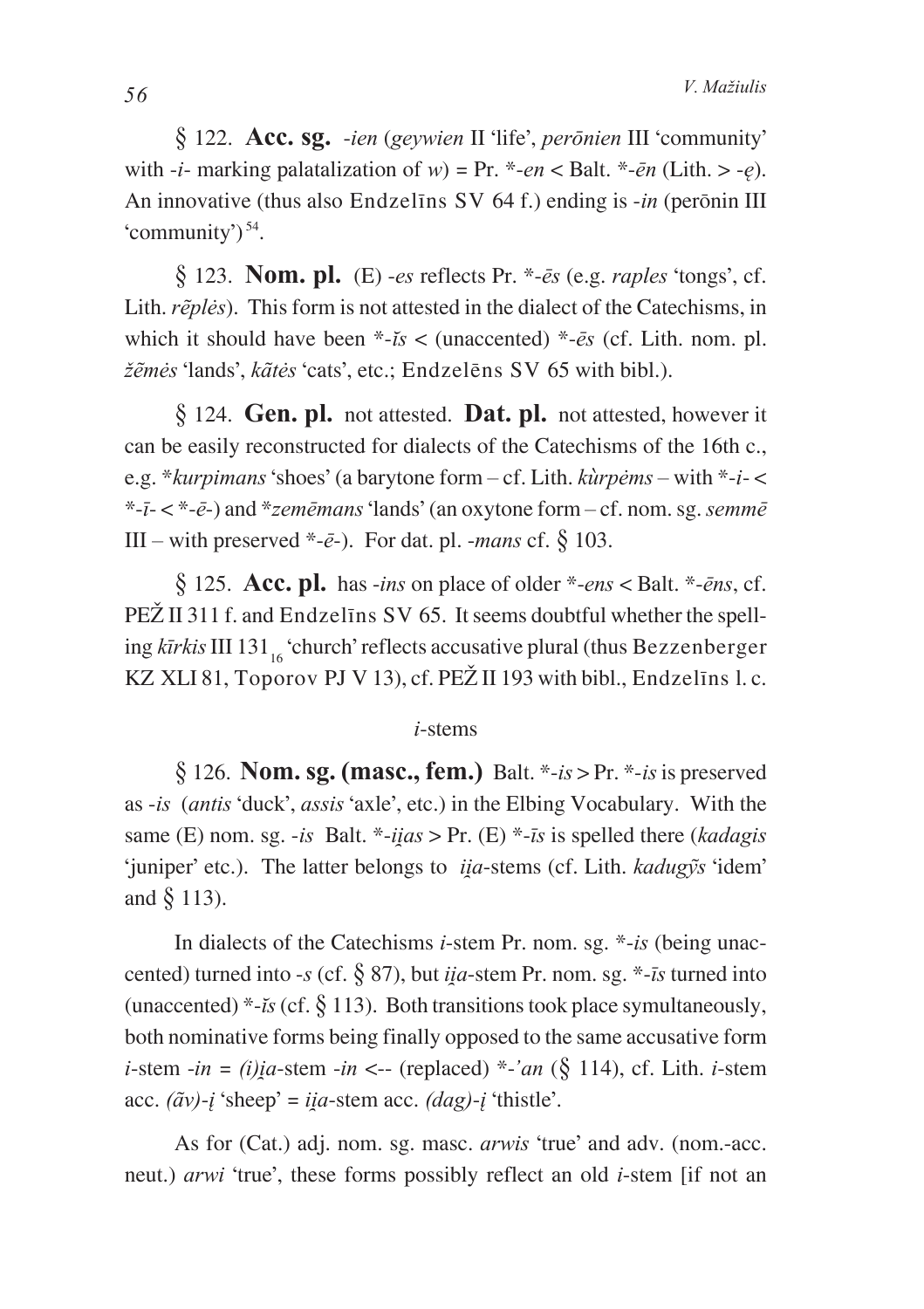§ 122. **Acc. sg.** *-ien* (*geywien* II 'life', *perōnien* III 'community' with *-i-* marking palatalization of *w*) = Pr. *\*-en* < Balt. *\*-ēn* (Lith. > *-ę*). An innovative (thus also Endzelīns SV 64 f.) ending is *-in* (perōnin III 'community')[54].

§ 123. **Nom. pl.** (E) *-es* reflects Pr. *\*-ēs* (e.g. *raples* 'tongs', cf. Lith. *rẽplės*). This form is not attested in the dialect of the Catechisms, in which it should have been *\*-ĭs* < (unaccented) *\*-ēs* (cf. Lith. nom. pl. *žẽmės* 'lands', *kãtės* 'cats', etc.; Endzelēns SV 65 with bibl.).

§ 124. **Gen. pl.** not attested. **Dat. pl.** not attested, however it can be easily reconstructed for dialects of the Catechisms of the 16th c., e.g. *\*kurpimans* 'shoes' (a barytone form – cf. Lith. *kùrpėms* – with *\*-i-* < *\*-ī-* < *\*-ē-*) and *\*zemēmans* 'lands' (an oxytone form – cf. nom. sg. *semmē* III – with preserved *\*-ē-*). For dat. pl. *-mans* cf. § 103.

§ 125. **Acc. pl.** has *-ins* on place of older *\*-ens* < Balt. *\*-ēns*, cf. PEŽ II 311 f. and Endzelīns SV 65. It seems doubtful whether the spelling *kīrkis* III $131_{16}$ 'church' reflects accusative plural (thus Bezzenberger KZ XLI 81, Toporov PJ V 13), cf. PEŽ II 193 with bibl., Endzelīns l. c.

## *i*-stems

§ 126. **Nom. sg. (masc., fem.)** Balt. *\*-is* > Pr. *\*-is* is preserved as *-is* (*antis* 'duck', *assis* 'axle', etc.) in the Elbing Vocabulary. With the same (E) nom. sg. *-is* Balt. *\*-i̯i̯as* > Pr. (E) *\*-īs* is spelled there (*kadagis* 'juniper' etc.). The latter belongs to *i̯i̯a*-stems (cf. Lith. *kadugỹs* 'idem' and § 113).

In dialects of the Catechisms *i*-stem Pr. nom. sg. *\*-is* (being unaccented) turned into *-s* (cf. § 87), but *i̯i̯a*-stem Pr. nom. sg. *\*-īs* turned into (unaccented) *\*-ĭs* (cf. § 113). Both transitions took place symultaneously, both nominative forms being finally opposed to the same accusative form *i*-stem *-in* = *(i)i̯a*-stem *-in* <-- (replaced) *\*-'an* (§ 114), cf. Lith. *i*-stem acc. *(ãv)-į* 'sheep' = *i̯i̯a*-stem acc. *(dag)-į* 'thistle'.

As for (Cat.) adj. nom. sg. masc. *arwis* 'true' and adv. (nom.-acc. neut.) *arwi* 'true', these forms possibly reflect an old *i*-stem [if not an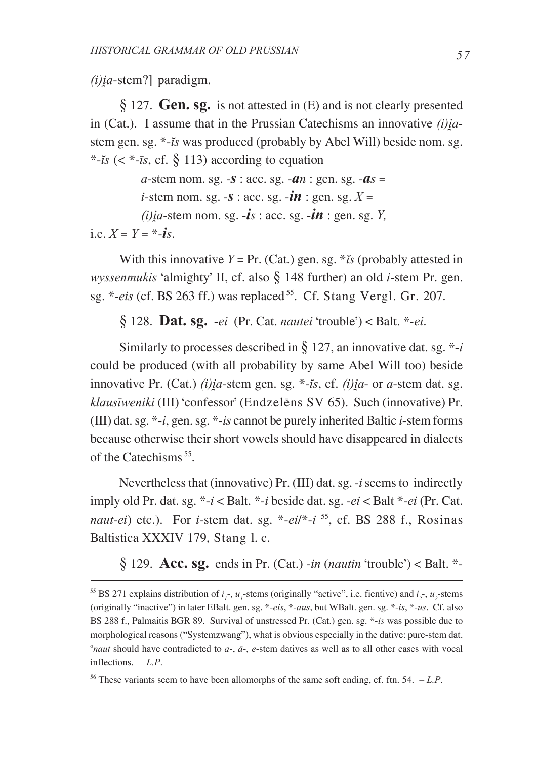*(i)i̯a*-stem?] paradigm.

§ 127. **Gen. sg.** is not attested in (E) and is not clearly presented in (Cat.). I assume that in the Prussian Catechisms an innovative *(i)i̯a*-stem gen. sg. *-*ĭs* was produced (probably by Abel Will) beside nom. sg. *-*ĭs* (< *-*īs*, cf. § 113) according to equation

*a*-stem nom. sg. -***s*** : acc. sg. -***a****n* : gen. sg. -***a****s* =
*i*-stem nom. sg. -***s*** : acc. sg. -***in*** : gen. sg. *X* =
*(i)i̯a*-stem nom. sg. -***i****s* : acc. sg. -***in*** : gen. sg. *Y,*

i.e. *X* = *Y* = *-***i****s*.

With this innovative *Y* = Pr. (Cat.) gen. sg. **ĭs* (probably attested in *wyssenmukis* 'almighty' II, cf. also § 148 further) an old *i*-stem Pr. gen. sg. *-*eis* (cf. BS 263 ff.) was replaced[55]. Cf. Stang Vergl. Gr. 207.

§ 128. **Dat. sg.** *-ei* (Pr. Cat. *nautei* 'trouble') < Balt. *-*ei*.

Similarly to processes described in § 127, an innovative dat. sg. *-*i* could be produced (with all probability by same Abel Will too) beside innovative Pr. (Cat.) *(i)i̯a*-stem gen. sg. *-*ĭs*, cf. *(i)i̯a*- or *a*-stem dat. sg. *klausīweniki* (III) 'confessor' (Endzelēns SV 65). Such (innovative) Pr. (III) dat. sg. *-*i*, gen. sg. *-*is* cannot be purely inherited Baltic *i*-stem forms because otherwise their short vowels should have disappeared in dialects of the Catechisms[55].

Nevertheless that (innovative) Pr. (III) dat. sg. *-i* seems to indirectly imply old Pr. dat. sg. *-*i* < Balt. *-*i* beside dat. sg. *-ei* < Balt *-*ei* (Pr. Cat. *naut-ei*) etc.). For *i*-stem dat. sg. *-*ei*/*-*i* [55], cf. BS 288 f., Rosinas Baltistica XXXIV 179, Stang l. c.

§ 129. **Acc. sg.** ends in Pr. (Cat.) *-in* (*nautin* 'trouble') < Balt. *-

---

[55] BS 271 explains distribution of $i_1$-, $u_1$-stems (originally "active", i.e. fientive) and $i_2$-, $u_2$-stems (originally "inactive") in later EBalt. gen. sg. *-*eis*, *-*aus*, but WBalt. gen. sg. *-*is*, *-*us*. Cf. also BS 288 f., Palmaitis BGR 89. Survival of unstressed Pr. (Cat.) gen. sg. *-*is* was possible due to morphological reasons ("Systemzwang"), what is obvious especially in the dative: pure-stem dat. °*naut* should have contradicted to *a*-, *ā*-, *e*-stem datives as well as to all other cases with vocal inflections. – *L.P.*

[56] These variants seem to have been allomorphs of the same soft ending, cf. ftn. 54. – *L.P.*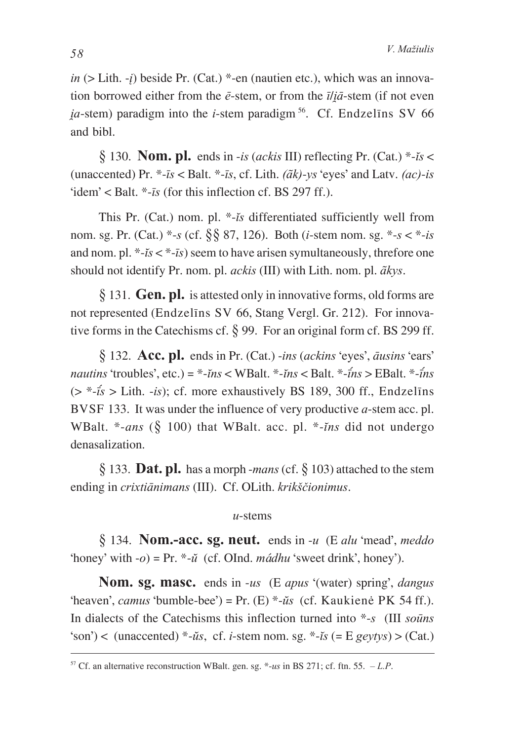*in* (> Lith. *-į*) beside Pr. (Cat.) *-en (nautien etc.), which was an innovation borrowed either from the *ē*-stem, or from the *ī*/*i̯ā*-stem (if not even *i̯a*-stem) paradigm into the *i*-stem paradigm [56]. Cf. Endzelīns SV 66 and bibl.

§ 130. **Nom. pl.** ends in *-is* (*ackis* III) reflecting Pr. (Cat.) *-ĭs < (unaccented) Pr. *-īs < Balt. *-īs, cf. Lith. *(ãk)-ys* 'eyes' and Latv. *(ac)-is* 'idem' < Balt. *-īs (for this inflection cf. BS 297 ff.).

This Pr. (Cat.) nom. pl. *-ĭs differentiated sufficiently well from nom. sg. Pr. (Cat.) *-s (cf. §§ 87, 126). Both (*i*-stem nom. sg. *-s < *-is and nom. pl. *-ĭs < *-īs) seem to have arisen symultaneously, threfore one should not identify Pr. nom. pl. *ackis* (III) with Lith. nom. pl. *ãkys*.

§ 131. **Gen. pl.** is attested only in innovative forms, old forms are not represented (Endzelīns SV 66, Stang Vergl. Gr. 212). For innovative forms in the Catechisms cf. § 99. For an original form cf. BS 299 ff.

§ 132. **Acc. pl.** ends in Pr. (Cat.) *-ins* (*ackins* 'eyes', *āusins* 'ears' *nautins* 'troubles', etc.) = *-ĭns < WBalt. *-ĭns < Balt. *-ī́ns > EBalt. *-ī́ns (> *-ī́s > Lith. *-is*); cf. more exhaustively BS 189, 300 ff., Endzelīns BVSF 133. It was under the influence of very productive *a*-stem acc. pl. WBalt. *-*ans* (§ 100) that WBalt. acc. pl. *-*ĭns* did not undergo denasalization.

§ 133. **Dat. pl.** has a morph *-mans* (cf. § 103) attached to the stem ending in *crixtiānimans* (III). Cf. OLith. *krikščionimus*.

*u*-stems

§ 134. **Nom.-acc. sg. neut.** ends in *-u* (E *alu* 'mead', *meddo* 'honey' with *-o*) = Pr. *-*ŭ* (cf. OInd. *mádhu* 'sweet drink', honey').

**Nom. sg. masc.** ends in *-us* (E *apus* '(water) spring', *dangus* 'heaven', *camus* 'bumble-bee') = Pr. (E) *-*ŭs* (cf. Kaukienė PK 54 ff.). In dialects of the Catechisms this inflection turned into *-*s* (III *soūns* 'son') < (unaccented) *-*ŭs*, cf. *i*-stem nom. sg. *-*ĭs* (= E *geytys*) > (Cat.)

---

[57] Cf. an alternative reconstruction WBalt. gen. sg. *-*us* in BS 271; cf. ftn. 55. – *L.P.*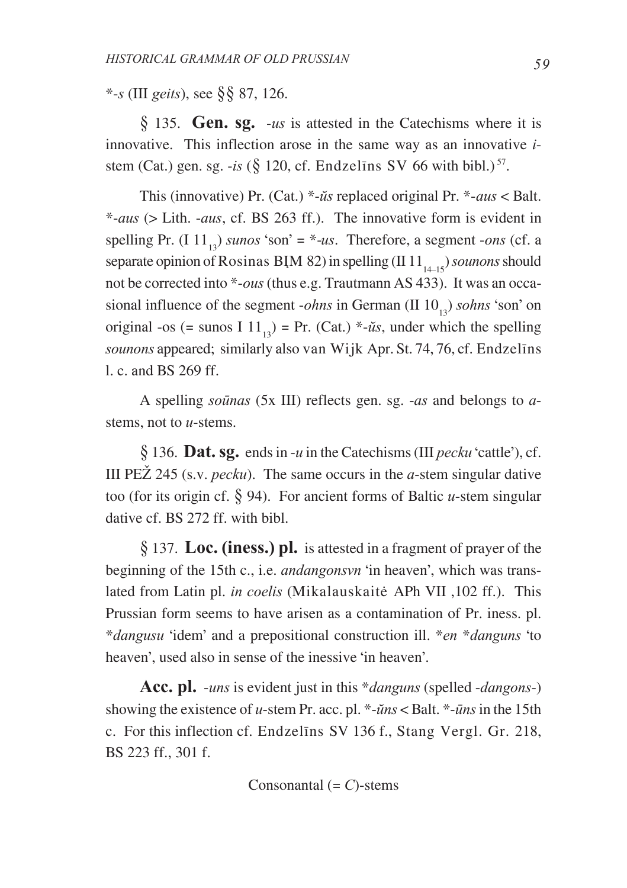*-*s* (III *geits*), see §§ 87, 126.

§ 135. **Gen. sg.** *-us* is attested in the Catechisms where it is innovative. This inflection arose in the same way as an innovative *i*-stem (Cat.) gen. sg. *-is* (§ 120, cf. Endzelīns SV 66 with bibl.)[57].

This (innovative) Pr. (Cat.) *-*ŭs* replaced original Pr. *-*aus* < Balt. *-*aus* (> Lith. *-aus*, cf. BS 263 ff.). The innovative form is evident in spelling Pr. (I $11_{13}$) *sunos* 'son' = *-*us*. Therefore, a segment *-ons* (cf. a separate opinion of Rosinas BĮM 82) in spelling (II $11_{14-15}$) *sounons* should not be corrected into *-*ous* (thus e.g. Trautmann AS 433). It was an occasional influence of the segment *-ohns* in German (II $10_{13}$) *sohns* 'son' on original -os (= sunos I $11_{13}$) = Pr. (Cat.) *-*ŭs*, under which the spelling *sounons* appeared; similarly also van Wijk Apr. St. 74, 76, cf. Endzelīns l. c. and BS 269 ff.

A spelling *soūnas* (5x III) reflects gen. sg. *-as* and belongs to *a*-stems, not to *u*-stems.

§ 136. **Dat. sg.** ends in *-u* in the Catechisms (III *pecku* 'cattle'), cf. III PEŽ 245 (s.v. *pecku*). The same occurs in the *a*-stem singular dative too (for its origin cf. § 94). For ancient forms of Baltic *u*-stem singular dative cf. BS 272 ff. with bibl.

§ 137. **Loc. (iness.) pl.** is attested in a fragment of prayer of the beginning of the 15th c., i.e. *andangonsvn* 'in heaven', which was translated from Latin pl. *in coelis* (Mikalauskaitė APh VII ,102 ff.). This Prussian form seems to have arisen as a contamination of Pr. iness. pl. *\*dangusu* 'idem' and a prepositional construction ill. *\*en \*danguns* 'to heaven', used also in sense of the inessive 'in heaven'.

**Acc. pl.** *-uns* is evident just in this *\*danguns* (spelled *-dangons-*) showing the existence of *u*-stem Pr. acc. pl. *-*ŭns* < Balt. *-*ūns* in the 15th c. For this inflection cf. Endzelīns SV 136 f., Stang Vergl. Gr. 218, BS 223 ff., 301 f.

Consonantal (= *C*)-stems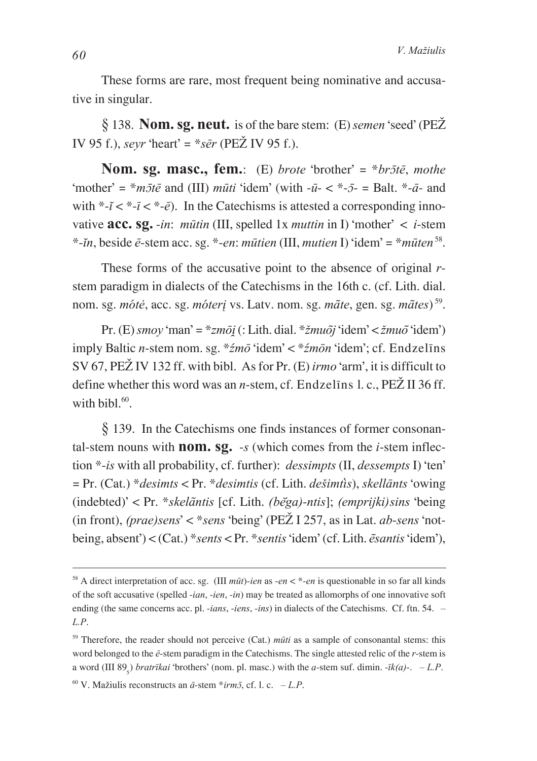These forms are rare, most frequent being nominative and accusative in singular.

§ 138. **Nom. sg. neut.** is of the bare stem: (E) *semen* 'seed' (PEŽ IV 95 f.), *seyr* 'heart' = *\*sēr* (PEŽ IV 95 f.).

**Nom. sg. masc., fem.**: (E) *brote* 'brother' = *\*brōtē*, *mothe* 'mother' = *\*mōtē* and (III) *mūti* 'idem' (with *-ū-* < *\*-ō-* = Balt. *\*-ā-* and with *\*-ĭ* < *\*-ī* < *\*-ē*). In the Catechisms is attested a corresponding innovative **acc. sg.** *-in*: *mūtin* (III, spelled 1x *muttin* in I) 'mother' < *i*-stem *\*-ĭn*, beside *ē*-stem acc. sg. *\*-en*: *mūtien* (III, *mutien* I) 'idem' = *\*mūten*[58].

These forms of the accusative point to the absence of original *r*-stem paradigm in dialects of the Catechisms in the 16th c. (cf. Lith. dial. nom. sg. *mótė*, acc. sg. *móterį* vs. Latv. nom. sg. *mãte*, gen. sg. *mãtes*)[59].

Pr. (E) *smoy* 'man' = *\*zmōi̯* (: Lith. dial. *\*žmuõj* 'idem' < *žmuõ* 'idem') imply Baltic *n*-stem nom. sg. *\*źmō* 'idem' < *\*źmōn* 'idem'; cf. Endzelīns SV 67, PEŽ IV 132 ff. with bibl. As for Pr. (E) *irmo* 'arm', it is difficult to define whether this word was an *n*-stem, cf. Endzelīns l. c., PEŽ II 36 ff. with bibl.[60].

§ 139. In the Catechisms one finds instances of former consonantal-stem nouns with **nom. sg.** *-s* (which comes from the *i*-stem inflection *\*-is* with all probability, cf. further): *dessimpts* (II, *dessempts* I) 'ten' = Pr. (Cat.) *\*desimts* < Pr. *\*desimtis* (cf. Lith. *dešimtìs*), *skellānts* 'owing (indebted)' < Pr. *\*skelãntis* [cf. Lith. *(bĕga)-ntis*]; *(emprijki)sins* 'being (in front), *(prae)sens*' < *\*sens* 'being' (PEŽ I 257, as in Lat. *ab-sens* 'not-being, absent') < (Cat.) *\*sents* < Pr. *\*sentis* 'idem' (cf. Lith. *ẽsantis* 'idem'),

---

[58] A direct interpretation of acc. sg. (III *mūt*)*-ien* as *-en* < *\*-en* is questionable in so far all kinds of the soft accusative (spelled *-ian*, *-ien*, *-in*) may be treated as allomorphs of one innovative soft ending (the same concerns acc. pl. *-ians*, *-iens*, *-ins*) in dialects of the Catechisms. Cf. ftn. 54. – *L.P.*

[59] Therefore, the reader should not perceive (Cat.) *mūti* as a sample of consonantal stems: this word belonged to the *ē*-stem paradigm in the Catechisms. The single attested relic of the *r*-stem is a word (III $89_5$) *bratrīkai* 'brothers' (nom. pl. masc.) with the *a*-stem suf. dimin. *-īk(a)-*. – *L.P.*

[60] V. Mažiulis reconstructs an *ā*-stem *\*irmō*, cf. l. c. – *L.P.*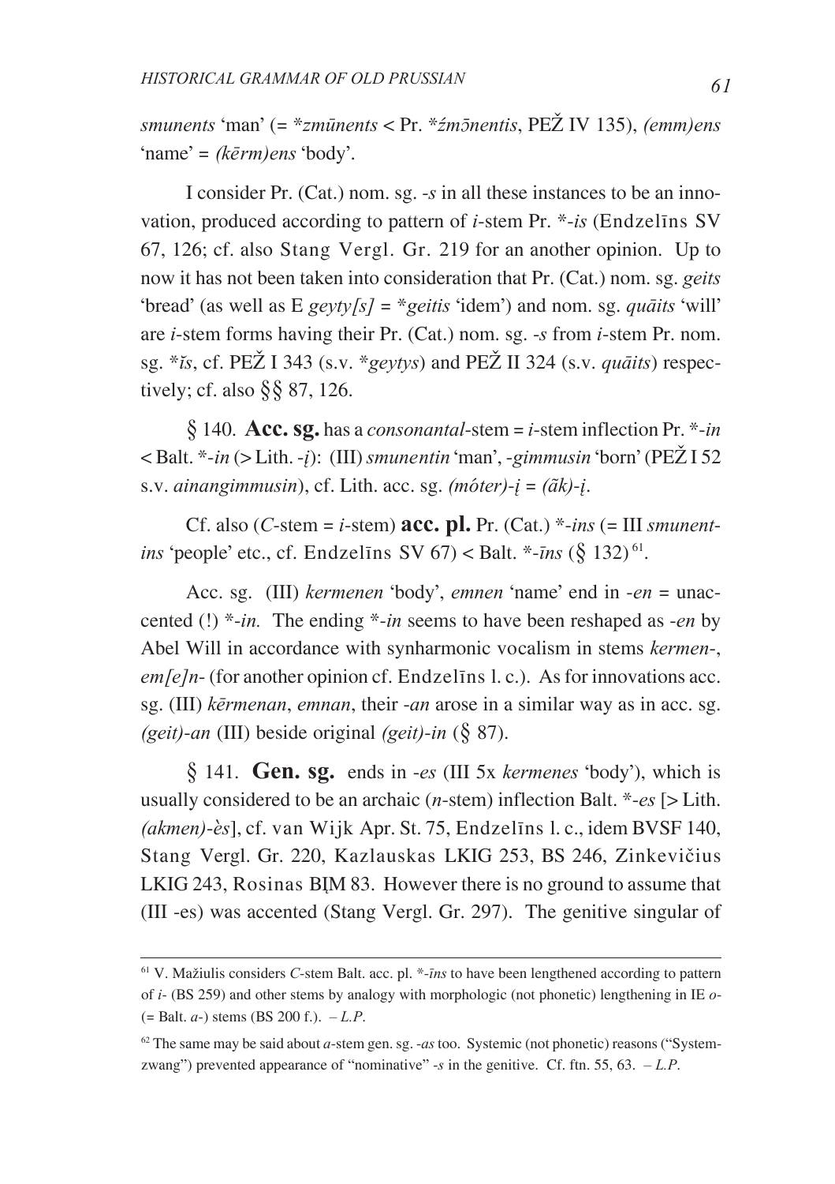*smunents* 'man' (= *\*zmūnents* < Pr. *\*źmōnentis*, PEŽ IV 135), *(emm)ens* 'name' = *(kērm)ens* 'body'.

I consider Pr. (Cat.) nom. sg. *-s* in all these instances to be an innovation, produced according to pattern of *i*-stem Pr. *\*-is* (Endzelīns SV 67, 126; cf. also Stang Vergl. Gr. 219 for an another opinion. Up to now it has not been taken into consideration that Pr. (Cat.) nom. sg. *geits* 'bread' (as well as E *geyty[s]* = *\*geitis* 'idem') and nom. sg. *quāits* 'will' are *i*-stem forms having their Pr. (Cat.) nom. sg. *-s* from *i*-stem Pr. nom. sg. *\*ĭs*, cf. PEŽ I 343 (s.v. *\*geytys*) and PEŽ II 324 (s.v. *quāits*) respectively; cf. also §§ 87, 126.

§ 140. **Acc. sg.** has a *consonantal*-stem = *i*-stem inflection Pr. *\*-in* < Balt. *\*-in* (> Lith. *-į*): (III) *smunentin* 'man', *-gimmusin* 'born' (PEŽ I 52 s.v. *ainangimmusin*), cf. Lith. acc. sg. *(móter)-į* = *(ãk)-į*.

Cf. also (*C*-stem = *i*-stem) **acc. pl.** Pr. (Cat.) *\*-ins* (= III *smunentins* 'people' etc., cf. Endzelīns SV 67) < Balt. *\*-īns* (§ 132)[61].

Acc. sg. (III) *kermenen* 'body', *emnen* 'name' end in *-en* = unaccented (!) *\*-in.* The ending *\*-in* seems to have been reshaped as *-en* by Abel Will in accordance with synharmonic vocalism in stems *kermen-*, *em[e]n-* (for another opinion cf. Endzelīns l. c.). As for innovations acc. sg. (III) *kērmenan*, *emnan*, their *-an* arose in a similar way as in acc. sg. *(geit)-an* (III) beside original *(geit)-in* (§ 87).

§ 141. **Gen. sg.** ends in *-es* (III 5x *kermenes* 'body'), which is usually considered to be an archaic (*n*-stem) inflection Balt. *\*-es* [> Lith. *(akmen)-ès*], cf. van Wijk Apr. St. 75, Endzelīns l. c., idem BVSF 140, Stang Vergl. Gr. 220, Kazlauskas LKIG 253, BS 246, Zinkevičius LKIG 243, Rosinas BĮM 83. However there is no ground to assume that (III -es) was accented (Stang Vergl. Gr. 297). The genitive singular of

---

[61] V. Mažiulis considers *C*-stem Balt. acc. pl. *\*-īns* to have been lengthened according to pattern of *i*- (BS 259) and other stems by analogy with morphologic (not phonetic) lengthening in IE *o*- (= Balt. *a*-) stems (BS 200 f.). – *L.P.*

[62] The same may be said about *a*-stem gen. sg. *-as* too. Systemic (not phonetic) reasons ("Systemzwang") prevented appearance of "nominative" *-s* in the genitive. Cf. ftn. 55, 63. – *L.P.*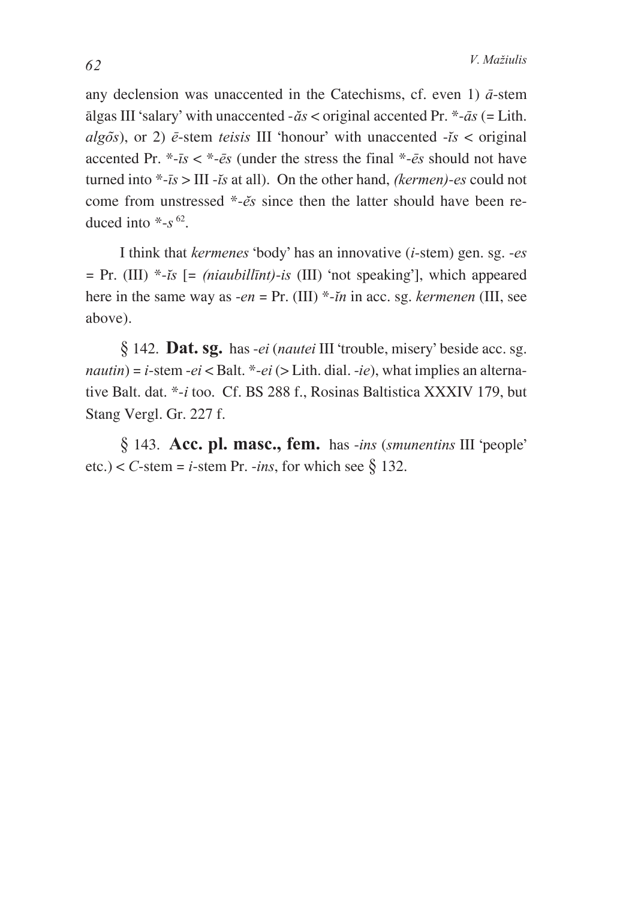any declension was unaccented in the Catechisms, cf. even 1) *ā*-stem ālgas III 'salary' with unaccented *-ăs* < original accented Pr. *-*ā̃s* (= Lith. *algõs*), or 2) *ē*-stem *teisis* III 'honour' with unaccented *-ĭs* < original accented Pr. *-*īs* < *-*ēs* (under the stress the final *-*ēs* should not have turned into *-*īs* > III *-ĭs* at all). On the other hand, *(kermen)-es* could not come from unstressed *-*ĕs* since then the latter should have been reduced into *-*s* [62].

I think that *kermenes* 'body' has an innovative (*i*-stem) gen. sg. *-es* = Pr. (III) *-*ĭs* [= *(niaubillīnt)-is* (III) 'not speaking'], which appeared here in the same way as *-en* = Pr. (III) *-*ĭn* in acc. sg. *kermenen* (III, see above).

§ 142. **Dat. sg.** has *-ei* (*nautei* III 'trouble, misery' beside acc. sg. *nautin*) = *i*-stem *-ei* < Balt. *-*ei* (> Lith. dial. *-ie*), what implies an alternative Balt. dat. *-*i* too. Cf. BS 288 f., Rosinas Baltistica XXXIV 179, but Stang Vergl. Gr. 227 f.

§ 143. **Acc. pl. masc., fem.** has *-ins* (*smunentins* III 'people' etc.) < *C*-stem = *i*-stem Pr. *-ins*, for which see § 132.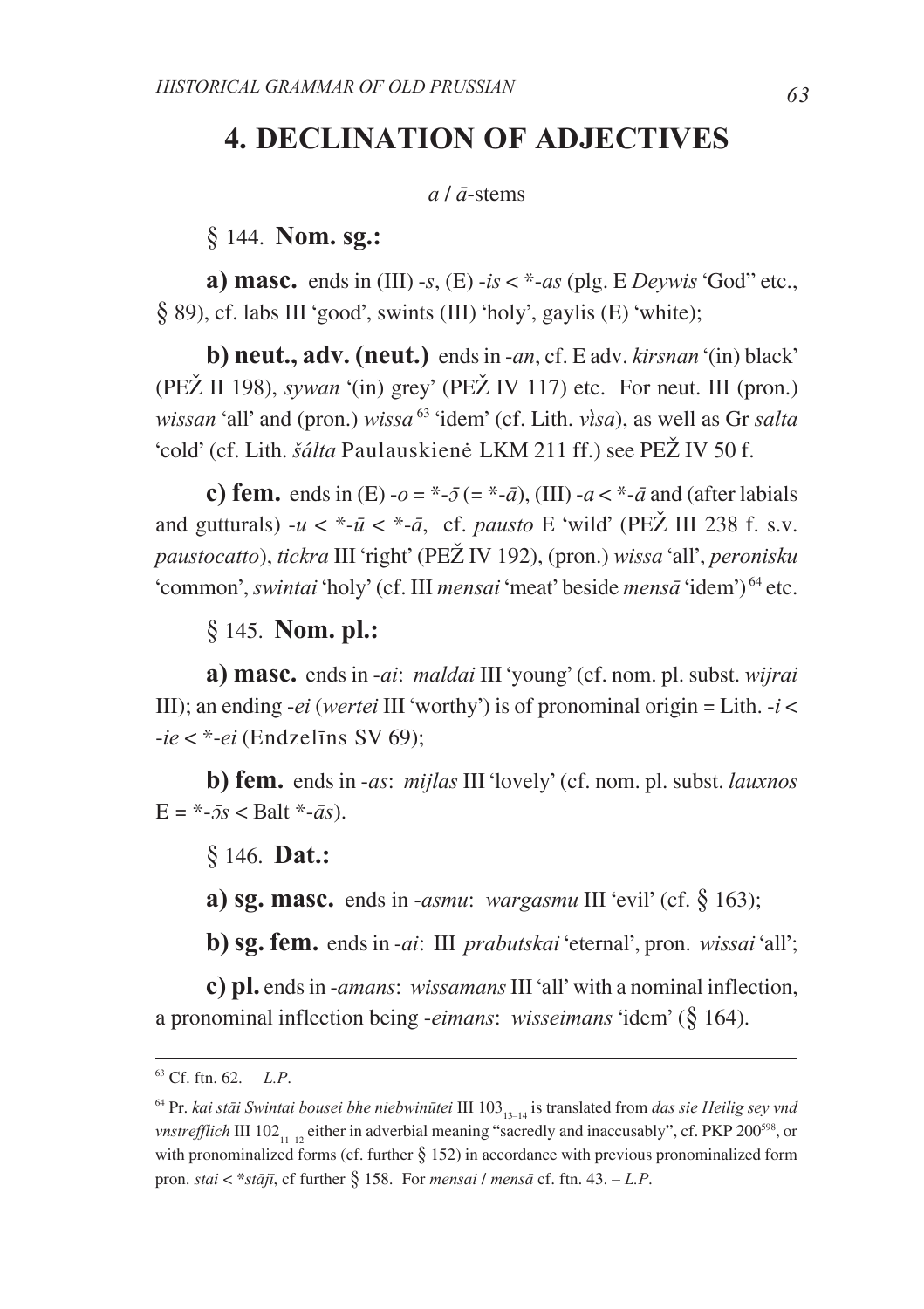# 4. DECLINATION OF ADJECTIVES

*a / ā*-stems

§ 144. **Nom. sg.:**

**a) masc.** ends in (III) *-s*, (E) *-is* < \*-*as* (plg. E *Deywis* 'God" etc., § 89), cf. labs III 'good', swints (III) 'holy', gaylis (E) 'white);

**b) neut., adv. (neut.)** ends in *-an*, cf. E adv. *kirsnan* '(in) black' (PEŽ II 198), *sywan* '(in) grey' (PEŽ IV 117) etc. For neut. III (pron.) *wissan* 'all' and (pron.) *wissa*[63] 'idem' (cf. Lith. *vìsa*), as well as Gr *salta* 'cold' (cf. Lith. *šálta* Paulauskienė LKM 211 ff.) see PEŽ IV 50 f.

**c) fem.** ends in (E) *-o* = \*-*ō* (= \*-*ā*), (III) *-a* < \*-*ā* and (after labials and gutturals) *-u* < \*-*ū* < \*-*ā*, cf. *pausto* E 'wild' (PEŽ III 238 f. s.v. *paustocatto*), *tickra* III 'right' (PEŽ IV 192), (pron.) *wissa* 'all', *peronisku* 'common', *swintai* 'holy' (cf. III *mensai* 'meat' beside *mensā* 'idem')[64] etc.

§ 145. **Nom. pl.:**

**a) masc.** ends in *-ai*: *maldai* III 'young' (cf. nom. pl. subst. *wijrai* III); an ending *-ei* (*wertei* III 'worthy') is of pronominal origin = Lith. *-i* < *-ie* < \*-*ei* (Endzelīns SV 69);

**b) fem.** ends in *-as*: *mijlas* III 'lovely' (cf. nom. pl. subst. *lauxnos* E = \*-*ōs* < Balt \*-*ās*).

§ 146. **Dat.:**

**a) sg. masc.** ends in *-asmu*: *wargasmu* III 'evil' (cf. § 163);

**b) sg. fem.** ends in *-ai*: III *prabutskai* 'eternal', pron. *wissai* 'all';

**c) pl.** ends in *-amans*: *wissamans* III 'all' with a nominal inflection, a pronominal inflection being *-eimans*: *wisseimans* 'idem' (§ 164).

---

[63] Cf. ftn. 62. – *L.P.*

[64] Pr. *kai stāi Swintai bousei bhe niebwinūtei* III $103_{13–14}$ is translated from *das sie Heilig sey vnd vnstrefflich* III $102_{11–12}$ either in adverbial meaning "sacredly and inaccusably", cf. PKP 200[598], or with pronominalized forms (cf. further § 152) in accordance with previous pronominalized form pron. *stai* < \**stājī*, cf further § 158. For *mensai* / *mensā* cf. ftn. 43. – *L.P.*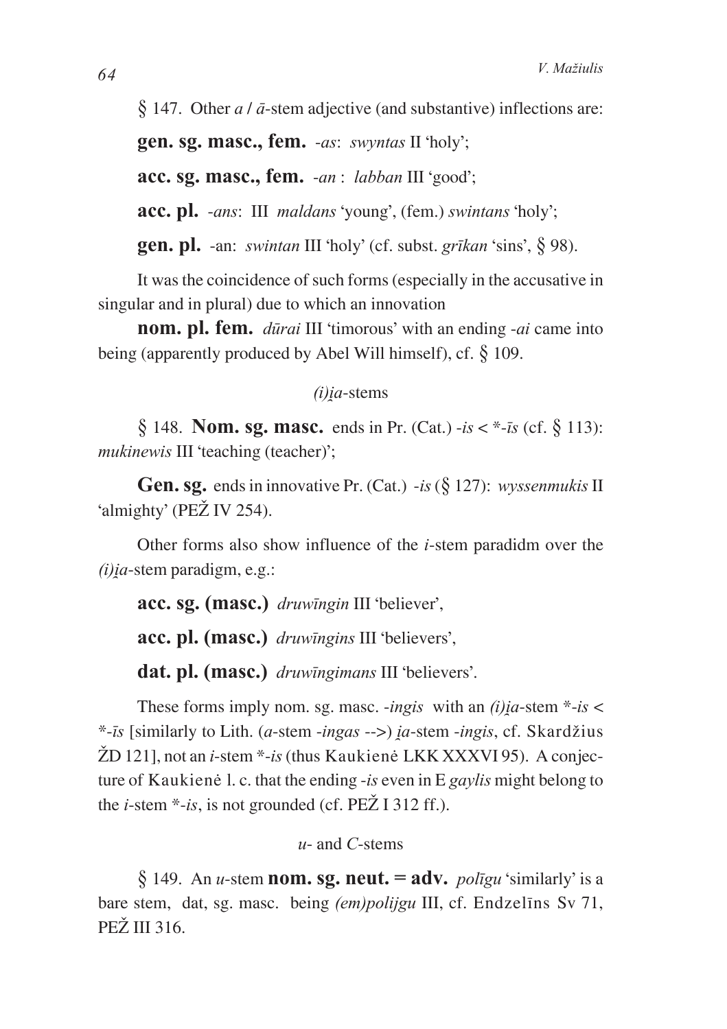§ 147. Other *a* / *ā*-stem adjective (and substantive) inflections are:

**gen. sg. masc., fem.** *-as*: *swyntas* II 'holy';

**acc. sg. masc., fem.** *-an* : *labban* III 'good';

**acc. pl.** *-ans*: III *maldans* 'young', (fem.) *swintans* 'holy';

**gen. pl.** -an: *swintan* III 'holy' (cf. subst. *grīkan* 'sins', § 98).

It was the coincidence of such forms (especially in the accusative in singular and in plural) due to which an innovation

**nom. pl. fem.** *dūrai* III 'timorous' with an ending *-ai* came into being (apparently produced by Abel Will himself), cf. § 109.

### *(i)i̯a*-stems

§ 148. **Nom. sg. masc.** ends in Pr. (Cat.) *-is* < *\*-īs* (cf. § 113): *mukinewis* III 'teaching (teacher)';

**Gen. sg.** ends in innovative Pr. (Cat.) *-is* (§ 127): *wyssenmukis* II 'almighty' (PEŽ IV 254).

Other forms also show influence of the *i*-stem paradidm over the *(i)i̯a*-stem paradigm, e.g.:

**acc. sg. (masc.)** *druwīngin* III 'believer',

**acc. pl. (masc.)** *druwīngins* III 'believers',

**dat. pl. (masc.)** *druwīngimans* III 'believers'.

These forms imply nom. sg. masc. *-ingis* with an *(i)i̯a*-stem *\*-is* < *\*-īs* [similarly to Lith. (*a*-stem *-ingas* -->) *i̯a*-stem *-ingis*, cf. Skardžius ŽD 121], not an *i*-stem *\*-is* (thus Kaukienė LKK XXXVI 95). A conjecture of Kaukienė l. c. that the ending *-is* even in E *gaylis* might belong to the *i*-stem *\*-is*, is not grounded (cf. PEŽ I 312 ff.).

### *u*- and *C*-stems

§ 149. An *u*-stem **nom. sg. neut. = adv.** *polīgu* 'similarly' is a bare stem, dat, sg. masc. being *(em)polijgu* III, cf. Endzelīns Sv 71, PEŽ III 316.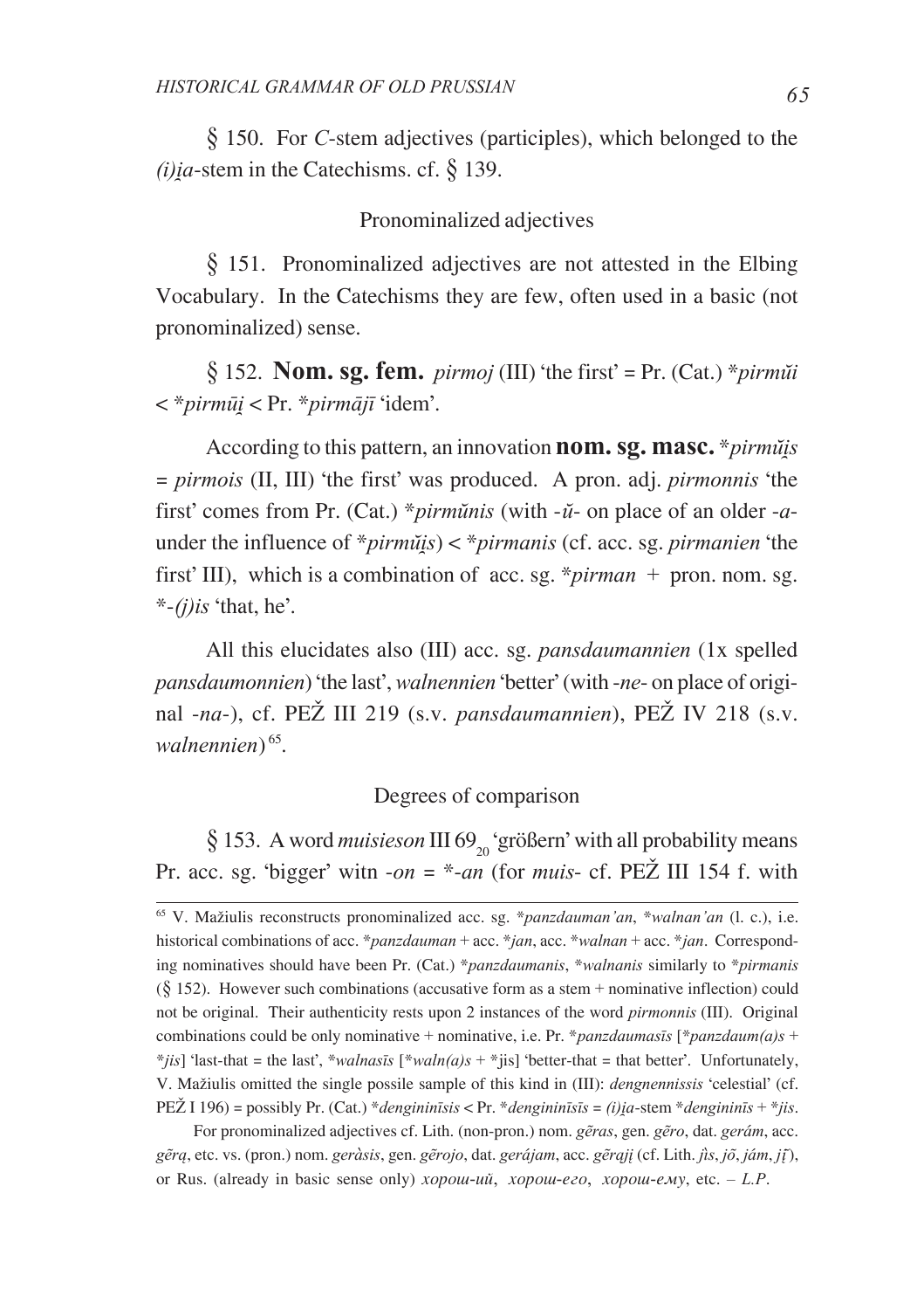§ 150. For *C*-stem adjectives (participles), which belonged to the *(i)i̯a*-stem in the Catechisms. cf. § 139.

## Pronominalized adjectives

§ 151. Pronominalized adjectives are not attested in the Elbing Vocabulary. In the Catechisms they are few, often used in a basic (not pronominalized) sense.

§ 152. **Nom. sg. fem.** *pirmoj* (III) 'the first' = Pr. (Cat.) \**pirmŭi* < \**pirmūi̯* < Pr. \**pirmājī* 'idem'.

According to this pattern, an innovation **nom. sg. masc.** \**pirmŭi̯s* = *pirmois* (II, III) 'the first' was produced. A pron. adj. *pirmonnis* 'the first' comes from Pr. (Cat.) \**pirmŭnis* (with *-ŭ-* on place of an older *-a-* under the influence of \**pirmŭi̯s*) < \**pirmanis* (cf. acc. sg. *pirmanien* 'the first' III), which is a combination of acc. sg. \**pirman* + pron. nom. sg. \*-*(j)is* 'that, he'.

All this elucidates also (III) acc. sg. *pansdaumannien* (1x spelled *pansdaumonnien*) 'the last', *walnennien* 'better' (with *-ne-* on place of original *-na-*), cf. PEŽ III 219 (s.v. *pansdaumannien*), PEŽ IV 218 (s.v. *walnennien*)[65].

## Degrees of comparison

§ 153. A word *muisieson* III $69_{20}$ 'größern' with all probability means Pr. acc. sg. 'bigger' witn *-on* = \**-an* (for *muis-* cf. PEŽ III 154 f. with

---

[65] V. Mažiulis reconstructs pronominalized acc. sg. \**panzdauman'an*, \**walnan'an* (l. c.), i.e. historical combinations of acc. \**panzdauman* + acc. \**jan*, acc. \**walnan* + acc. \**jan*. Corresponding nominatives should have been Pr. (Cat.) \**panzdaumanis*, \**walnanis* similarly to \**pirmanis* (§ 152). However such combinations (accusative form as a stem + nominative inflection) could not be original. Their authenticity rests upon 2 instances of the word *pirmonnis* (III). Original combinations could be only nominative + nominative, i.e. Pr. \**panzdaumasīs* [\**panzdaum(a)s* + \**jis*] 'last-that = the last', \**walnasīs* [\**waln(a)s* + \*jis] 'better-that = that better'. Unfortunately, V. Mažiulis omitted the single possile sample of this kind in (III): *dengnennissis* 'celestial' (cf. PEŽ I 196) = possibly Pr. (Cat.) \**dengininīsis* < Pr. \**dengininīsīs* = *(i)i̯a*-stem \**dengininīs* + \**jis*.

For pronominalized adjectives cf. Lith. (non-pron.) nom. *gẽras*, gen. *gẽro*, dat. *gerám*, acc. *gẽrą*, etc. vs. (pron.) nom. *geràsis*, gen. *gẽrojo*, dat. *gerájam*, acc. *gẽrąjį* (cf. Lith. *jìs*, *jõ*, *jám*, *jį̃*), or Rus. (already in basic sense only) *хорош-ий*, *хорош-его*, *хорош-ему*, etc. – *L.P.*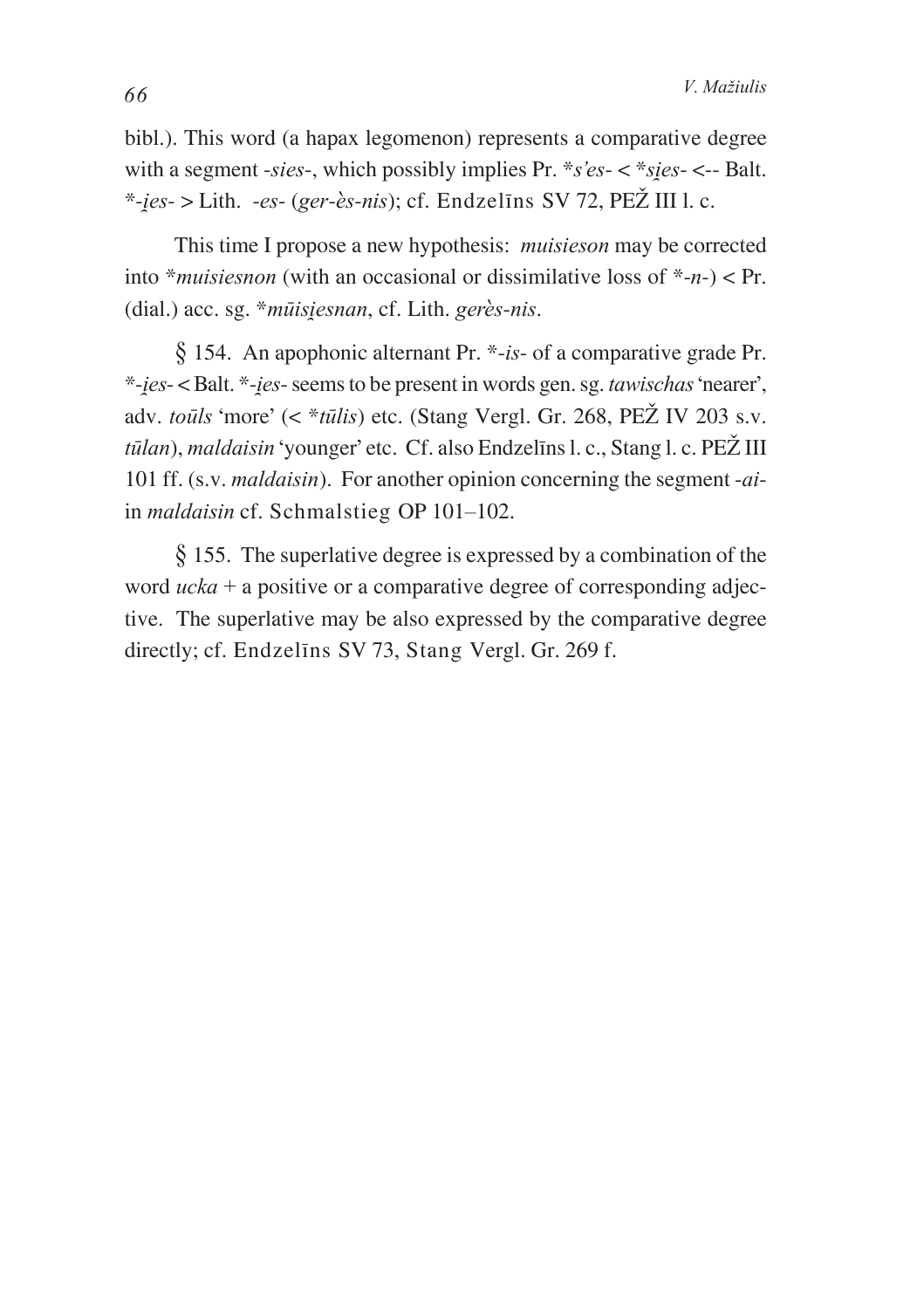bibl.). This word (a hapax legomenon) represents a comparative degree with a segment *-sies-*, which possibly implies Pr. **s'es-* < **si̯es-* <-- Balt. *-*i̯es-* > Lith. *-es-* (*ger-ès-nis*); cf. Endzelīns SV 72, PEŽ III l. c.

This time I propose a new hypothesis: *muisieson* may be corrected into **muisiesnon* (with an occasional or dissimilative loss of *-*n*-) < Pr. (dial.) acc. sg. **mūisi̯esnan*, cf. Lith. *gerès-nis*.

§ 154. An apophonic alternant Pr. *-*is*- of a comparative grade Pr. *-*i̯es*- < Balt. *-*i̯es*- seems to be present in words gen. sg. *tawischas* 'nearer', adv. *toūls* 'more' (< **tūlis*) etc. (Stang Vergl. Gr. 268, PEŽ IV 203 s.v. *tūlan*), *maldaisin* 'younger' etc. Cf. also Endzelīns l. c., Stang l. c. PEŽ III 101 ff. (s.v. *maldaisin*). For another opinion concerning the segment *-ai-* in *maldaisin* cf. Schmalstieg OP 101–102.

§ 155. The superlative degree is expressed by a combination of the word *ucka* + a positive or a comparative degree of corresponding adjective. The superlative may be also expressed by the comparative degree directly; cf. Endzelīns SV 73, Stang Vergl. Gr. 269 f.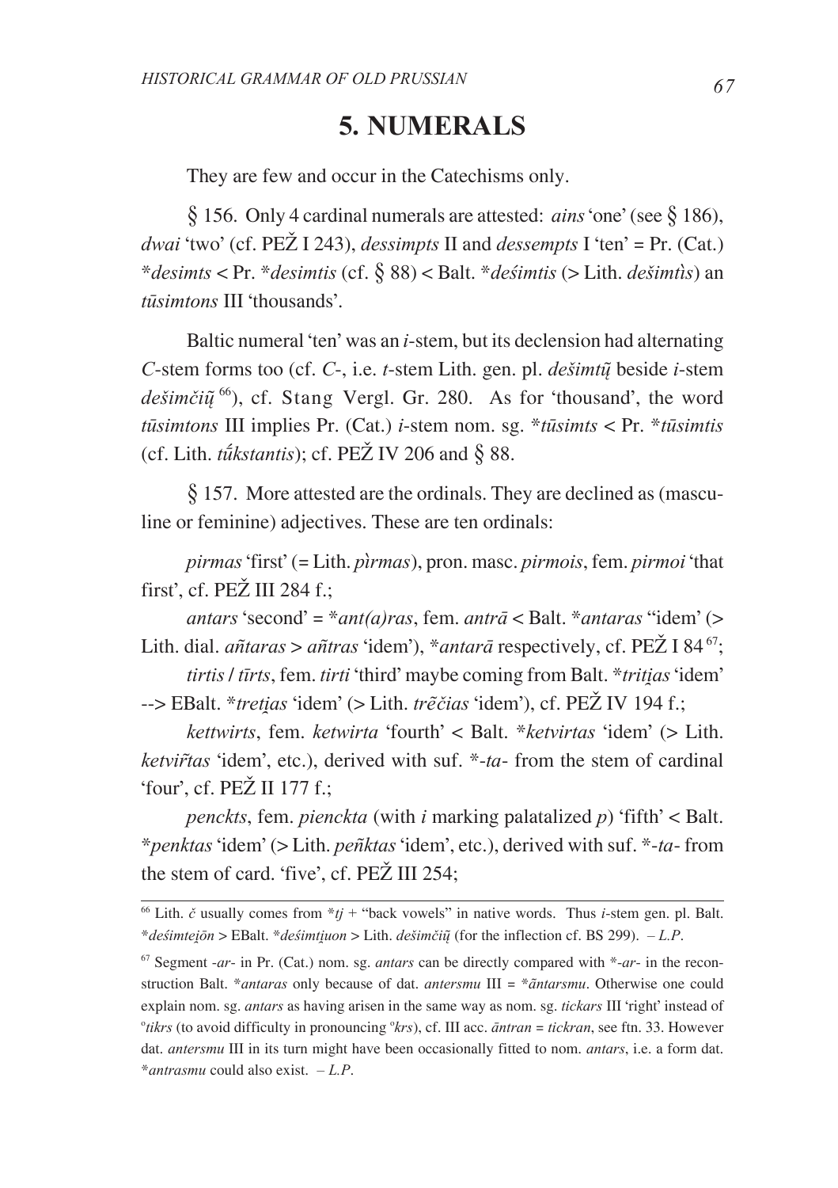# 5. NUMERALS

They are few and occur in the Catechisms only.

§ 156. Only 4 cardinal numerals are attested: *ains* 'one' (see § 186), *dwai* 'two' (cf. PEŽ I 243), *dessimpts* II and *dessempts* I 'ten' = Pr. (Cat.) \**desimts* < Pr. \**desimtis* (cf. § 88) < Balt. \**dešimtis* (> Lith. *dešimtìs*) an *tūsimtons* III 'thousands'.

Baltic numeral 'ten' was an *i*-stem, but its declension had alternating *C*-stem forms too (cf. *C*-, i.e. *t*-stem Lith. gen. pl. *dešimtų̃* beside *i*-stem *dešimčių̃*[66]), cf. Stang Vergl. Gr. 280. As for 'thousand', the word *tūsimtons* III implies Pr. (Cat.) *i*-stem nom. sg. \**tūsimts* < Pr. \**tūsimtis* (cf. Lith. *tū́kstantis*); cf. PEŽ IV 206 and § 88.

§ 157. More attested are the ordinals. They are declined as (masculine or feminine) adjectives. These are ten ordinals:

*pirmas* 'first' (= Lith. *pìrmas*), pron. masc. *pirmois*, fem. *pirmoi* 'that first', cf. PEŽ III 284 f.;

*antars* 'second' = \**ant(a)ras*, fem. *antrā* < Balt. \**antaras* "idem' (> Lith. dial. *añtaras* > *añtras* 'idem'), \**antarā* respectively, cf. PEŽ I 84[67];

*tirtis* / *tīrts*, fem. *tirti* 'third' maybe coming from Balt. \**tritias* 'idem' --> EBalt. \**tretias* 'idem' (> Lith. *trẽčias* 'idem'), cf. PEŽ IV 194 f.;

*kettwirts*, fem. *ketwirta* 'fourth' < Balt. \**ketvirtas* 'idem' (> Lith. *ketvir̃tas* 'idem', etc.), derived with suf. \*-*ta*- from the stem of cardinal 'four', cf. PEŽ II 177 f.;

*penckts*, fem. *pienckta* (with *i* marking palatalized *p*) 'fifth' < Balt. \**penktas* 'idem' (> Lith. *peñktas* 'idem', etc.), derived with suf. \*-*ta*- from the stem of card. 'five', cf. PEŽ III 254;

---

[66] Lith. *č* usually comes from \**tj* + "back vowels" in native words. Thus *i*-stem gen. pl. Balt. \**dešimteįōn* > EBalt. \**dešimtįuon* > Lith. *dešimčių̃* (for the inflection cf. BS 299). – *L.P.*

[67] Segment -*ar*- in Pr. (Cat.) nom. sg. *antars* can be directly compared with \*-*ar*- in the reconstruction Balt. \**antaras* only because of dat. *antersmu* III = \**ãntarsmu*. Otherwise one could explain nom. sg. *antars* as having arisen in the same way as nom. sg. *tickars* III 'right' instead of °*tikrs* (to avoid difficulty in pronouncing °*krs*), cf. III acc. *āntran* = *tickran*, see ftn. 33. However dat. *antersmu* III in its turn might have been occasionally fitted to nom. *antars*, i.e. a form dat. \**antrasmu* could also exist. – *L.P.*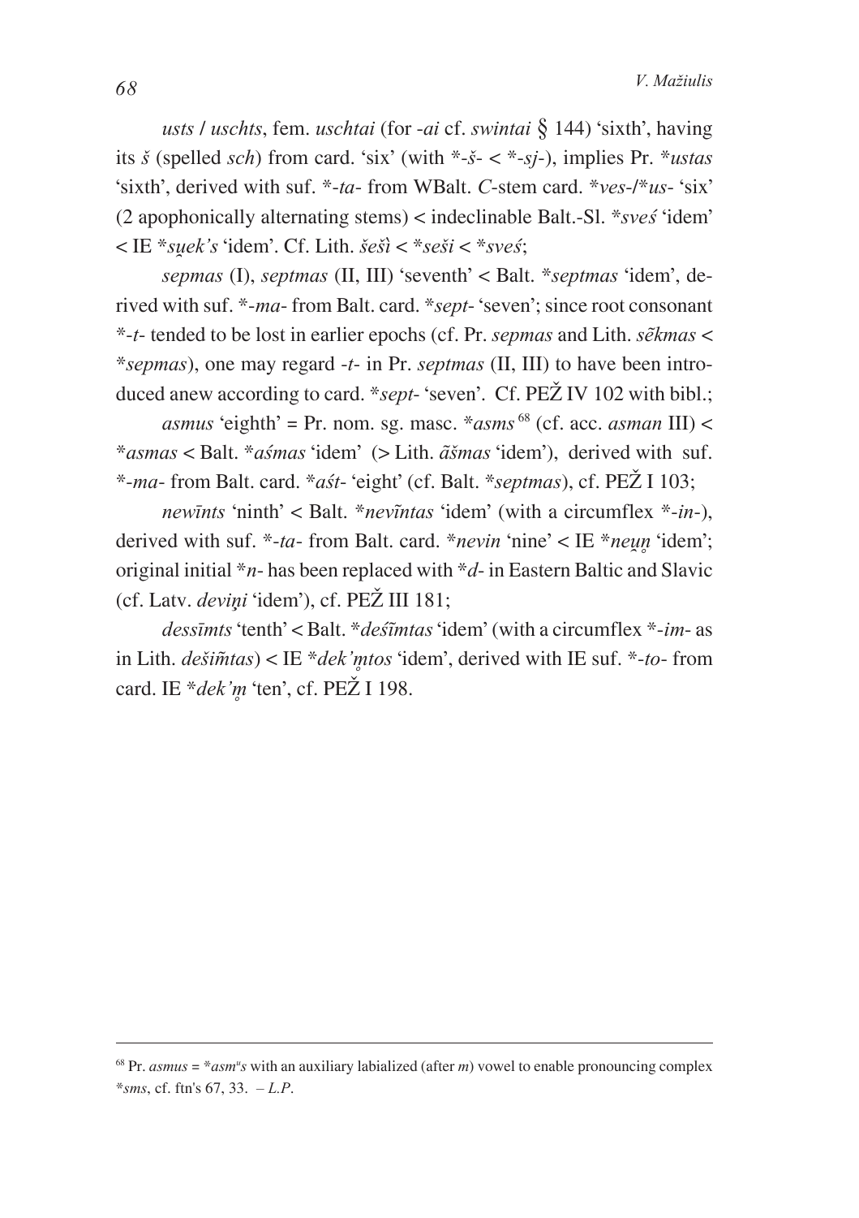*usts* / *uschts*, fem. *uschtai* (for *-ai* cf. *swintai* § 144) 'sixth', having its *š* (spelled *sch*) from card. 'six' (with *\*-š-* < *\*-sj-*), implies Pr. *\*ustas* 'sixth', derived with suf. *\*-ta-* from WBalt. *C*-stem card. *\*ves-*/*\*us-* 'six' (2 apophonically alternating stems) < indeclinable Balt.-Sl. *\*sveś* 'idem' < IE *\*sṷek's* 'idem'. Cf. Lith. *šešì* < *\*šeši* < *\*sveś*;

*sepmas* (I), *septmas* (II, III) 'seventh' < Balt. *\*septmas* 'idem', derived with suf. *\*-ma-* from Balt. card. *\*sept-* 'seven'; since root consonant *\*-t-* tended to be lost in earlier epochs (cf. Pr. *sepmas* and Lith. *sẽkmas* < *\*sepmas*), one may regard *-t-* in Pr. *septmas* (II, III) to have been introduced anew according to card. *\*sept-* 'seven'. Cf. PEŽ IV 102 with bibl.;

*asmus* 'eighth' = Pr. nom. sg. masc. *\*asms*[68] (cf. acc. *asman* III) < *\*asmas* < Balt. *\*aśmas* 'idem' (> Lith. *ãšmas* 'idem'), derived with suf. *\*-ma-* from Balt. card. *\*aśt-* 'eight' (cf. Balt. *\*septmas*), cf. PEŽ I 103;

*newīnts* 'ninth' < Balt. *\*nevĩntas* 'idem' (with a circumflex *\*-in-*), derived with suf. *\*-ta-* from Balt. card. *\*nevin* 'nine' < IE *\*neṷn̥* 'idem'; original initial *\*n-* has been replaced with *\*d-* in Eastern Baltic and Slavic (cf. Latv. *deviņi* 'idem'), cf. PEŽ III 181;

*dessīmts* 'tenth' < Balt. *\*deśĩmtas* 'idem' (with a circumflex *\*-im-* as in Lith. *dešim̃tas*) < IE *\*dek'm̥tos* 'idem', derived with IE suf. *\*-to-* from card. IE *\*dek'm̥* 'ten', cf. PEŽ I 198.

---

[68] Pr. *asmus* = *\*asmᵘs* with an auxiliary labialized (after *m*) vowel to enable pronouncing complex *\*sms*, cf. ftn's 67, 33. – *L.P.*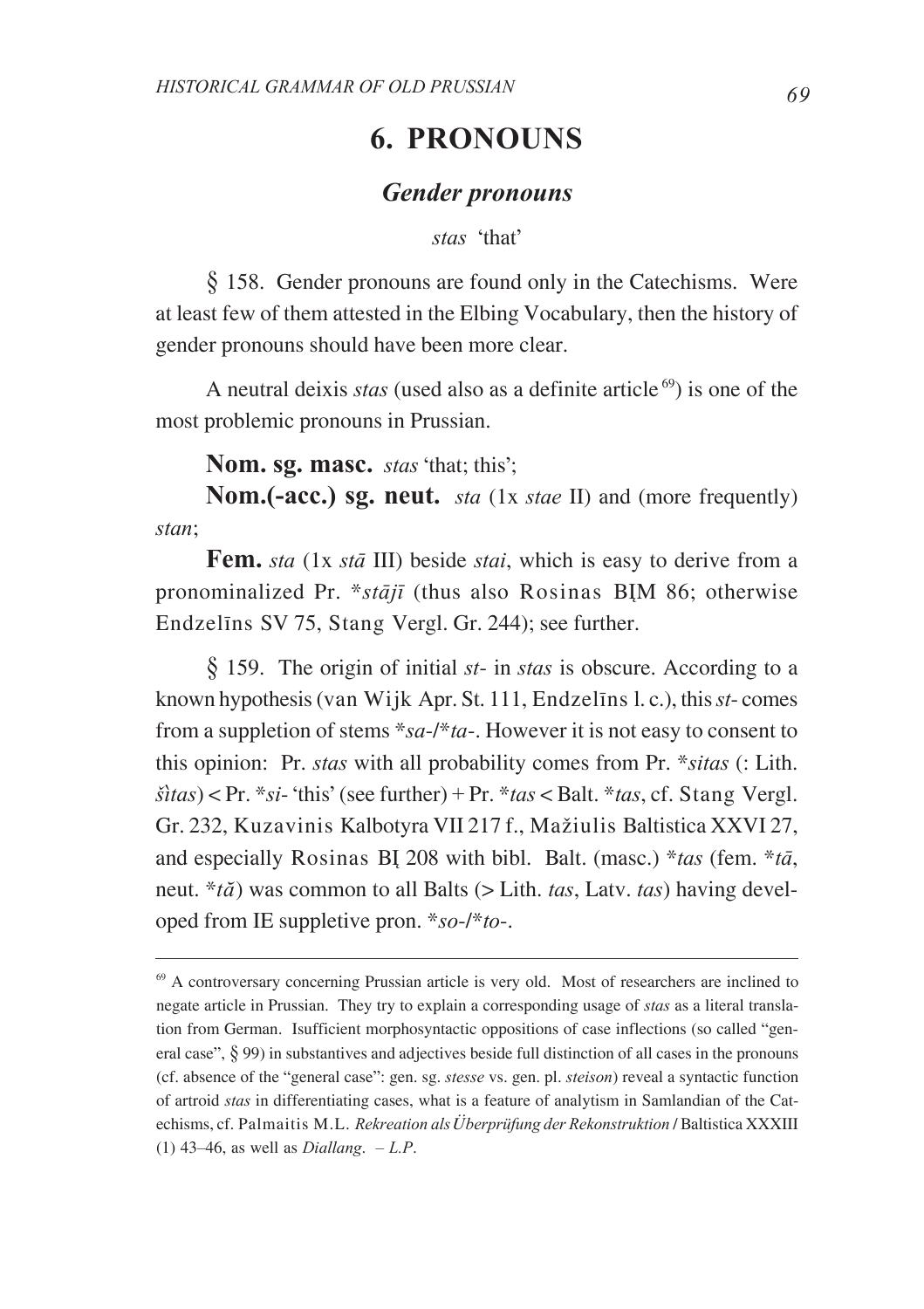# 6. PRONOUNS

## *Gender pronouns*

### *stas* 'that'

§ 158. Gender pronouns are found only in the Catechisms. Were at least few of them attested in the Elbing Vocabulary, then the history of gender pronouns should have been more clear.

A neutral deixis *stas* (used also as a definite article [69]) is one of the most problemic pronouns in Prussian.

**Nom. sg. masc.** *stas* 'that; this';

**Nom.(-acc.) sg. neut.** *sta* (1x *stae* II) and (more frequently) *stan*;

**Fem.** *sta* (1x *stā* III) beside *stai*, which is easy to derive from a pronominalized Pr. \**stājī* (thus also Rosinas BĮM 86; otherwise Endzelīns SV 75, Stang Vergl. Gr. 244); see further.

§ 159. The origin of initial *st-* in *stas* is obscure. According to a known hypothesis (van Wijk Apr. St. 111, Endzelīns l. c.), this *st-* comes from a suppletion of stems \**sa-*/\**ta-*. However it is not easy to consent to this opinion: Pr. *stas* with all probability comes from Pr. \**sitas* (: Lith. *šìtas*) < Pr. \**si-* 'this' (see further) + Pr. \**tas* < Balt. \**tas*, cf. Stang Vergl. Gr. 232, Kuzavinis Kalbotyra VII 217 f., Mažiulis Baltistica XXVI 27, and especially Rosinas BĮ 208 with bibl. Balt. (masc.) \**tas* (fem. \**tā*, neut. \**tă*) was common to all Balts (> Lith. *tas*, Latv. *tas*) having developed from IE suppletive pron. \**so-*/\**to-*.

---

[69] A controversary concerning Prussian article is very old. Most of researchers are inclined to negate article in Prussian. They try to explain a corresponding usage of *stas* as a literal translation from German. Isufficient morphosyntactic oppositions of case inflections (so called "general case", § 99) in substantives and adjectives beside full distinction of all cases in the pronouns (cf. absence of the "general case": gen. sg. *stesse* vs. gen. pl. *steison*) reveal a syntactic function of artroid *stas* in differentiating cases, what is a feature of analytism in Samlandian of the Catechisms, cf. Palmaitis M.L. *Rekreation als Überprüfung der Rekonstruktion* / Baltistica XXXIII (1) 43–46, as well as *Diallang*. – *L.P.*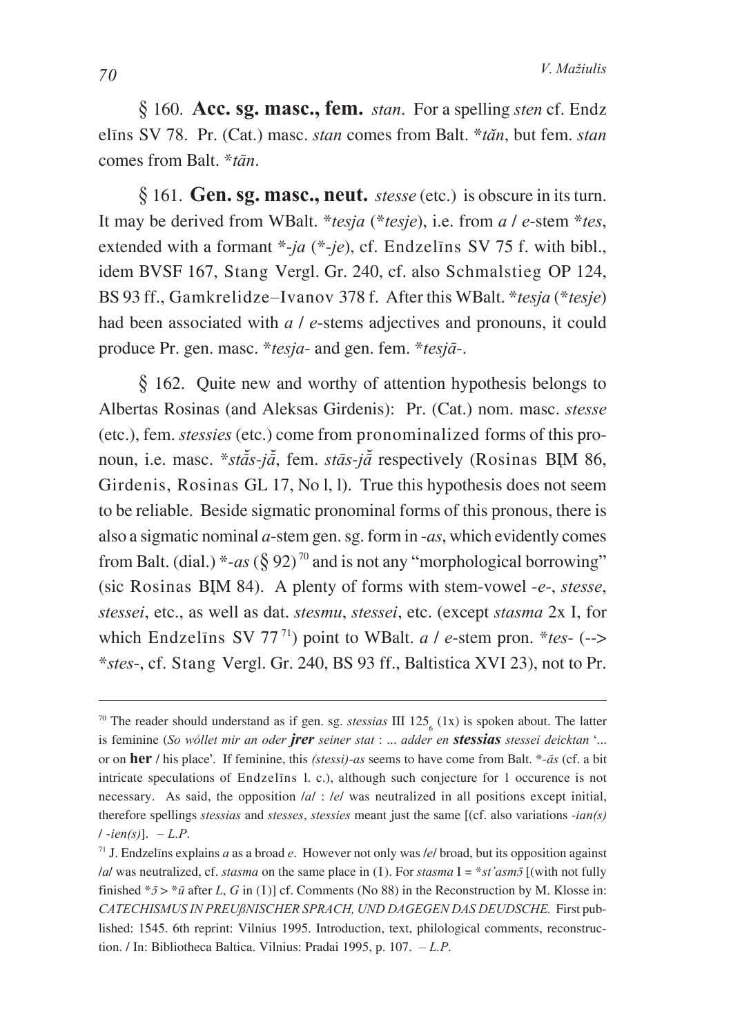§ 160. **Acc. sg. masc., fem.** *stan*. For a spelling *sten* cf. Endzelīns SV 78. Pr. (Cat.) masc. *stan* comes from Balt. \**tăn*, but fem. *stan* comes from Balt. \**tān*.

§ 161. **Gen. sg. masc., neut.** *stesse* (etc.) is obscure in its turn. It may be derived from WBalt. \**tesja* (\**tesje*), i.e. from *a* / *e*-stem \**tes*, extended with a formant \*-*ja* (\*-*je*), cf. Endzelīns SV 75 f. with bibl., idem BVSF 167, Stang Vergl. Gr. 240, cf. also Schmalstieg OP 124, BS 93 ff., Gamkrelidze–Ivanov 378 f. After this WBalt. \**tesja* (\**tesje*) had been associated with *a* / *e*-stems adjectives and pronouns, it could produce Pr. gen. masc. \**tesja*- and gen. fem. \**tesjā*-.

§ 162. Quite new and worthy of attention hypothesis belongs to Albertas Rosinas (and Aleksas Girdenis): Pr. (Cat.) nom. masc. *stesse* (etc.), fem. *stessies* (etc.) come from pronominalized forms of this pronoun, i.e. masc. \**stā̆s-jā̆*, fem. *stās-jā̆* respectively (Rosinas BĮM 86, Girdenis, Rosinas GL 17, No l, l). True this hypothesis does not seem to be reliable. Beside sigmatic pronominal forms of this pronous, there is also a sigmatic nominal *a*-stem gen. sg. form in -*as*, which evidently comes from Balt. (dial.) \*-*as* (§ 92)[70] and is not any "morphological borrowing" (sic Rosinas BĮM 84). A plenty of forms with stem-vowel -*e*-, *stesse*, *stessei*, etc., as well as dat. *stesmu*, *stessei*, etc. (except *stasma* 2x I, for which Endzelīns SV 77[71]) point to WBalt. *a* / *e*-stem pron. \**tes*- (--> \**stes*-, cf. Stang Vergl. Gr. 240, BS 93 ff., Baltistica XVI 23), not to Pr.

---

[70] The reader should understand as if gen. sg. *stessias* III $125_6$ (1x) is spoken about. The latter is feminine (*So wóllet mir an oder* ***jrer*** *seiner stat* : ... *adder en* ***stessias*** *stessei deicktan* '... or on **her** / his place'. If feminine, this *(stessi)-as* seems to have come from Balt. \*-*ās* (cf. a bit intricate speculations of Endzelīns l. c.), although such conjecture for 1 occurence is not necessary. As said, the opposition /*a*/ : /*e*/ was neutralized in all positions except initial, therefore spellings *stessias* and *stesses*, *stessies* meant just the same [(cf. also variations -*ian(s)* / -*ien(s)*]. – *L.P.*

[71] J. Endzelīns explains *a* as a broad *e*. However not only was /*e*/ broad, but its opposition against /*a*/ was neutralized, cf. *stasma* on the same place in (I). For *stasma* I = \**st'asmō̄* [(with not fully finished \**ō̄* > \**ū* after *L*, *G* in (I)] cf. Comments (No 88) in the Reconstruction by M. Klosse in: *CATECHISMUS IN PREUßNISCHER SPRACH, UND DAGEGEN DAS DEUDSCHE.* First published: 1545. 6th reprint: Vilnius 1995. Introduction, text, philological comments, reconstruction. / In: Bibliotheca Baltica. Vilnius: Pradai 1995, p. 107. – *L.P.*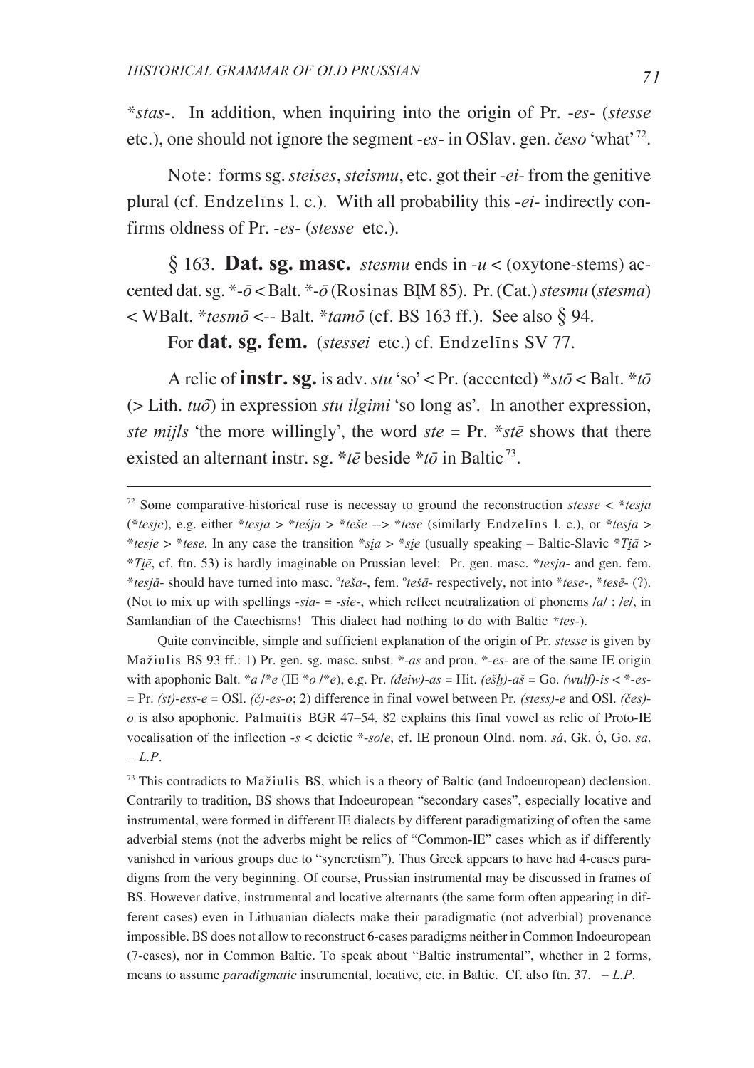*stas-. In addition, when inquiring into the origin of Pr. -*es*- (*stesse* etc.), one should not ignore the segment -*es*- in OSlav. gen. *česo* 'what'[72].

Note: forms sg. *steises*, *steismu*, etc. got their -*ei*- from the genitive plural (cf. Endzelīns l. c.). With all probability this -*ei*- indirectly confirms oldness of Pr. -*es*- (*stesse* etc.).

§ 163. **Dat. sg. masc.** *stesmu* ends in -*u* < (oxytone-stems) accented dat. sg. *-*ō* < Balt. *-*ō* (Rosinas BĮM 85). Pr. (Cat.) *stesmu* (*stesma*) < WBalt. **tesmō* <-- Balt. **tamō* (cf. BS 163 ff.). See also § 94.

For **dat. sg. fem.** (*stessei* etc.) cf. Endzelīns SV 77.

A relic of **instr. sg.** is adv. *stu* 'so' < Pr. (accented) **stō* < Balt. **tō* (> Lith. *tuõ*) in expression *stu ilgimi* 'so long as'. In another expression, *ste mijls* 'the more willingly', the word *ste* = Pr. **stē* shows that there existed an alternant instr. sg. **tē* beside **tō* in Baltic[73].

---

[72] Some comparative-historical ruse is necessay to ground the reconstruction *stesse* < **tesja* (**tesje*), e.g. either **tesja* > **tešja* > **teše* --> **tese* (similarly Endzelīns l. c.), or **tesja* > **tesje* > **tese*. In any case the transition **si̯a* > **si̯e* (usually speaking – Baltic-Slavic **Ti̯ā* > **Ti̯ē*, cf. ftn. 53) is hardly imaginable on Prussian level: Pr. gen. masc. **tesja*- and gen. fem. **tesjā*- should have turned into masc. °*teša*-, fem. °*tešā*- respectively, not into **tese*-, **tesē*- (?). (Not to mix up with spellings -*sia*- = -*sie*-, which reflect neutralization of phonems /*a*/ : /*e*/, in Samlandian of the Catechisms! This dialect had nothing to do with Baltic **tes*-).

Quite convincible, simple and sufficient explanation of the origin of Pr. *stesse* is given by Mažiulis BS 93 ff.: 1) Pr. gen. sg. masc. subst. *-*as* and pron. *-*es*- are of the same IE origin with apophonic Balt. **a* /**e* (IE **o* /**e*), e.g. Pr. *(deiw)-as* = Hit. *(ešḫ)-aš* = Go. *(wulf)-is* < *-*es*- = Pr. *(st)-ess-e* = OSl. *(č)-es-o*; 2) difference in final vowel between Pr. *(stess)-e* and OSl. *(čes)-o* is also apophonic. Palmaitis BGR 47–54, 82 explains this final vowel as relic of Proto-IE vocalisation of the inflection -*s* < deictic *-*so*/*e*, cf. IE pronoun OInd. nom. *sá*, Gk. ὁ, Go. *sa*. – *L.P*.

[73] This contradicts to Mažiulis BS, which is a theory of Baltic (and Indoeuropean) declension. Contrarily to tradition, BS shows that Indoeuropean "secondary cases", especially locative and instrumental, were formed in different IE dialects by different paradigmatizing of often the same adverbial stems (not the adverbs might be relics of "Common-IE" cases which as if differently vanished in various groups due to "syncretism"). Thus Greek appears to have had 4-cases paradigms from the very beginning. Of course, Prussian instrumental may be discussed in frames of BS. However dative, instrumental and locative alternants (the same form often appearing in different cases) even in Lithuanian dialects make their paradigmatic (not adverbial) provenance impossible. BS does not allow to reconstruct 6-cases paradigms neither in Common Indoeuropean (7-cases), nor in Common Baltic. To speak about "Baltic instrumental", whether in 2 forms, means to assume *paradigmatic* instrumental, locative, etc. in Baltic. Cf. also ftn. 37. – *L.P*.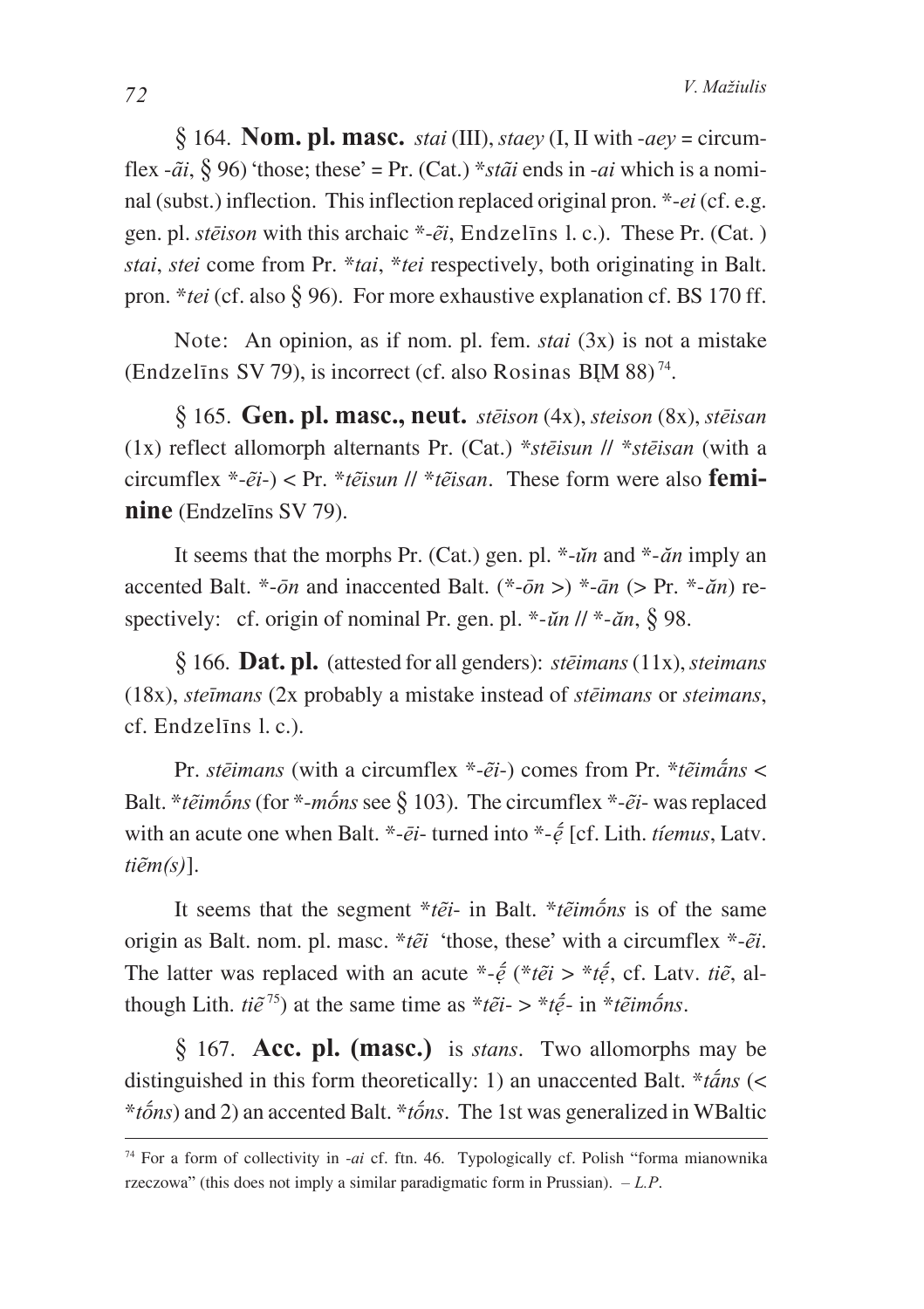§ 164. **Nom. pl. masc.** *stai* (III), *staey* (I, II with *-aey* = circumflex *-ãi*, § 96) 'those; these' = Pr. (Cat.) *\*stãi* ends in *-ai* which is a nominal (subst.) inflection. This inflection replaced original pron. *\*-ei* (cf. e.g. gen. pl. *stēison* with this archaic *\*-ẽi*, Endzelīns l. c.). These Pr. (Cat.) *stai*, *stei* come from Pr. *\*tai*, *\*tei* respectively, both originating in Balt. pron. *\*tei* (cf. also § 96). For more exhaustive explanation cf. BS 170 ff.

Note: An opinion, as if nom. pl. fem. *stai* (3x) is not a mistake (Endzelīns SV 79), is incorrect (cf. also Rosinas BĮM 88)[74].

§ 165. **Gen. pl. masc., neut.** *stēison* (4x), *steison* (8x), *stēisan* (1x) reflect allomorph alternants Pr. (Cat.) *\*stēisun* // *\*stēisan* (with a circumflex *\*-ẽi-*) < Pr. *\*tẽisun* // *\*tẽisan*. These form were also **feminine** (Endzelīns SV 79).

It seems that the morphs Pr. (Cat.) gen. pl. *\*-ŭn* and *\*-ăn* imply an accented Balt. *\*-ōn* and inaccented Balt. (*\*-ōn* >) *\*-ān* (> Pr. *\*-ăn*) respectively: cf. origin of nominal Pr. gen. pl. *\*-ŭn* // *\*-ăn*, § 98.

§ 166. **Dat. pl.** (attested for all genders): *stēimans* (11x), *steimans* (18x), *steīmans* (2x probably a mistake instead of *stēimans* or *steimans*, cf. Endzelīns l. c.).

Pr. *stēimans* (with a circumflex *\*-ẽi-*) comes from Pr. *\*tẽimā́ns* < Balt. *\*tẽimṓns* (for *\*-mṓns* see § 103). The circumflex *\*-ẽi-* was replaced with an acute one when Balt. *\*-ēi-* turned into *\*-ḗ* [cf. Lith. *tíemus*, Latv. *tiẽm(s)*].

It seems that the segment *\*tẽi-* in Balt. *\*tẽimṓns* is of the same origin as Balt. nom. pl. masc. *\*tẽi* 'those, these' with a circumflex *\*-ẽi*. The latter was replaced with an acute *\*-ḗ* (*\*tẽi* > *\*tḗ*, cf. Latv. *tiẽ*, although Lith. *tiẽ*[75]) at the same time as *\*tẽi-* > *\*tḗ-* in *\*tẽimṓns*.

§ 167. **Acc. pl. (masc.)** is *stans*. Two allomorphs may be distinguished in this form theoretically: 1) an unaccented Balt. *\*tā́ns* (< *\*tṓns*) and 2) an accented Balt. *\*tṓns*. The 1st was generalized in WBaltic

[74] For a form of collectivity in *-ai* cf. ftn. 46. Typologically cf. Polish "forma mianownika rzeczowa" (this does not imply a similar paradigmatic form in Prussian). – *L.P.*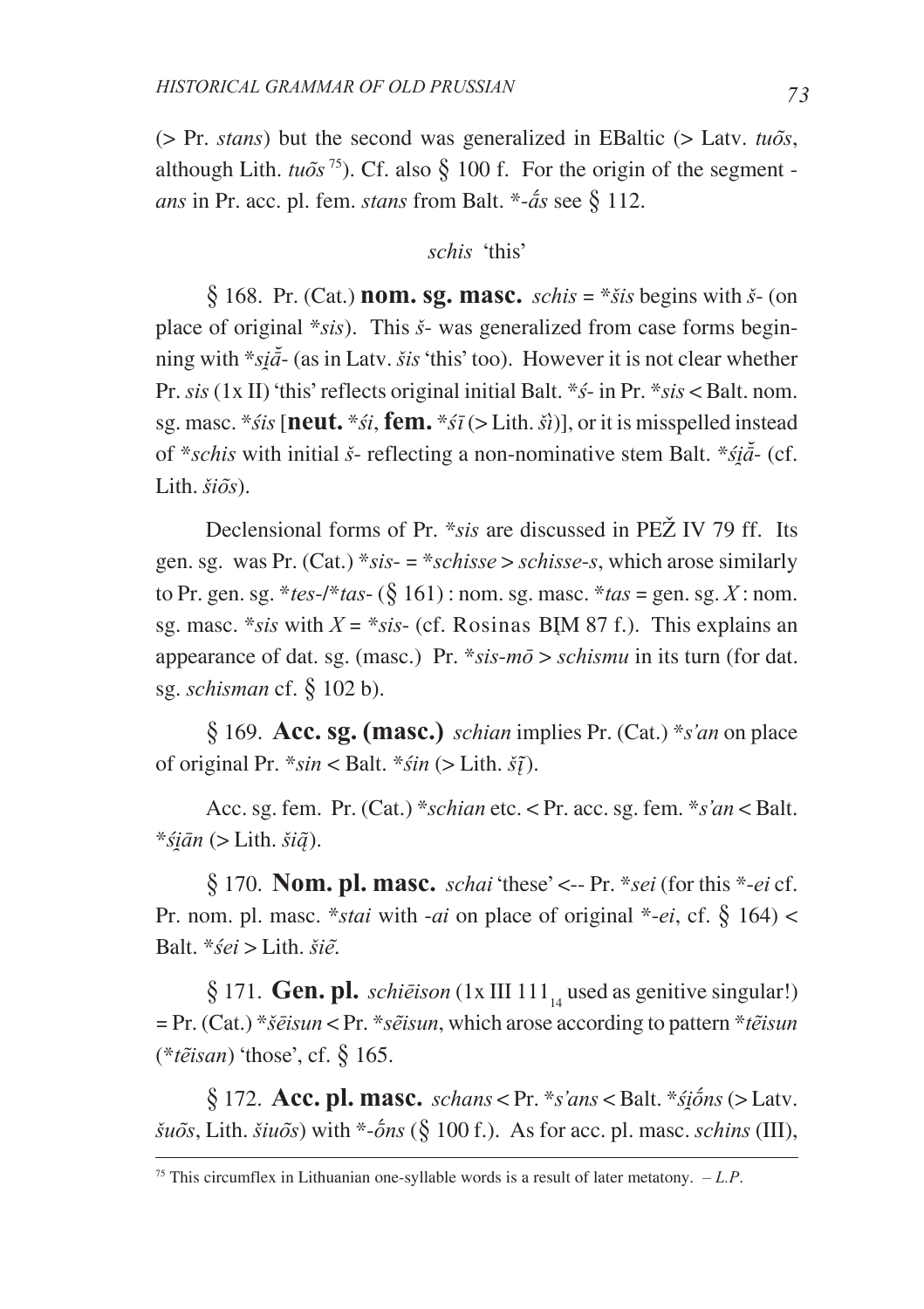(> Pr. *stans*) but the second was generalized in EBaltic (> Latv. *tuõs*, although Lith. *tuõs*[75]). Cf. also § 100 f. For the origin of the segment -*ans* in Pr. acc. pl. fem. *stans* from Balt. \*-*ā́s* see § 112.

### *schis* 'this'

§ 168. Pr. (Cat.) **nom. sg. masc.** *schis* = \**šis* begins with *š*- (on place of original \**sis*). This *š*- was generalized from case forms beginning with \**si̯ā̆*- (as in Latv. *šis* 'this' too). However it is not clear whether Pr. *sis* (1x II) 'this' reflects original initial Balt. \**ś*- in Pr. \**sis* < Balt. nom. sg. masc. \**śis* [**neut.** \**śi*, **fem.** \**śī* (> Lith. *šì*)], or it is misspelled instead of \**schis* with initial *š*- reflecting a non-nominative stem Balt. \**śi̯ā̆*- (cf. Lith. *šiõs*).

Declensional forms of Pr. \**sis* are discussed in PEŽ IV 79 ff. Its gen. sg. was Pr. (Cat.) \**sis*- = \**schisse* > *schisse-s*, which arose similarly to Pr. gen. sg. \**tes*-/\**tas*- (§ 161) : nom. sg. masc. \**tas* = gen. sg. *X* : nom. sg. masc. \**sis* with *X* = \**sis*- (cf. Rosinas BĮM 87 f.). This explains an appearance of dat. sg. (masc.) Pr. \**sis-mō* > *schismu* in its turn (for dat. sg. *schisman* cf. § 102 b).

§ 169. **Acc. sg. (masc.)** *schian* implies Pr. (Cat.) \**s'an* on place of original Pr. \**sin* < Balt. \**śin* (> Lith. *šį̃*).

Acc. sg. fem. Pr. (Cat.) \**schian* etc. < Pr. acc. sg. fem. \**s'an* < Balt. \**śi̯ān* (> Lith. *šią̃*).

§ 170. **Nom. pl. masc.** *schai* 'these' <-- Pr. \**sei* (for this \*-*ei* cf. Pr. nom. pl. masc. \**stai* with -*ai* on place of original \*-*ei*, cf. § 164) < Balt. \**śei* > Lith. *šiẽ*.

§ 171. **Gen. pl.** *schiēison* (1x III $111_{14}$ used as genitive singular!) = Pr. (Cat.) \**šēisun* < Pr. \**sẽisun*, which arose according to pattern \**tẽisun* (\**tẽisan*) 'those', cf. § 165.

§ 172. **Acc. pl. masc.** *schans* < Pr. \**s'ans* < Balt. \**śi̯ṓns* (> Latv. *šuõs*, Lith. *šiuõs*) with \*-*ṓns* (§ 100 f.). As for acc. pl. masc. *schins* (III),

[75] This circumflex in Lithuanian one-syllable words is a result of later metatony. – *L.P.*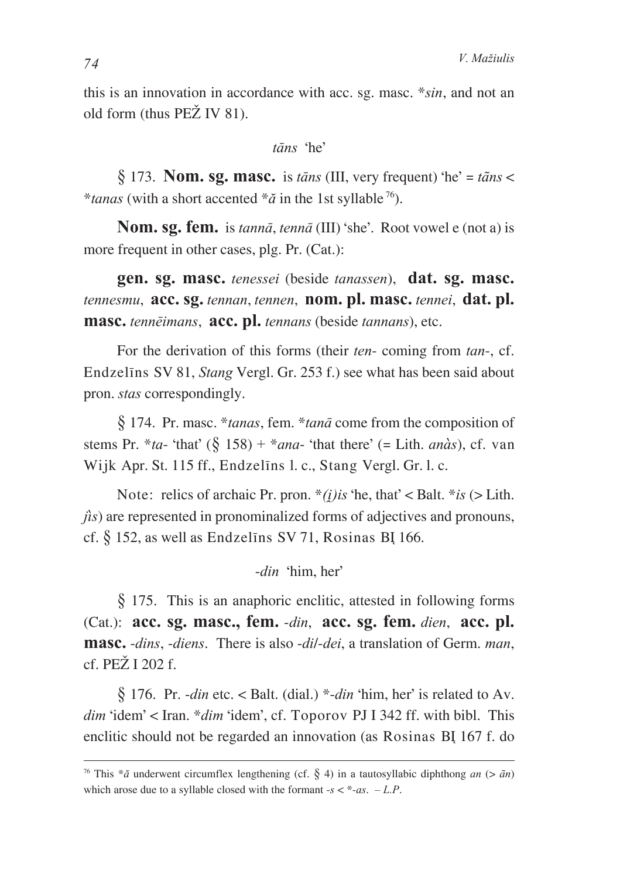this is an innovation in accordance with acc. sg. masc. **sin*, and not an old form (thus PEŽ IV 81).

### *tāns* 'he'

§ 173. **Nom. sg. masc.** is *tāns* (III, very frequent) 'he' = *tãns* < **tanas* (with a short accented **ă* in the 1st syllable [76]).

**Nom. sg. fem.** is *tannā*, *tennā* (III) 'she'. Root vowel e (not a) is more frequent in other cases, plg. Pr. (Cat.):

**gen. sg. masc.** *tenessei* (beside *tanassen*), **dat. sg. masc.** *tennesmu*, **acc. sg.** *tennan*, *tennen*, **nom. pl. masc.** *tennei*, **dat. pl. masc.** *tennēimans*, **acc. pl.** *tennans* (beside *tannans*), etc.

For the derivation of this forms (their *ten-* coming from *tan-*, cf. Endzelīns SV 81, *Stang* Vergl. Gr. 253 f.) see what has been said about pron. *stas* correspondingly.

§ 174. Pr. masc. **tanas*, fem. **tanā* come from the composition of stems Pr. **ta-* 'that' (§ 158) + **ana-* 'that there' (= Lith. *anàs*), cf. van Wijk Apr. St. 115 ff., Endzelīns l. c., Stang Vergl. Gr. l. c.

Note: relics of archaic Pr. pron. **(i̯)is* 'he, that' < Balt. **is* (> Lith. *jìs*) are represented in pronominalized forms of adjectives and pronouns, cf. § 152, as well as Endzelīns SV 71, Rosinas BĮ 166.

### *-din* 'him, her'

§ 175. This is an anaphoric enclitic, attested in following forms (Cat.): **acc. sg. masc., fem.** *-din*, **acc. sg. fem.** *dien*, **acc. pl. masc.** *-dins*, *-diens*. There is also *-di*/*-dei*, a translation of Germ. *man*, cf. PEŽ I 202 f.

§ 176. Pr. *-din* etc. < Balt. (dial.) **-din* 'him, her' is related to Av. *dim* 'idem' < Iran. **dim* 'idem', cf. Toporov PJ I 342 ff. with bibl. This enclitic should not be regarded an innovation (as Rosinas BĮ 167 f. do

---

[76] This **ă* underwent circumflex lengthening (cf. § 4) in a tautosyllabic diphthong *an* (> *ãn*) which arose due to a syllable closed with the formant *-s* < **-as*. – *L.P.*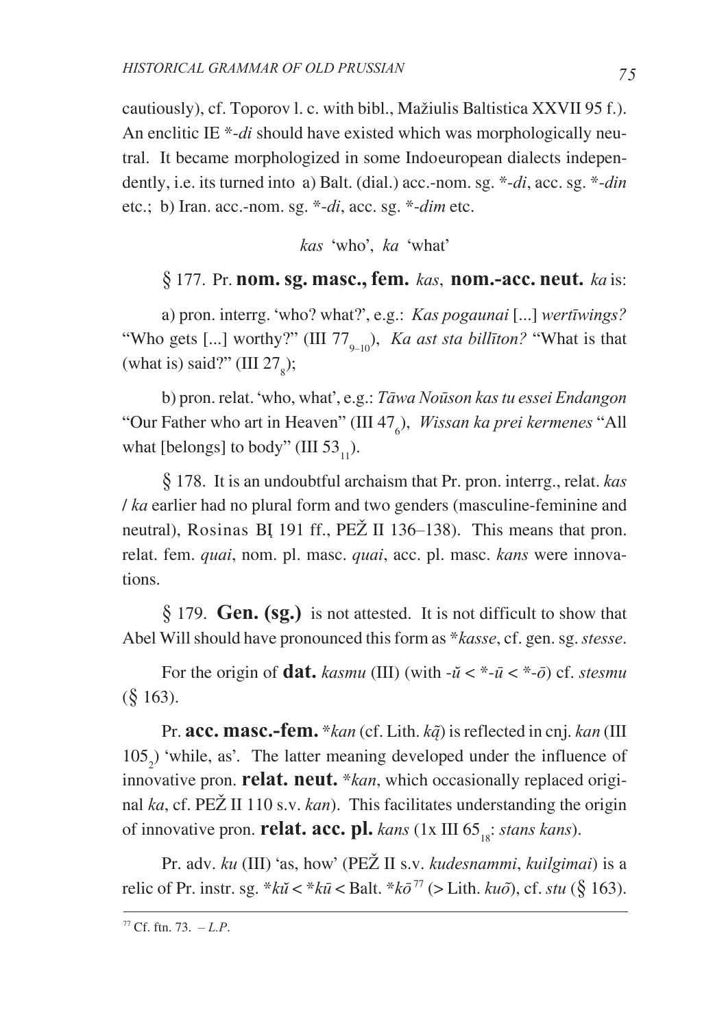cautiously), cf. Toporov l. c. with bibl., Mažiulis Baltistica XXVII 95 f.). An enclitic IE *\*-di* should have existed which was morphologically neutral. It became morphologized in some Indoeuropean dialects independently, i.e. its turned into a) Balt. (dial.) acc.-nom. sg. *\*-di*, acc. sg. *\*-din* etc.; b) Iran. acc.-nom. sg. *\*-di*, acc. sg. *\*-dim* etc.

### *kas* 'who', *ka* 'what'

§ 177. Pr. **nom. sg. masc., fem.** *kas*, **nom.-acc. neut.** *ka* is:

a) pron. interrg. 'who? what?', e.g.: *Kas pogaunai* [...] *wertīwings?* "Who gets [...] worthy?" (III $77_{9-10}$), *Ka ast sta billīton?* "What is that (what is) said?" (III $27_{8}$);

b) pron. relat. 'who, what', e.g.: *Tāwa Noūson kas tu essei Endangon* "Our Father who art in Heaven" (III $47_{6}$), *Wissan ka prei kermenes* "All what [belongs] to body" (III $53_{11}$).

§ 178. It is an undoubtful archaism that Pr. pron. interrg., relat. *kas* / *ka* earlier had no plural form and two genders (masculine-feminine and neutral), Rosinas BĮ 191 ff., PEŽ II 136–138). This means that pron. relat. fem. *quai*, nom. pl. masc. *quai*, acc. pl. masc. *kans* were innovations.

§ 179. **Gen. (sg.)** is not attested. It is not difficult to show that Abel Will should have pronounced this form as *\*kasse*, cf. gen. sg. *stesse*.

For the origin of **dat.** *kasmu* (III) (with *-ŭ* < *\*-ū* < *\*-ō*) cf. *stesmu* (§ 163).

Pr. **acc. masc.-fem.** *\*kan* (cf. Lith. *ką̃*) is reflected in cnj. *kan* (III $105_{2}$) 'while, as'. The latter meaning developed under the influence of innovative pron. **relat. neut.** *\*kan*, which occasionally replaced original *ka*, cf. PEŽ II 110 s.v. *kan*). This facilitates understanding the origin of innovative pron. **relat. acc. pl.** *kans* (1x III $65_{18}$: *stans kans*).

Pr. adv. *ku* (III) 'as, how' (PEŽ II s.v. *kudesnammi*, *kuilgimai*) is a relic of Pr. instr. sg. *\*kŭ* < *\*kū* < Balt. *\*kō*[77] (> Lith. *kuõ*), cf. *stu* (§ 163).

[77] Cf. ftn. 73. – *L.P.*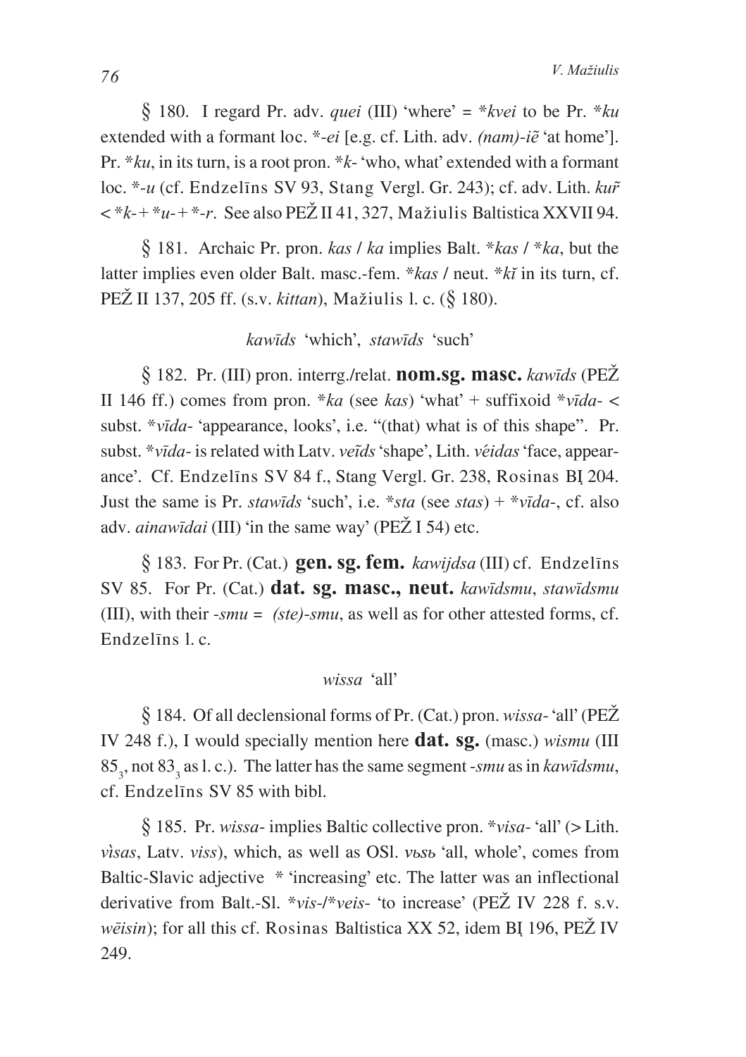§ 180. I regard Pr. adv. *quei* (III) 'where' = \**kvei* to be Pr. \**ku* extended with a formant loc. \*-*ei* [e.g. cf. Lith. adv. *(nam)-iẽ* 'at home']. Pr. \**ku*, in its turn, is a root pron. \**k-* 'who, what' extended with a formant loc. \*-*u* (cf. Endzelīns SV 93, Stang Vergl. Gr. 243); cf. adv. Lith. *kur̃* < \**k-* + \**u-* + \*-*r*. See also PEŽ II 41, 327, Mažiulis Baltistica XXVII 94.

§ 181. Archaic Pr. pron. *kas* / *ka* implies Balt. \**kas* / \**ka*, but the latter implies even older Balt. masc.-fem. \**kas* / neut. \**kĭ* in its turn, cf. PEŽ II 137, 205 ff. (s.v. *kittan*), Mažiulis l. c. (§ 180).

### *kawīds* 'which', *stawīds* 'such'

§ 182. Pr. (III) pron. interrg./relat. **nom.sg. masc.** *kawīds* (PEŽ II 146 ff.) comes from pron. \**ka* (see *kas*) 'what' + suffixoid \**vīda-* < subst. \**vīda-* 'appearance, looks', i.e. "(that) what is of this shape". Pr. subst. \**vīda-* is related with Latv. *veĩds* 'shape', Lith. *véidas* 'face, appearance'. Cf. Endzelīns SV 84 f., Stang Vergl. Gr. 238, Rosinas BĮ 204. Just the same is Pr. *stawīds* 'such', i.e. \**sta* (see *stas*) + \**vīda-*, cf. also adv. *ainawīdai* (III) 'in the same way' (PEŽ I 54) etc.

§ 183. For Pr. (Cat.) **gen. sg. fem.** *kawijdsa* (III) cf. Endzelīns SV 85. For Pr. (Cat.) **dat. sg. masc., neut.** *kawīdsmu*, *stawīdsmu* (III), with their *-smu* = *(ste)-smu*, as well as for other attested forms, cf. Endzelīns l. c.

### *wissa* 'all'

§ 184. Of all declensional forms of Pr. (Cat.) pron. *wissa-* 'all' (PEŽ IV 248 f.), I would specially mention here **dat. sg.** (masc.) *wismu* (III $85_3$, not $83_3$ as l. c.). The latter has the same segment *-smu* as in *kawīdsmu*, cf. Endzelīns SV 85 with bibl.

§ 185. Pr. *wissa-* implies Baltic collective pron. \**visa-* 'all' (> Lith. *vìsas*, Latv. *viss*), which, as well as OSl. *vьsь* 'all, whole', comes from Baltic-Slavic adjective \* 'increasing' etc. The latter was an inflectional derivative from Balt.-Sl. \**vis-*/\**veis-* 'to increase' (PEŽ IV 228 f. s.v. *wēisin*); for all this cf. Rosinas Baltistica XX 52, idem BĮ 196, PEŽ IV 249.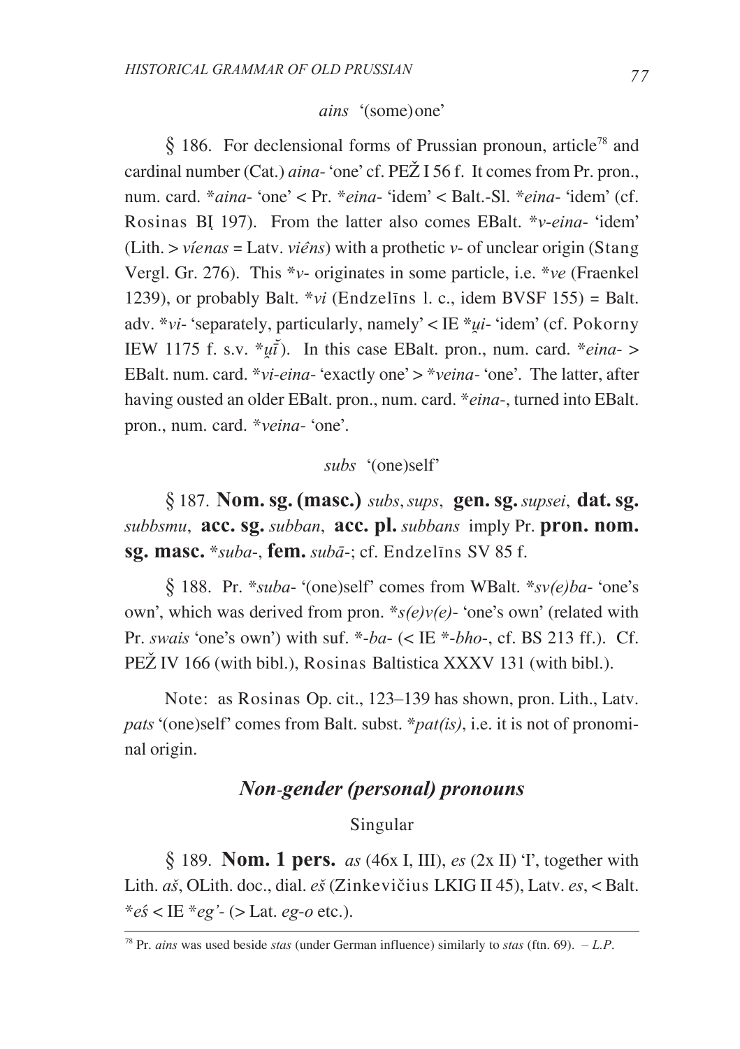*ains* '(some)one'

§ 186. For declensional forms of Prussian pronoun, article[78] and cardinal number (Cat.) *aina-* 'one' cf. PEŽ I 56 f. It comes from Pr. pron., num. card. \**aina-* 'one' < Pr. \**eina-* 'idem' < Balt.-Sl. \**eina-* 'idem' (cf. Rosinas BĮ 197). From the latter also comes EBalt. \**v-eina-* 'idem' (Lith. > *víenas* = Latv. *viêns*) with a prothetic *v-* of unclear origin (Stang Vergl. Gr. 276). This \**v-* originates in some particle, i.e. \**ve* (Fraenkel 1239), or probably Balt. \**vi* (Endzelīns l. c., idem BVSF 155) = Balt. adv. \**vi-* 'separately, particularly, namely' < IE \**u̯i-* 'idem' (cf. Pokorny IEW 1175 f. s.v. \**u̯ī̆*). In this case EBalt. pron., num. card. \**eina-* > EBalt. num. card. \**vi-eina-* 'exactly one' > \**veina-* 'one'. The latter, after having ousted an older EBalt. pron., num. card. \**eina-*, turned into EBalt. pron., num. card. \**veina-* 'one'.

*subs* '(one)self'

§ 187. **Nom. sg. (masc.)** *subs*, *sups*, **gen. sg.** *supsei*, **dat. sg.** *subbsmu*, **acc. sg.** *subban*, **acc. pl.** *subbans* imply Pr. **pron. nom. sg. masc.** \**suba-*, **fem.** *subā-*; cf. Endzelīns SV 85 f.

§ 188. Pr. \**suba-* '(one)self' comes from WBalt. \**sv(e)ba-* 'one's own', which was derived from pron. \**s(e)v(e)-* 'one's own' (related with Pr. *swais* 'one's own') with suf. \*-*ba-* (< IE \*-*bho-*, cf. BS 213 ff.). Cf. PEŽ IV 166 (with bibl.), Rosinas Baltistica XXXV 131 (with bibl.).

Note: as Rosinas Op. cit., 123–139 has shown, pron. Lith., Latv. *pats* '(one)self' comes from Balt. subst. \**pat(is)*, i.e. it is not of pronominal origin.

## *Non-gender (personal) pronouns*

Singular

§ 189. **Nom. 1 pers.** *as* (46x I, III), *es* (2x II) 'I', together with Lith. *aš*, OLith. doc., dial. *eš* (Zinkevičius LKIG II 45), Latv. *es*, < Balt. \**eś* < IE \**eg'-* (> Lat. *eg-o* etc.).

---

[78] Pr. *ains* was used beside *stas* (under German influence) similarly to *stas* (ftn. 69). – *L.P.*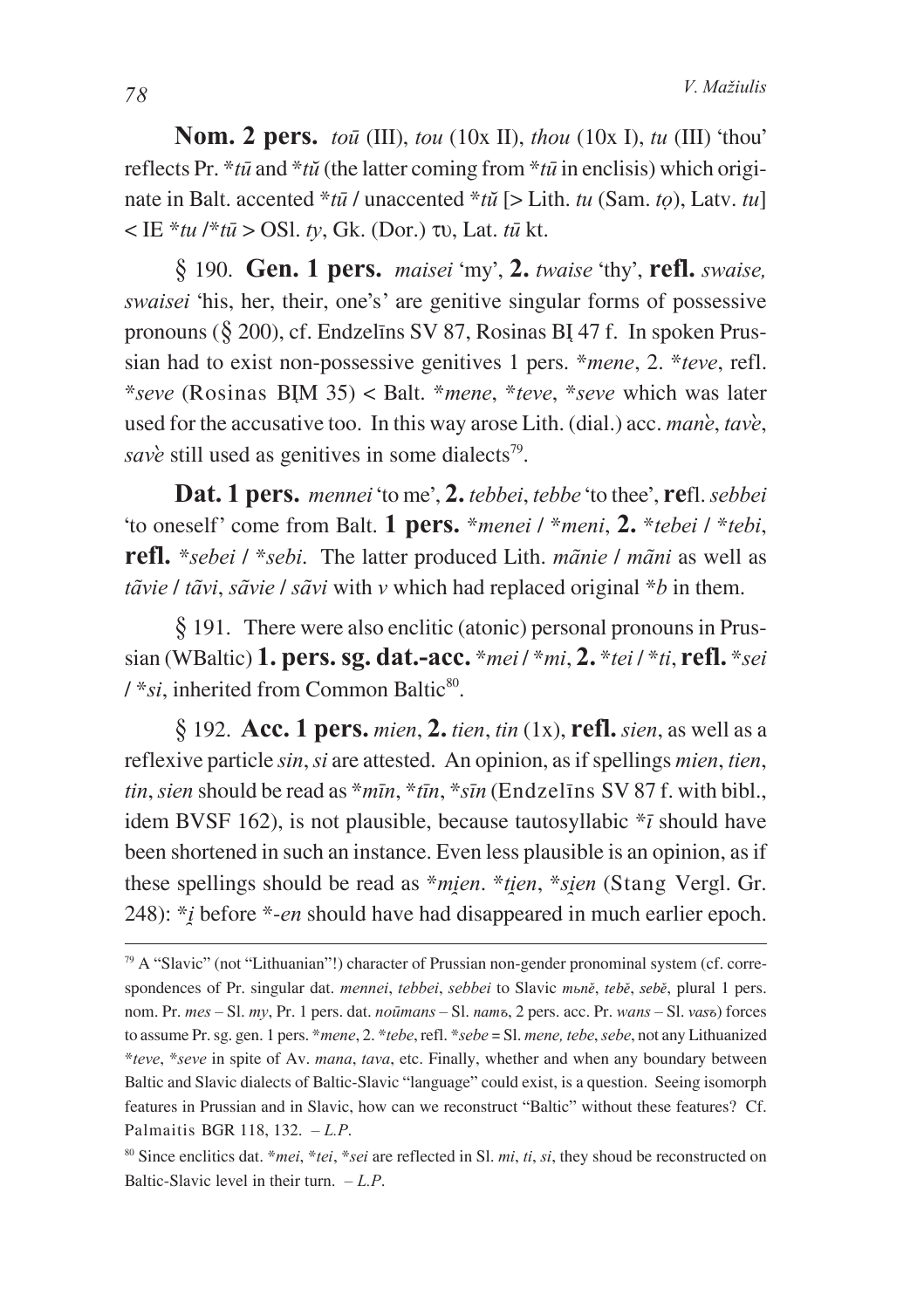**Nom. 2 pers.** *toū* (III), *tou* (10x II), *thou* (10x I), *tu* (III) 'thou' reflects Pr. \**tū* and \**tŭ* (the latter coming from \**tū* in enclisis) which originate in Balt. accented \**tū* / unaccented \**tŭ* [> Lith. *tu* (Sam. *tọ*), Latv. *tu*] < IE \**tu* /\**tū* > OSl. *ty*, Gk. (Dor.) τυ, Lat. *tū* kt.

§ 190. **Gen. 1 pers.** *maisei* 'my', **2.** *twaise* 'thy', **refl.** *swaise, swaisei* 'his, her, their, one's' are genitive singular forms of possessive pronouns (§ 200), cf. Endzelīns SV 87, Rosinas BĮ 47 f. In spoken Prussian had to exist non-possessive genitives 1 pers. \**mene*, 2. \**teve*, refl. \**seve* (Rosinas BĮM 35) < Balt. \**mene*, \**teve*, \**seve* which was later used for the accusative too. In this way arose Lith. (dial.) acc. *manè*, *tavè*, *savè* still used as genitives in some dialects[79].

**Dat. 1 pers.** *mennei* 'to me', **2.** *tebbei*, *tebbe* 'to thee', **re**fl. *sebbei* 'to oneself' come from Balt. **1 pers.** \**menei* / \**meni*, **2.** \**tebei* / \**tebi*, **refl.** \**sebei* / \**sebi*. The latter produced Lith. *mãnie* / *mãni* as well as *tãvie* / *tãvi*, *sãvie* / *sãvi* with *v* which had replaced original \**b* in them.

§ 191. There were also enclitic (atonic) personal pronouns in Prussian (WBaltic) **1. pers. sg. dat.-acc.** \**mei* / \**mi*, **2.** \**tei* / \**ti*, **refl.** \**sei* / \**si*, inherited from Common Baltic[80].

§ 192. **Acc. 1 pers.** *mien*, **2.** *tien*, *tin* (1x), **refl.** *sien*, as well as a reflexive particle *sin*, *si* are attested. An opinion, as if spellings *mien*, *tien*, *tin*, *sien* should be read as \**mīn*, \**tīn*, \**sīn* (Endzelīns SV 87 f. with bibl., idem BVSF 162), is not plausible, because tautosyllabic \**ī* should have been shortened in such an instance. Even less plausible is an opinion, as if these spellings should be read as \**mi̯en*. \**ti̯en*, \**si̯en* (Stang Vergl. Gr. 248): \**i̯* before \*-*en* should have had disappeared in much earlier epoch.

---

[79] A "Slavic" (not "Lithuanian"!) character of Prussian non-gender pronominal system (cf. correspondences of Pr. singular dat. *mennei*, *tebbei*, *sebbei* to Slavic *мьнě*, *tebě*, *sebě*, plural 1 pers. nom. Pr. *mes* – Sl. *my*, Pr. 1 pers. dat. *noūmans* – Sl. *namъ*, 2 pers. acc. Pr. *wans* – Sl. *vasъ*) forces to assume Pr. sg. gen. 1 pers. \**mene*, 2. \**tebe*, refl. \**sebe* = Sl. *mene, tebe*, *sebe*, not any Lithuanized \**teve*, \**seve* in spite of Av. *mana*, *tava*, etc. Finally, whether and when any boundary between Baltic and Slavic dialects of Baltic-Slavic "language" could exist, is a question. Seeing isomorph features in Prussian and in Slavic, how can we reconstruct "Baltic" without these features? Cf. Palmaitis BGR 118, 132. – *L.P.*

[80] Since enclitics dat. \**mei*, \**tei*, \**sei* are reflected in Sl. *mi*, *ti*, *si*, they shoud be reconstructed on Baltic-Slavic level in their turn. – *L.P.*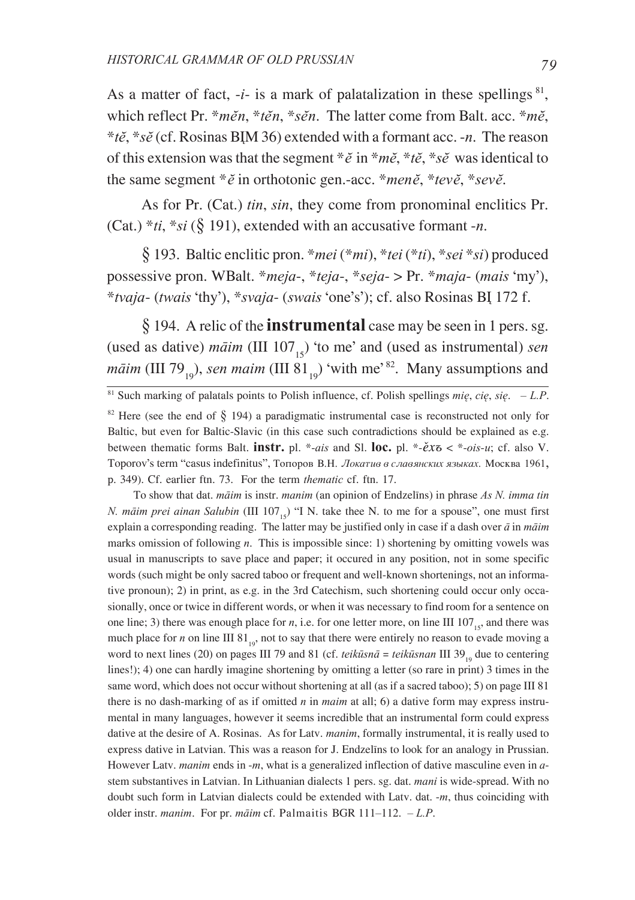As a matter of fact, *-i-* is a mark of palatalization in these spellings [81], which reflect Pr. *\*mĕn*, *\*tĕn*, *\*sĕn*. The latter come from Balt. acc. *\*mĕ*, *\*tĕ*, *\*sĕ* (cf. Rosinas BĮM 36) extended with a formant acc. *-n*. The reason of this extension was that the segment *\*ĕ* in *\*mĕ*, *\*tĕ*, *\*sĕ* was identical to the same segment *\*ĕ* in orthotonic gen.-acc. *\*menĕ*, *\*tevĕ*, *\*sevĕ*.

As for Pr. (Cat.) *tin*, *sin*, they come from pronominal enclitics Pr. (Cat.) *\*ti*, *\*si* (§ 191), extended with an accusative formant *-n*.

§ 193. Baltic enclitic pron. *\*mei* (*\*mi*), *\*tei* (*\*ti*), *\*sei* *\*si*) produced possessive pron. WBalt. *\*meja-*, *\*teja-*, *\*seja-* > Pr. *\*maja-* (*mais* 'my'), *\*tvaja-* (*twais* 'thy'), *\*svaja-* (*swais* 'one's'); cf. also Rosinas BĮ 172 f.

§ 194. A relic of the **instrumental** case may be seen in 1 pers. sg. (used as dative) *māim* (III $107_{15}$) 'to me' and (used as instrumental) *sen māim* (III $79_{19}$), *sen maim* (III $81_{19}$) 'with me' [82]. Many assumptions and

---

[81] Such marking of palatals points to Polish influence, cf. Polish spellings *mię*, *cię*, *się*. – *L.P.*

[82] Here (see the end of § 194) a paradigmatic instrumental case is reconstructed not only for Baltic, but even for Baltic-Slavic (in this case such contradictions should be explained as e.g. between thematic forms Balt. **instr.** pl. *\*-ais* and Sl. **loc.** pl. *\*-ěxъ* < *\*-ois-u*; cf. also V. Toporov's term "casus indefinitus", Топоров В.Н. *Локатив в славянских языках*. Москва 1961, p. 349). Cf. earlier ftn. 73. For the term *thematic* cf. ftn. 17.

To show that dat. *māim* is instr. *manim* (an opinion of Endzelīns) in phrase *As N. imma tin N. māim prei ainan Salubin* (III $107_{15}$) "I N. take thee N. to me for a spouse", one must first explain a corresponding reading. The latter may be justified only in case if a dash over *ā* in *māim* marks omission of following *n*. This is impossible since: 1) shortening by omitting vowels was usual in manuscripts to save place and paper; it occured in any position, not in some specific words (such might be only sacred taboo or frequent and well-known shortenings, not an informative pronoun); 2) in print, as e.g. in the 3rd Catechism, such shortening could occur only occasionally, once or twice in different words, or when it was necessary to find room for a sentence on one line; 3) there was enough place for *n*, i.e. for one letter more, on line III $107_{15}$, and there was much place for *n* on line III $81_{19}$, not to say that there were entirely no reason to evade moving a word to next lines (20) on pages III 79 and 81 (cf. *teikūsnā* = *teikūsnan* III $39_{19}$ due to centering lines!); 4) one can hardly imagine shortening by omitting a letter (so rare in print) 3 times in the same word, which does not occur without shortening at all (as if a sacred taboo); 5) on page III 81 there is no dash-marking of as if omitted *n* in *maim* at all; 6) a dative form may express instrumental in many languages, however it seems incredible that an instrumental form could express dative at the desire of A. Rosinas. As for Latv. *manim*, formally instrumental, it is really used to express dative in Latvian. This was a reason for J. Endzelīns to look for an analogy in Prussian. However Latv. *manim* ends in *-m*, what is a generalized inflection of dative masculine even in *a*-stem substantives in Latvian. In Lithuanian dialects 1 pers. sg. dat. *mani* is wide-spread. With no doubt such form in Latvian dialects could be extended with Latv. dat. *-m*, thus coinciding with older instr. *manim*. For pr. *māim* cf. Palmaitis BGR 111–112. – *L.P.*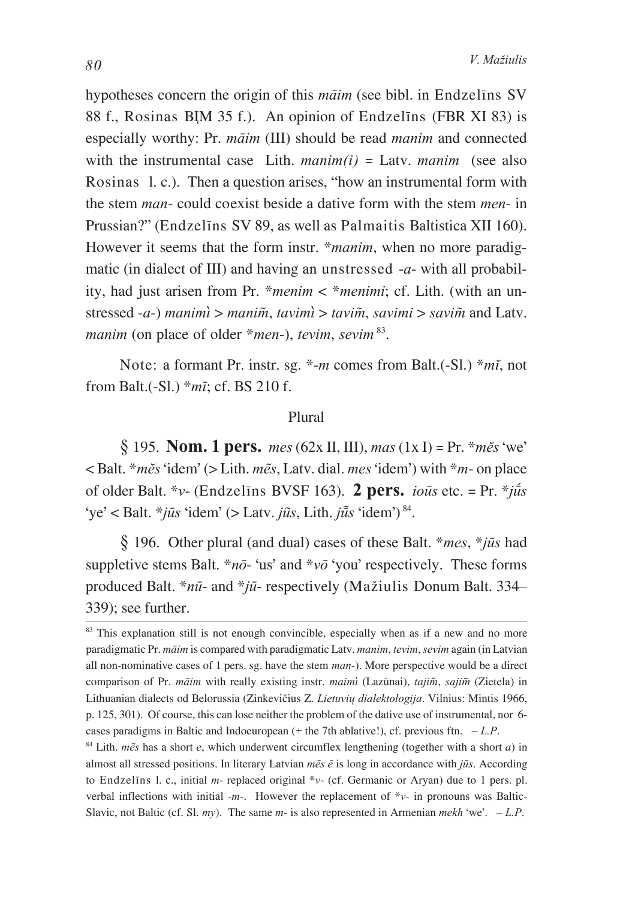hypotheses concern the origin of this *māim* (see bibl. in Endzelīns SV 88 f., Rosinas BĮM 35 f.). An opinion of Endzelīns (FBR XI 83) is especially worthy: Pr. *māim* (III) should be read *manim* and connected with the instrumental case Lith. *manim(i)* = Latv. *manim* (see also Rosinas l. c.). Then a question arises, "how an instrumental form with the stem *man-* could coexist beside a dative form with the stem *men-* in Prussian?" (Endzelīns SV 89, as well as Palmaitis Baltistica XII 160). However it seems that the form instr. *\*manim*, when no more paradigmatic (in dialect of III) and having an unstressed *-a-* with all probability, had just arisen from Pr. *\*menim* < *\*menimi*; cf. Lith. (with an unstressed *-a-*) *manimì* > *manim̃*, *tavimì* > *tavim̃*, *savimi* > *savim̃* and Latv. *manim* (on place of older *\*men-*), *tevim*, *sevim* [83].

Note: a formant Pr. instr. sg. *\*-m* comes from Balt.(-Sl.) *\*mĭ*, not from Balt.(-Sl.) *\*mī*; cf. BS 210 f.

## Plural

§ 195. **Nom. 1 pers.** *mes* (62x II, III), *mas* (1x I) = Pr. *\*mĕs* 'we' < Balt. *\*mĕs* 'idem' (> Lith. *mẽs*, Latv. dial. *mes* 'idem') with *\*m-* on place of older Balt. *\*v-* (Endzelīns BVSF 163). **2 pers.** *ioūs* etc. = Pr. *\*jū́s* 'ye' < Balt. *\*jūs* 'idem' (> Latv. *jũs*, Lith. *jū̃s* 'idem') [84].

§ 196. Other plural (and dual) cases of these Balt. *\*mes*, *\*jūs* had suppletive stems Balt. *\*nō-* 'us' and *\*vō* 'you' respectively. These forms produced Balt. *\*nū-* and *\*jū-* respectively (Mažiulis Donum Balt. 334–339); see further.

---

[83] This explanation still is not enough convincible, especially when as if a new and no more paradigmatic Pr. *māim* is compared with paradigmatic Latv. *manim*, *tevim*, *sevim* again (in Latvian all non-nominative cases of 1 pers. sg. have the stem *man-*). More perspective would be a direct comparison of Pr. *māim* with really existing instr. *maimì* (Lazūnai), *tajim̃*, *sajim̃* (Zietela) in Lithuanian dialects od Belorussia (Zinkevičius Z. *Lietuvių dialektologija*. Vilnius: Mintis 1966, p. 125, 301). Of course, this can lose neither the problem of the dative use of instrumental, nor 6-cases paradigms in Baltic and Indoeuropean (+ the 7th ablative!), cf. previous ftn. – *L.P.*

[84] Lith. *mẽs* has a short *e*, which underwent circumflex lengthening (together with a short *a*) in almost all stressed positions. In literary Latvian *mēs* *ē* is long in accordance with *jūs*. According to Endzelīns l. c., initial *m-* replaced original *\*v-* (cf. Germanic or Aryan) due to 1 pers. pl. verbal inflections with initial *-m-*. However the replacement of *\*v-* in pronouns was Baltic-Slavic, not Baltic (cf. Sl. *my*). The same *m-* is also represented in Armenian *mekh* 'we'. – *L.P.*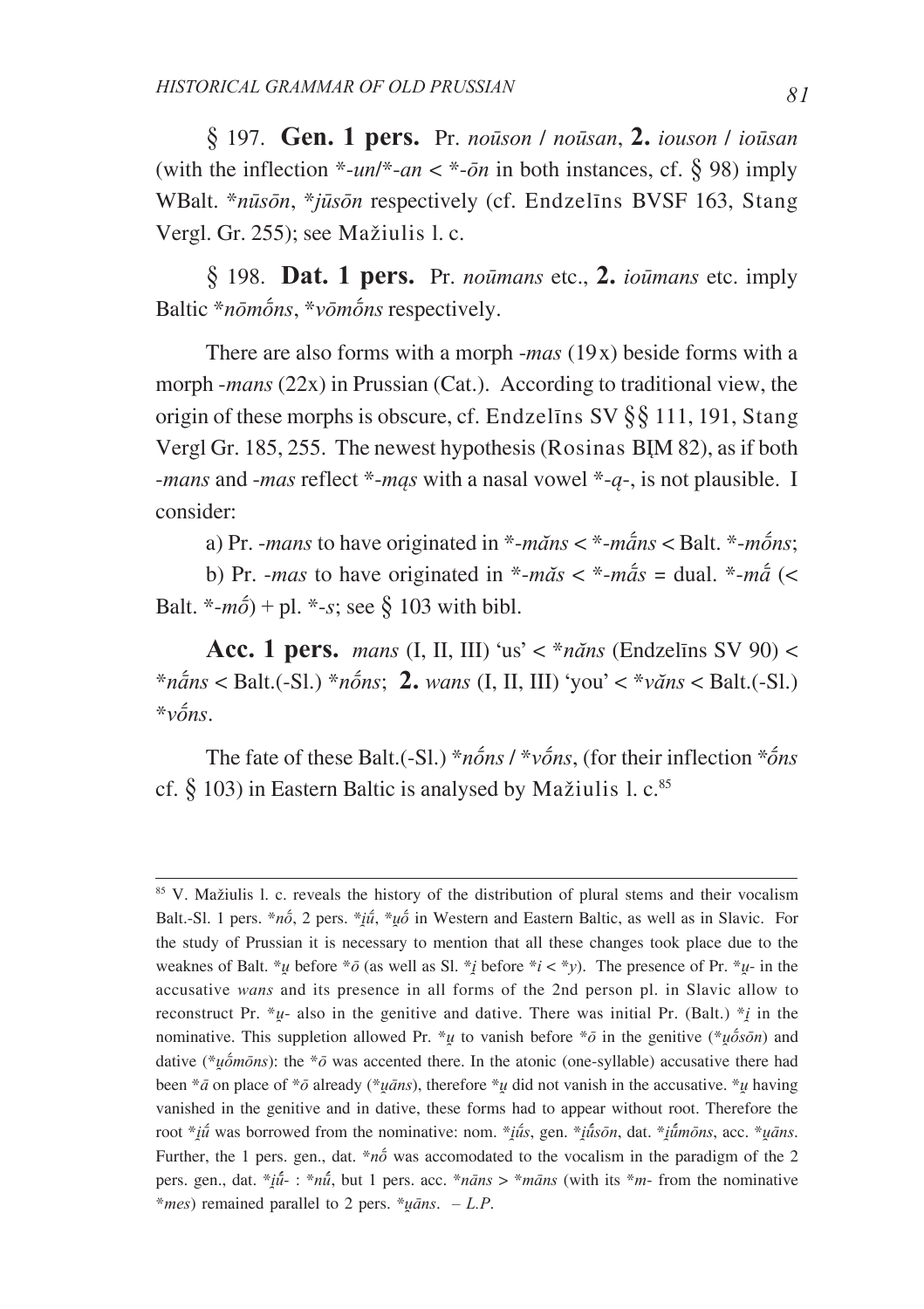§ 197. **Gen. 1 pers.** Pr. *noūson* / *noūsan*, **2.** *iouson* / *ioūsan* (with the inflection *-*un*/*-*an* < *-*ōn* in both instances, cf. § 98) imply WBalt. **nūsōn*, **jūsōn* respectively (cf. Endzelīns BVSF 163, Stang Vergl. Gr. 255); see Mažiulis l. c.

§ 198. **Dat. 1 pers.** Pr. *noūmans* etc., **2.** *ioūmans* etc. imply Baltic **nōmṓns*, **vōmṓns* respectively.

There are also forms with a morph *-mas* (19x) beside forms with a morph *-mans* (22x) in Prussian (Cat.). According to traditional view, the origin of these morphs is obscure, cf. Endzelīns SV §§ 111, 191, Stang Vergl Gr. 185, 255. The newest hypothesis (Rosinas BĮM 82), as if both *-mans* and *-mas* reflect *-*mąs* with a nasal vowel *-*ą*-, is not plausible. I consider:

a) Pr. *-mans* to have originated in *-*măns* < *-*mā́ns* < Balt. *-*mṓns*;

b) Pr. *-mas* to have originated in *-*măs* < *-*mā́s* = dual. *-*mā́* (< Balt. *-*mṓ*) + pl. *-*s*; see § 103 with bibl.

**Acc. 1 pers.** *mans* (I, II, III) 'us' < **năns* (Endzelīns SV 90) < **nā́ns* < Balt.(-Sl.) **nṓns*; **2.** *wans* (I, II, III) 'you' < **văns* < Balt.(-Sl.) **vṓns*.

The fate of these Balt.(-Sl.) **nṓns* / **vṓns*, (for their inflection **ṓns* cf. § 103) in Eastern Baltic is analysed by Mažiulis l. c.[85]

---

[85] V. Mažiulis l. c. reveals the history of the distribution of plural stems and their vocalism Balt.-Sl. 1 pers. **nṓ*, 2 pers. **i̯ū́*, **u̯ṓ* in Western and Eastern Baltic, as well as in Slavic. For the study of Prussian it is necessary to mention that all these changes took place due to the weaknes of Balt. **u̯* before **ō* (as well as Sl. **i̯* before **i* < **y*). The presence of Pr. **u̯*- in the accusative *wans* and its presence in all forms of the 2nd person pl. in Slavic allow to reconstruct Pr. **u̯*- also in the genitive and dative. There was initial Pr. (Balt.) **i̯* in the nominative. This suppletion allowed Pr. **u̯* to vanish before **ō* in the genitive (**u̯ṓsōn*) and dative (**u̯ṓmōns*): the **ō* was accented there. In the atonic (one-syllable) accusative there had been **ā* on place of **ō* already (**u̯āns*), therefore **u̯* did not vanish in the accusative. **u̯* having vanished in the genitive and in dative, these forms had to appear without root. Therefore the root **i̯ū́* was borrowed from the nominative: nom. **i̯ū́s*, gen. **i̯ū́sōn*, dat. **i̯ū́mōns*, acc. **u̯āns*. Further, the 1 pers. gen., dat. **nṓ* was accomodated to the vocalism in the paradigm of the 2 pers. gen., dat. **i̯ū́*- : **nū́*, but 1 pers. acc. **nāns* > **māns* (with its **m*- from the nominative **mes*) remained parallel to 2 pers. **u̯āns*. – *L.P.*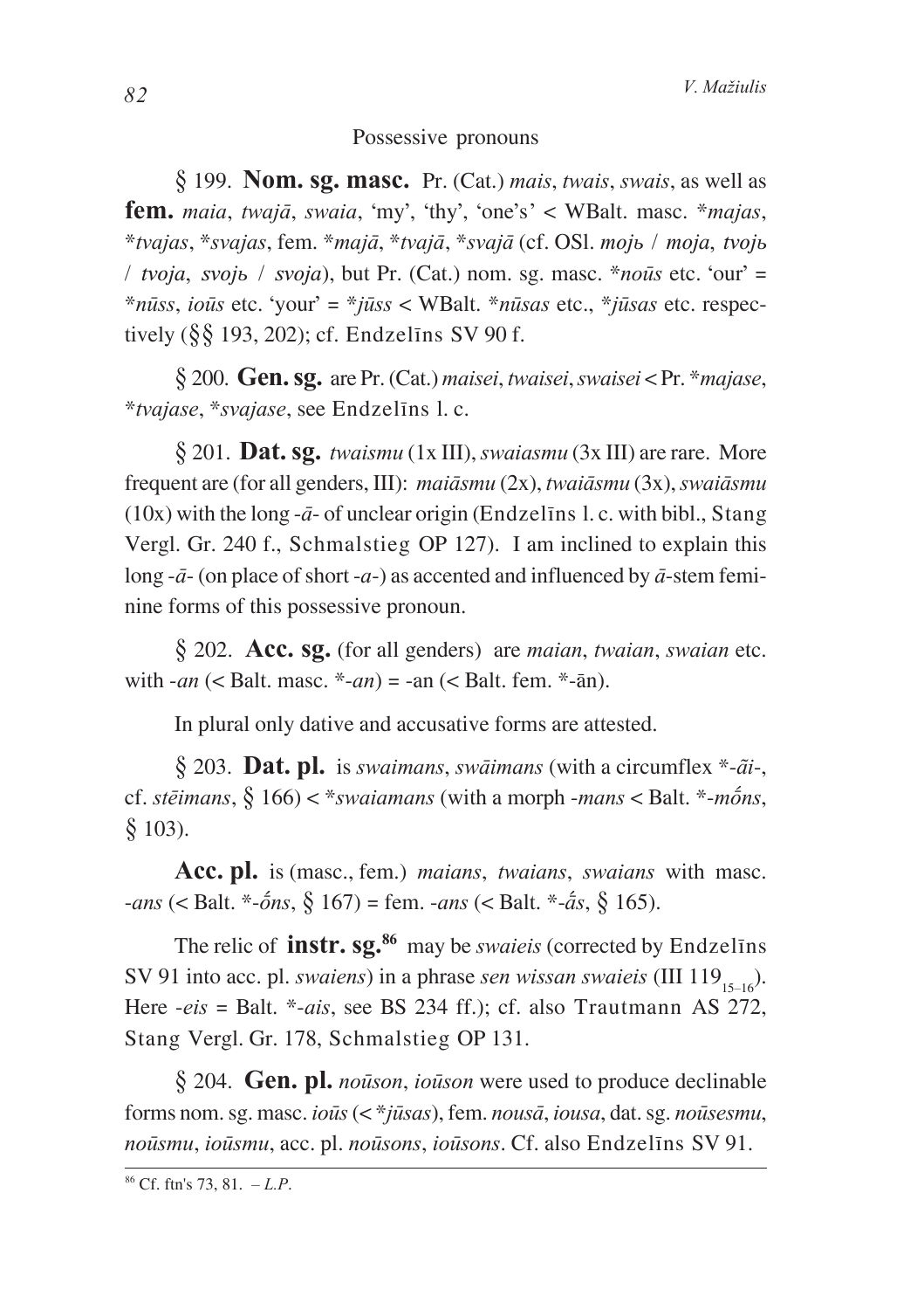## Possessive pronouns

§ 199. **Nom. sg. masc.** Pr. (Cat.) *mais*, *twais*, *swais*, as well as **fem.** *maia*, *twajā*, *swaia*, 'my', 'thy', 'one's' < WBalt. masc. \**majas*, \**tvajas*, \**svajas*, fem. \**majā*, \**tvajā*, \**svajā* (cf. OSl. *mojь* / *moja*, *tvojь* / *tvoja*, *svojь* / *svoja*), but Pr. (Cat.) nom. sg. masc. \**noūs* etc. 'our' = \**nūss*, *ioūs* etc. 'your' = \**jūss* < WBalt. \**nūsas* etc., \**jūsas* etc. respectively (§§ 193, 202); cf. Endzelīns SV 90 f.

§ 200. **Gen. sg.** are Pr. (Cat.) *maisei*, *twaisei*, *swaisei* < Pr. \**majase*, \**tvajase*, \**svajase*, see Endzelīns l. c.

§ 201. **Dat. sg.** *twaismu* (1x III), *swaiasmu* (3x III) are rare. More frequent are (for all genders, III): *maiāsmu* (2x), *twaiāsmu* (3x), *swaiāsmu* (10x) with the long *-ā-* of unclear origin (Endzelīns l. c. with bibl., Stang Vergl. Gr. 240 f., Schmalstieg OP 127). I am inclined to explain this long *-ā-* (on place of short *-a-*) as accented and influenced by *ā*-stem feminine forms of this possessive pronoun.

§ 202. **Acc. sg.** (for all genders) are *maian*, *twaian*, *swaian* etc. with *-an* (< Balt. masc. \**-an*) = -an (< Balt. fem. \*-ān).

In plural only dative and accusative forms are attested.

§ 203. **Dat. pl.** is *swaimans*, *swāimans* (with a circumflex \**-ãi-*, cf. *stēimans*, § 166) < \**swaiamans* (with a morph *-mans* < Balt. \**-mṓns*, § 103).

**Acc. pl.** is (masc., fem.) *maians*, *twaians*, *swaians* with masc. *-ans* (< Balt. \**-ṓns*, § 167) = fem. *-ans* (< Balt. \**-ā́s*, § 165).

The relic of **instr. sg.**[86] may be *swaieis* (corrected by Endzelīns SV 91 into acc. pl. *swaiens*) in a phrase *sen wissan swaieis* (III $119_{15-16}$). Here *-eis* = Balt. \**-ais*, see BS 234 ff.); cf. also Trautmann AS 272, Stang Vergl. Gr. 178, Schmalstieg OP 131.

§ 204. **Gen. pl.** *noūson*, *ioūson* were used to produce declinable forms nom. sg. masc. *ioūs* (< \**jūsas*), fem. *nousā*, *iousa*, dat. sg. *noūsesmu*, *noūsmu*, *ioūsmu*, acc. pl. *noūsons*, *ioūsons*. Cf. also Endzelīns SV 91.

---

[86] Cf. ftn's 73, 81. – *L.P.*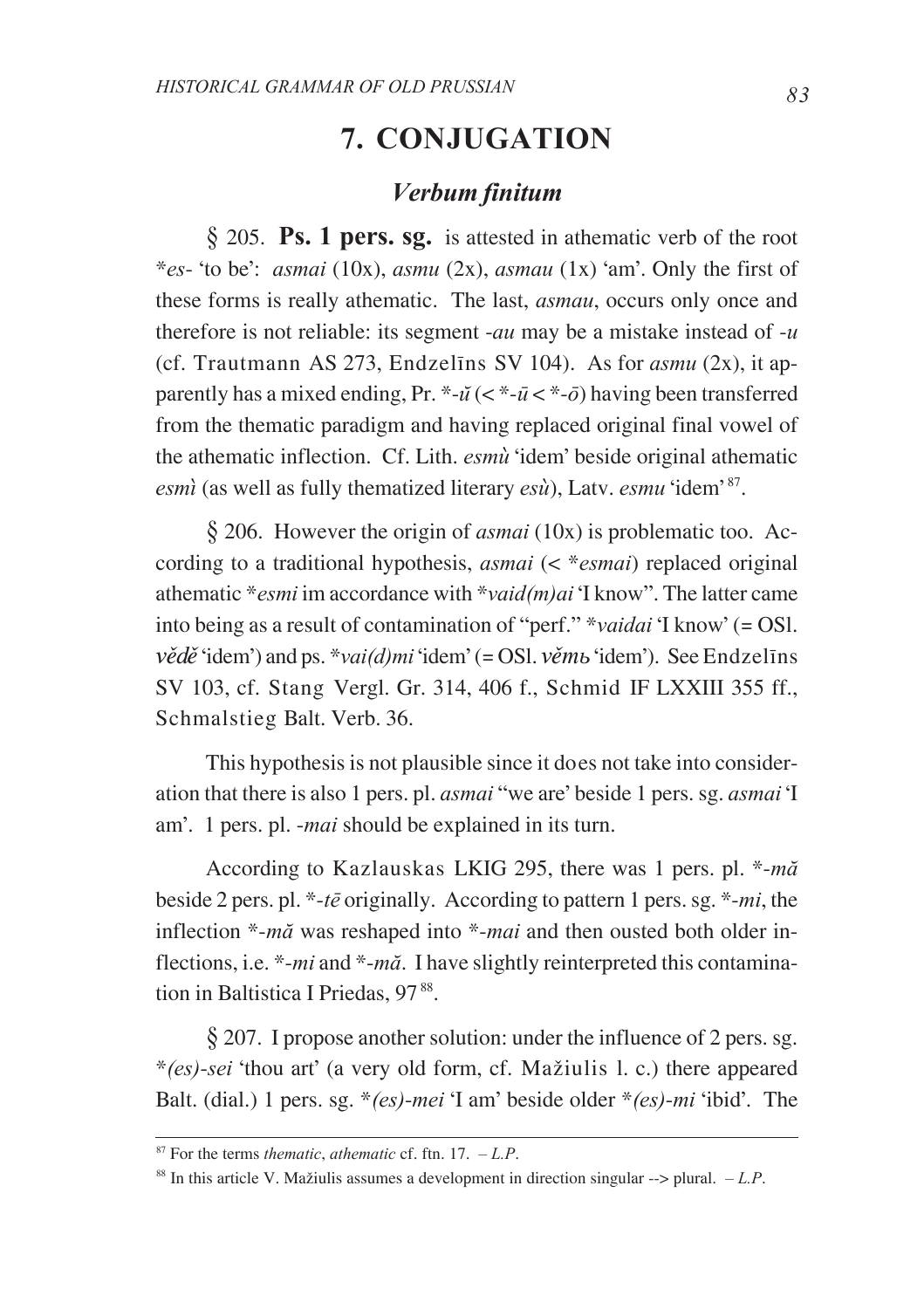# 7. CONJUGATION

## *Verbum finitum*

§ 205. **Ps. 1 pers. sg.** is attested in athematic verb of the root \**es*- 'to be': *asmai* (10x), *asmu* (2x), *asmau* (1x) 'am'. Only the first of these forms is really athematic. The last, *asmau*, occurs only once and therefore is not reliable: its segment -*au* may be a mistake instead of -*u* (cf. Trautmann AS 273, Endzelīns SV 104). As for *asmu* (2x), it apparently has a mixed ending, Pr. \*-*ŭ* (< \*-*ū* < \*-*ō*) having been transferred from the thematic paradigm and having replaced original final vowel of the athematic inflection. Cf. Lith. *esmù* 'idem' beside original athematic *esmì* (as well as fully thematized literary *esù*), Latv. *esmu* 'idem'[87].

§ 206. However the origin of *asmai* (10x) is problematic too. According to a traditional hypothesis, *asmai* (< \**esmai*) replaced original athematic \**esmi* im accordance with \**vaid(m)ai* 'I know". The latter came into being as a result of contamination of "perf." \**vaidai* 'I know' (= OSl. *vědě* 'idem') and ps. \**vai(d)mi* 'idem' (= OSl. *věmь* 'idem'). See Endzelīns SV 103, cf. Stang Vergl. Gr. 314, 406 f., Schmid IF LXXIII 355 ff., Schmalstieg Balt. Verb. 36.

This hypothesis is not plausible since it does not take into consideration that there is also 1 pers. pl. *asmai* "we are' beside 1 pers. sg. *asmai* 'I am'. 1 pers. pl. -*mai* should be explained in its turn.

According to Kazlauskas LKIG 295, there was 1 pers. pl. \*-*mă* beside 2 pers. pl. \*-*tē* originally. According to pattern 1 pers. sg. \*-*mi*, the inflection \*-*mă* was reshaped into \*-*mai* and then ousted both older inflections, i.e. \*-*mi* and \*-*mă*. I have slightly reinterpreted this contamination in Baltistica I Priedas, 97[88].

§ 207. I propose another solution: under the influence of 2 pers. sg. \**(es)-sei* 'thou art' (a very old form, cf. Mažiulis l. c.) there appeared Balt. (dial.) 1 pers. sg. \**(es)-mei* 'I am' beside older \**(es)-mi* 'ibid'. The

---

[87] For the terms *thematic*, *athematic* cf. ftn. 17. – *L.P.*

[88] In this article V. Mažiulis assumes a development in direction singular --> plural. – *L.P.*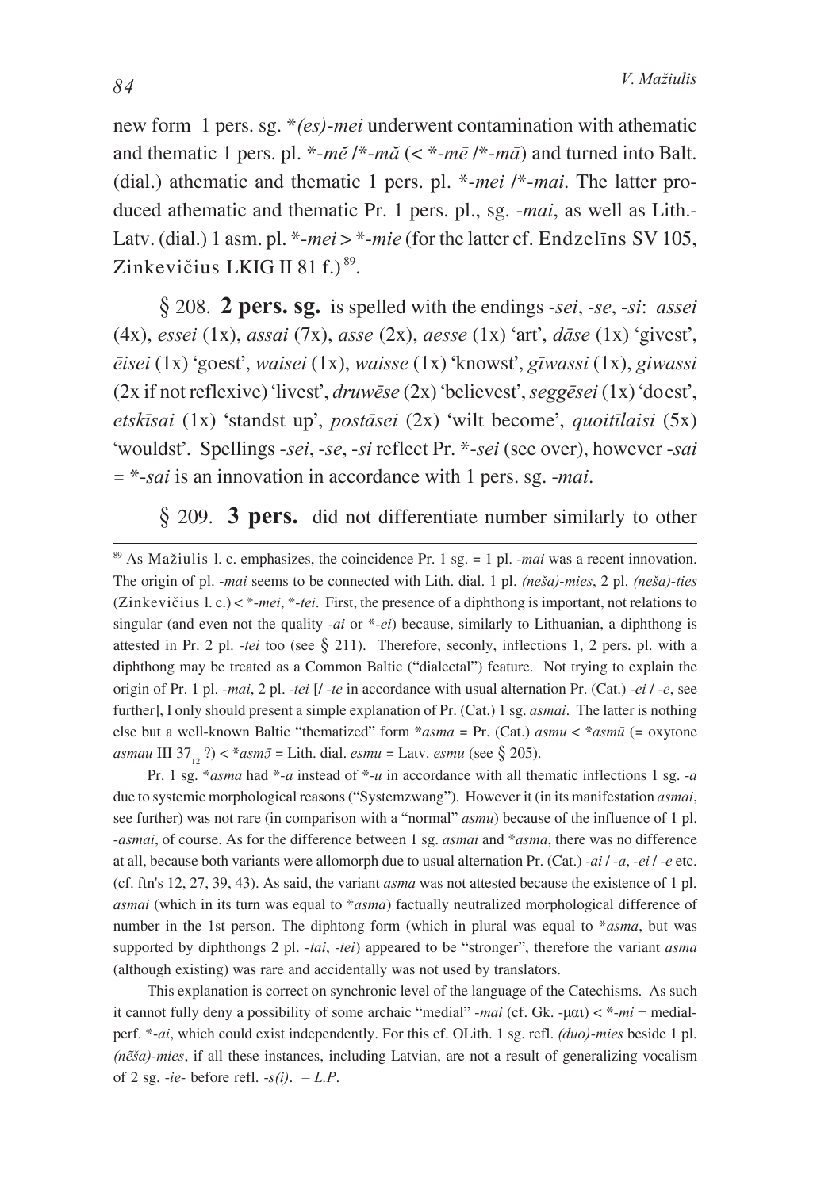new form 1 pers. sg. **(es)-mei* underwent contamination with athematic and thematic 1 pers. pl. *-*mĕ* /*-*mă* (< *-*mē* /*-*mā*) and turned into Balt. (dial.) athematic and thematic 1 pers. pl. *-*mei* /*-*mai*. The latter produced athematic and thematic Pr. 1 pers. pl., sg. -*mai*, as well as Lith.-Latv. (dial.) 1 asm. pl. *-*mei* > *-*mie* (for the latter cf. Endzelīns SV 105, Zinkevičius LKIG II 81 f.)[89].

§ 208. **2 pers. sg.** is spelled with the endings -*sei*, -*se*, -*si*: *assei* (4x), *essei* (1x), *assai* (7x), *asse* (2x), *aesse* (1x) 'art', *dāse* (1x) 'givest', *ēisei* (1x) 'goest', *waisei* (1x), *waisse* (1x) 'knowst', *gīwassi* (1x), *giwassi* (2x if not reflexive) 'livest', *druwēse* (2x) 'believest', *seggēsei* (1x) 'doest', *etskīsai* (1x) 'standst up', *postāsei* (2x) 'wilt become', *quoitīlaisi* (5x) 'wouldst'. Spellings -*sei*, -*se*, -*si* reflect Pr. *-*sei* (see over), however -*sai* = *-*sai* is an innovation in accordance with 1 pers. sg. -*mai*.

§ 209. **3 pers.** did not differentiate number similarly to other

---

[89] As Mažiulis l. c. emphasizes, the coincidence Pr. 1 sg. = 1 pl. -*mai* was a recent innovation. The origin of pl. -*mai* seems to be connected with Lith. dial. 1 pl. *(neša)-mies*, 2 pl. *(neša)-ties* (Zinkevičius l. c.) < *-*mei*, *-*tei*. First, the presence of a diphthong is important, not relations to singular (and even not the quality -*ai* or *-*ei*) because, similarly to Lithuanian, a diphthong is attested in Pr. 2 pl. -*tei* too (see § 211). Therefore, seconly, inflections 1, 2 pers. pl. with a diphthong may be treated as a Common Baltic ("dialectal") feature. Not trying to explain the origin of Pr. 1 pl. -*mai*, 2 pl. -*tei* [/ -*te* in accordance with usual alternation Pr. (Cat.) -*ei* / -*e*, see further], I only should present a simple explanation of Pr. (Cat.) 1 sg. *asmai*. The latter is nothing else but a well-known Baltic "thematized" form **asma* = Pr. (Cat.) *asmu* < **asmū* (= oxytone *asmau* III $37_{12}$ ?) < **asmō* = Lith. dial. *esmu* = Latv. *esmu* (see § 205).

Pr. 1 sg. **asma* had *-*a* instead of *-*u* in accordance with all thematic inflections 1 sg. -*a* due to systemic morphological reasons ("Systemzwang"). However it (in its manifestation *asmai*, see further) was not rare (in comparison with a "normal" *asmu*) because of the influence of 1 pl. -*asmai*, of course. As for the difference between 1 sg. *asmai* and **asma*, there was no difference at all, because both variants were allomorph due to usual alternation Pr. (Cat.) -*ai* / -*a*, -*ei* / -*e* etc. (cf. ftn's 12, 27, 39, 43). As said, the variant *asma* was not attested because the existence of 1 pl. *asmai* (which in its turn was equal to **asma*) factually neutralized morphological difference of number in the 1st person. The diphtong form (which in plural was equal to **asma*, but was supported by diphthongs 2 pl. -*tai*, -*tei*) appeared to be "stronger", therefore the variant *asma* (although existing) was rare and accidentally was not used by translators.

This explanation is correct on synchronic level of the language of the Catechisms. As such it cannot fully deny a possibility of some archaic "medial" -*mai* (cf. Gk. -μαι) < *-*mi* + medial-perf. *-*ai*, which could exist independently. For this cf. OLith. 1 sg. refl. *(duo)-mies* beside 1 pl. *(nēša)-mies*, if all these instances, including Latvian, are not a result of generalizing vocalism of 2 sg. -*ie*- before refl. -*s(i)*. – *L.P.*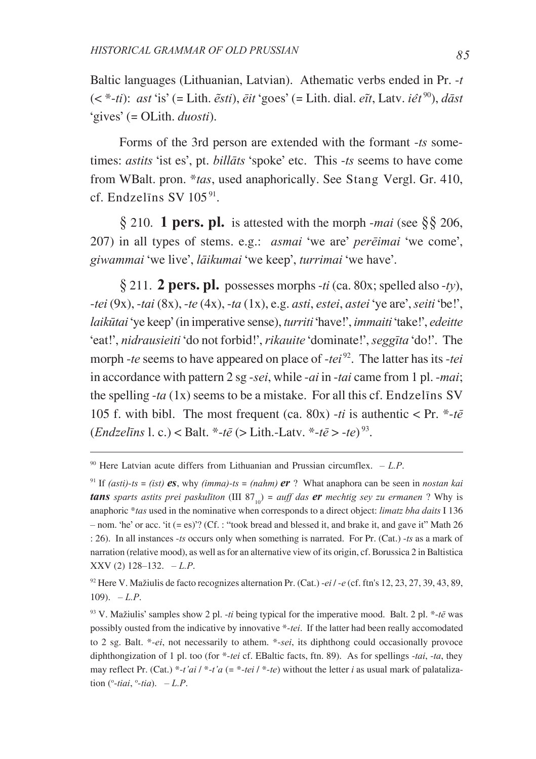Baltic languages (Lithuanian, Latvian). Athematic verbs ended in Pr. *-t* (< *\*-ti*): *ast* 'is' (= Lith. *ẽsti*), *ēit* 'goes' (= Lith. dial. *eĩt*, Latv. *iêt*[90]), *dāst* 'gives' (= OLith. *duosti*).

Forms of the 3rd person are extended with the formant *-ts* sometimes: *astits* 'ist es', pt. *billāts* 'spoke' etc. This *-ts* seems to have come from WBalt. pron. *\*tas*, used anaphorically. See Stang Vergl. Gr. 410, cf. Endzelīns SV 105[91].

§ 210. **1 pers. pl.** is attested with the morph *-mai* (see §§ 206, 207) in all types of stems. e.g.: *asmai* 'we are' *perēimai* 'we come', *giwammai* 'we live', *lāikumai* 'we keep', *turrimai* 'we have'.

§ 211. **2 pers. pl.** possesses morphs *-ti* (ca. 80x; spelled also *-ty*), *-tei* (9x), *-tai* (8x), *-te* (4x), *-ta* (1x), e.g. *asti*, *estei*, *astei* 'ye are', *seiti* 'be!', *laikūtai* 'ye keep' (in imperative sense), *turriti* 'have!', *immaiti* 'take!', *edeitte* 'eat!', *nidrausieiti* 'do not forbid!', *rikauite* 'dominate!', *seggīta* 'do!'. The morph *-te* seems to have appeared on place of *-tei*[92]. The latter has its *-tei* in accordance with pattern 2 sg *-sei*, while *-ai* in *-tai* came from 1 pl. *-mai*; the spelling *-ta* (1x) seems to be a mistake. For all this cf. Endzelīns SV 105 f. with bibl. The most frequent (ca. 80x) *-ti* is authentic < Pr. *\*-tē* (*Endzelīns* l. c.) < Balt. *\*-tē* (> Lith.-Latv. *\*-tē* > *-te*)[93].

---

[90] Here Latvian acute differs from Lithuanian and Prussian circumflex. – *L.P.*

[91] If *(asti)-ts = (ist)* ***es***, why *(imma)-ts = (nahm)* ***er*** ? What anaphora can be seen in *nostan kai* ***tans*** *sparts astits prei paskulīton* (III $87_{10}$) = *auff das* ***er*** *mechtig sey zu ermanen* ? Why is anaphoric *\*tas* used in the nominative when corresponds to a direct object: *limatz bha daits* I 136 – nom. 'he' or acc. 'it (= es)'? (Cf. : "took bread and blessed it, and brake it, and gave it" Math 26 : 26). In all instances *-ts* occurs only when something is narrated. For Pr. (Cat.) *-ts* as a mark of narration (relative mood), as well as for an alternative view of its origin, cf. Borussica 2 in Baltistica XXV (2) 128–132. – *L.P.*

[92] Here V. Mažiulis de facto recognizes alternation Pr. (Cat.) *-ei* / *-e* (cf. ftn's 12, 23, 27, 39, 43, 89, 109). – *L.P.*

[93] V. Mažiulis' samples show 2 pl. *-ti* being typical for the imperative mood. Balt. 2 pl. *\*-tē* was possibly ousted from the indicative by innovative *\*-tei*. If the latter had been really accomodated to 2 sg. Balt. *\*-ei*, not necessarily to athem. *\*-sei*, its diphthong could occasionally provoce diphthongization of 1 pl. too (for *\*-tei* cf. EBaltic facts, ftn. 89). As for spellings *-tai*, *-ta*, they may reflect Pr. (Cat.) *\*-t'ai* / *\*-t'a* (= *\*-tei* / *\*-te*) without the letter *i* as usual mark of palatalization (°*-tiai*, °*-tia*). – *L.P.*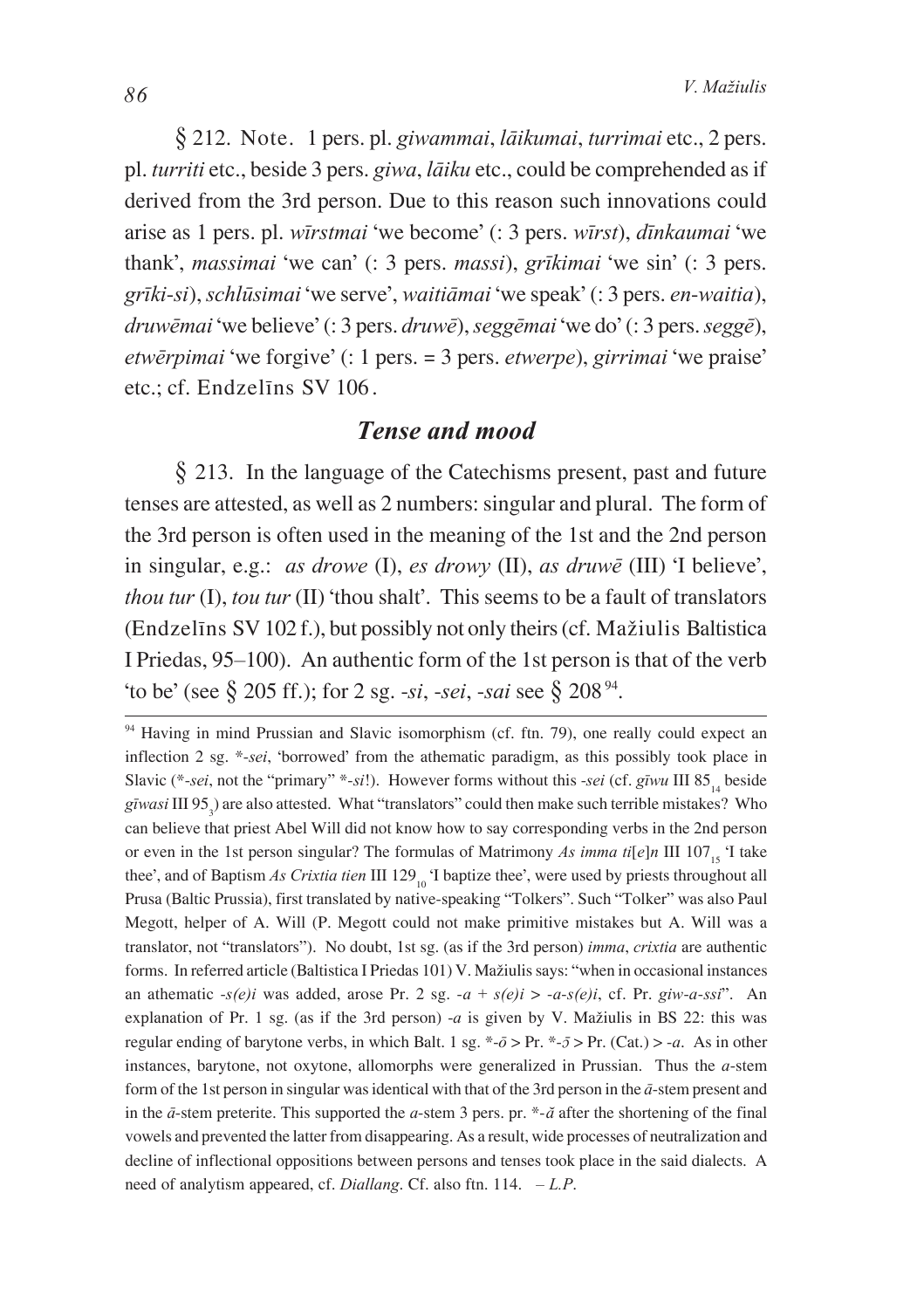§ 212. Note. 1 pers. pl. *giwammai*, *lāikumai*, *turrimai* etc., 2 pers. pl. *turriti* etc., beside 3 pers. *giwa*, *lāiku* etc., could be comprehended as if derived from the 3rd person. Due to this reason such innovations could arise as 1 pers. pl. *wīrstmai* 'we become' (: 3 pers. *wīrst*), *dīnkaumai* 'we thank', *massimai* 'we can' (: 3 pers. *massi*), *grīkimai* 'we sin' (: 3 pers. *grīki-si*), *schlūsimai* 'we serve', *waitiāmai* 'we speak' (: 3 pers. *en-waitia*), *druwēmai* 'we believe' (: 3 pers. *druwē*), *seggēmai* 'we do' (: 3 pers. *seggē*), *etwērpimai* 'we forgive' (: 1 pers. = 3 pers. *etwerpe*), *girrimai* 'we praise' etc.; cf. Endzelīns SV 106.

## *Tense and mood*

§ 213. In the language of the Catechisms present, past and future tenses are attested, as well as 2 numbers: singular and plural. The form of the 3rd person is often used in the meaning of the 1st and the 2nd person in singular, e.g.: *as drowe* (I), *es drowy* (II), *as druwē* (III) 'I believe', *thou tur* (I), *tou tur* (II) 'thou shalt'. This seems to be a fault of translators (Endzelīns SV 102 f.), but possibly not only theirs (cf. Mažiulis Baltistica I Priedas, 95–100). An authentic form of the 1st person is that of the verb 'to be' (see § 205 ff.); for 2 sg. *-si*, *-sei*, *-sai* see § 208[94].

---

[94] Having in mind Prussian and Slavic isomorphism (cf. ftn. 79), one really could expect an inflection 2 sg. *\*-sei*, 'borrowed' from the athematic paradigm, as this possibly took place in Slavic (*\*-sei*, not the "primary" *\*-si*!). However forms without this *-sei* (cf. *gīwu* III $85_{14}$ beside *gīwasi* III $95_{3}$) are also attested. What "translators" could then make such terrible mistakes? Who can believe that priest Abel Will did not know how to say corresponding verbs in the 2nd person or even in the 1st person singular? The formulas of Matrimony *As imma ti*[*e*]*n* III $107_{15}$ 'I take thee', and of Baptism *As Crixtia tien* III $129_{10}$ 'I baptize thee', were used by priests throughout all Prusa (Baltic Prussia), first translated by native-speaking "Tolkers". Such "Tolker" was also Paul Megott, helper of A. Will (P. Megott could not make primitive mistakes but A. Will was a translator, not "translators"). No doubt, 1st sg. (as if the 3rd person) *imma*, *crixtia* are authentic forms. In referred article (Baltistica I Priedas 101) V. Mažiulis says: "when in occasional instances an athematic *-s(e)i* was added, arose Pr. 2 sg. *-a* + *s(e)i* > *-a-s(e)i*, cf. Pr. *giw-a-ssi*". An explanation of Pr. 1 sg. (as if the 3rd person) *-a* is given by V. Mažiulis in BS 22: this was regular ending of barytone verbs, in which Balt. 1 sg. *\*-ō* > Pr. *\*-ǭ* > Pr. (Cat.) > *-a*. As in other instances, barytone, not oxytone, allomorphs were generalized in Prussian. Thus the *a*-stem form of the 1st person in singular was identical with that of the 3rd person in the *ā*-stem present and in the *ā*-stem preterite. This supported the *a*-stem 3 pers. pr. *\*-ă* after the shortening of the final vowels and prevented the latter from disappearing. As a result, wide processes of neutralization and decline of inflectional oppositions between persons and tenses took place in the said dialects. A need of analytism appeared, cf. *Diallang*. Cf. also ftn. 114. – *L.P.*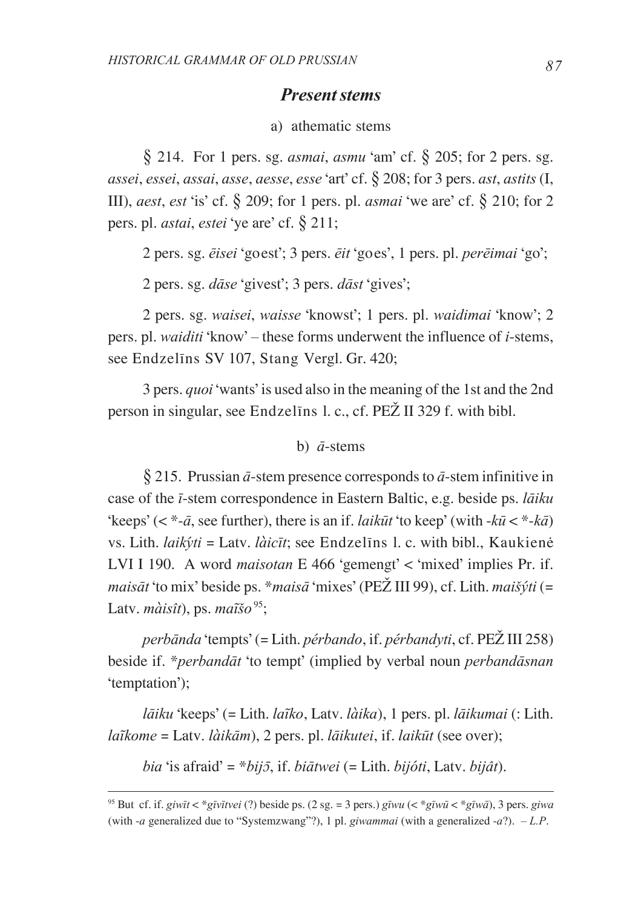## *Present stems*

a) athematic stems

§ 214. For 1 pers. sg. *asmai*, *asmu* 'am' cf. § 205; for 2 pers. sg. *assei*, *essei*, *assai*, *asse*, *aesse*, *esse* 'art' cf. § 208; for 3 pers. *ast*, *astits* (I, III), *aest*, *est* 'is' cf. § 209; for 1 pers. pl. *asmai* 'we are' cf. § 210; for 2 pers. pl. *astai*, *estei* 'ye are' cf. § 211;

2 pers. sg. *ēisei* 'goest'; 3 pers. *ēit* 'goes', 1 pers. pl. *perēimai* 'go';

2 pers. sg. *dāse* 'givest'; 3 pers. *dāst* 'gives';

2 pers. sg. *waisei*, *waisse* 'knowst'; 1 pers. pl. *waidimai* 'know'; 2 pers. pl. *waiditi* 'know' – these forms underwent the influence of *i*-stems, see Endzelīns SV 107, Stang Vergl. Gr. 420;

3 pers. *quoi* 'wants' is used also in the meaning of the 1st and the 2nd person in singular, see Endzelīns l. c., cf. PEŽ II 329 f. with bibl.

b) *ā*-stems

§ 215. Prussian *ā*-stem presence corresponds to *ā*-stem infinitive in case of the *ī*-stem correspondence in Eastern Baltic, e.g. beside ps. *lāiku* 'keeps' (< \*-*ā*, see further), there is an if. *laikūt* 'to keep' (with -*kū* < \*-*kā*) vs. Lith. *laikýti* = Latv. *làicīt*; see Endzelīns l. c. with bibl., Kaukienė LVI I 190. A word *maisotan* E 466 'gemengt' < 'mixed' implies Pr. if. *maisāt* 'to mix' beside ps. \**maisā* 'mixes' (PEŽ III 99), cf. Lith. *maišýti* (= Latv. *màisît*), ps. *maĩšo*[95];

*perbānda* 'tempts' (= Lith. *pérbando*, if. *pérbandyti*, cf. PEŽ III 258) beside if. \**perbandāt* 'to tempt' (implied by verbal noun *perbandāsnan* 'temptation');

*lāiku* 'keeps' (= Lith. *laĩko*, Latv. *làika*), 1 pers. pl. *lāikumai* (: Lith. *laĩkome* = Latv. *làikām*), 2 pers. pl. *lāikutei*, if. *laikūt* (see over);

*bia* 'is afraid' = \**bijō*, if. *biātwei* (= Lith. *bijóti*, Latv. *bijât*).

---

[95] But cf. if. *giwīt* < \**gīvītvei* (?) beside ps. (2 sg. = 3 pers.) *gīwu* (< \**gīwū* < \**gīwā*), 3 pers. *giwa* (with -*a* generalized due to "Systemzwang"?), 1 pl. *giwammai* (with a generalized -*a*?). – *L.P.*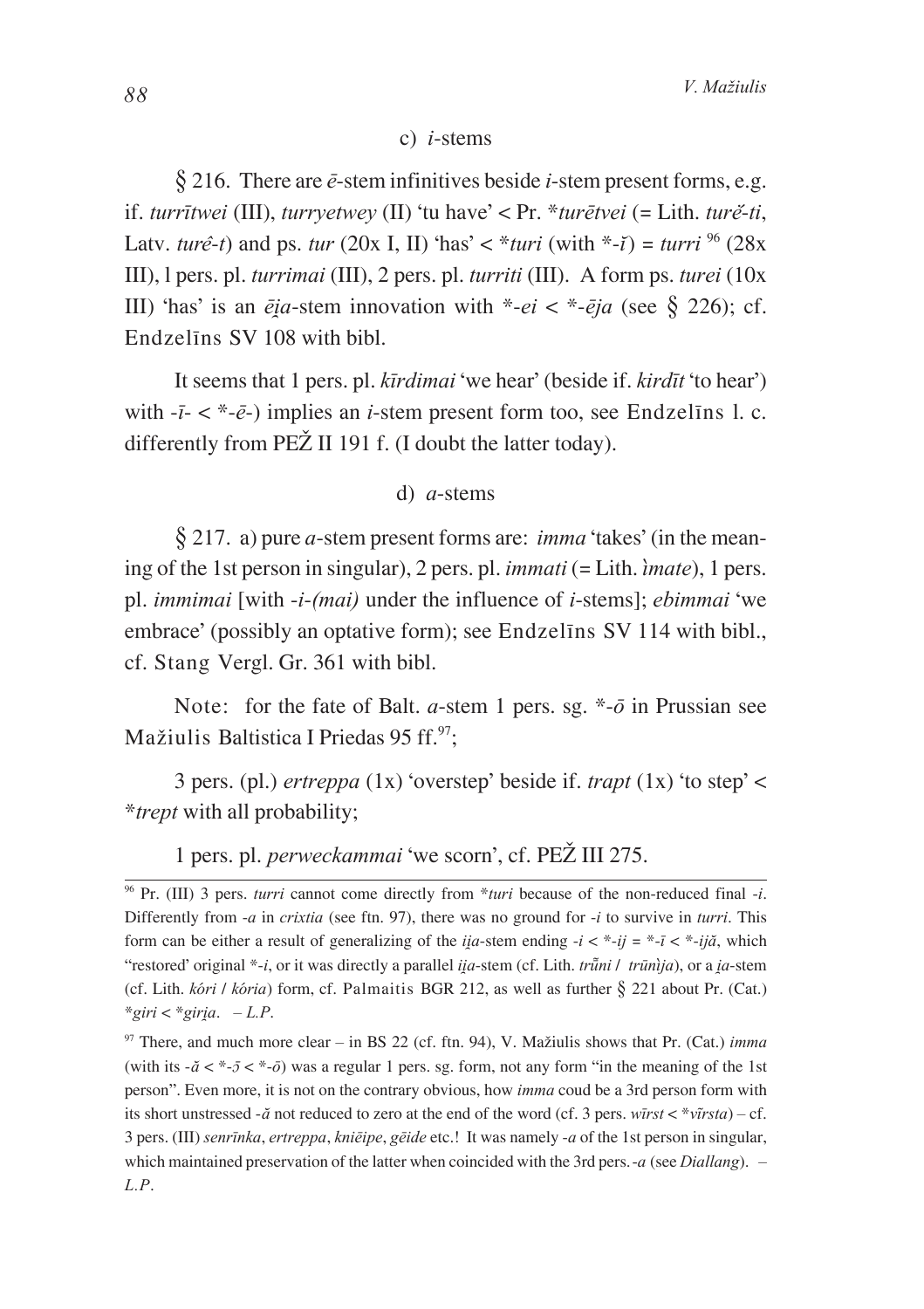### c) *i*-stems

§ 216. There are *ē*-stem infinitives beside *i*-stem present forms, e.g. if. *turrītwei* (III), *turryetwey* (II) 'tu have' < Pr. \**turētvei* (= Lith. *turė́-ti*, Latv. *turê-t*) and ps. *tur* (20x I, II) 'has' < \**turi* (with \*-*ĭ*) = *turri* [96] (28x III), l pers. pl. *turrimai* (III), 2 pers. pl. *turriti* (III). A form ps. *turei* (10x III) 'has' is an *ēi̯a*-stem innovation with \*-*ei* < \*-*ēja* (see § 226); cf. Endzelīns SV 108 with bibl.

It seems that 1 pers. pl. *kīrdimai* 'we hear' (beside if. *kirdīt* 'to hear') with -*ī*- < \*-*ē*-) implies an *i*-stem present form too, see Endzelīns l. c. differently from PEŽ II 191 f. (I doubt the latter today).

### d) *a*-stems

§ 217. a) pure *a*-stem present forms are: *imma* 'takes' (in the meaning of the 1st person in singular), 2 pers. pl. *immati* (= Lith. *ìmate*), 1 pers. pl. *immimai* [with -*i*-*(mai)* under the influence of *i*-stems]; *ebimmai* 'we embrace' (possibly an optative form); see Endzelīns SV 114 with bibl., cf. Stang Vergl. Gr. 361 with bibl.

Note: for the fate of Balt. *a*-stem 1 pers. sg. \*-*ō* in Prussian see Mažiulis Baltistica I Priedas 95 ff.[97];

3 pers. (pl.) *ertreppa* (1x) 'overstep' beside if. *trapt* (1x) 'to step' < \**trept* with all probability;

1 pers. pl. *perweckammai* 'we scorn', cf. PEŽ III 275.

---

[96] Pr. (III) 3 pers. *turri* cannot come directly from \**turi* because of the non-reduced final -*i*. Differently from -*a* in *crixtia* (see ftn. 97), there was no ground for -*i* to survive in *turri*. This form can be either a result of generalizing of the *ii̯a*-stem ending -*i* < \*-*ij* = \*-*ī* < \*-*ijă*, which "restored' original \*-*i*, or it was directly a parallel *ii̯a*-stem (cf. Lith. *trū̃ni* / *trūnìja*), or a *i̯a*-stem (cf. Lith. *kóri* / *kória*) form, cf. Palmaitis BGR 212, as well as further § 221 about Pr. (Cat.) \**giri* < \**giri̯a*. – *L.P.*

[97] There, and much more clear – in BS 22 (cf. ftn. 94), V. Mažiulis shows that Pr. (Cat.) *imma* (with its -*ă* < \*-*ɔ̄* < \*-*ō*) was a regular 1 pers. sg. form, not any form "in the meaning of the 1st person". Even more, it is not on the contrary obvious, how *imma* coud be a 3rd person form with its short unstressed -*ă* not reduced to zero at the end of the word (cf. 3 pers. *wīrst* < \**vīrsta*) – cf. 3 pers. (III) *senrīnka*, *ertreppa*, *kniēipe*, *gēide* etc.! It was namely -*a* of the 1st person in singular, which maintained preservation of the latter when coincided with the 3rd pers. -*a* (see *Diallang*). – *L.P.*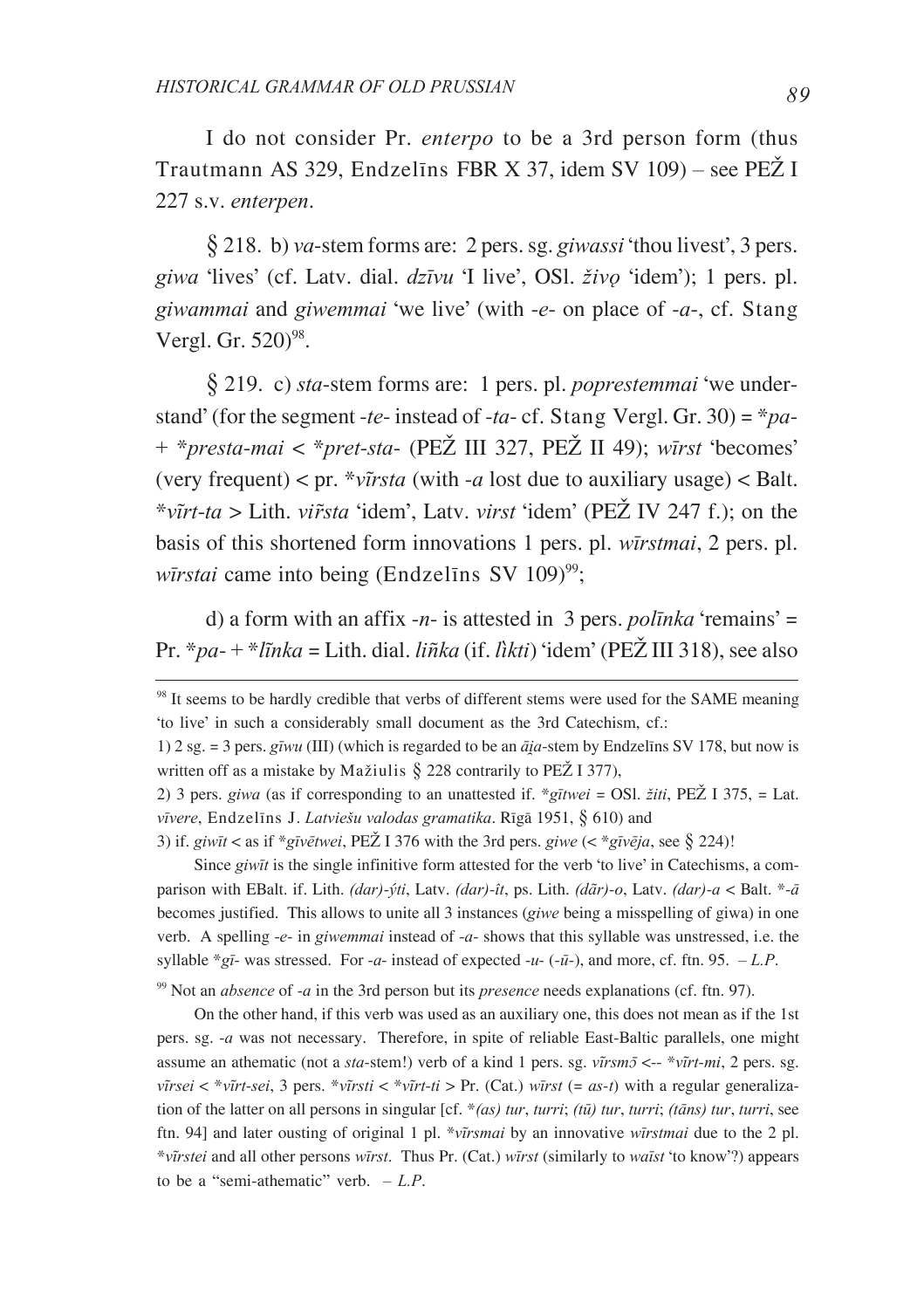I do not consider Pr. *enterpo* to be a 3rd person form (thus Trautmann AS 329, Endzelīns FBR X 37, idem SV 109) – see PEŽ I 227 s.v. *enterpen*.

§ 218. b) *va*-stem forms are: 2 pers. sg. *giwassi* 'thou livest', 3 pers. *giwa* 'lives' (cf. Latv. dial. *dzīvu* 'I live', OSl. *živǫ* 'idem'); 1 pers. pl. *giwammai* and *giwemmai* 'we live' (with *-e-* on place of *-a-*, cf. Stang Vergl. Gr. 520)[98].

§ 219. c) *sta*-stem forms are: 1 pers. pl. *poprestemmai* 'we understand' (for the segment *-te-* instead of *-ta-* cf. Stang Vergl. Gr. 30) = *\*pa-* + *\*presta-mai* < *\*pret-sta-* (PEŽ III 327, PEŽ II 49); *wīrst* 'becomes' (very frequent) < pr. *\*vĩrsta* (with *-a* lost due to auxiliary usage) < Balt. *\*vīrt-ta* > Lith. *vir̃sta* 'idem', Latv. *virst* 'idem' (PEŽ IV 247 f.); on the basis of this shortened form innovations 1 pers. pl. *wīrstmai*, 2 pers. pl. *wīrstai* came into being (Endzelīns SV 109)[99];

d) a form with an affix *-n-* is attested in 3 pers. *polīnka* 'remains' = Pr. *\*pa-* + *\*lĩnka* = Lith. dial. *liñka* (if. *lìkti*) 'idem' (PEŽ III 318), see also

---

[98] It seems to be hardly credible that verbs of different stems were used for the SAME meaning 'to live' in such a considerably small document as the 3rd Catechism, cf.:

1) 2 sg. = 3 pers. *gīwu* (III) (which is regarded to be an *ā̦ja*-stem by Endzelīns SV 178, but now is written off as a mistake by Mažiulis § 228 contrarily to PEŽ I 377),

2) 3 pers. *giwa* (as if corresponding to an unattested if. *\*gītwei* = OSl. *žiti*, PEŽ I 375, = Lat. *vīvere*, Endzelīns J. *Latviešu valodas gramatika*. Rīgā 1951, § 610) and

3) if. *giwīt* < as if *\*gīvētwei*, PEŽ I 376 with the 3rd pers. *giwe* (< *\*gīvēja*, see § 224)!

Since *giwīt* is the single infinitive form attested for the verb 'to live' in Catechisms, a comparison with EBalt. if. Lith. *(dar)-ýti*, Latv. *(dar)-ît*, ps. Lith. *(dãr)-o*, Latv. *(dar)-a* < Balt. *\*-ā* becomes justified. This allows to unite all 3 instances (*giwe* being a misspelling of giwa) in one verb. A spelling *-e-* in *giwemmai* instead of *-a-* shows that this syllable was unstressed, i.e. the syllable *\*gī-* was stressed. For *-a-* instead of expected *-u-* (*-ū-*), and more, cf. ftn. 95. *– L.P.*

[99] Not an *absence* of *-a* in the 3rd person but its *presence* needs explanations (cf. ftn. 97).

On the other hand, if this verb was used as an auxiliary one, this does not mean as if the 1st pers. sg. *-a* was not necessary. Therefore, in spite of reliable East-Baltic parallels, one might assume an athematic (not a *sta*-stem!) verb of a kind 1 pers. sg. *vĩrsmō̃* <-- *\*vīrt-mi*, 2 pers. sg. *vĩrsei* < *\*vīrt-sei*, 3 pers. *\*vĩrsti* < *\*vīrt-ti* > Pr. (Cat.) *wīrst* (= *as-t*) with a regular generalization of the latter on all persons in singular [cf. *\*(as) tur*, *turri*; *(tū) tur*, *turri*; *(tāns) tur*, *turri*, see ftn. 94] and later ousting of original 1 pl. *\*vĩrsmai* by an innovative *wīrstmai* due to the 2 pl. *\*vĩrstei* and all other persons *wīrst*. Thus Pr. (Cat.) *wīrst* (similarly to *waīst* 'to know'?) appears to be a "semi-athematic" verb. *– L.P.*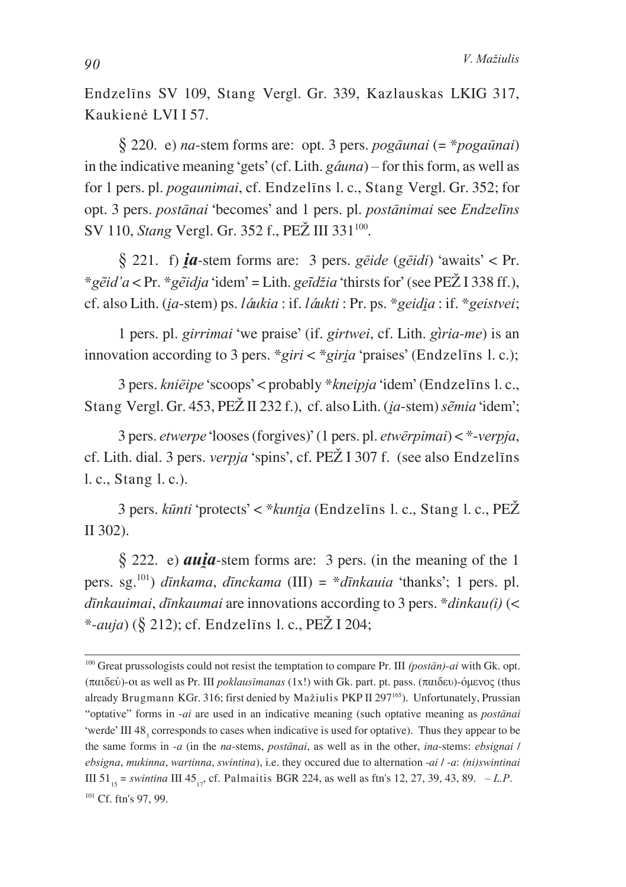Endzelīns SV 109, Stang Vergl. Gr. 339, Kazlauskas LKIG 317, Kaukienė LVI I 57.

§ 220. e) *na*-stem forms are: opt. 3 pers. *pogāunai* (= **pogaūnai*) in the indicative meaning 'gets' (cf. Lith. *gáuna*) – for this form, as well as for 1 pers. pl. *pogaunimai*, cf. Endzelīns l. c., Stang Vergl. Gr. 352; for opt. 3 pers. *postānai* 'becomes' and 1 pers. pl. *postānimai* see *Endzelīns* SV 110, *Stang* Vergl. Gr. 352 f., PEŽ III 331[100].

§ 221. f) ***i̯a***-stem forms are: 3 pers. *gēide* (*gēidi*) 'awaits' < Pr. **gẽid'a* < Pr. **gẽidja* 'idem' = Lith. *geĩdžia* 'thirsts for' (see PEŽ I 338 ff.), cf. also Lith. (*i̯a*-stem) ps. *láukia* : if. *láukti* : Pr. ps. **geidi̯a* : if. **geistvei*;

1 pers. pl. *girrimai* 'we praise' (if. *girtwei*, cf. Lith. *gìria-me*) is an innovation according to 3 pers. **giri* < **giri̯a* 'praises' (Endzelīns l. c.);

3 pers. *kniēipe* 'scoops' < probably **kneipja* 'idem' (Endzelīns l. c., Stang Vergl. Gr. 453, PEŽ II 232 f.), cf. also Lith. (*i̯a*-stem) *sẽmia* 'idem';

3 pers. *etwerpe* 'looses (forgives)' (1 pers. pl. *etwērpimai*) < *-*verpja*, cf. Lith. dial. 3 pers. *verpja* 'spins', cf. PEŽ I 307 f. (see also Endzelīns l. c., Stang l. c.).

3 pers. *kūnti* 'protects' < **kunti̯a* (Endzelīns l. c., Stang l. c., PEŽ II 302).

§ 222. e) ***aui̯a***-stem forms are: 3 pers. (in the meaning of the 1 pers. sg.[101]) *dīnkama*, *dīnckama* (III) = **dīnkauia* 'thanks'; 1 pers. pl. *dīnkauimai*, *dīnkaumai* are innovations according to 3 pers. **dinkau(i)* (< *-*auja*) (§ 212); cf. Endzelīns l. c., PEŽ I 204;

---

[100] Great prussologists could not resist the temptation to compare Pr. III *(postān)-ai* with Gk. opt. (παιδεύ)-οι as well as Pr. III *poklausīmanas* (1x!) with Gk. part. pt. pass. (παιδευ)-όμενος (thus already Brugmann KGr. 316; first denied by Mažiulis PKP II 297[165]). Unfortunately, Prussian "optative" forms in *-ai* are used in an indicative meaning (such optative meaning as *postānai* 'werde' III $48_3$ corresponds to cases when indicative is used for optative). Thus they appear to be the same forms in *-a* (in the *na*-stems, *postānai*, as well as in the other, *ina*-stems: *ebsignai* / *ebsigna*, *mukinna*, *wartinna*, *swintina*), i.e. they occured due to alternation *-ai* / *-a*: *(ni)swintinai* III $51_{15}$ = *swintina* III $45_{17}$, cf. Palmaitis BGR 224, as well as ftn's 12, 27, 39, 43, 89. – *L.P.*

[101] Cf. ftn's 97, 99.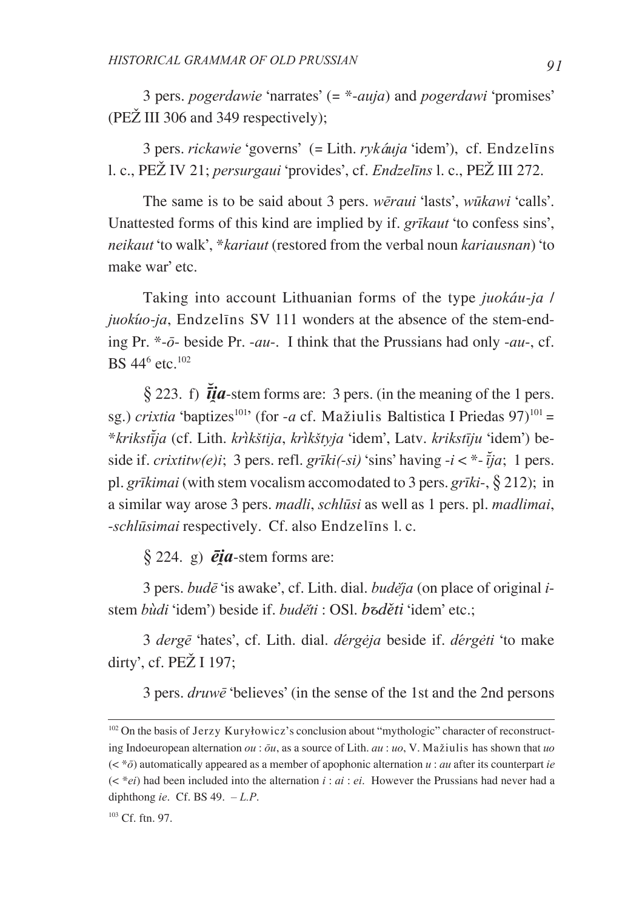3 pers. *pogerdawie* 'narrates' (= *\*-auja*) and *pogerdawi* 'promises' (PEŽ III 306 and 349 respectively);

3 pers. *rickawie* 'governs' (= Lith. *rykáuja* 'idem'), cf. Endzelīns l. c., PEŽ IV 21; *persurgaui* 'provides', cf. *Endzelīns* l. c., PEŽ III 272.

The same is to be said about 3 pers. *wēraui* 'lasts', *wūkawi* 'calls'. Unattested forms of this kind are implied by if. *grīkaut* 'to confess sins', *neikaut* 'to walk', *\*kariaut* (restored from the verbal noun *kariausnan*) 'to make war' etc.

Taking into account Lithuanian forms of the type *juokáu-ja* / *juokúo-ja*, Endzelīns SV 111 wonders at the absence of the stem-ending Pr. *\*-ō-* beside Pr. *-au-*. I think that the Prussians had only *-au-*, cf. BS 44[6] etc.[102]

§ 223. f) ***ĭ̄i̯a***-stem forms are: 3 pers. (in the meaning of the 1 pers. sg.) *crixtia* 'baptizes[101]' (for *-a* cf. Mažiulis Baltistica I Priedas 97)[101] = *\*krikstĭ̄ja* (cf. Lith. *krìkštija*, *krìkštyja* 'idem', Latv. *krikstīju* 'idem') beside if. *crixtitw(e)i*; 3 pers. refl. *grīki(-si)* 'sins' having *-i* < *\*-ĭ̄ja*; 1 pers. pl. *grīkimai* (with stem vocalism accomodated to 3 pers. *grīki-*, § 212); in a similar way arose 3 pers. *madli*, *schlūsi* as well as 1 pers. pl. *madlimai*, *-schlūsimai* respectively. Cf. also Endzelīns l. c.

§ 224. g) ***ēi̯a***-stem forms are:

3 pers. *budē* 'is awake', cf. Lith. dial. *budė́ja* (on place of original *i*-stem *bùdi* 'idem') beside if. *budė́ti* : OSl. ***bъděti*** 'idem' etc.;

3 *dergē* 'hates', cf. Lith. dial. *dérgėja* beside if. *dérgėti* 'to make dirty', cf. PEŽ I 197;

3 pers. *druwē* 'believes' (in the sense of the 1st and the 2nd persons

---

[102] On the basis of Jerzy Kuryłowicz's conclusion about "mythologic" character of reconstructing Indoeuropean alternation *ou* : *ōu*, as a source of Lith. *au* : *uo*, V. Mažiulis has shown that *uo* (< *\*ō*) automatically appeared as a member of apophonic alternation *u* : *au* after its counterpart *ie* (< *\*ei*) had been included into the alternation *i* : *ai* : *ei*. However the Prussians had never had a diphthong *ie*. Cf. BS 49. *– L.P.*

[103] Cf. ftn. 97.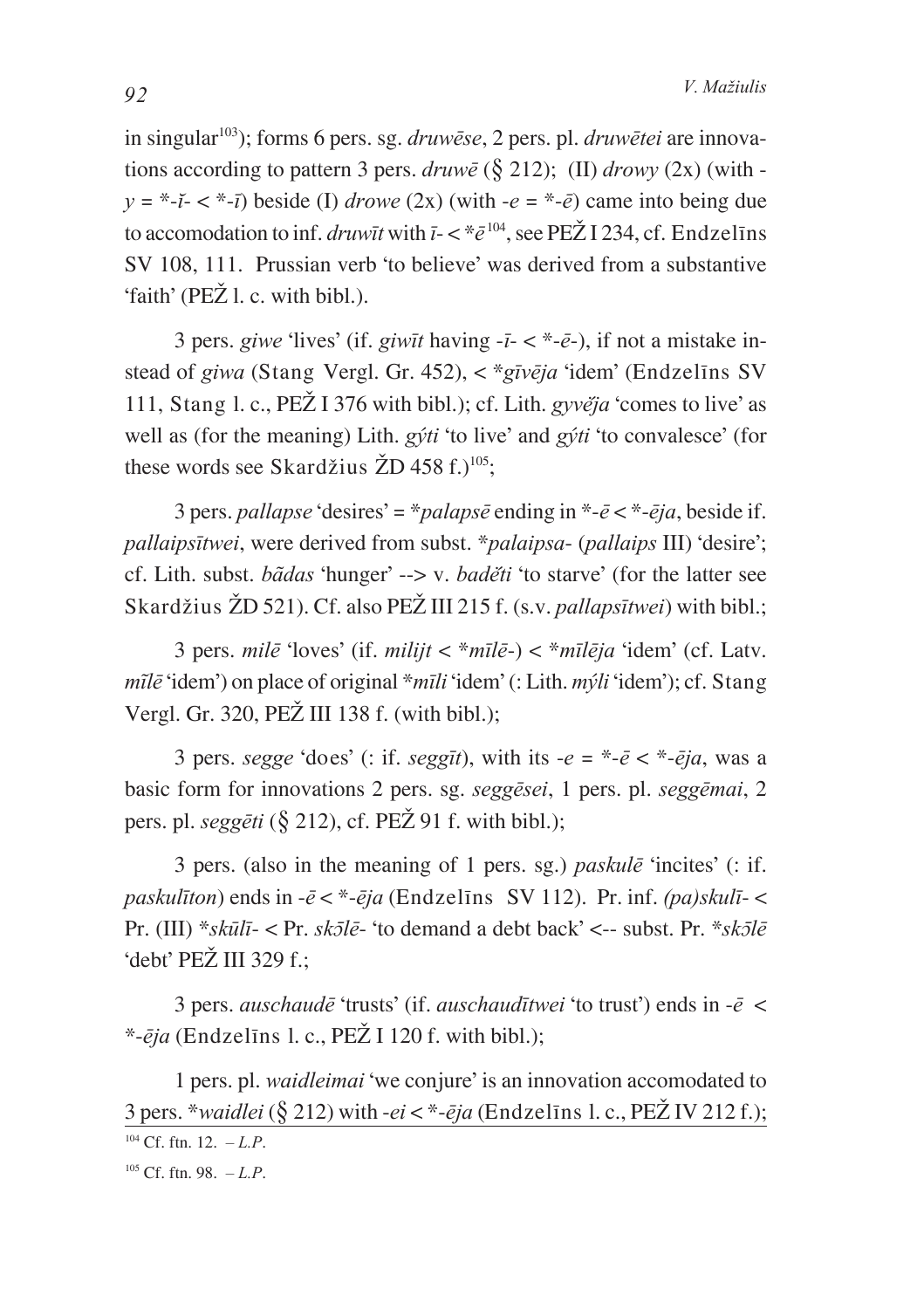in singular[103]); forms 6 pers. sg. *druwēse*, 2 pers. pl. *druwētei* are innovations according to pattern 3 pers. *druwē* (§ 212); (II) *drowy* (2x) (with -*y* = *-*ĭ*- < *-*ī*) beside (I) *drowe* (2x) (with -*e* = *-*ē*) came into being due to accomodation to inf. *druwīt* with *ī*- < **ē*[104], see PEŽ I 234, cf. Endzelīns SV 108, 111. Prussian verb 'to believe' was derived from a substantive 'faith' (PEŽ l. c. with bibl.).

3 pers. *giwe* 'lives' (if. *giwīt* having -*ī*- < *-*ē*-), if not a mistake instead of *giwa* (Stang Vergl. Gr. 452), < **gīvēja* 'idem' (Endzelīns SV 111, Stang l. c., PEŽ I 376 with bibl.); cf. Lith. *gyvė́ja* 'comes to live' as well as (for the meaning) Lith. *gýti* 'to live' and *gýti* 'to convalesce' (for these words see Skardžius ŽD 458 f.)[105];

3 pers. *pallapse* 'desires' = **palapsē* ending in *-*ē* < *-*ēja*, beside if. *pallaipsītwei*, were derived from subst. **palaipsa*- (*pallaips* III) 'desire'; cf. Lith. subst. *bãdas* 'hunger' --> v. *badė́ti* 'to starve' (for the latter see Skardžius ŽD 521). Cf. also PEŽ III 215 f. (s.v. *pallapsītwei*) with bibl.;

3 pers. *milē* 'loves' (if. *milijt* < **mīlē*-) < **mīlēja* 'idem' (cf. Latv. *mīlē* 'idem') on place of original **mīli* 'idem' (: Lith. *mýli* 'idem'); cf. Stang Vergl. Gr. 320, PEŽ III 138 f. (with bibl.);

3 pers. *segge* 'does' (: if. *seggīt*), with its -*e* = *-*ē* < *-*ēja*, was a basic form for innovations 2 pers. sg. *seggēsei*, 1 pers. pl. *seggēmai*, 2 pers. pl. *seggēti* (§ 212), cf. PEŽ 91 f. with bibl.);

3 pers. (also in the meaning of 1 pers. sg.) *paskulē* 'incites' (: if. *paskulīton*) ends in -*ē* < *-*ēja* (Endzelīns SV 112). Pr. inf. *(pa)skulī*- < Pr. (III) **skūlī*- < Pr. *skōlē*- 'to demand a debt back' <-- subst. Pr. **skōlē* 'debt' PEŽ III 329 f.;

3 pers. *auschaudē* 'trusts' (if. *auschaudītwei* 'to trust') ends in -*ē* < *-*ēja* (Endzelīns l. c., PEŽ I 120 f. with bibl.);

1 pers. pl. *waidleimai* 'we conjure' is an innovation accomodated to 3 pers. **waidlei* (§ 212) with -*ei* < *-*ēja* (Endzelīns l. c., PEŽ IV 212 f.);

---

[104] Cf. ftn. 12. – *L.P.*

[105] Cf. ftn. 98. – *L.P.*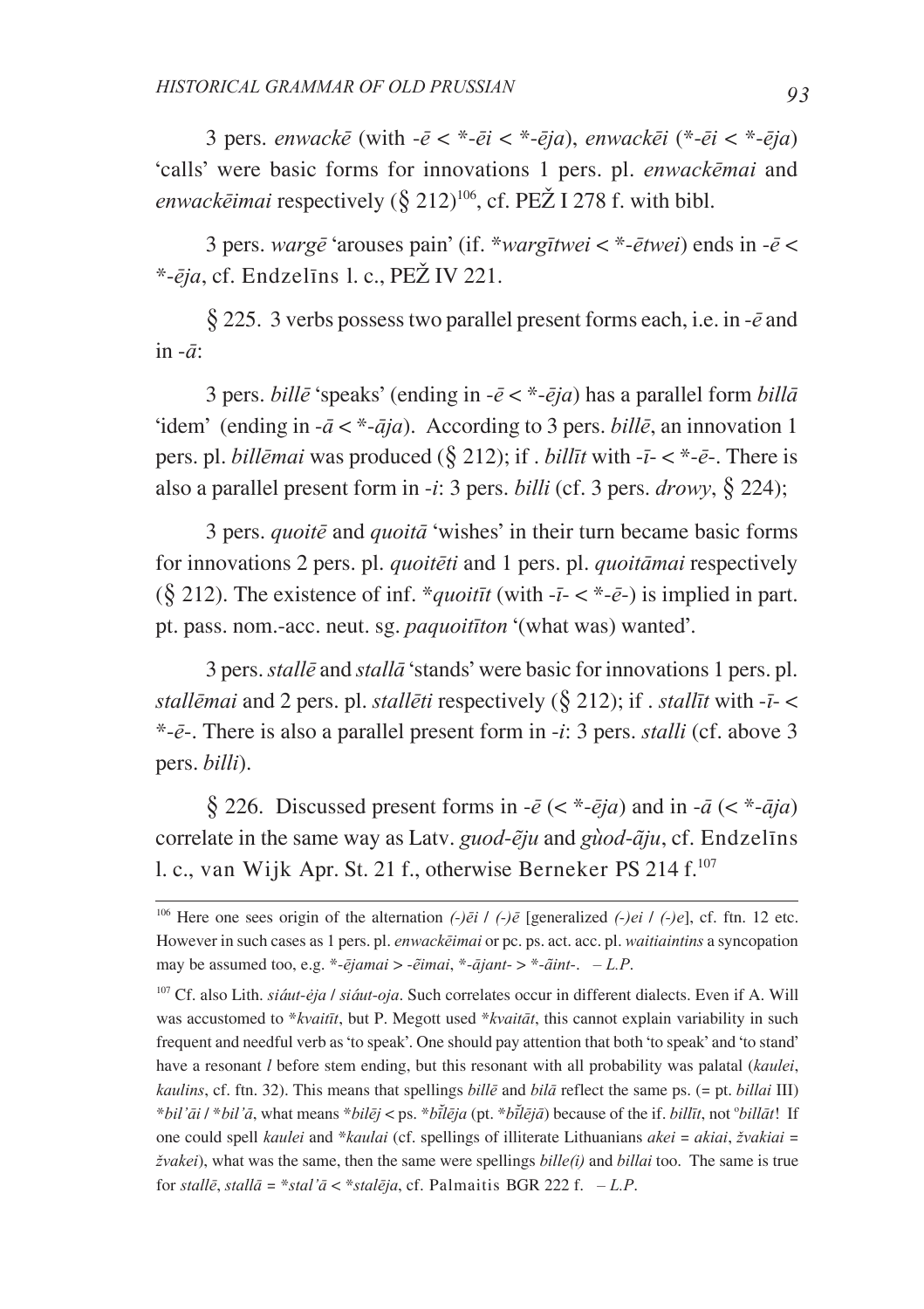3 pers. *enwackē* (with *-ē* < *\*-ēi* < *\*-ēja*), *enwackēi* (*\*-ēi* < *\*-ēja*) 'calls' were basic forms for innovations 1 pers. pl. *enwackēmai* and *enwackēimai* respectively (§ 212)[106], cf. PEŽ I 278 f. with bibl.

3 pers. *wargē* 'arouses pain' (if. *\*wargītwei* < *\*-ētwei*) ends in *-ē* < *\*-ēja*, cf. Endzelīns l. c., PEŽ IV 221.

§ 225. 3 verbs possess two parallel present forms each, i.e. in *-ē* and in *-ā*:

3 pers. *billē* 'speaks' (ending in *-ē* < *\*-ēja*) has a parallel form *billā* 'idem' (ending in *-ā* < *\*-āja*). According to 3 pers. *billē*, an innovation 1 pers. pl. *billēmai* was produced (§ 212); if . *billīt* with *-ī-* < *\*-ē-*. There is also a parallel present form in *-i*: 3 pers. *billi* (cf. 3 pers. *drowy*, § 224);

3 pers. *quoitē* and *quoitā* 'wishes' in their turn became basic forms for innovations 2 pers. pl. *quoitēti* and 1 pers. pl. *quoitāmai* respectively (§ 212). The existence of inf. *\*quoitīt* (with *-ī-* < *\*-ē-*) is implied in part. pt. pass. nom.-acc. neut. sg. *paquoitīton* '(what was) wanted'.

3 pers. *stallē* and *stallā* 'stands' were basic for innovations 1 pers. pl. *stallēmai* and 2 pers. pl. *stallēti* respectively (§ 212); if . *stallīt* with *-ī-* < *\*-ē-*. There is also a parallel present form in *-i*: 3 pers. *stalli* (cf. above 3 pers. *billi*).

§ 226. Discussed present forms in *-ē* (< *\*-ēja*) and in *-ā* (< *\*-āja*) correlate in the same way as Latv. *guod-ẽju* and *gùod-ãju*, cf. Endzelīns l. c., van Wijk Apr. St. 21 f., otherwise Berneker PS 214 f.[107]

---

[106] Here one sees origin of the alternation *(-)ēi* / *(-)ē* [generalized *(-)ei* / *(-)e*], cf. ftn. 12 etc. However in such cases as 1 pers. pl. *enwackēimai* or pc. ps. act. acc. pl. *waitiaintins* a syncopation may be assumed too, e.g. *\*-ējamai* > *-ēimai*, *\*-ājant-* > *\*-āint-*. – *L.P.*

[107] Cf. also Lith. *siáut-ėja* / *siáut-oja*. Such correlates occur in different dialects. Even if A. Will was accustomed to *\*kvaitīt*, but P. Megott used *\*kvaitāt*, this cannot explain variability in such frequent and needful verb as 'to speak'. One should pay attention that both 'to speak' and 'to stand' have a resonant *l* before stem ending, but this resonant with all probability was palatal (*kaulei*, *kaulins*, cf. ftn. 32). This means that spellings *billē* and *bilā* reflect the same ps. (= pt. *billai* III) *\*bil'āi* / *\*bil'ā*, what means *\*bilēj* < ps. *\*bĭ̄lēja* (pt. *\*bĭ̄lējā*) because of the if. *billīt*, not °*billāt*! If one could spell *kaulei* and *\*kaulai* (cf. spellings of illiterate Lithuanians *akei* = *akiai*, *žvakiai* = *žvakei*), what was the same, then the same were spellings *bille(i)* and *billai* too. The same is true for *stallē*, *stallā* = *\*stal'ā* < *\*stalēja*, cf. Palmaitis BGR 222 f. – *L.P.*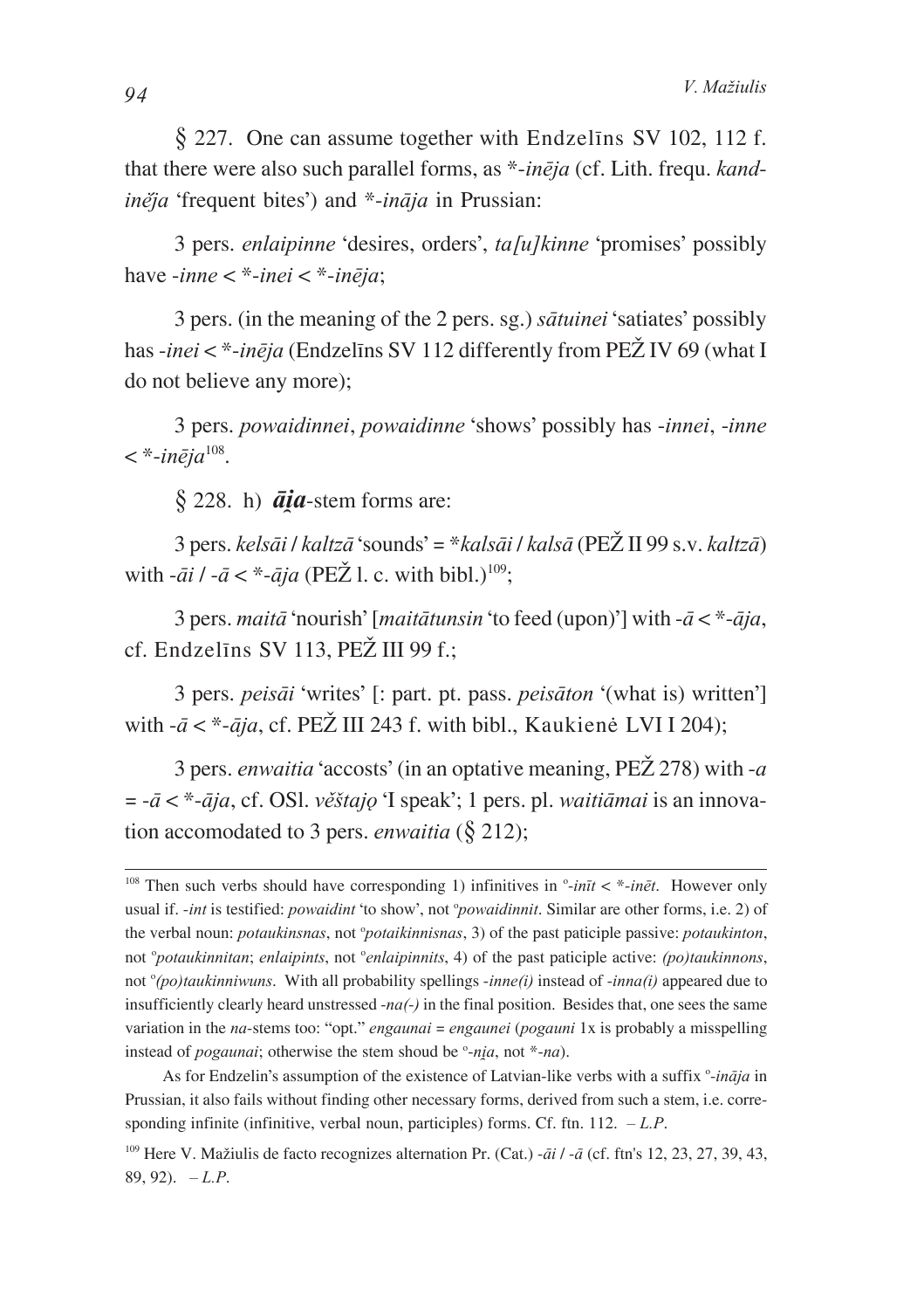§ 227. One can assume together with Endzelīns SV 102, 112 f. that there were also such parallel forms, as *-*inēja* (cf. Lith. frequ. *kand-inė̃ja* 'frequent bites') and *-*ināja* in Prussian:

3 pers. *enlaipinne* 'desires, orders', *ta[u]kinne* 'promises' possibly have *-inne* < *-*inei* < *-*inēja*;

3 pers. (in the meaning of the 2 pers. sg.) *sātuinei* 'satiates' possibly has *-inei* < *-*inēja* (Endzelīns SV 112 differently from PEŽ IV 69 (what I do not believe any more);

3 pers. *powaidinnei*, *powaidinne* 'shows' possibly has *-innei*, *-inne* < *-*inēja*[108].

§ 228. h) ***āi̯a***-stem forms are:

3 pers. *kelsāi* / *kaltzā* 'sounds' = **kalsāi* / *kalsā* (PEŽ II 99 s.v. *kaltzā*) with *-āi* / *-ā* < *-*āja* (PEŽ l. c. with bibl.)[109];

3 pers. *maitā* 'nourish' [*maitātunsin* 'to feed (upon)'] with *-ā* < *-*āja*, cf. Endzelīns SV 113, PEŽ III 99 f.;

3 pers. *peisāi* 'writes' [: part. pt. pass. *peisāton* '(what is) written'] with *-ā* < *-*āja*, cf. PEŽ III 243 f. with bibl., Kaukienė LVI I 204);

3 pers. *enwaitia* 'accosts' (in an optative meaning, PEŽ 278) with *-a* = *-ā* < *-*āja*, cf. OSl. *věštajǫ* 'I speak'; 1 pers. pl. *waitiāmai* is an innovation accomodated to 3 pers. *enwaitia* (§ 212);

---

[108] Then such verbs should have corresponding 1) infinitives in °*-inīt* < *-*inēt*. However only usual if. *-int* is testified: *powaidint* 'to show', not °*powaidinnit*. Similar are other forms, i.e. 2) of the verbal noun: *potaukinsnas*, not °*potaikinnisnas*, 3) of the past paticiple passive: *potaukinton*, not °*potaukinnitan*; *enlaipints*, not °*enlaipinnits*, 4) of the past paticiple active: *(po)taukinnons*, not °*(po)taukinniwuns*. With all probability spellings *-inne(i)* instead of *-inna(i)* appeared due to insufficiently clearly heard unstressed *-na(-)* in the final position. Besides that, one sees the same variation in the *na*-stems too: "opt." *engaunai* = *engaunei* (*pogauni* 1x is probably a misspelling instead of *pogaunai*; otherwise the stem shoud be °*-ni̯a*, not *-*na*).

As for Endzelin's assumption of the existence of Latvian-like verbs with a suffix °*-ināja* in Prussian, it also fails without finding other necessary forms, derived from such a stem, i.e. corresponding infinite (infinitive, verbal noun, participles) forms. Cf. ftn. 112. – *L.P.*

[109] Here V. Mažiulis de facto recognizes alternation Pr. (Cat.) *-āi* / *-ā* (cf. ftn's 12, 23, 27, 39, 43, 89, 92). – *L.P.*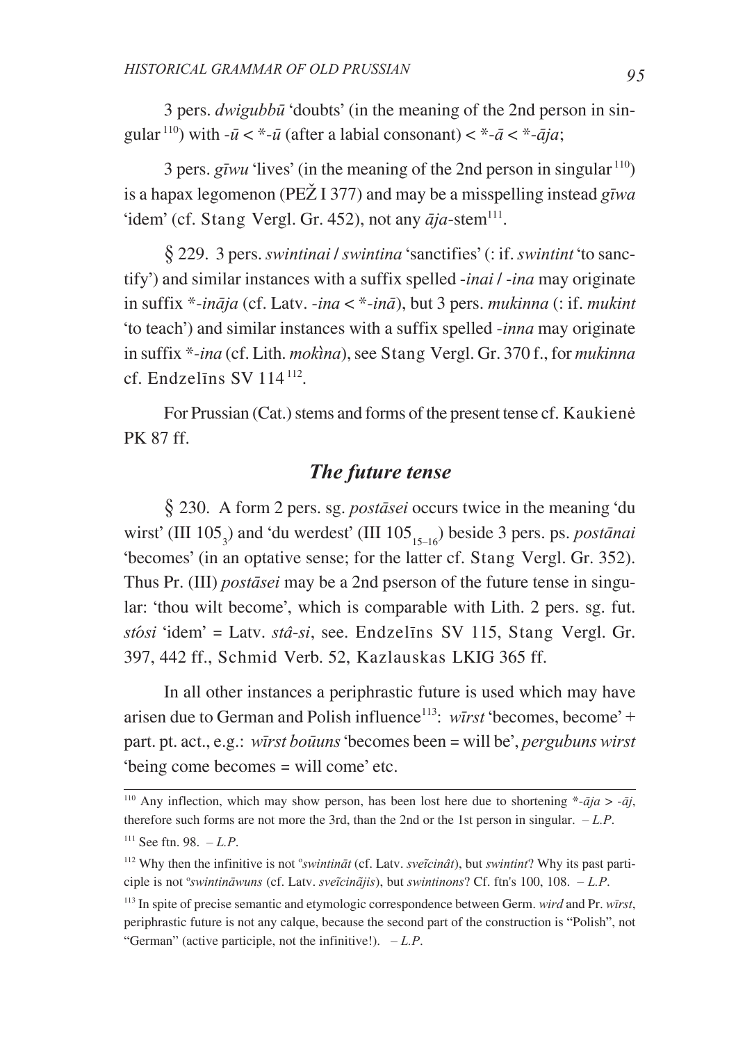3 pers. *dwigubbū* 'doubts' (in the meaning of the 2nd person in singular [110]) with *-ū* < *\*-ū* (after a labial consonant) < *\*-ā* < *\*-āja*;

3 pers. *gīwu* 'lives' (in the meaning of the 2nd person in singular [110]) is a hapax legomenon (PEŽ I 377) and may be a misspelling instead *gīwa* 'idem' (cf. Stang Vergl. Gr. 452), not any *āja*-stem[111].

§ 229. 3 pers. *swintinai* / *swintina* 'sanctifies' (: if. *swintint* 'to sanctify') and similar instances with a suffix spelled *-inai* / *-ina* may originate in suffix *\*-ināja* (cf. Latv. *-ina* < *\*-inā*), but 3 pers. *mukinna* (: if. *mukint* 'to teach') and similar instances with a suffix spelled *-inna* may originate in suffix *\*-ina* (cf. Lith. *mokìna*), see Stang Vergl. Gr. 370 f., for *mukinna* cf. Endzelīns SV 114 [112].

For Prussian (Cat.) stems and forms of the present tense cf. Kaukienė PK 87 ff.

## *The future tense*

§ 230. A form 2 pers. sg. *postāsei* occurs twice in the meaning 'du wirst' (III $105_3$) and 'du werdest' (III $105_{15-16}$) beside 3 pers. ps. *postānai* 'becomes' (in an optative sense; for the latter cf. Stang Vergl. Gr. 352). Thus Pr. (III) *postāsei* may be a 2nd pserson of the future tense in singular: 'thou wilt become', which is comparable with Lith. 2 pers. sg. fut. *stósi* 'idem' = Latv. *stâ-si*, see. Endzelīns SV 115, Stang Vergl. Gr. 397, 442 ff., Schmid Verb. 52, Kazlauskas LKIG 365 ff.

In all other instances a periphrastic future is used which may have arisen due to German and Polish influence[113]: *wīrst* 'becomes, become' + part. pt. act., e.g.: *wīrst boūuns* 'becomes been = will be', *pergubuns wirst* 'being come becomes = will come' etc.

---

[110] Any inflection, which may show person, has been lost here due to shortening *\*-āja* > *-āj*, therefore such forms are not more the 3rd, than the 2nd or the 1st person in singular. – *L.P.*

[111] See ftn. 98. – *L.P.*

[112] Why then the infinitive is not *°swintinât* (cf. Latv. *sveĩcinât*), but *swintint*? Why its past participle is not *°swintināwuns* (cf. Latv. *sveĩcinājis*), but *swintinons*? Cf. ftn's 100, 108. – *L.P.*

[113] In spite of precise semantic and etymologic correspondence between Germ. *wird* and Pr. *wīrst*, periphrastic future is not any calque, because the second part of the construction is "Polish", not "German" (active participle, not the infinitive!). – *L.P.*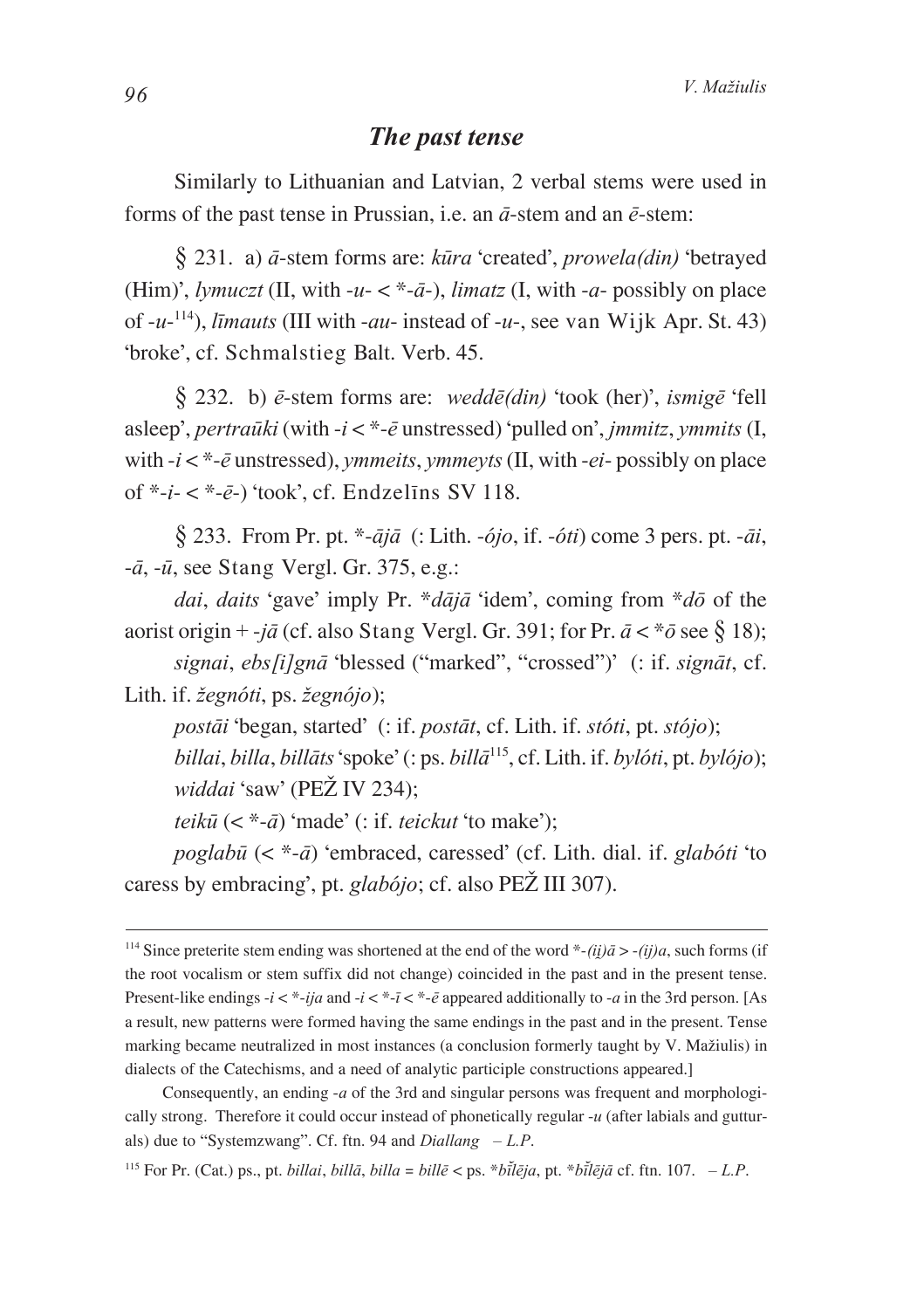## *The past tense*

Similarly to Lithuanian and Latvian, 2 verbal stems were used in forms of the past tense in Prussian, i.e. an *ā*-stem and an *ē*-stem:

§ 231. a) *ā*-stem forms are: *kūra* 'created', *prowela(din)* 'betrayed (Him)', *lymuczt* (II, with -*u*- < *-*ā*-), *limatz* (I, with -*a*- possibly on place of -*u*-[114]), *līmauts* (III with -*au*- instead of -*u*-, see van Wijk Apr. St. 43) 'broke', cf. Schmalstieg Balt. Verb. 45.

§ 232. b) *ē*-stem forms are: *weddē(din)* 'took (her)', *ismigē* 'fell asleep', *pertraūki* (with -*i* < *-*ē* unstressed) 'pulled on', *jmmitz*, *ymmits* (I, with -*i* < *-*ē* unstressed), *ymmeits*, *ymmeyts* (II, with -*ei*- possibly on place of *-*i*- < *-*ē*-) 'took', cf. Endzelīns SV 118.

§ 233. From Pr. pt. *-*ājā* (: Lith. -*ójo*, if. -*óti*) come 3 pers. pt. -*āi*, -*ā*, -*ū*, see Stang Vergl. Gr. 375, e.g.:

*dai*, *daits* 'gave' imply Pr. **dājā* 'idem', coming from **dō* of the aorist origin + -*jā* (cf. also Stang Vergl. Gr. 391; for Pr. *ā* < *ō see § 18);

*signai*, *ebs[i]gnā* 'blessed ("marked", "crossed")' (: if. *signāt*, cf. Lith. if. *žegnóti*, ps. *žegnójo*);

*postāi* 'began, started' (: if. *postāt*, cf. Lith. if. *stóti*, pt. *stójo*);

*billai*, *billa*, *billāts* 'spoke' (: ps. *billā*[115], cf. Lith. if. *bylóti*, pt. *bylójo*);

*widdai* 'saw' (PEŽ IV 234);

*teikū* (< *-*ā*) 'made' (: if. *teickut* 'to make');

*poglabū* (< *-*ā*) 'embraced, caressed' (cf. Lith. dial. if. *glabóti* 'to caress by embracing', pt. *glabójo*; cf. also PEŽ III 307).

---

[114] Since preterite stem ending was shortened at the end of the word *-*(ij)ā* > -*(ij)a*, such forms (if the root vocalism or stem suffix did not change) coincided in the past and in the present tense. Present-like endings -*i* < *-*ija* and -*i* < *-*ī* < *-*ē* appeared additionally to -*a* in the 3rd person. [As a result, new patterns were formed having the same endings in the past and in the present. Tense marking became neutralized in most instances (a conclusion formerly taught by V. Mažiulis) in dialects of the Catechisms, and a need of analytic participle constructions appeared.]

Consequently, an ending -*a* of the 3rd and singular persons was frequent and morphologically strong. Therefore it could occur instead of phonetically regular -*u* (after labials and gutturals) due to "Systemzwang". Cf. ftn. 94 and *Diallang* – *L.P.*

[115] For Pr. (Cat.) ps., pt. *billai*, *billā*, *billa* = *billē* < ps. **bĭ̄lēja*, pt. **bĭ̄lējā* cf. ftn. 107. – *L.P.*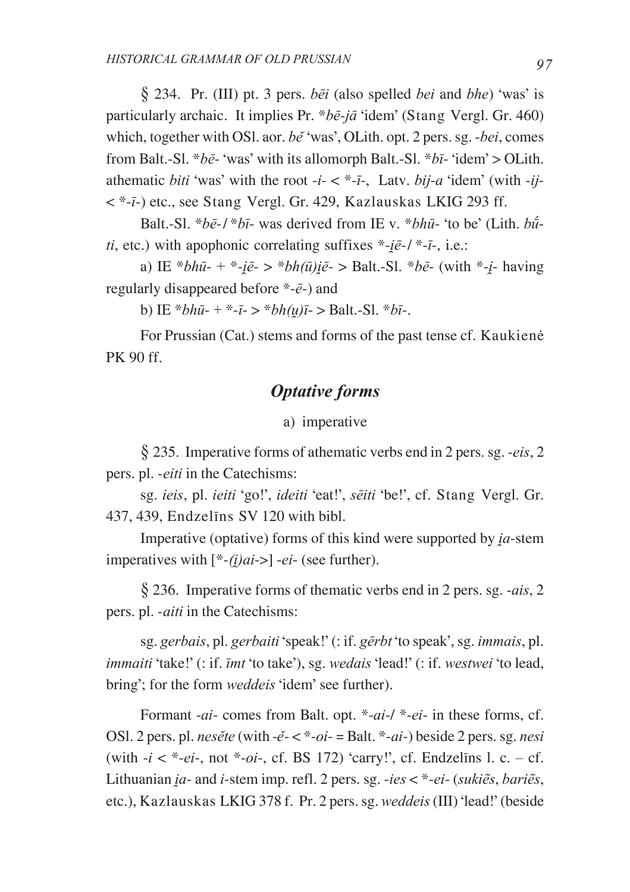§ 234. Pr. (III) pt. 3 pers. *bēi* (also spelled *bei* and *bhe*) 'was' is particularly archaic. It implies Pr. \**bē-jā* 'idem' (Stang Vergl. Gr. 460) which, together with OSl. aor. *bě* 'was', OLith. opt. 2 pers. sg. *-bei*, comes from Balt.-Sl. \**bē-* 'was' with its allomorph Balt.-Sl. \**bī-* 'idem' > OLith. athematic *biti* 'was' with the root *-i-* < \*-*ī*-, Latv. *bij-a* 'idem' (with *-ij-* < \*-*ī*-) etc., see Stang Vergl. Gr. 429, Kazlauskas LKIG 293 ff.

Balt.-Sl. \**bē-* / \**bī-* was derived from IE v. \**bhū-* 'to be' (Lith. *bū́-ti*, etc.) with apophonic correlating suffixes \*-*i̯ē*- / \*-*ī*-, i.e.:

a) IE \**bhū-* + \*-*i̯ē*- > \**bh(ū)i̯ē*- > Balt.-Sl. \**bē-* (with \*-*i̯*- having regularly disappeared before \*-*ē*-) and

b) IE \**bhū-* + \*-*ī*- > \**bh(u̯)ī*- > Balt.-Sl. \**bī-*.

For Prussian (Cat.) stems and forms of the past tense cf. Kaukienė PK 90 ff.

## *Optative forms*

a) imperative

§ 235. Imperative forms of athematic verbs end in 2 pers. sg. *-eis*, 2 pers. pl. *-eiti* in the Catechisms:

sg. *ieis*, pl. *ieiti* 'go!', *ideiti* 'eat!', *sēiti* 'be!', cf. Stang Vergl. Gr. 437, 439, Endzelīns SV 120 with bibl.

Imperative (optative) forms of this kind were supported by *i̯a*-stem imperatives with [\*-*(i̯)ai*->] *-ei-* (see further).

§ 236. Imperative forms of thematic verbs end in 2 pers. sg. *-ais*, 2 pers. pl. *-aiti* in the Catechisms:

sg. *gerbais*, pl. *gerbaiti* 'speak!' (: if. *gērbt* 'to speak', sg. *immais*, pl. *immaiti* 'take!' (: if. *īmt* 'to take'), sg. *wedais* 'lead!' (: if. *westwei* 'to lead, bring'; for the form *weddeis* 'idem' see further).

Formant *-ai-* comes from Balt. opt. \*-*ai*-/ \*-*ei*- in these forms, cf. OSl. 2 pers. pl. *nesěte* (with *-ě-* < \*-*oi*- = Balt. \*-*ai*-) beside 2 pers. sg. *nesi* (with *-i* < \*-*ei*-, not \*-*oi*-, cf. BS 172) 'carry!', cf. Endzelīns l. c. – cf. Lithuanian *i̯a*- and *i*-stem imp. refl. 2 pers. sg. *-ies* < \*-*ei*- (*sukiẽs*, *bariẽs*, etc.), Kazlauskas LKIG 378 f. Pr. 2 pers. sg. *weddeis* (III) 'lead!' (beside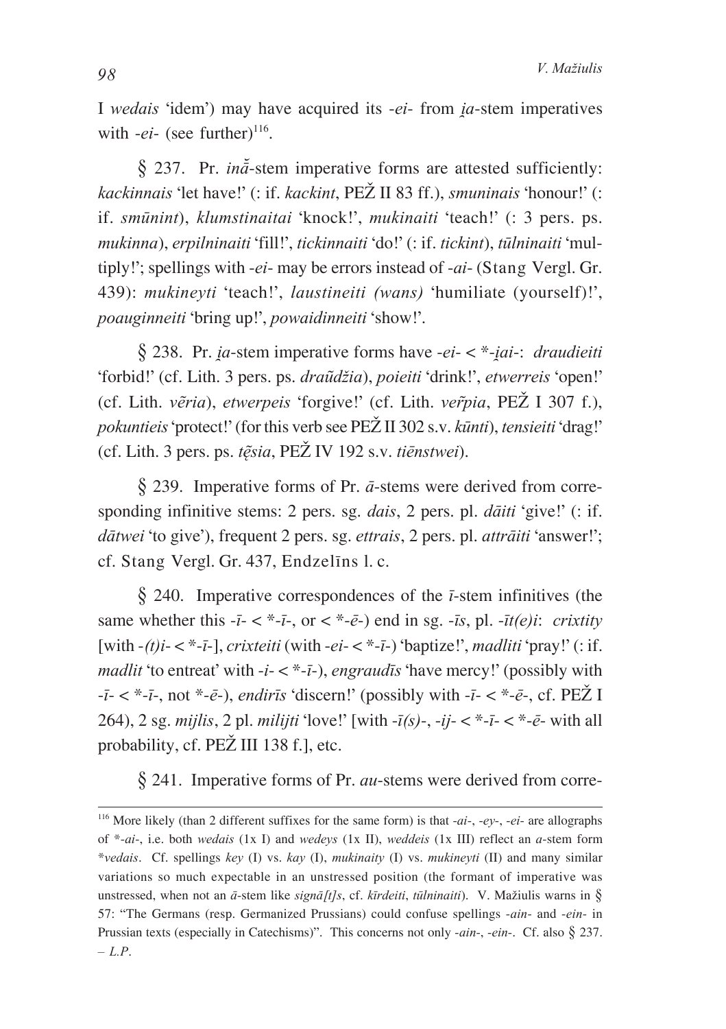I *wedais* 'idem') may have acquired its *-ei-* from *i̯a*-stem imperatives with *-ei-* (see further)[116].

§ 237. Pr. *inā̆*-stem imperative forms are attested sufficiently: *kackinnais* 'let have!' (: if. *kackint*, PEŽ II 83 ff.), *smuninais* 'honour!' (: if. *smūnint*), *klumstinaitai* 'knock!', *mukinaiti* 'teach!' (: 3 pers. ps. *mukinna*), *erpilninaiti* 'fill!', *tickinnaiti* 'do!' (: if. *tickint*), *tūlninaiti* 'multiply!'; spellings with *-ei-* may be errors instead of *-ai-* (Stang Vergl. Gr. 439): *mukineyti* 'teach!', *laustineiti (wans)* 'humiliate (yourself)!', *poauginneiti* 'bring up!', *powaidinneiti* 'show!'.

§ 238. Pr. *i̯a*-stem imperative forms have *-ei-* < *\*-i̯ai-*: *draudieiti* 'forbid!' (cf. Lith. 3 pers. ps. *draũdžia*), *poieiti* 'drink!', *etwerreis* 'open!' (cf. Lith. *vẽria*), *etwerpeis* 'forgive!' (cf. Lith. *ver̃pia*, PEŽ I 307 f.), *pokuntieis* 'protect!' (for this verb see PEŽ II 302 s.v. *kūnti*), *tensieiti* 'drag!' (cf. Lith. 3 pers. ps. *tę̃sia*, PEŽ IV 192 s.v. *tiēnstwei*).

§ 239. Imperative forms of Pr. *ā*-stems were derived from corresponding infinitive stems: 2 pers. sg. *dais*, 2 pers. pl. *dāiti* 'give!' (: if. *dātwei* 'to give'), frequent 2 pers. sg. *ettrais*, 2 pers. pl. *attrāiti* 'answer!'; cf. Stang Vergl. Gr. 437, Endzelīns l. c.

§ 240. Imperative correspondences of the *ī*-stem infinitives (the same whether this *-ī-* < *\*-ī-*, or < *\*-ē-*) end in sg. *-īs*, pl. *-īt(e)i*: *crixtity* [with *-(t)i-* < *\*-ī-*], *crixteiti* (with *-ei-* < *\*-ī-*) 'baptize!', *madliti* 'pray!' (: if. *madlit* 'to entreat' with *-i-* < *\*-ī-*), *engraudīs* 'have mercy!' (possibly with *-ī-* < *\*-ī-*, not *\*-ē-*), *endirīs* 'discern!' (possibly with *-ī-* < *\*-ē-*, cf. PEŽ I 264), 2 sg. *mijlis*, 2 pl. *milijti* 'love!' [with *-ī(s)-*, *-ij-* < *\*-ī-* < *\*-ē-* with all probability, cf. PEŽ III 138 f.], etc.

§ 241. Imperative forms of Pr. *au*-stems were derived from corre-

---

[116] More likely (than 2 different suffixes for the same form) is that *-ai-*, *-ey-*, *-ei-* are allographs of *\*-ai-*, i.e. both *wedais* (1x I) and *wedeys* (1x II), *weddeis* (1x III) reflect an *a*-stem form *\*vedais*. Cf. spellings *key* (I) vs. *kay* (I), *mukinaity* (I) vs. *mukineyti* (II) and many similar variations so much expectable in an unstressed position (the formant of imperative was unstressed, when not an *ā*-stem like *signā[t]s*, cf. *kīrdeiti*, *tūlninaiti*). V. Mažiulis warns in § 57: "The Germans (resp. Germanized Prussians) could confuse spellings *-ain-* and *-ein-* in Prussian texts (especially in Catechisms)". This concerns not only *-ain-*, *-ein-*. Cf. also § 237. – *L.P.*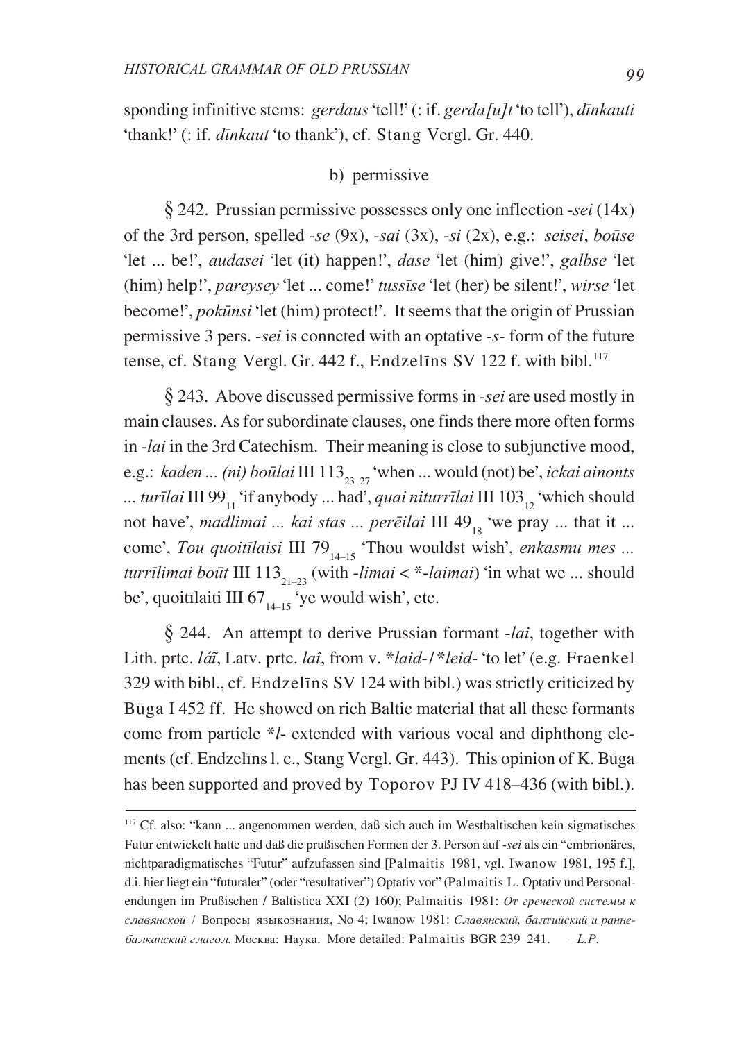sponding infinitive stems: *gerdaus* 'tell!' (: if. *gerda[u]t* 'to tell'), *dīnkauti* 'thank!' (: if. *dīnkaut* 'to thank'), cf. Stang Vergl. Gr. 440.

### b) permissive

§ 242. Prussian permissive possesses only one inflection *-sei* (14x) of the 3rd person, spelled *-se* (9x), *-sai* (3x), *-si* (2x), e.g.: *seisei*, *boūse* 'let ... be!', *audasei* 'let (it) happen!', *dase* 'let (him) give!', *galbse* 'let (him) help!', *pareysey* 'let ... come!' *tussīse* 'let (her) be silent!', *wirse* 'let become!', *pokūnsi* 'let (him) protect!'. It seems that the origin of Prussian permissive 3 pers. *-sei* is conncted with an optative *-s-* form of the future tense, cf. Stang Vergl. Gr. 442 f., Endzelīns SV 122 f. with bibl.[117]

§ 243. Above discussed permissive forms in *-sei* are used mostly in main clauses. As for subordinate clauses, one finds there more often forms in *-lai* in the 3rd Catechism. Their meaning is close to subjunctive mood, e.g.: *kaden ... (ni) boūlai* III $113_{23-27}$ 'when ... would (not) be', *ickai ainonts ... turīlai* III $99_{11}$ 'if anybody ... had', *quai niturrīlai* III $103_{12}$ 'which should not have', *madlimai ... kai stas ... perēilai* III $49_{18}$ 'we pray ... that it ... come', *Tou quoitīlaisi* III $79_{14-15}$ 'Thou wouldst wish', *enkasmu mes ... turrīlimai boūt* III $113_{21-23}$ (with *-limai* < *\*-laimai*) 'in what we ... should be', quoitīlaiti III $67_{14-15}$ 'ye would wish', etc.

§ 244. An attempt to derive Prussian formant *-lai*, together with Lith. prtc. *láĩ*, Latv. prtc. *laî*, from v. *\*laid-* / *\*leid-* 'to let' (e.g. Fraenkel 329 with bibl., cf. Endzelīns SV 124 with bibl.) was strictly criticized by Būga I 452 ff. He showed on rich Baltic material that all these formants come from particle *\*l-* extended with various vocal and diphthong elements (cf. Endzelīns l. c., Stang Vergl. Gr. 443). This opinion of K. Būga has been supported and proved by Toporov PJ IV 418–436 (with bibl.).

---

[117] Cf. also: "kann ... angenommen werden, daß sich auch im Westbaltischen kein sigmatisches Futur entwickelt hatte und daß die prußischen Formen der 3. Person auf *-sei* als ein "embrionäres, nichtparadigmatisches "Futur" aufzufassen sind [Palmaitis 1981, vgl. Iwanow 1981, 195 f.], d.i. hier liegt ein "futuraler" (oder "resultativer") Optativ vor" (Palmaitis L. Optativ und Personalendungen im Prußischen / Baltistica XXI (2) 160); Palmaitis 1981: *От греческой системы к славянской* / Вопросы языкознания, No 4; Iwanow 1981: *Славянский, балтийский и раннебалканский глагол*. Москва: Наука. More detailed: Palmaitis BGR 239–241. – *L.P.*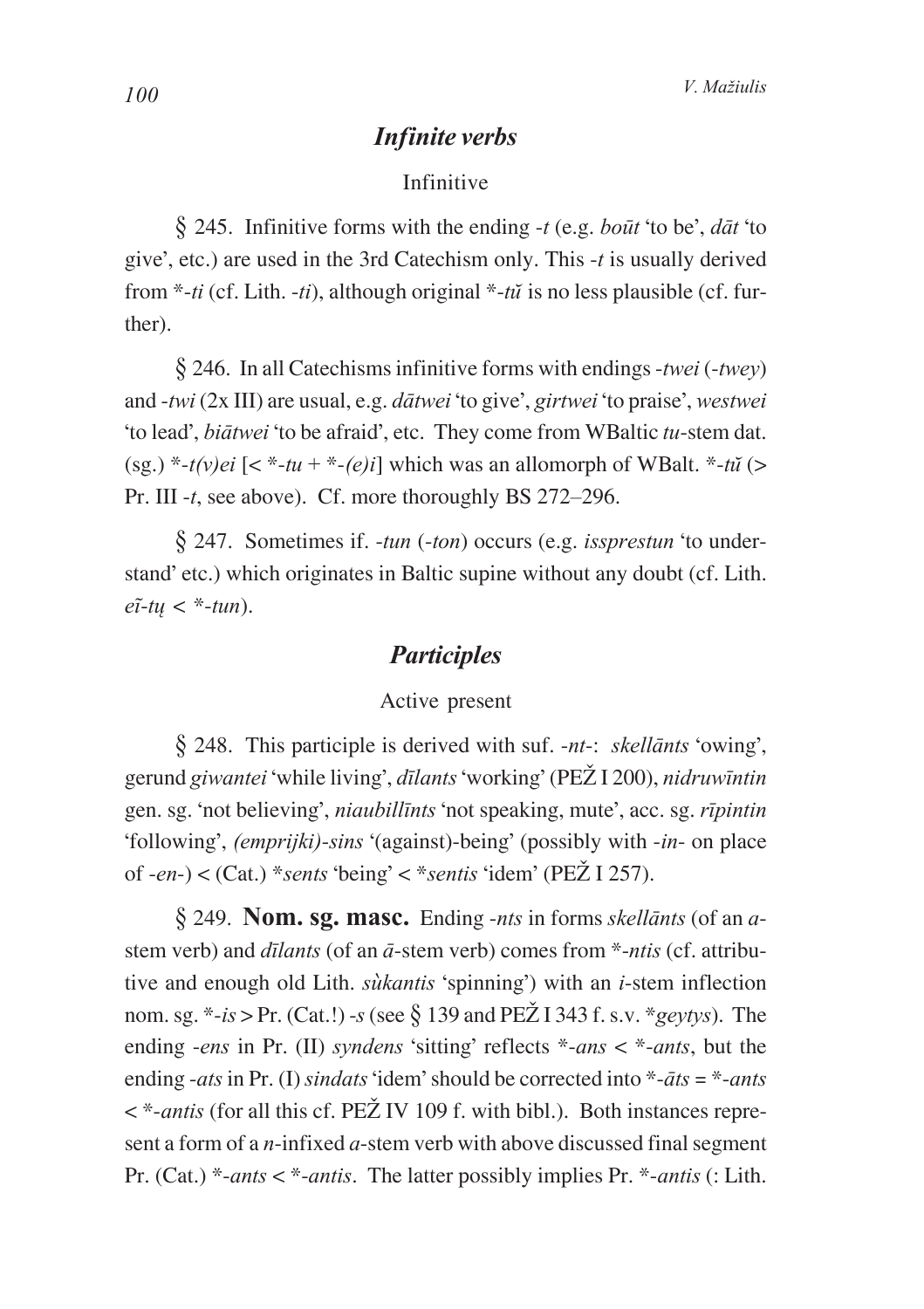## *Infinite verbs*

### Infinitive

§ 245. Infinitive forms with the ending *-t* (e.g. *boūt* 'to be', *dāt* 'to give', etc.) are used in the 3rd Catechism only. This *-t* is usually derived from *\*-ti* (cf. Lith. *-ti*), although original *\*-tŭ* is no less plausible (cf. further).

§ 246. In all Catechisms infinitive forms with endings *-twei* (*-twey*) and *-twi* (2x III) are usual, e.g. *dātwei* 'to give', *girtwei* 'to praise', *westwei* 'to lead', *biātwei* 'to be afraid', etc. They come from WBaltic *tu*-stem dat. (sg.) *\*-t(v)ei* [< *\*-tu* + *\*-(e)i*] which was an allomorph of WBalt. *\*-tŭ* (> Pr. III *-t*, see above). Cf. more thoroughly BS 272–296.

§ 247. Sometimes if. *-tun* (*-ton*) occurs (e.g. *issprestun* 'to understand' etc.) which originates in Baltic supine without any doubt (cf. Lith. *eĩ-tų* < *\*-tun*).

## *Participles*

### Active present

§ 248. This participle is derived with suf. *-nt-*: *skellānts* 'owing', gerund *giwantei* 'while living', *dīlants* 'working' (PEŽ I 200), *nidruwīntin* gen. sg. 'not believing', *niaubillīnts* 'not speaking, mute', acc. sg. *rīpintin* 'following', *(emprijki)-sins* '(against)-being' (possibly with *-in-* on place of *-en-*) < (Cat.) *\*sents* 'being' < *\*sentis* 'idem' (PEŽ I 257).

§ 249. **Nom. sg. masc.** Ending *-nts* in forms *skellānts* (of an *a*-stem verb) and *dīlants* (of an *ā*-stem verb) comes from *\*-ntis* (cf. attributive and enough old Lith. *sùkantis* 'spinning') with an *i*-stem inflection nom. sg. *\*-is* > Pr. (Cat.!) *-s* (see § 139 and PEŽ I 343 f. s.v. *\*geytys*). The ending *-ens* in Pr. (II) *syndens* 'sitting' reflects *\*-ans* < *\*-ants*, but the ending *-ats* in Pr. (I) *sindats* 'idem' should be corrected into *\*-āts* = *\*-ants* < *\*-antis* (for all this cf. PEŽ IV 109 f. with bibl.). Both instances represent a form of a *n*-infixed *a*-stem verb with above discussed final segment Pr. (Cat.) *\*-ants* < *\*-antis*. The latter possibly implies Pr. *\*-antis* (: Lith.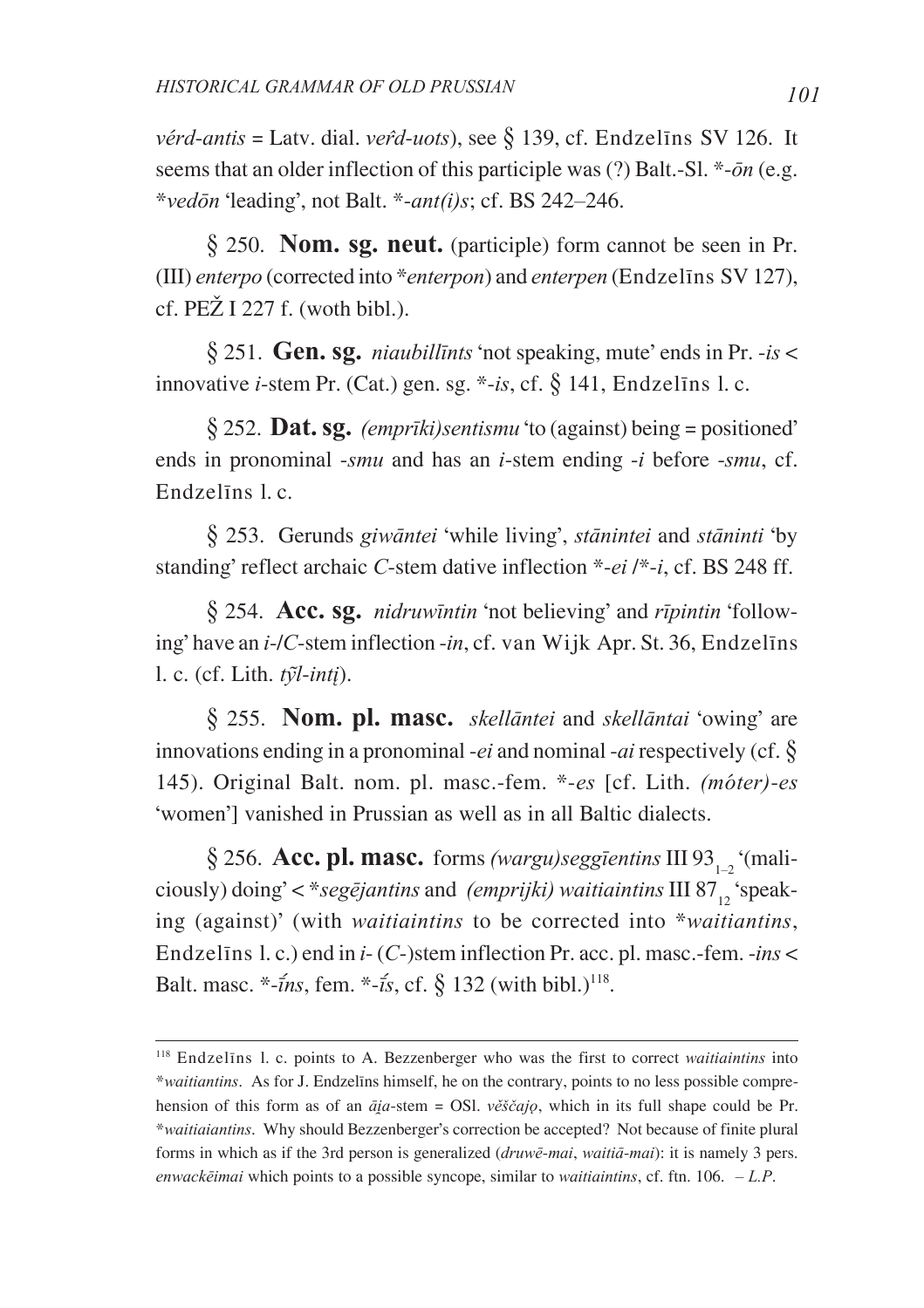*vérd-antis* = Latv. dial. *veȓd-uots*), see § 139, cf. Endzelīns SV 126. It seems that an older inflection of this participle was (?) Balt.-Sl. *-*ōn* (e.g. **vedōn* 'leading', not Balt. *-*ant(i)s*; cf. BS 242–246.

§ 250. **Nom. sg. neut.** (participle) form cannot be seen in Pr. (III) *enterpo* (corrected into **enterpon*) and *enterpen* (Endzelīns SV 127), cf. PEŽ I 227 f. (woth bibl.).

§ 251. **Gen. sg.** *niaubillīnts* 'not speaking, mute' ends in Pr. *-is* < innovative *i*-stem Pr. (Cat.) gen. sg. *-*is*, cf. § 141, Endzelīns l. c.

§ 252. **Dat. sg.** *(emprīki)sentismu* 'to (against) being = positioned' ends in pronominal *-smu* and has an *i*-stem ending *-i* before *-smu*, cf. Endzelīns l. c.

§ 253. Gerunds *giwāntei* 'while living', *stānintei* and *stāninti* 'by standing' reflect archaic *C*-stem dative inflection *-*ei* /*-*i*, cf. BS 248 ff.

§ 254. **Acc. sg.** *nidruwīntin* 'not believing' and *rīpintin* 'following' have an *i*-/*C*-stem inflection *-in*, cf. van Wijk Apr. St. 36, Endzelīns l. c. (cf. Lith. *tỹl-intį*).

§ 255. **Nom. pl. masc.** *skellāntei* and *skellāntai* 'owing' are innovations ending in a pronominal *-ei* and nominal *-ai* respectively (cf. § 145). Original Balt. nom. pl. masc.-fem. *-*es* [cf. Lith. *(móter)-es* 'women'] vanished in Prussian as well as in all Baltic dialects.

§ 256. **Acc. pl. masc.** forms *(wargu)seggīentins* III $93_{1-2}$ '(maliciously) doing' < **segējantins* and *(emprijki) waitiaintins* III $87_{12}$ 'speaking (against)' (with *waitiaintins* to be corrected into **waitiantins*, Endzelīns l. c.) end in *i*- (*C*-)stem inflection Pr. acc. pl. masc.-fem. *-ins* < Balt. masc. *-*ī́ns*, fem. *-*ī́s*, cf. § 132 (with bibl.)[118].

---

[118] Endzelīns l. c. points to A. Bezzenberger who was the first to correct *waitiaintins* into **waitiantins*. As for J. Endzelīns himself, he on the contrary, points to no less possible comprehension of this form as of an *āi̯a*-stem = OSl. *věščajǫ*, which in its full shape could be Pr. **waitiaiantins*. Why should Bezzenberger's correction be accepted? Not because of finite plural forms in which as if the 3rd person is generalized (*druwē-mai*, *waitiā-mai*): it is namely 3 pers. *enwackēimai* which points to a possible syncope, similar to *waitiaintins*, cf. ftn. 106. – *L.P.*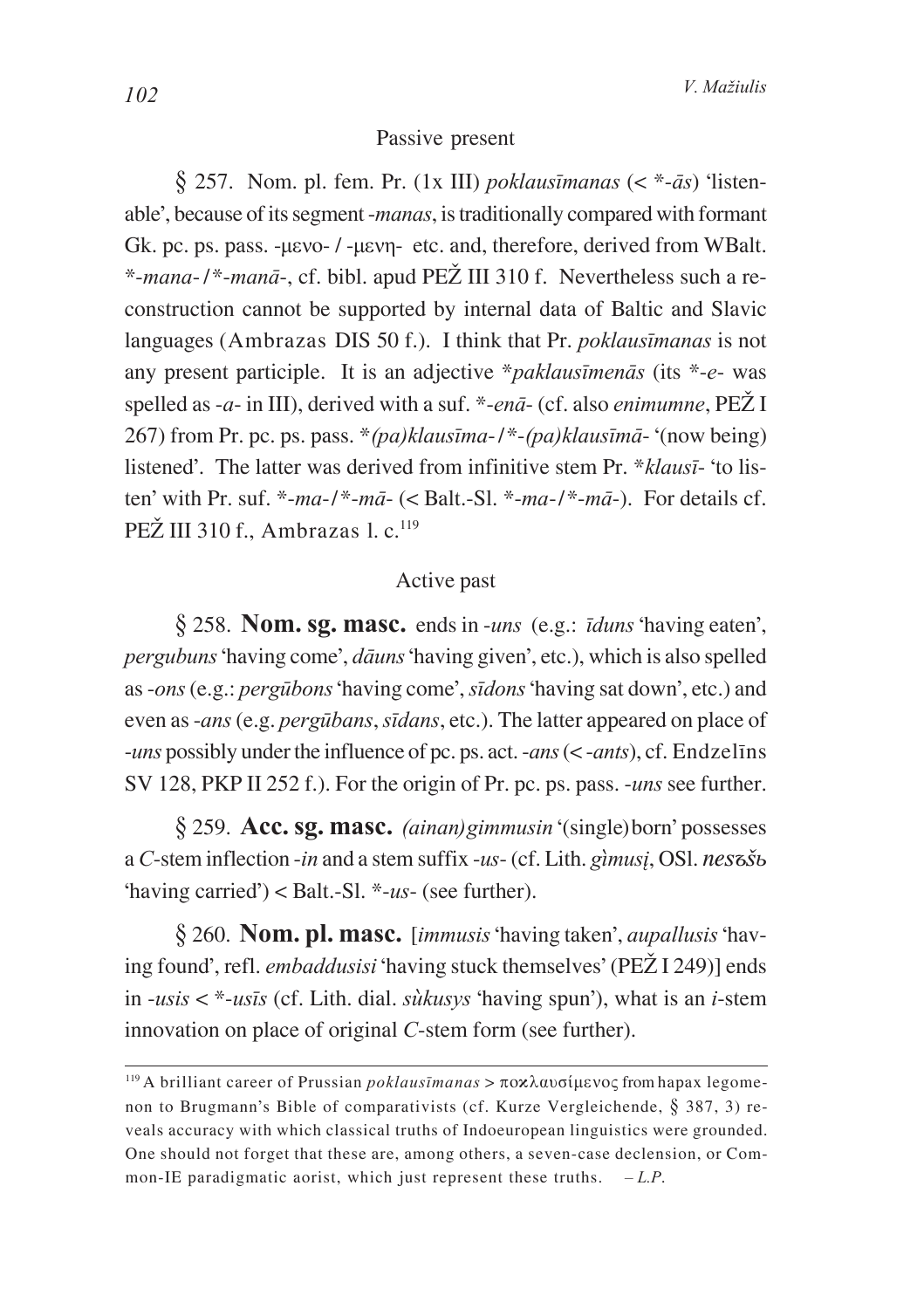## Passive present

§ 257. Nom. pl. fem. Pr. (1x III) *poklausīmanas* (< *-*ās*) 'listenable', because of its segment *-manas*, is traditionally compared with formant Gk. pc. ps. pass. -μενο- / -μενη- etc. and, therefore, derived from WBalt. *-*mana-* /*-*manā-*, cf. bibl. apud PEŽ III 310 f. Nevertheless such a reconstruction cannot be supported by internal data of Baltic and Slavic languages (Ambrazas DIS 50 f.). I think that Pr. *poklausīmanas* is not any present participle. It is an adjective **paklausīmenās* (its *-*e-* was spelled as *-a-* in III), derived with a suf. *-*enā-* (cf. also *enimumne*, PEŽ I 267) from Pr. pc. ps. pass. *-*(pa)klausīma-* /*-*(pa)klausīmā-* '(now being) listened'. The latter was derived from infinitive stem Pr. **klausī-* 'to listen' with Pr. suf. *-*ma-* /*-*mā-* (< Balt.-Sl. *-*ma-* /*-*mā-*). For details cf. PEŽ III 310 f., Ambrazas l. c.[119]

## Active past

§ 258. **Nom. sg. masc.** ends in *-uns* (e.g.: *īduns* 'having eaten', *pergubuns* 'having come', *dāuns* 'having given', etc.), which is also spelled as *-ons* (e.g.: *pergūbons* 'having come', *sīdons* 'having sat down', etc.) and even as *-ans* (e.g. *pergūbans*, *sīdans*, etc.). The latter appeared on place of *-uns* possibly under the influence of pc. ps. act. *-ans* (< *-ants*), cf. Endzelīns SV 128, PKP II 252 f.). For the origin of Pr. pc. ps. pass. *-uns* see further.

§ 259. **Acc. sg. masc.** *(ainan)gimmusin* '(single) born' possesses a *C*-stem inflection *-in* and a stem suffix *-us-* (cf. Lith. *gìmusį*, OSl. *nesъšь* 'having carried') < Balt.-Sl. *-*us-* (see further).

§ 260. **Nom. pl. masc.** [*immusis* 'having taken', *aupallusis* 'having found', refl. *embaddusisi* 'having stuck themselves' (PEŽ I 249)] ends in *-usis* < *-*usīs* (cf. Lith. dial. *sùkusys* 'having spun'), what is an *i*-stem innovation on place of original *C*-stem form (see further).

---

[119] A brilliant career of Prussian *poklausīmanas* > ποκλαυσίμενος from hapax legomenon to Brugmann's Bible of comparativists (cf. Kurze Vergleichende, § 387, 3) reveals accuracy with which classical truths of Indoeuropean linguistics were grounded. One should not forget that these are, among others, a seven-case declension, or Common-IE paradigmatic aorist, which just represent these truths. – *L.P.*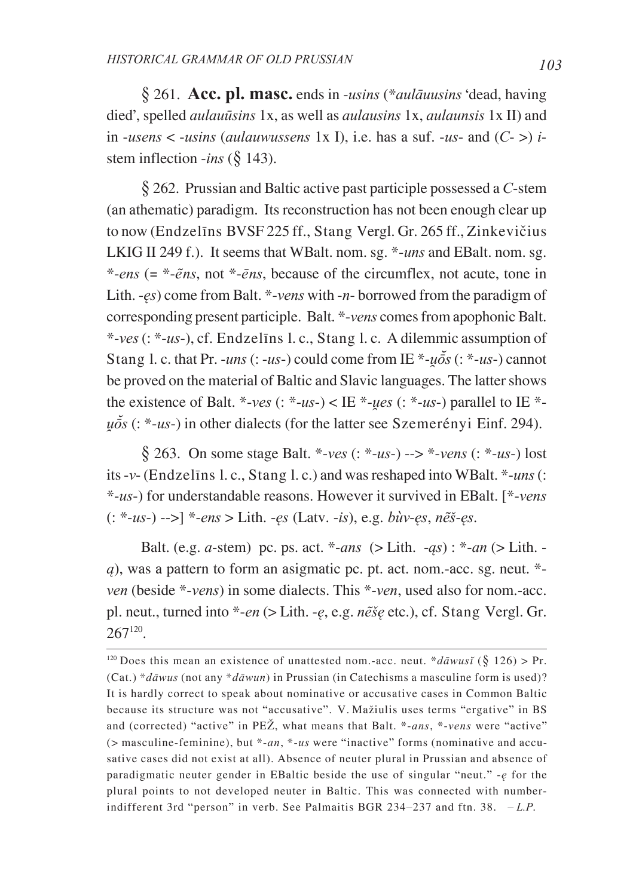§ 261. **Acc. pl. masc.** ends in *-usins* (\**aulāuusins* 'dead, having died', spelled *aulaūsins* 1x, as well as *aulausins* 1x, *aulaunsis* 1x II) and in *-usens* < *-usins* (*aulauwussens* 1x I), i.e. has a suf. *-us-* and (*C-* >) *i*-stem inflection *-ins* (§ 143).

§ 262. Prussian and Baltic active past participle possessed a *C*-stem (an athematic) paradigm. Its reconstruction has not been enough clear up to now (Endzelīns BVSF 225 ff., Stang Vergl. Gr. 265 ff., Zinkevičius LKIG II 249 f.). It seems that WBalt. nom. sg. \**-uns* and EBalt. nom. sg. \**-ens* (= \**-ẽns*, not \**-ēns*, because of the circumflex, not acute, tone in Lith. *-ęs*) come from Balt. \**-vens* with *-n-* borrowed from the paradigm of corresponding present participle. Balt. \**-vens* comes from apophonic Balt. \**-ves* (: \**-us-*), cf. Endzelīns l. c., Stang l. c. A dilemmic assumption of Stang l. c. that Pr. *-uns* (: *-us-*) could come from IE \**-u̯ō̆s* (: \**-us-*) cannot be proved on the material of Baltic and Slavic languages. The latter shows the existence of Balt. \**-ves* (: \**-us-*) < IE \**-u̯es* (: \**-us-*) parallel to IE \**-u̯ō̆s* (: \**-us-*) in other dialects (for the latter see Szemerényi Einf. 294).

§ 263. On some stage Balt. \**-ves* (: \**-us-*) --> \**-vens* (: \**-us-*) lost its *-v-* (Endzelīns l. c., Stang l. c.) and was reshaped into WBalt. \**-uns* (: \**-us-*) for understandable reasons. However it survived in EBalt. [\**-vens* (: \**-us-*) -->] \**-ens* > Lith. *-ęs* (Latv. *-is*), e.g. *bùv-ęs*, *nẽš-ęs*.

Balt. (e.g. *a*-stem) pc. ps. act. \**-ans* (> Lith. *-ąs*) : \**-an* (> Lith. *-ą*), was a pattern to form an asigmatic pc. pt. act. nom.-acc. sg. neut. \**-ven* (beside \**-vens*) in some dialects. This \**-ven*, used also for nom.-acc. pl. neut., turned into \**-en* (> Lith. *-ę*, e.g. *nẽšę* etc.), cf. Stang Vergl. Gr. 267[120].

---

[120] Does this mean an existence of unattested nom.-acc. neut. \**dāwusĭ* (§ 126) > Pr. (Cat.) \**dāwus* (not any \**dāwun*) in Prussian (in Catechisms a masculine form is used)? It is hardly correct to speak about nominative or accusative cases in Common Baltic because its structure was not "accusative". V. Mažiulis uses terms "ergative" in BS and (corrected) "active" in PEŽ, what means that Balt. \**-ans*, \**-vens* were "active" (> masculine-feminine), but \**-an*, \**-us* were "inactive" forms (nominative and accusative cases did not exist at all). Absence of neuter plural in Prussian and absence of paradigmatic neuter gender in EBaltic beside the use of singular "neut." *-ę* for the plural points to not developed neuter in Baltic. This was connected with number-indifferent 3rd "person" in verb. See Palmaitis BGR 234–237 and ftn. 38. – *L.P.*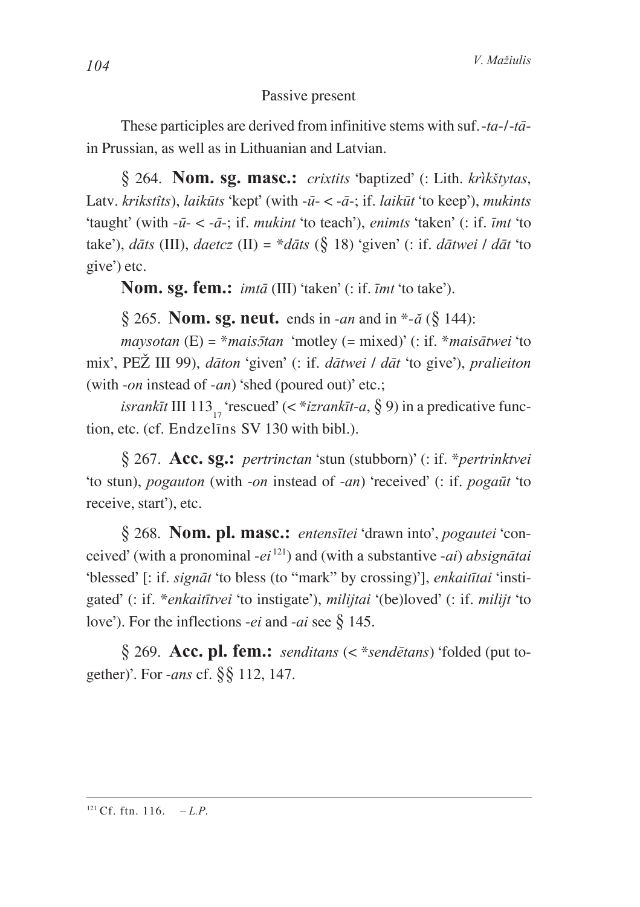Passive present

These participles are derived from infinitive stems with suf. *-ta-* / *-tā-* in Prussian, as well as in Lithuanian and Latvian.

§ 264. **Nom. sg. masc.:** *crixtits* 'baptized' (: Lith. *krìkštytas*, Latv. *krikstîts*), *laikūts* 'kept' (with *-ū-* < *-ā-*; if. *laikūt* 'to keep'), *mukints* 'taught' (with *-ū-* < *-ā-*; if. *mukint* 'to teach'), *enimts* 'taken' (: if. *īmt* 'to take'), *dāts* (III), *daetcz* (II) = *\*dāts* (§ 18) 'given' (: if. *dātwei* / *dāt* 'to give') etc.

**Nom. sg. fem.:** *imtā* (III) 'taken' (: if. *īmt* 'to take').

§ 265. **Nom. sg. neut.** ends in *-an* and in *\*-ă* (§ 144):

*maysotan* (E) = *\*maisōtan* 'motley (= mixed)' (: if. *\*maisātwei* 'to mix', PEŽ III 99), *dāton* 'given' (: if. *dātwei* / *dāt* 'to give'), *pralieiton* (with *-on* instead of *-an*) 'shed (poured out)' etc.;

*isrankīt* III $113_{17}$ 'rescued' (< *\*izrankīt-a*, § 9) in a predicative function, etc. (cf. Endzelīns SV 130 with bibl.).

§ 267. **Acc. sg.:** *pertrinctan* 'stun (stubborn)' (: if. *\*pertrinktvei* 'to stun), *pogauton* (with *-on* instead of *-an*) 'received' (: if. *pogaūt* 'to receive, start'), etc.

§ 268. **Nom. pl. masc.:** *entensītei* 'drawn into', *pogautei* 'conceived' (with a pronominal *-ei*[121]) and (with a substantive *-ai*) *absignātai* 'blessed' [: if. *signāt* 'to bless (to "mark" by crossing)'], *enkaitītai* 'instigated' (: if. *\*enkaitītvei* 'to instigate'), *milijtai* '(be)loved' (: if. *milijt* 'to love'). For the inflections *-ei* and *-ai* see § 145.

§ 269. **Acc. pl. fem.:** *senditans* (< *\*sendētans*) 'folded (put together)'. For *-ans* cf. §§ 112, 147.

---

[121] Cf. ftn. 116. – *L.P.*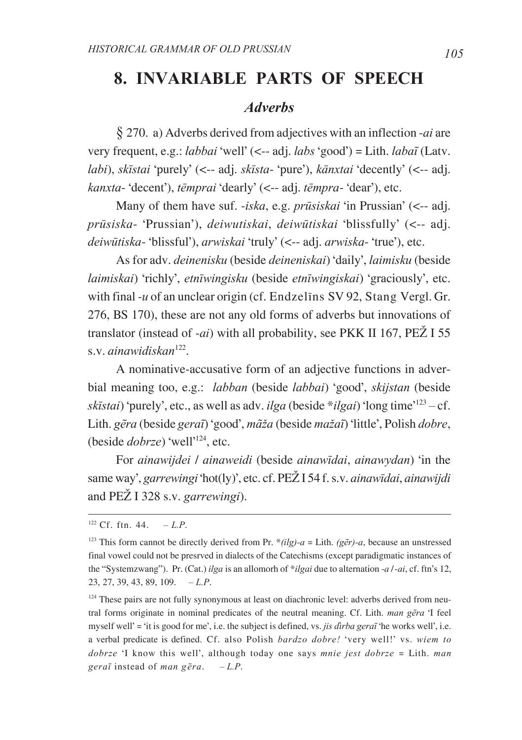# 8. INVARIABLE PARTS OF SPEECH

## *Adverbs*

§ 270. a) Adverbs derived from adjectives with an inflection *-ai* are very frequent, e.g.: *labbai* 'well' (<-- adj. *labs* 'good') = Lith. *labaĩ* (Latv. *labi*), *skīstai* 'purely' (<-- adj. *skīsta-* 'pure'), *kānxtai* 'decently' (<-- adj. *kanxta-* 'decent'), *tēmprai* 'dearly' (<-- adj. *tēmpra-* 'dear'), etc.

Many of them have suf. *-iska*, e.g. *prūsiskai* 'in Prussian' (<-- adj. *prūsiska-* 'Prussian'), *deiwutiskai*, *deiwūtiskai* 'blissfully' (<-- adj. *deiwūtiska-* 'blissful'), *arwiskai* 'truly' (<-- adj. *arwiska-* 'true'), etc.

As for adv. *deinenisku* (beside *deineniskai*) 'daily', *laimisku* (beside *laimiskai*) 'richly', *etnīwingisku* (beside *etnīwingiskai*) 'graciously', etc. with final *-u* of an unclear origin (cf. Endzelīns SV 92, Stang Vergl. Gr. 276, BS 170), these are not any old forms of adverbs but innovations of translator (instead of *-ai*) with all probability, see PKK II 167, PEŽ I 55 s.v. *ainawidiskan*[122].

A nominative-accusative form of an adjective functions in adverbial meaning too, e.g.: *labban* (beside *labbai*) 'good', *skijstan* (beside *skīstai*) 'purely', etc., as well as adv. *ilga* (beside *\*ilgai*) 'long time'[123] – cf. Lith. *gẽra* (beside *geraĩ*) 'good', *mãža* (beside *mažaĩ*) 'little', Polish *dobre*, (beside *dobrze*) 'well'[124], etc.

For *ainawijdei* / *ainaweidi* (beside *ainawīdai*, *ainawydan*) 'in the same way', *garrewingi* 'hot(ly)', etc. cf. PEŽ I 54 f. s.v. *ainawīdai*, *ainawijdi* and PEŽ I 328 s.v. *garrewingi*).

---

[122] Cf. ftn. 44. – *L.P.*

[123] This form cannot be directly derived from Pr. *\*(ilg)-a* = Lith. *(gẽr)-a*, because an unstressed final vowel could not be presrved in dialects of the Catechisms (except paradigmatic instances of the "Systemzwang"). Pr. (Cat.) *ilga* is an allomorh of *\*ilgai* due to alternation *-a* / *-ai*, cf. ftn's 12, 23, 27, 39, 43, 89, 109. – *L.P.*

[124] These pairs are not fully synonymous at least on diachronic level: adverbs derived from neutral forms originate in nominal predicates of the neutral meaning. Cf. Lith. *man gẽra* 'I feel myself well' = 'it is good for me', i.e. the subject is defined, vs. *jis dìrba geraĩ* 'he works well', i.e. a verbal predicate is defined. Cf. also Polish *bardzo dobre!* 'very well!' vs. *wiem to dobrze* 'I know this well', although today one says *mnie jest dobrze* = Lith. *man geraĩ* instead of *man gẽra*. – *L.P.*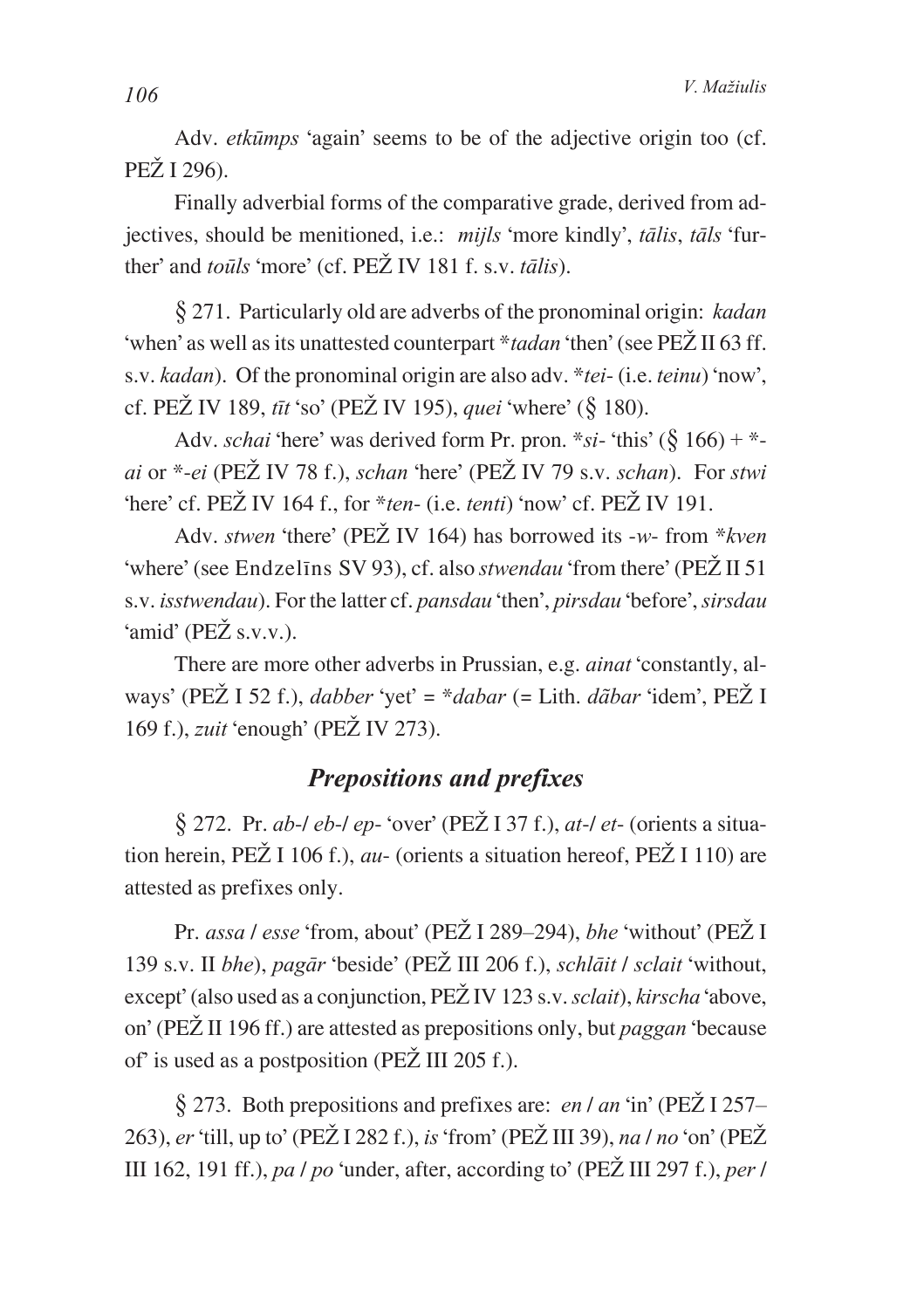Adv. *etkūmps* 'again' seems to be of the adjective origin too (cf. PEŽ I 296).

Finally adverbial forms of the comparative grade, derived from adjectives, should be menitioned, i.e.: *mijls* 'more kindly', *tālis*, *tāls* 'further' and *toūls* 'more' (cf. PEŽ IV 181 f. s.v. *tālis*).

§ 271. Particularly old are adverbs of the pronominal origin: *kadan* 'when' as well as its unattested counterpart *\*tadan* 'then' (see PEŽ II 63 ff. s.v. *kadan*). Of the pronominal origin are also adv. *\*tei-* (i.e. *teinu*) 'now', cf. PEŽ IV 189, *tīt* 'so' (PEŽ IV 195), *quei* 'where' (§ 180).

Adv. *schai* 'here' was derived form Pr. pron. *\*si-* 'this' (§ 166) + *\*-ai* or *\*-ei* (PEŽ IV 78 f.), *schan* 'here' (PEŽ IV 79 s.v. *schan*). For *stwi* 'here' cf. PEŽ IV 164 f., for *\*ten-* (i.e. *tenti*) 'now' cf. PEŽ IV 191.

Adv. *stwen* 'there' (PEŽ IV 164) has borrowed its *-w-* from *\*kven* 'where' (see Endzelīns SV 93), cf. also *stwendau* 'from there' (PEŽ II 51 s.v. *isstwendau*). For the latter cf. *pansdau* 'then', *pirsdau* 'before', *sirsdau* 'amid' (PEŽ s.v.v.).

There are more other adverbs in Prussian, e.g. *ainat* 'constantly, always' (PEŽ I 52 f.), *dabber* 'yet' = *\*dabar* (= Lith. *dãbar* 'idem', PEŽ I 169 f.), *zuit* 'enough' (PEŽ IV 273).

## Prepositions and prefixes

§ 272. Pr. *ab-* / *eb-* / *ep-* 'over' (PEŽ I 37 f.), *at-* / *et-* (orients a situation herein, PEŽ I 106 f.), *au-* (orients a situation hereof, PEŽ I 110) are attested as prefixes only.

Pr. *assa* / *esse* 'from, about' (PEŽ I 289–294), *bhe* 'without' (PEŽ I 139 s.v. II *bhe*), *pagār* 'beside' (PEŽ III 206 f.), *schlāit* / *sclait* 'without, except' (also used as a conjunction, PEŽ IV 123 s.v. *sclait*), *kirscha* 'above, on' (PEŽ II 196 ff.) are attested as prepositions only, but *paggan* 'because of' is used as a postposition (PEŽ III 205 f.).

§ 273. Both prepositions and prefixes are: *en* / *an* 'in' (PEŽ I 257–263), *er* 'till, up to' (PEŽ I 282 f.), *is* 'from' (PEŽ III 39), *na* / *no* 'on' (PEŽ III 162, 191 ff.), *pa* / *po* 'under, after, according to' (PEŽ III 297 f.), *per* /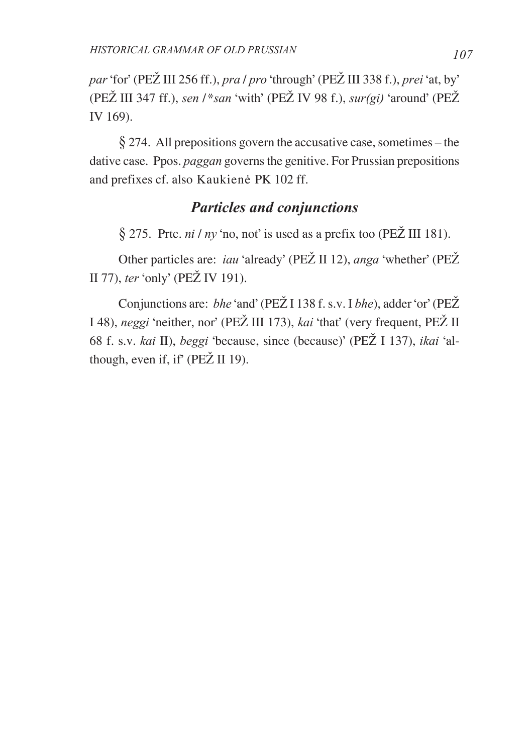*par* 'for' (PEŽ III 256 ff.), *pra* / *pro* 'through' (PEŽ III 338 f.), *prei* 'at, by' (PEŽ III 347 ff.), *sen* /*\*san* 'with' (PEŽ IV 98 f.), *sur(gi)* 'around' (PEŽ IV 169).

§ 274. All prepositions govern the accusative case, sometimes – the dative case. Ppos. *paggan* governs the genitive. For Prussian prepositions and prefixes cf. also Kaukienė PK 102 ff.

## *Particles and conjunctions*

§ 275. Prtc. *ni* / *ny* 'no, not' is used as a prefix too (PEŽ III 181).

Other particles are: *iau* 'already' (PEŽ II 12), *anga* 'whether' (PEŽ II 77), *ter* 'only' (PEŽ IV 191).

Conjunctions are: *bhe* 'and' (PEŽ I 138 f. s.v. I *bhe*), adder 'or' (PEŽ I 48), *neggi* 'neither, nor' (PEŽ III 173), *kai* 'that' (very frequent, PEŽ II 68 f. s.v. *kai* II), *beggi* 'because, since (because)' (PEŽ I 137), *ikai* 'although, even if, if' (PEŽ II 19).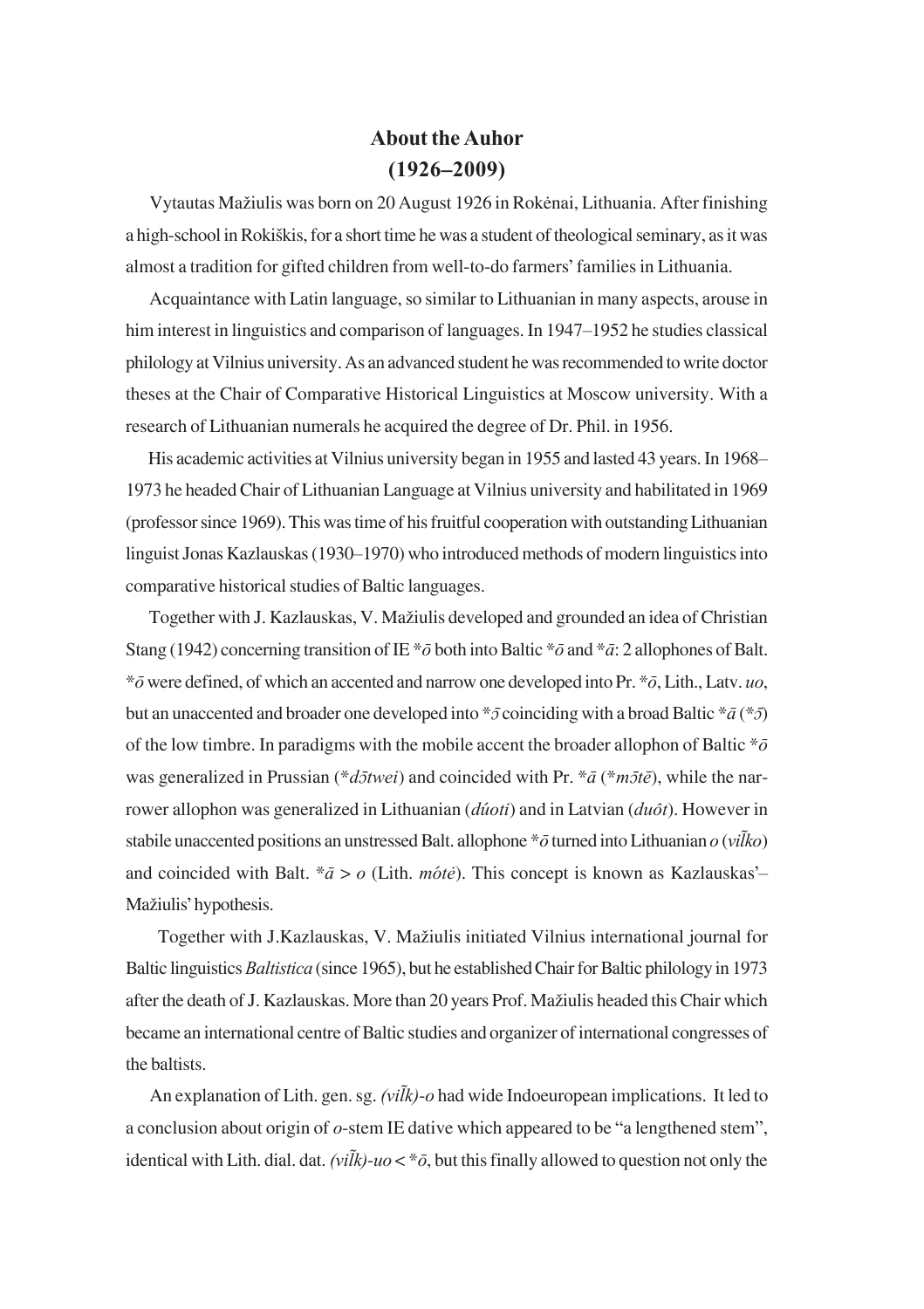# About the Auhor
# (1926–2009)

Vytautas Mažiulis was born on 20 August 1926 in Rokėnai, Lithuania. After finishing a high-school in Rokiškis, for a short time he was a student of theological seminary, as it was almost a tradition for gifted children from well-to-do farmers' families in Lithuania.

Acquaintance with Latin language, so similar to Lithuanian in many aspects, arouse in him interest in linguistics and comparison of languages. In 1947–1952 he studies classical philology at Vilnius university. As an advanced student he was recommended to write doctor theses at the Chair of Comparative Historical Linguistics at Moscow university. With a research of Lithuanian numerals he acquired the degree of Dr. Phil. in 1956.

His academic activities at Vilnius university began in 1955 and lasted 43 years. In 1968–1973 he headed Chair of Lithuanian Language at Vilnius university and habilitated in 1969 (professor since 1969). This was time of his fruitful cooperation with outstanding Lithuanian linguist Jonas Kazlauskas (1930–1970) who introduced methods of modern linguistics into comparative historical studies of Baltic languages.

Together with J. Kazlauskas, V. Mažiulis developed and grounded an idea of Christian Stang (1942) concerning transition of IE *ō both into Baltic *ō and *ā: 2 allophones of Balt. *ō were defined, of which an accented and narrow one developed into Pr. *ō, Lith., Latv. *uo*, but an unaccented and broader one developed into *ɔ̄ coinciding with a broad Baltic *ā (*ɔ̄) of the low timbre. In paradigms with the mobile accent the broader allophon of Baltic *ō was generalized in Prussian (*dɔ̄twei*) and coincided with Pr. *ā (*mɔ̄tē*), while the narrower allophon was generalized in Lithuanian (*dúoti*) and in Latvian (*duôt*). However in stabile unaccented positions an unstressed Balt. allophone *ō turned into Lithuanian *o* (*vil̃ko*) and coincided with Balt. *ā > *o* (Lith. *mótė*). This concept is known as Kazlauskas'–Mažiulis' hypothesis.

Together with J.Kazlauskas, V. Mažiulis initiated Vilnius international journal for Baltic linguistics *Baltistica* (since 1965), but he established Chair for Baltic philology in 1973 after the death of J. Kazlauskas. More than 20 years Prof. Mažiulis headed this Chair which became an international centre of Baltic studies and organizer of international congresses of the baltists.

An explanation of Lith. gen. sg. *(vil̃k)-o* had wide Indoeuropean implications. It led to a conclusion about origin of *o*-stem IE dative which appeared to be "a lengthened stem", identical with Lith. dial. dat. *(vil̃k)-uo* < *ō, but this finally allowed to question not only the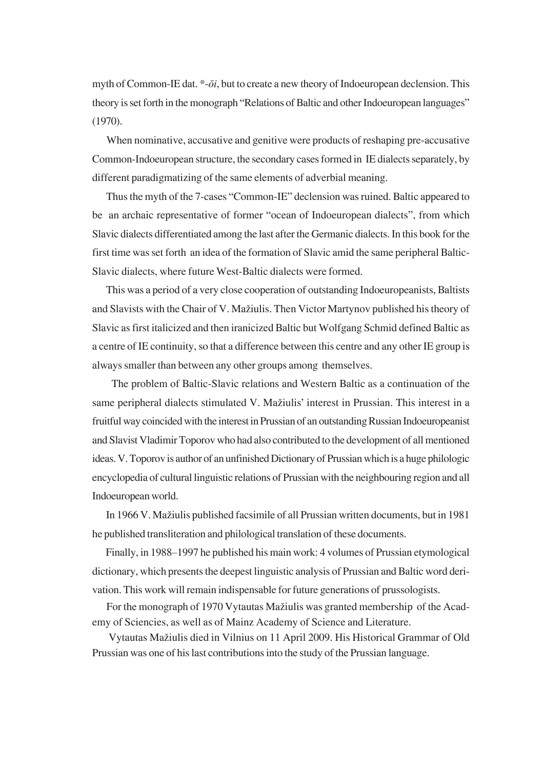myth of Common-IE dat. *-*ōi*, but to create a new theory of Indoeuropean declension. This theory is set forth in the monograph "Relations of Baltic and other Indoeuropean languages" (1970).

When nominative, accusative and genitive were products of reshaping pre-accusative Common-Indoeuropean structure, the secondary cases formed in IE dialects separately, by different paradigmatizing of the same elements of adverbial meaning.

Thus the myth of the 7-cases "Common-IE" declension was ruined. Baltic appeared to be an archaic representative of former "ocean of Indoeuropean dialects", from which Slavic dialects differentiated among the last after the Germanic dialects. In this book for the first time was set forth an idea of the formation of Slavic amid the same peripheral Baltic-Slavic dialects, where future West-Baltic dialects were formed.

This was a period of a very close cooperation of outstanding Indoeuropeanists, Baltists and Slavists with the Chair of V. Mažiulis. Then Victor Martynov published his theory of Slavic as first italicized and then iranicized Baltic but Wolfgang Schmid defined Baltic as a centre of IE continuity, so that a difference between this centre and any other IE group is always smaller than between any other groups among themselves.

The problem of Baltic-Slavic relations and Western Baltic as a continuation of the same peripheral dialects stimulated V. Mažiulis' interest in Prussian. This interest in a fruitful way coincided with the interest in Prussian of an outstanding Russian Indoeuropeanist and Slavist Vladimir Toporov who had also contributed to the development of all mentioned ideas. V. Toporov is author of an unfinished Dictionary of Prussian which is a huge philologic encyclopedia of cultural linguistic relations of Prussian with the neighbouring region and all Indoeuropean world.

In 1966 V. Mažiulis published facsimile of all Prussian written documents, but in 1981 he published transliteration and philological translation of these documents.

Finally, in 1988–1997 he published his main work: 4 volumes of Prussian etymological dictionary, which presents the deepest linguistic analysis of Prussian and Baltic word derivation. This work will remain indispensable for future generations of prussologists.

For the monograph of 1970 Vytautas Mažiulis was granted membership of the Academy of Sciencies, as well as of Mainz Academy of Science and Literature.

Vytautas Mažiulis died in Vilnius on 11 April 2009. His Historical Grammar of Old Prussian was one of his last contributions into the study of the Prussian language.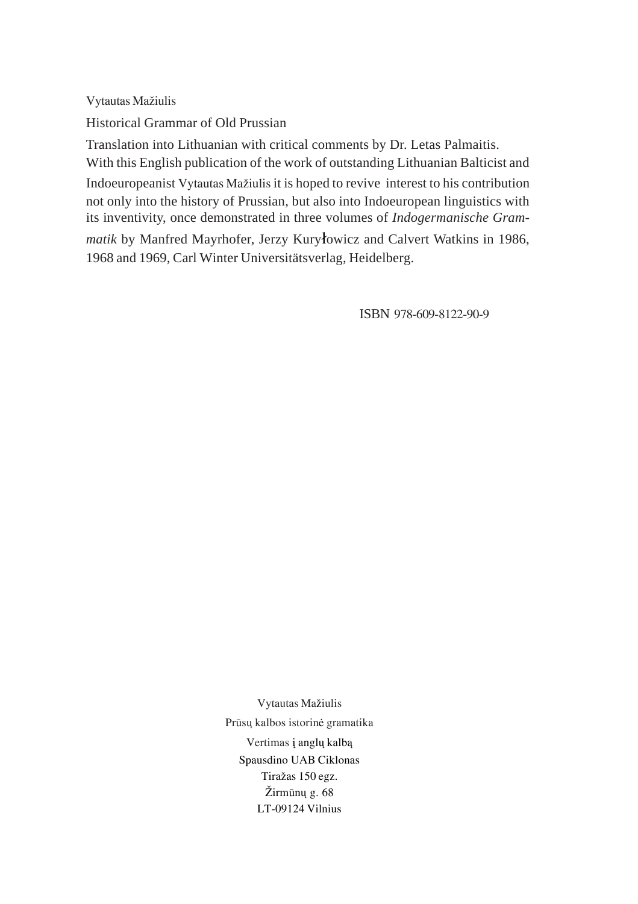Vytautas Mažiulis

Historical Grammar of Old Prussian

Translation into Lithuanian with critical comments by Dr. Letas Palmaitis.
With this English publication of the work of outstanding Lithuanian Balticist and Indoeuropeanist Vytautas Mažiulis it is hoped to revive interest to his contribution not only into the history of Prussian, but also into Indoeuropean linguistics with its inventivity, once demonstrated in three volumes of *Indogermanische Grammatik* by Manfred Mayrhofer, Jerzy Kuryłowicz and Calvert Watkins in 1986, 1968 and 1969, Carl Winter Universitätsverlag, Heidelberg.

ISBN 978-609-8122-90-9

Vytautas Mažiulis
Prūsų kalbos istorinė gramatika
Vertimas į anglų kalbą
Spausdino UAB Ciklonas
Tiražas 150 egz.
Žirmūnų g. 68
LT-09124 Vilnius